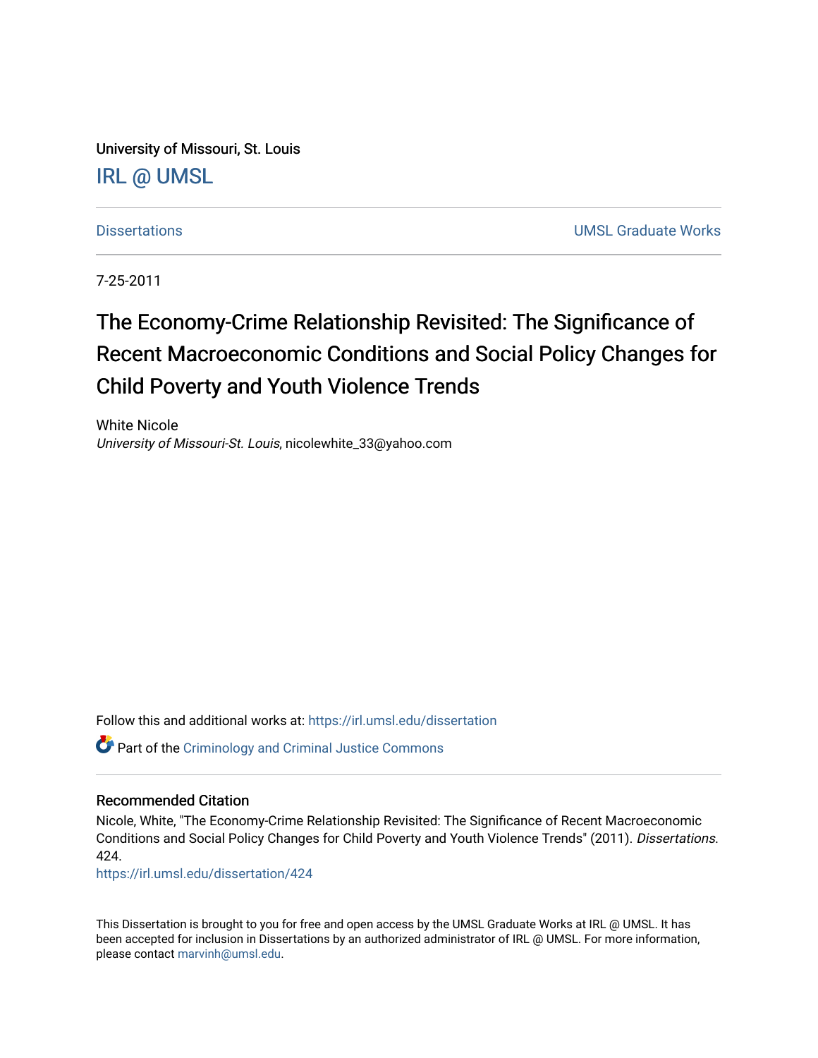University of Missouri, St. Louis

IRL @ UMSL

Dissertations

UMSL Graduate Works

7-25-2011

# The Economy-Crime Relationship Revisited: The Significance of Recent Macroeconomic Conditions and Social Policy Changes for Child Poverty and Youth Violence Trends

White Nicole
*University of Missouri-St. Louis*, nicolewhite_33@yahoo.com

Follow this and additional works at: https://irl.umsl.edu/dissertation

Part of the Criminology and Criminal Justice Commons

### Recommended Citation

Nicole, White, "The Economy-Crime Relationship Revisited: The Significance of Recent Macroeconomic Conditions and Social Policy Changes for Child Poverty and Youth Violence Trends" (2011). *Dissertations*. 424.
https://irl.umsl.edu/dissertation/424

This Dissertation is brought to you for free and open access by the UMSL Graduate Works at IRL @ UMSL. It has been accepted for inclusion in Dissertations by an authorized administrator of IRL @ UMSL. For more information, please contact marvinh@umsl.edu.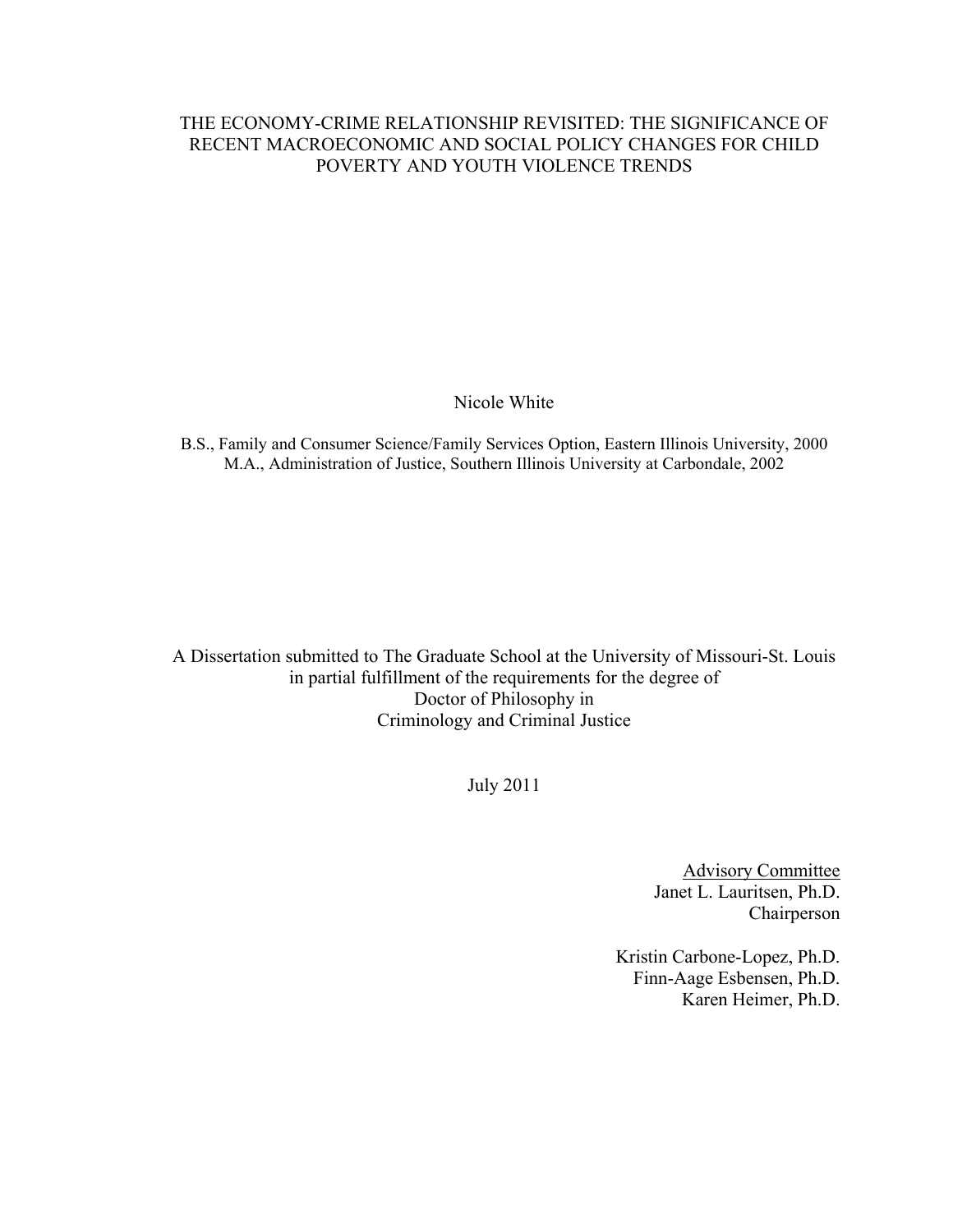# THE ECONOMY-CRIME RELATIONSHIP REVISITED: THE SIGNIFICANCE OF RECENT MACROECONOMIC AND SOCIAL POLICY CHANGES FOR CHILD POVERTY AND YOUTH VIOLENCE TRENDS

Nicole White

B.S., Family and Consumer Science/Family Services Option, Eastern Illinois University, 2000
M.A., Administration of Justice, Southern Illinois University at Carbondale, 2002

A Dissertation submitted to The Graduate School at the University of Missouri-St. Louis in partial fulfillment of the requirements for the degree of Doctor of Philosophy in Criminology and Criminal Justice

July 2011

Advisory Committee
Janet L. Lauritsen, Ph.D.
Chairperson

Kristin Carbone-Lopez, Ph.D.
Finn-Aage Esbensen, Ph.D.
Karen Heimer, Ph.D.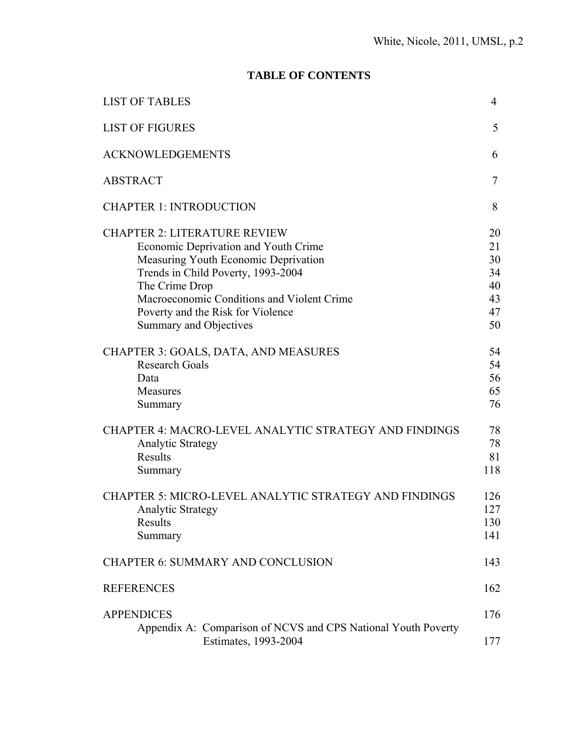# TABLE OF CONTENTS

| | |
|---|---|
| LIST OF TABLES | 4 |
| LIST OF FIGURES | 5 |
| ACKNOWLEDGEMENTS | 6 |
| ABSTRACT | 7 |
| CHAPTER 1: INTRODUCTION | 8 |
| CHAPTER 2: LITERATURE REVIEW | 20 |
| Economic Deprivation and Youth Crime | 21 |
| Measuring Youth Economic Deprivation | 30 |
| Trends in Child Poverty, 1993-2004 | 34 |
| The Crime Drop | 40 |
| Macroeconomic Conditions and Violent Crime | 43 |
| Poverty and the Risk for Violence | 47 |
| Summary and Objectives | 50 |
| CHAPTER 3: GOALS, DATA, AND MEASURES | 54 |
| Research Goals | 54 |
| Data | 56 |
| Measures | 65 |
| Summary | 76 |
| CHAPTER 4: MACRO-LEVEL ANALYTIC STRATEGY AND FINDINGS | 78 |
| Analytic Strategy | 78 |
| Results | 81 |
| Summary | 118 |
| CHAPTER 5: MICRO-LEVEL ANALYTIC STRATEGY AND FINDINGS | 126 |
| Analytic Strategy | 127 |
| Results | 130 |
| Summary | 141 |
| CHAPTER 6: SUMMARY AND CONCLUSION | 143 |
| REFERENCES | 162 |
| APPENDICES | 176 |
| Appendix A: Comparison of NCVS and CPS National Youth Poverty Estimates, 1993-2004 | 177 |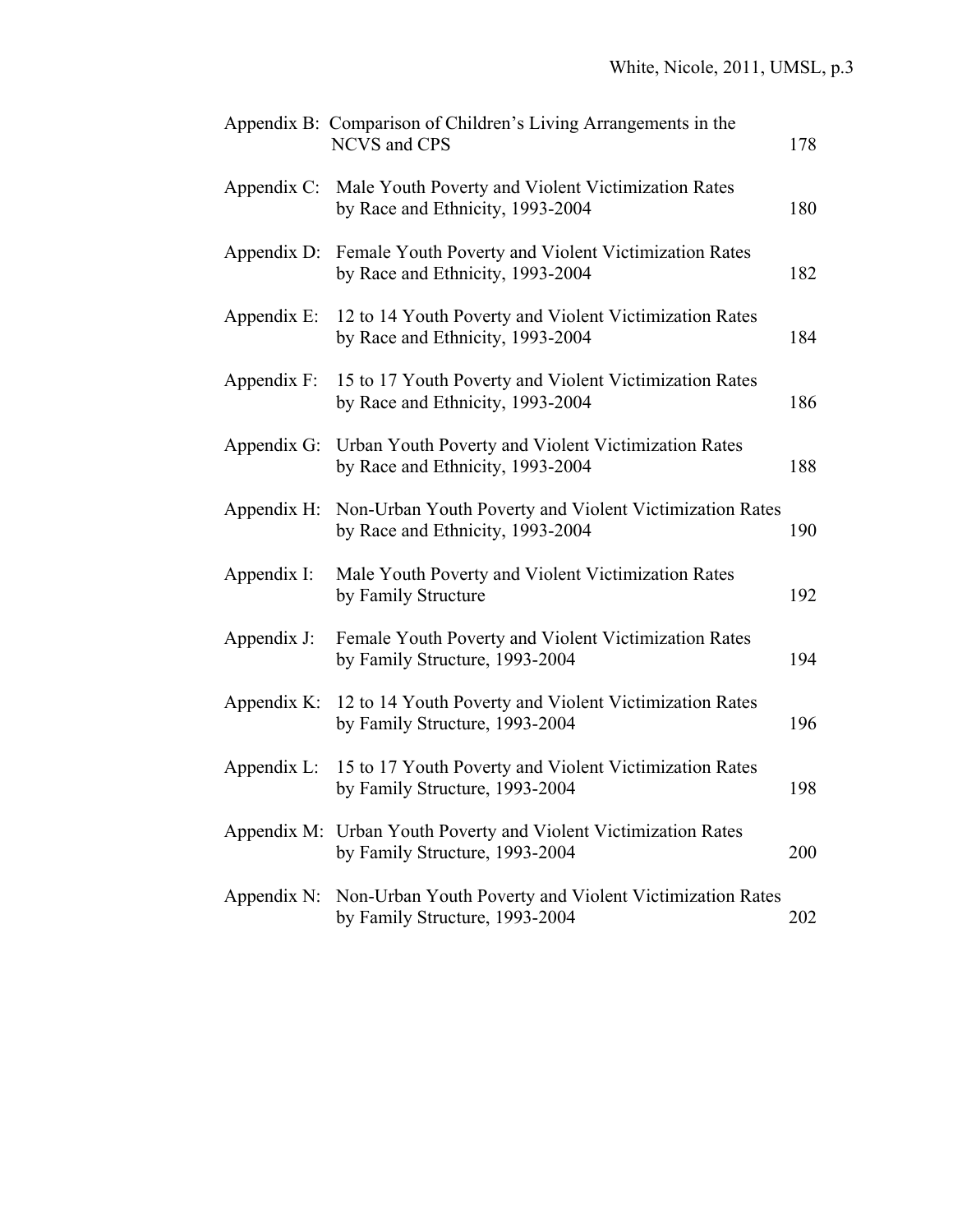| | | |
|---|---|---|
| Appendix B: | Comparison of Children's Living Arrangements in the NCVS and CPS | 178 |
| Appendix C: | Male Youth Poverty and Violent Victimization Rates by Race and Ethnicity, 1993-2004 | 180 |
| Appendix D: | Female Youth Poverty and Violent Victimization Rates by Race and Ethnicity, 1993-2004 | 182 |
| Appendix E: | 12 to 14 Youth Poverty and Violent Victimization Rates by Race and Ethnicity, 1993-2004 | 184 |
| Appendix F: | 15 to 17 Youth Poverty and Violent Victimization Rates by Race and Ethnicity, 1993-2004 | 186 |
| Appendix G: | Urban Youth Poverty and Violent Victimization Rates by Race and Ethnicity, 1993-2004 | 188 |
| Appendix H: | Non-Urban Youth Poverty and Violent Victimization Rates by Race and Ethnicity, 1993-2004 | 190 |
| Appendix I: | Male Youth Poverty and Violent Victimization Rates by Family Structure | 192 |
| Appendix J: | Female Youth Poverty and Violent Victimization Rates by Family Structure, 1993-2004 | 194 |
| Appendix K: | 12 to 14 Youth Poverty and Violent Victimization Rates by Family Structure, 1993-2004 | 196 |
| Appendix L: | 15 to 17 Youth Poverty and Violent Victimization Rates by Family Structure, 1993-2004 | 198 |
| Appendix M: | Urban Youth Poverty and Violent Victimization Rates by Family Structure, 1993-2004 | 200 |
| Appendix N: | Non-Urban Youth Poverty and Violent Victimization Rates by Family Structure, 1993-2004 | 202 |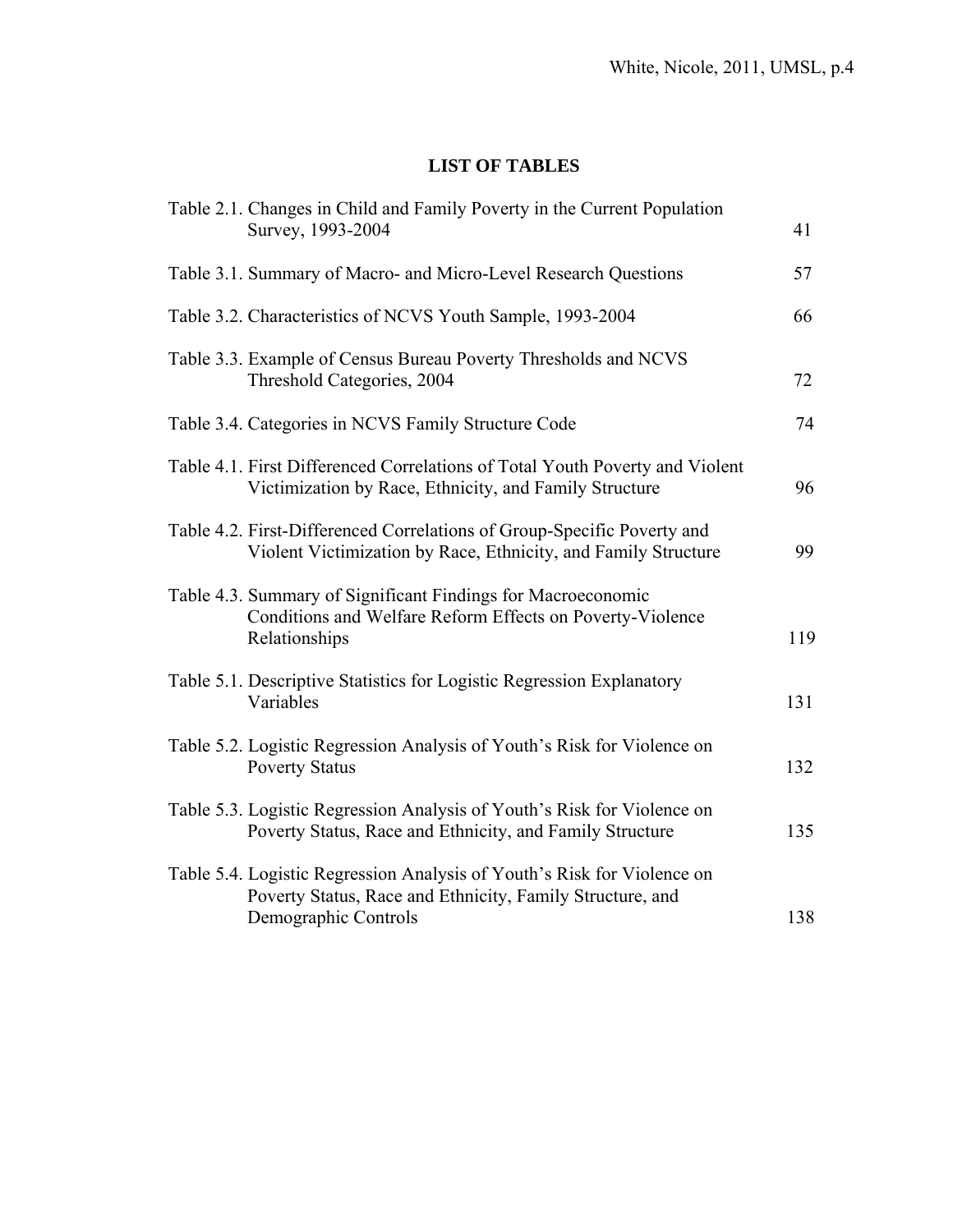# LIST OF TABLES

| | |
|---|---|
| Table 2.1. Changes in Child and Family Poverty in the Current Population Survey, 1993-2004 | 41 |
| Table 3.1. Summary of Macro- and Micro-Level Research Questions | 57 |
| Table 3.2. Characteristics of NCVS Youth Sample, 1993-2004 | 66 |
| Table 3.3. Example of Census Bureau Poverty Thresholds and NCVS Threshold Categories, 2004 | 72 |
| Table 3.4. Categories in NCVS Family Structure Code | 74 |
| Table 4.1. First Differenced Correlations of Total Youth Poverty and Violent Victimization by Race, Ethnicity, and Family Structure | 96 |
| Table 4.2. First-Differenced Correlations of Group-Specific Poverty and Violent Victimization by Race, Ethnicity, and Family Structure | 99 |
| Table 4.3. Summary of Significant Findings for Macroeconomic Conditions and Welfare Reform Effects on Poverty-Violence Relationships | 119 |
| Table 5.1. Descriptive Statistics for Logistic Regression Explanatory Variables | 131 |
| Table 5.2. Logistic Regression Analysis of Youth's Risk for Violence on Poverty Status | 132 |
| Table 5.3. Logistic Regression Analysis of Youth's Risk for Violence on Poverty Status, Race and Ethnicity, and Family Structure | 135 |
| Table 5.4. Logistic Regression Analysis of Youth's Risk for Violence on Poverty Status, Race and Ethnicity, Family Structure, and Demographic Controls | 138 |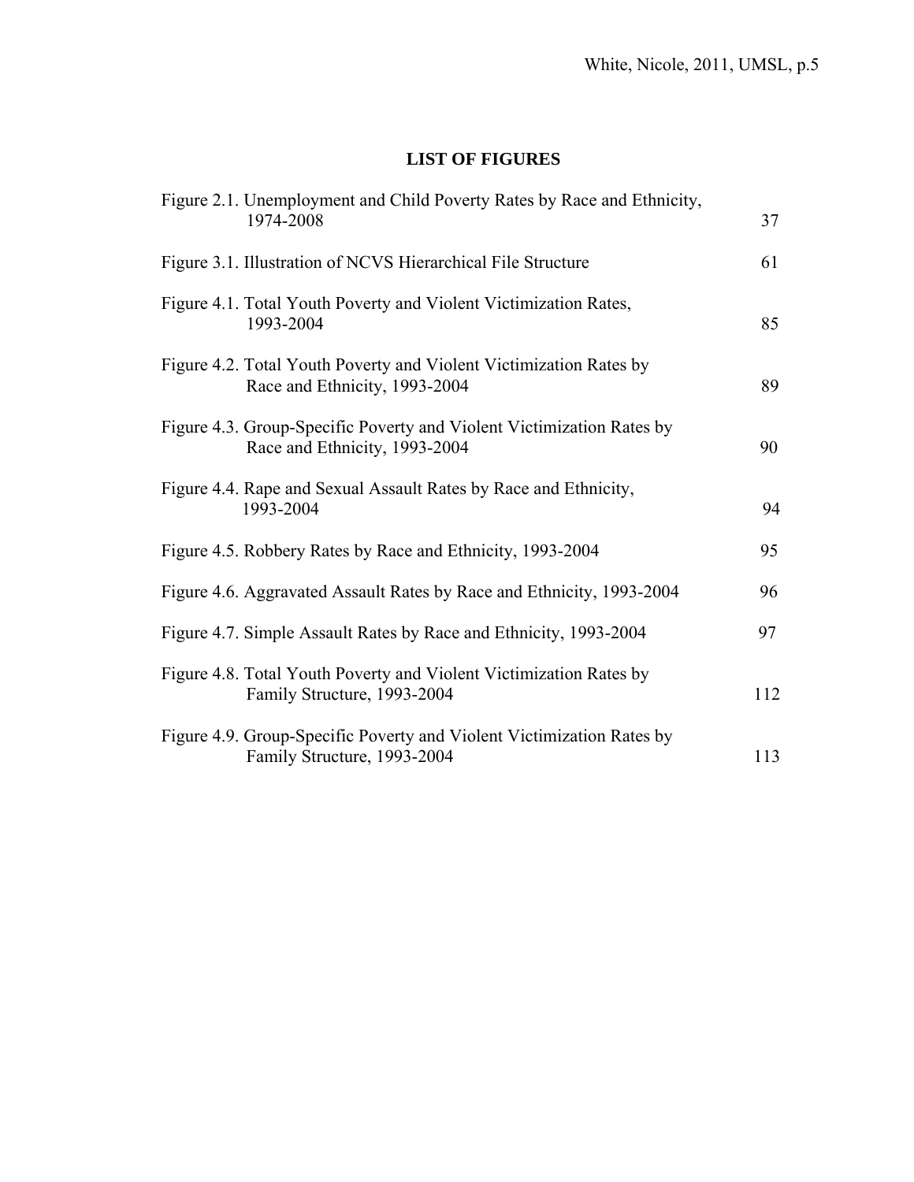# LIST OF FIGURES

| | |
|---|---|
| Figure 2.1. Unemployment and Child Poverty Rates by Race and Ethnicity, 1974-2008 | 37 |
| Figure 3.1. Illustration of NCVS Hierarchical File Structure | 61 |
| Figure 4.1. Total Youth Poverty and Violent Victimization Rates, 1993-2004 | 85 |
| Figure 4.2. Total Youth Poverty and Violent Victimization Rates by Race and Ethnicity, 1993-2004 | 89 |
| Figure 4.3. Group-Specific Poverty and Violent Victimization Rates by Race and Ethnicity, 1993-2004 | 90 |
| Figure 4.4. Rape and Sexual Assault Rates by Race and Ethnicity, 1993-2004 | 94 |
| Figure 4.5. Robbery Rates by Race and Ethnicity, 1993-2004 | 95 |
| Figure 4.6. Aggravated Assault Rates by Race and Ethnicity, 1993-2004 | 96 |
| Figure 4.7. Simple Assault Rates by Race and Ethnicity, 1993-2004 | 97 |
| Figure 4.8. Total Youth Poverty and Violent Victimization Rates by Family Structure, 1993-2004 | 112 |
| Figure 4.9. Group-Specific Poverty and Violent Victimization Rates by Family Structure, 1993-2004 | 113 |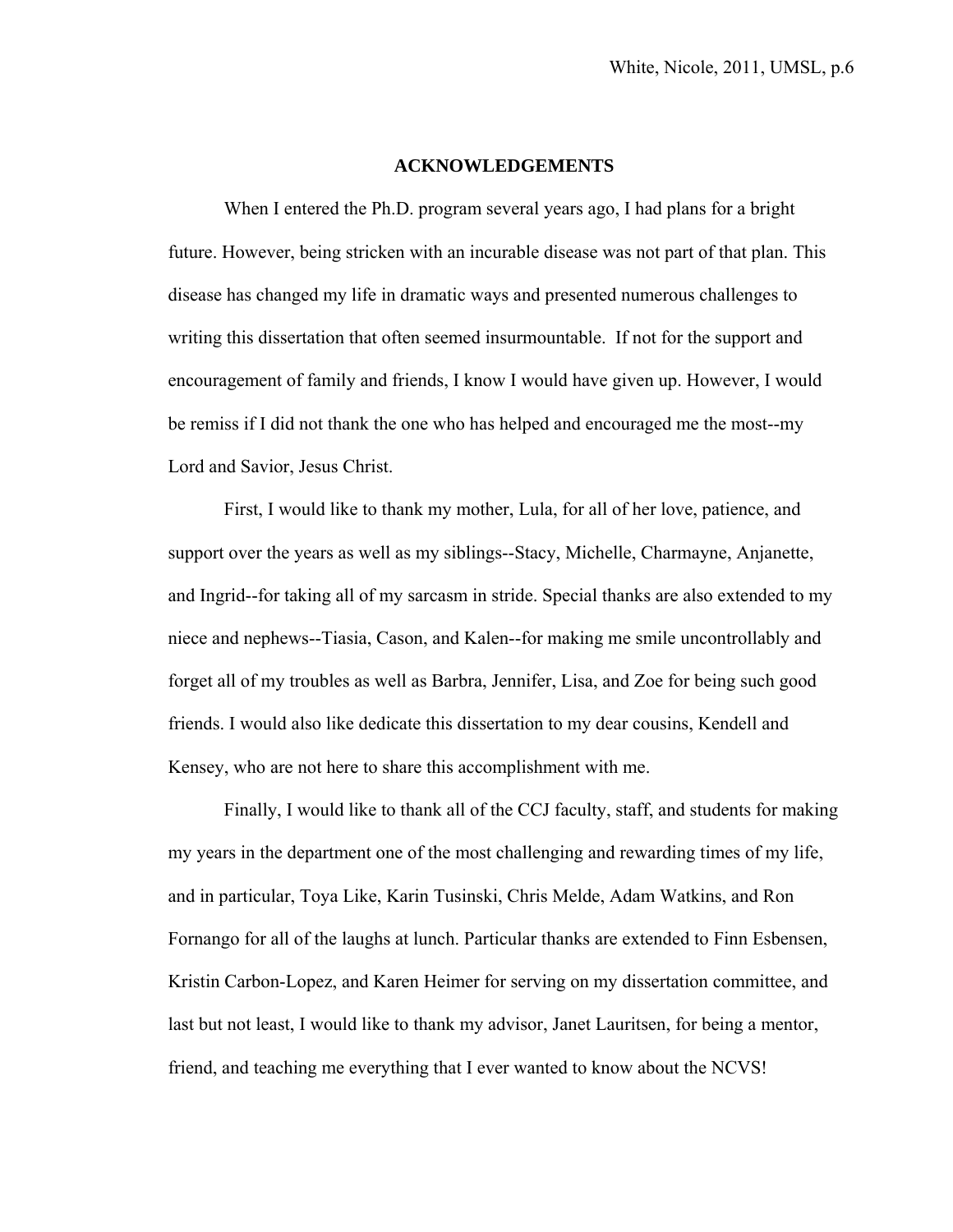# ACKNOWLEDGEMENTS

When I entered the Ph.D. program several years ago, I had plans for a bright future. However, being stricken with an incurable disease was not part of that plan. This disease has changed my life in dramatic ways and presented numerous challenges to writing this dissertation that often seemed insurmountable. If not for the support and encouragement of family and friends, I know I would have given up. However, I would be remiss if I did not thank the one who has helped and encouraged me the most--my Lord and Savior, Jesus Christ.

First, I would like to thank my mother, Lula, for all of her love, patience, and support over the years as well as my siblings--Stacy, Michelle, Charmayne, Anjanette, and Ingrid--for taking all of my sarcasm in stride. Special thanks are also extended to my niece and nephews--Tiasia, Cason, and Kalen--for making me smile uncontrollably and forget all of my troubles as well as Barbra, Jennifer, Lisa, and Zoe for being such good friends. I would also like dedicate this dissertation to my dear cousins, Kendell and Kensey, who are not here to share this accomplishment with me.

Finally, I would like to thank all of the CCJ faculty, staff, and students for making my years in the department one of the most challenging and rewarding times of my life, and in particular, Toya Like, Karin Tusinski, Chris Melde, Adam Watkins, and Ron Fornango for all of the laughs at lunch. Particular thanks are extended to Finn Esbensen, Kristin Carbon-Lopez, and Karen Heimer for serving on my dissertation committee, and last but not least, I would like to thank my advisor, Janet Lauritsen, for being a mentor, friend, and teaching me everything that I ever wanted to know about the NCVS!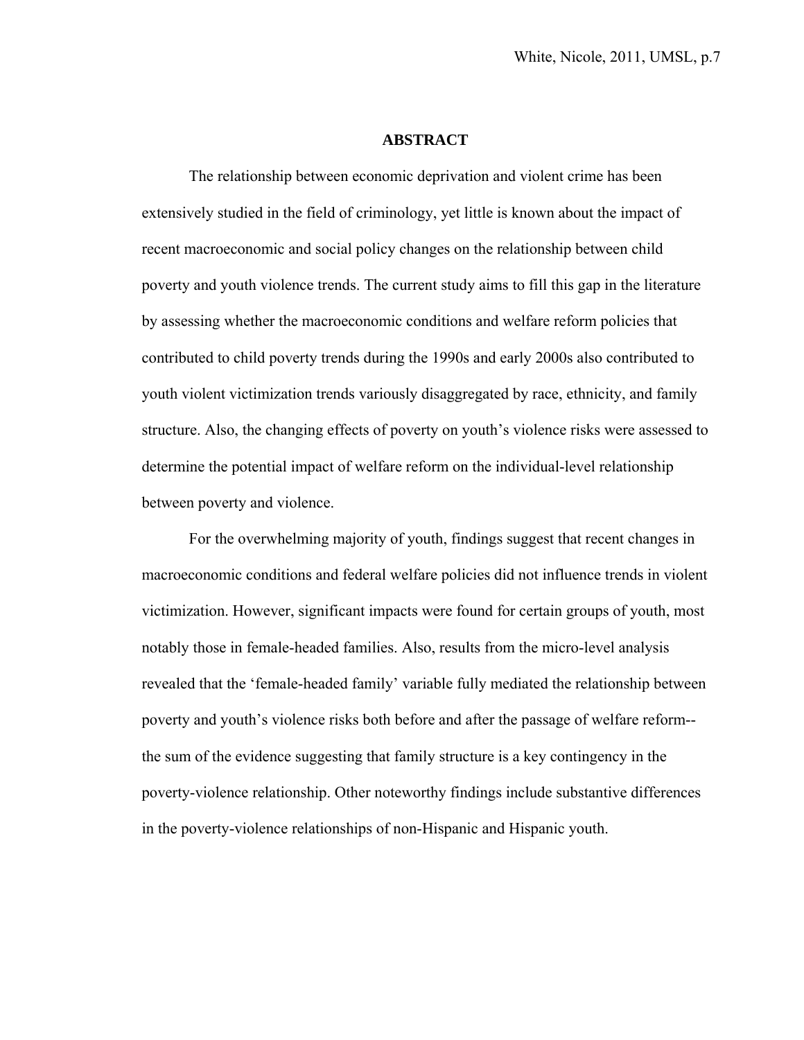# ABSTRACT

The relationship between economic deprivation and violent crime has been extensively studied in the field of criminology, yet little is known about the impact of recent macroeconomic and social policy changes on the relationship between child poverty and youth violence trends. The current study aims to fill this gap in the literature by assessing whether the macroeconomic conditions and welfare reform policies that contributed to child poverty trends during the 1990s and early 2000s also contributed to youth violent victimization trends variously disaggregated by race, ethnicity, and family structure. Also, the changing effects of poverty on youth's violence risks were assessed to determine the potential impact of welfare reform on the individual-level relationship between poverty and violence.

For the overwhelming majority of youth, findings suggest that recent changes in macroeconomic conditions and federal welfare policies did not influence trends in violent victimization. However, significant impacts were found for certain groups of youth, most notably those in female-headed families. Also, results from the micro-level analysis revealed that the 'female-headed family' variable fully mediated the relationship between poverty and youth's violence risks both before and after the passage of welfare reform--the sum of the evidence suggesting that family structure is a key contingency in the poverty-violence relationship. Other noteworthy findings include substantive differences in the poverty-violence relationships of non-Hispanic and Hispanic youth.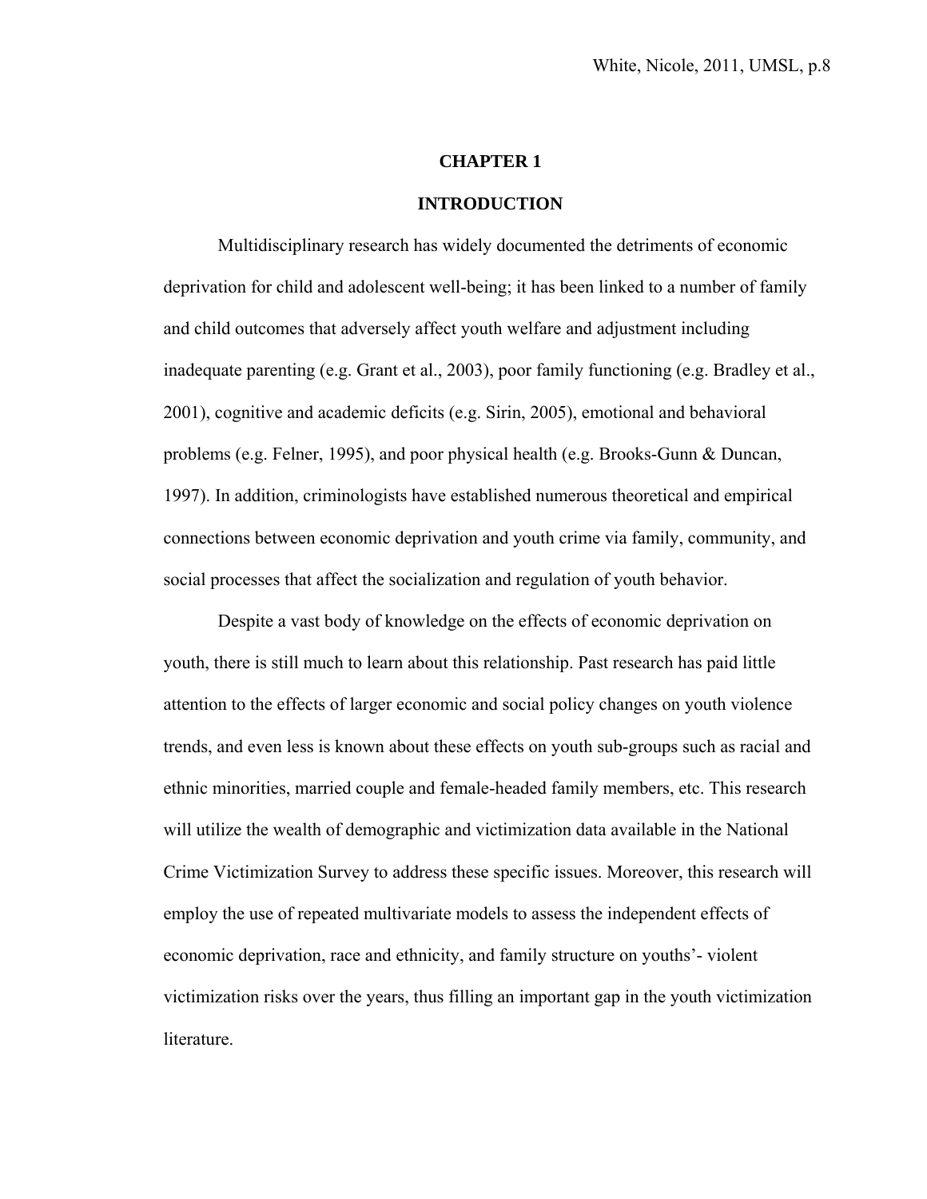# CHAPTER 1

## INTRODUCTION

Multidisciplinary research has widely documented the detriments of economic deprivation for child and adolescent well-being; it has been linked to a number of family and child outcomes that adversely affect youth welfare and adjustment including inadequate parenting (e.g. Grant et al., 2003), poor family functioning (e.g. Bradley et al., 2001), cognitive and academic deficits (e.g. Sirin, 2005), emotional and behavioral problems (e.g. Felner, 1995), and poor physical health (e.g. Brooks-Gunn & Duncan, 1997). In addition, criminologists have established numerous theoretical and empirical connections between economic deprivation and youth crime via family, community, and social processes that affect the socialization and regulation of youth behavior.

Despite a vast body of knowledge on the effects of economic deprivation on youth, there is still much to learn about this relationship. Past research has paid little attention to the effects of larger economic and social policy changes on youth violence trends, and even less is known about these effects on youth sub-groups such as racial and ethnic minorities, married couple and female-headed family members, etc. This research will utilize the wealth of demographic and victimization data available in the National Crime Victimization Survey to address these specific issues. Moreover, this research will employ the use of repeated multivariate models to assess the independent effects of economic deprivation, race and ethnicity, and family structure on youths'- violent victimization risks over the years, thus filling an important gap in the youth victimization literature.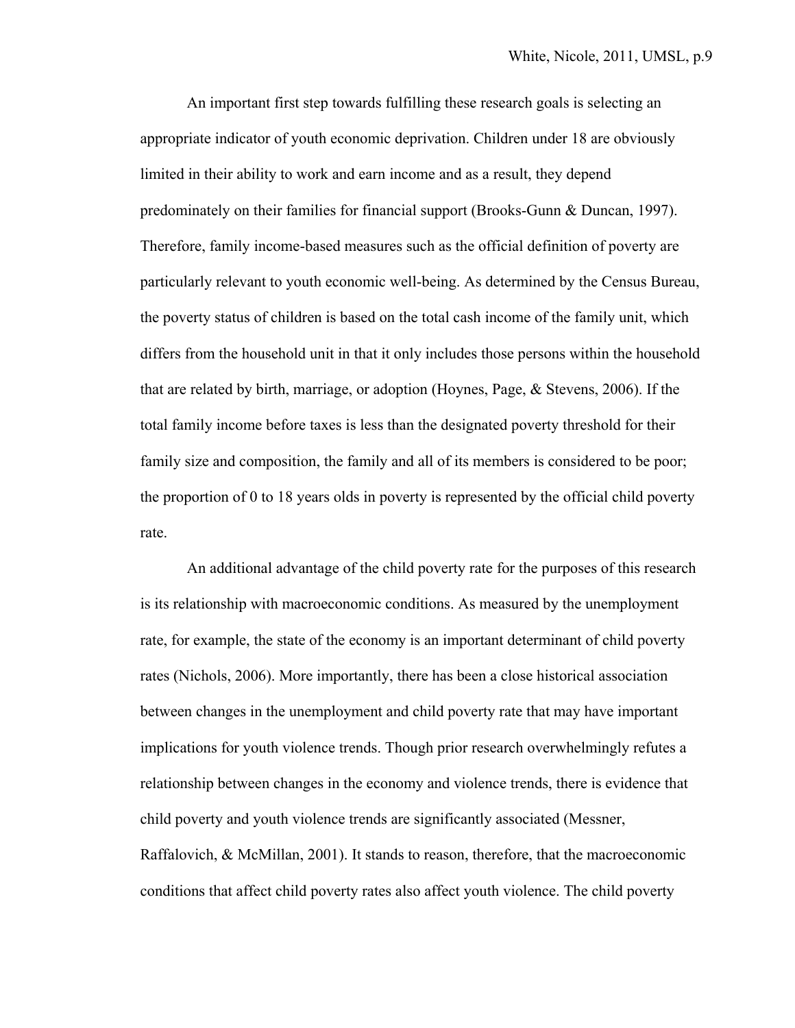An important first step towards fulfilling these research goals is selecting an appropriate indicator of youth economic deprivation. Children under 18 are obviously limited in their ability to work and earn income and as a result, they depend predominately on their families for financial support (Brooks-Gunn & Duncan, 1997). Therefore, family income-based measures such as the official definition of poverty are particularly relevant to youth economic well-being. As determined by the Census Bureau, the poverty status of children is based on the total cash income of the family unit, which differs from the household unit in that it only includes those persons within the household that are related by birth, marriage, or adoption (Hoynes, Page, & Stevens, 2006). If the total family income before taxes is less than the designated poverty threshold for their family size and composition, the family and all of its members is considered to be poor; the proportion of 0 to 18 years olds in poverty is represented by the official child poverty rate.

An additional advantage of the child poverty rate for the purposes of this research is its relationship with macroeconomic conditions. As measured by the unemployment rate, for example, the state of the economy is an important determinant of child poverty rates (Nichols, 2006). More importantly, there has been a close historical association between changes in the unemployment and child poverty rate that may have important implications for youth violence trends. Though prior research overwhelmingly refutes a relationship between changes in the economy and violence trends, there is evidence that child poverty and youth violence trends are significantly associated (Messner, Raffalovich, & McMillan, 2001). It stands to reason, therefore, that the macroeconomic conditions that affect child poverty rates also affect youth violence. The child poverty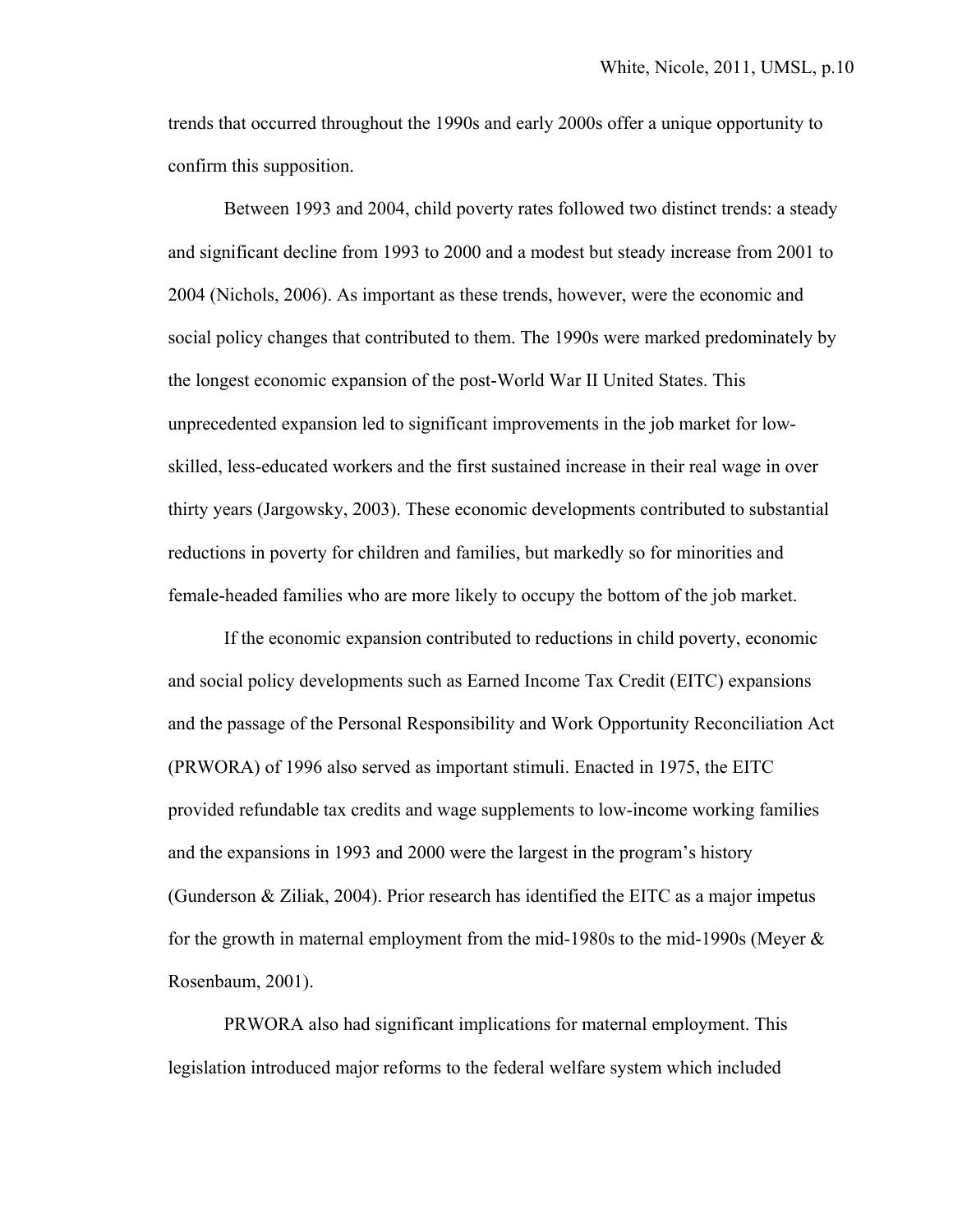trends that occurred throughout the 1990s and early 2000s offer a unique opportunity to confirm this supposition.

Between 1993 and 2004, child poverty rates followed two distinct trends: a steady and significant decline from 1993 to 2000 and a modest but steady increase from 2001 to 2004 (Nichols, 2006). As important as these trends, however, were the economic and social policy changes that contributed to them. The 1990s were marked predominately by the longest economic expansion of the post-World War II United States. This unprecedented expansion led to significant improvements in the job market for low-skilled, less-educated workers and the first sustained increase in their real wage in over thirty years (Jargowsky, 2003). These economic developments contributed to substantial reductions in poverty for children and families, but markedly so for minorities and female-headed families who are more likely to occupy the bottom of the job market.

If the economic expansion contributed to reductions in child poverty, economic and social policy developments such as Earned Income Tax Credit (EITC) expansions and the passage of the Personal Responsibility and Work Opportunity Reconciliation Act (PRWORA) of 1996 also served as important stimuli. Enacted in 1975, the EITC provided refundable tax credits and wage supplements to low-income working families and the expansions in 1993 and 2000 were the largest in the program's history (Gunderson & Ziliak, 2004). Prior research has identified the EITC as a major impetus for the growth in maternal employment from the mid-1980s to the mid-1990s (Meyer & Rosenbaum, 2001).

PRWORA also had significant implications for maternal employment. This legislation introduced major reforms to the federal welfare system which included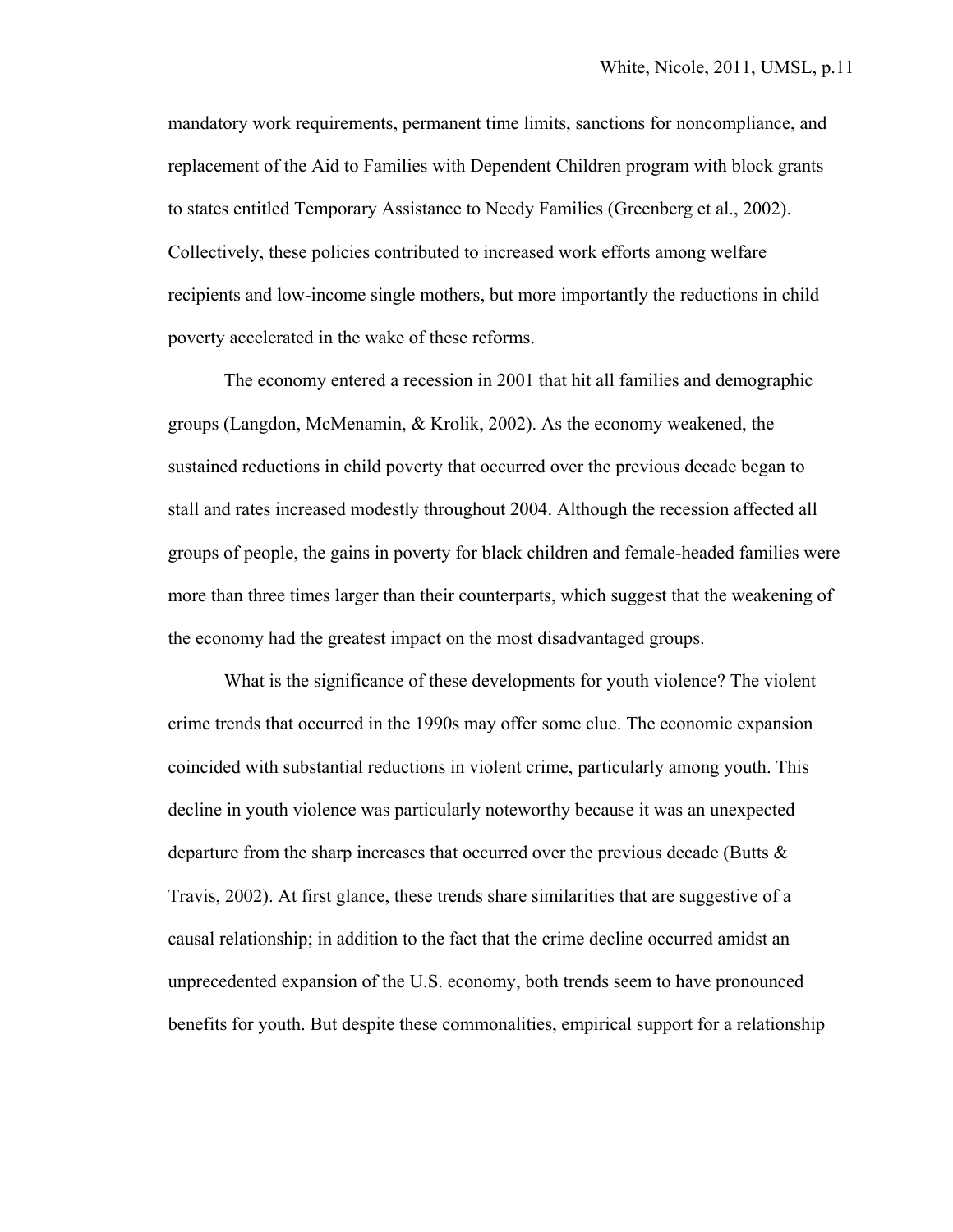mandatory work requirements, permanent time limits, sanctions for noncompliance, and replacement of the Aid to Families with Dependent Children program with block grants to states entitled Temporary Assistance to Needy Families (Greenberg et al., 2002). Collectively, these policies contributed to increased work efforts among welfare recipients and low-income single mothers, but more importantly the reductions in child poverty accelerated in the wake of these reforms.

The economy entered a recession in 2001 that hit all families and demographic groups (Langdon, McMenamin, & Krolik, 2002). As the economy weakened, the sustained reductions in child poverty that occurred over the previous decade began to stall and rates increased modestly throughout 2004. Although the recession affected all groups of people, the gains in poverty for black children and female-headed families were more than three times larger than their counterparts, which suggest that the weakening of the economy had the greatest impact on the most disadvantaged groups.

What is the significance of these developments for youth violence? The violent crime trends that occurred in the 1990s may offer some clue. The economic expansion coincided with substantial reductions in violent crime, particularly among youth. This decline in youth violence was particularly noteworthy because it was an unexpected departure from the sharp increases that occurred over the previous decade (Butts & Travis, 2002). At first glance, these trends share similarities that are suggestive of a causal relationship; in addition to the fact that the crime decline occurred amidst an unprecedented expansion of the U.S. economy, both trends seem to have pronounced benefits for youth. But despite these commonalities, empirical support for a relationship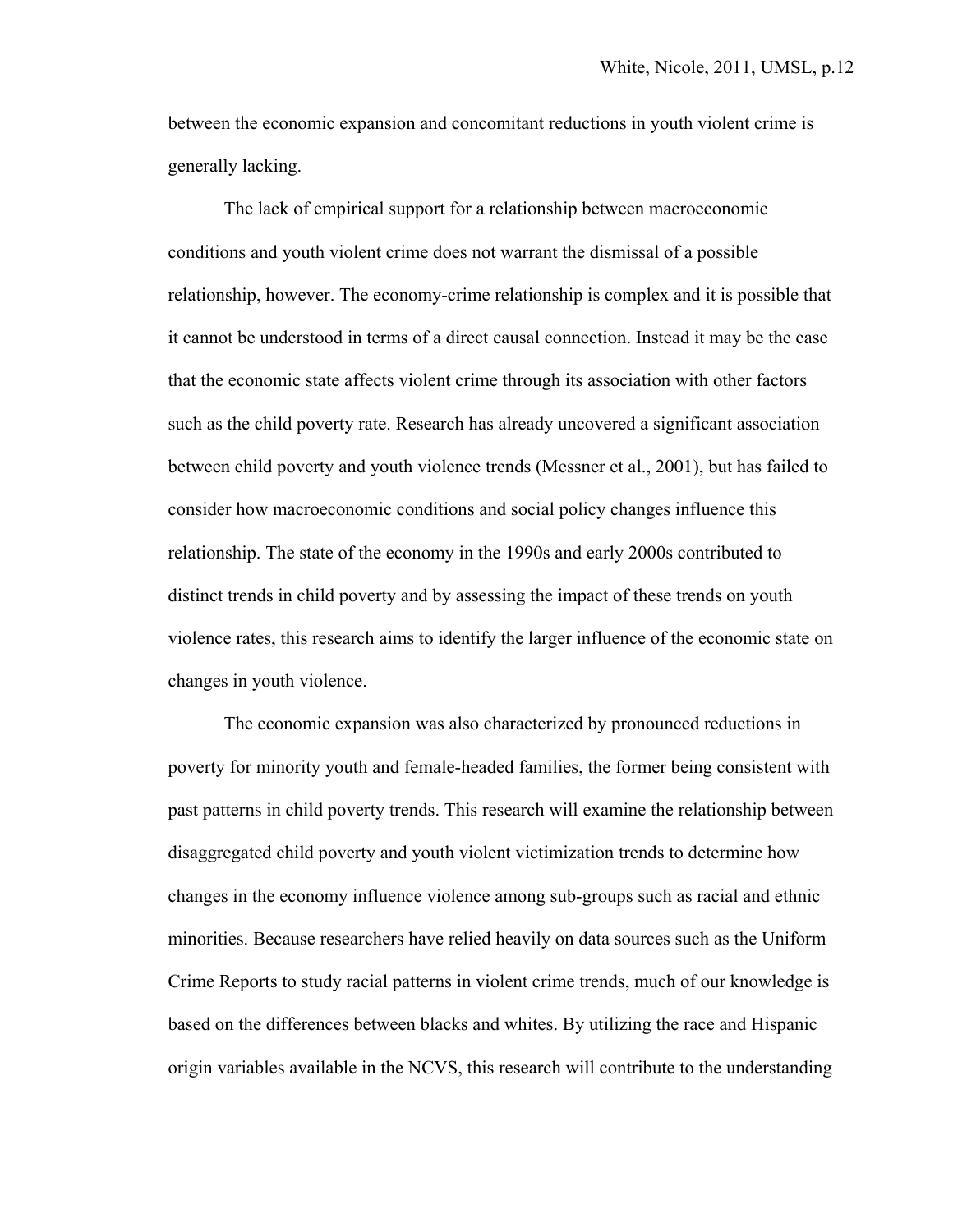between the economic expansion and concomitant reductions in youth violent crime is generally lacking.

The lack of empirical support for a relationship between macroeconomic conditions and youth violent crime does not warrant the dismissal of a possible relationship, however. The economy-crime relationship is complex and it is possible that it cannot be understood in terms of a direct causal connection. Instead it may be the case that the economic state affects violent crime through its association with other factors such as the child poverty rate. Research has already uncovered a significant association between child poverty and youth violence trends (Messner et al., 2001), but has failed to consider how macroeconomic conditions and social policy changes influence this relationship. The state of the economy in the 1990s and early 2000s contributed to distinct trends in child poverty and by assessing the impact of these trends on youth violence rates, this research aims to identify the larger influence of the economic state on changes in youth violence.

The economic expansion was also characterized by pronounced reductions in poverty for minority youth and female-headed families, the former being consistent with past patterns in child poverty trends. This research will examine the relationship between disaggregated child poverty and youth violent victimization trends to determine how changes in the economy influence violence among sub-groups such as racial and ethnic minorities. Because researchers have relied heavily on data sources such as the Uniform Crime Reports to study racial patterns in violent crime trends, much of our knowledge is based on the differences between blacks and whites. By utilizing the race and Hispanic origin variables available in the NCVS, this research will contribute to the understanding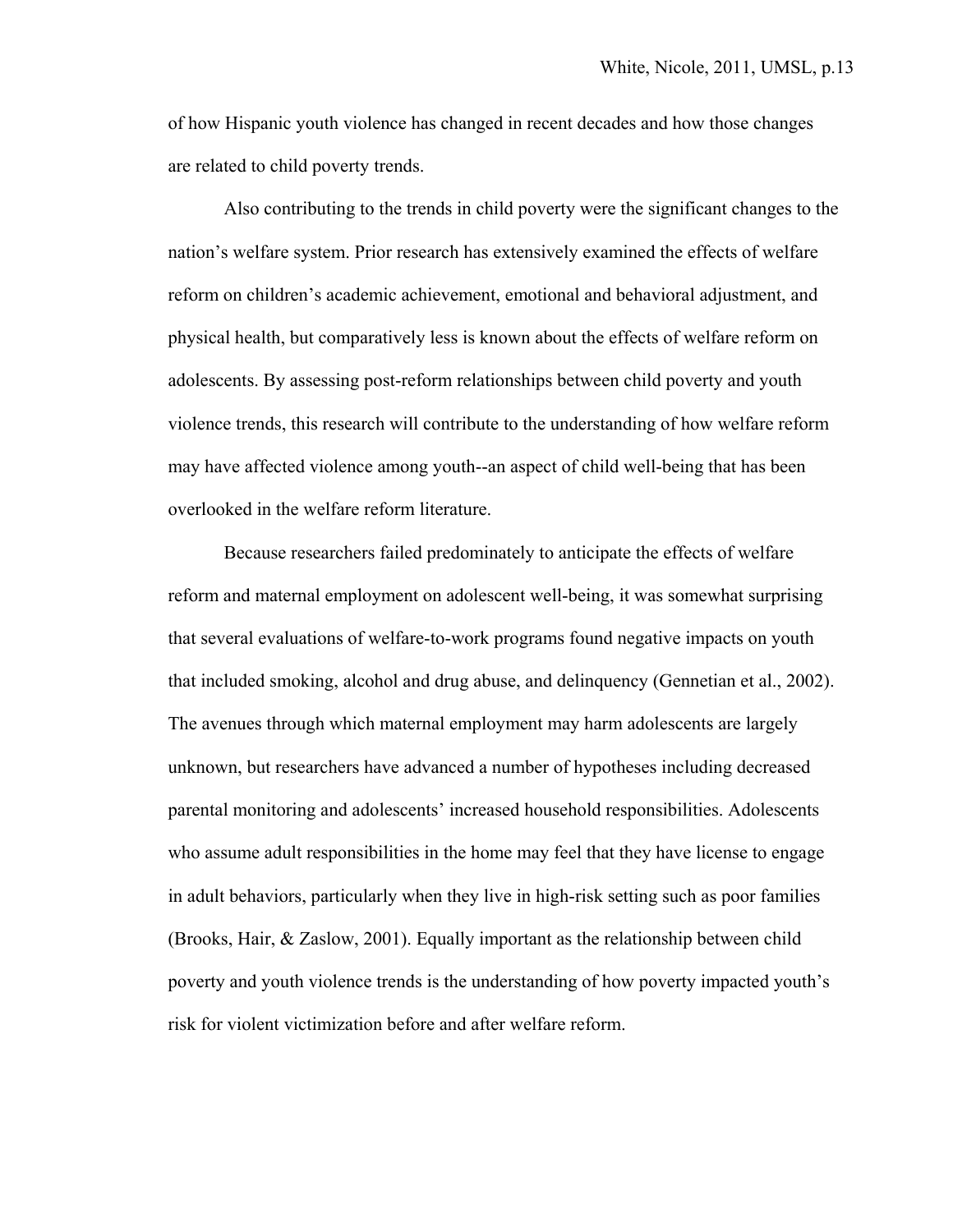of how Hispanic youth violence has changed in recent decades and how those changes are related to child poverty trends.

Also contributing to the trends in child poverty were the significant changes to the nation's welfare system. Prior research has extensively examined the effects of welfare reform on children's academic achievement, emotional and behavioral adjustment, and physical health, but comparatively less is known about the effects of welfare reform on adolescents. By assessing post-reform relationships between child poverty and youth violence trends, this research will contribute to the understanding of how welfare reform may have affected violence among youth--an aspect of child well-being that has been overlooked in the welfare reform literature.

Because researchers failed predominately to anticipate the effects of welfare reform and maternal employment on adolescent well-being, it was somewhat surprising that several evaluations of welfare-to-work programs found negative impacts on youth that included smoking, alcohol and drug abuse, and delinquency (Gennetian et al., 2002). The avenues through which maternal employment may harm adolescents are largely unknown, but researchers have advanced a number of hypotheses including decreased parental monitoring and adolescents' increased household responsibilities. Adolescents who assume adult responsibilities in the home may feel that they have license to engage in adult behaviors, particularly when they live in high-risk setting such as poor families (Brooks, Hair, & Zaslow, 2001). Equally important as the relationship between child poverty and youth violence trends is the understanding of how poverty impacted youth's risk for violent victimization before and after welfare reform.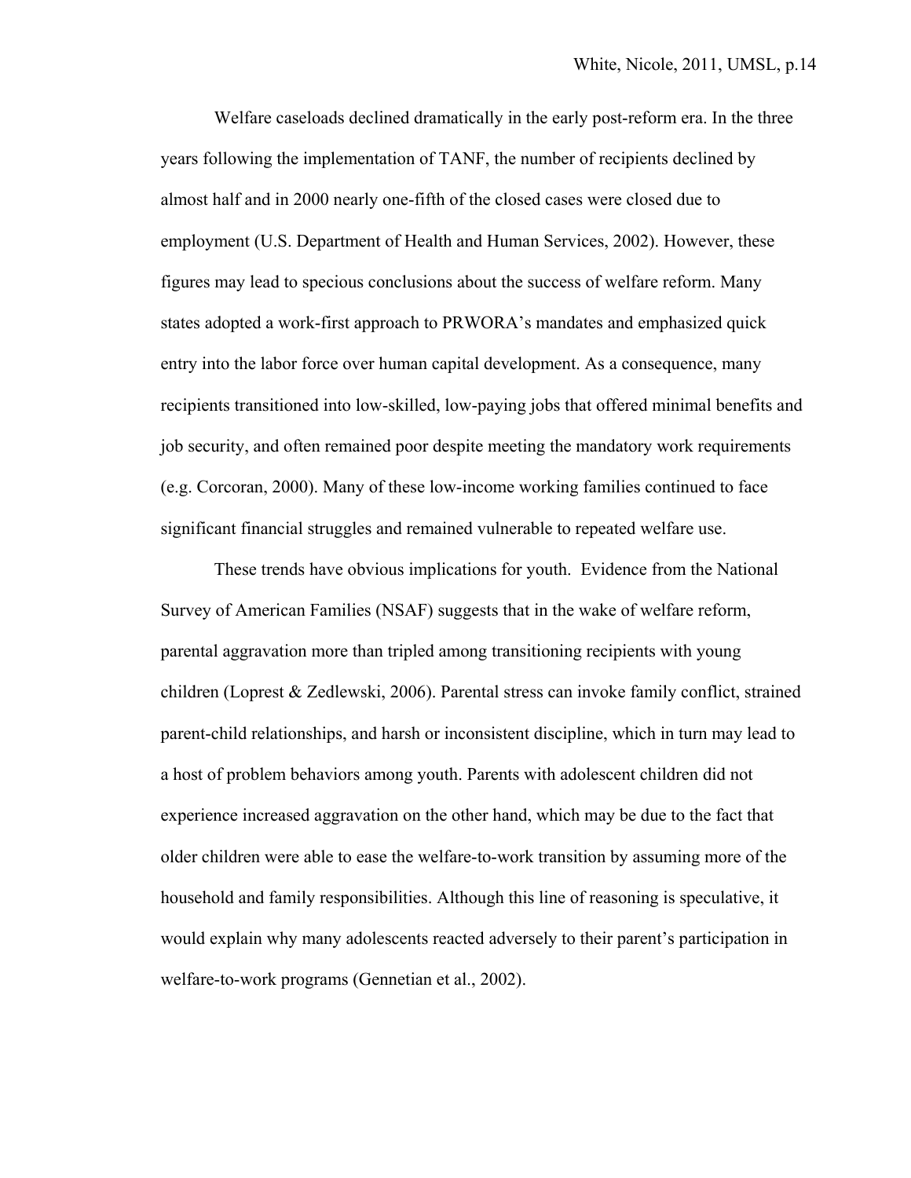Welfare caseloads declined dramatically in the early post-reform era. In the three years following the implementation of TANF, the number of recipients declined by almost half and in 2000 nearly one-fifth of the closed cases were closed due to employment (U.S. Department of Health and Human Services, 2002). However, these figures may lead to specious conclusions about the success of welfare reform. Many states adopted a work-first approach to PRWORA's mandates and emphasized quick entry into the labor force over human capital development. As a consequence, many recipients transitioned into low-skilled, low-paying jobs that offered minimal benefits and job security, and often remained poor despite meeting the mandatory work requirements (e.g. Corcoran, 2000). Many of these low-income working families continued to face significant financial struggles and remained vulnerable to repeated welfare use.

These trends have obvious implications for youth. Evidence from the National Survey of American Families (NSAF) suggests that in the wake of welfare reform, parental aggravation more than tripled among transitioning recipients with young children (Loprest & Zedlewski, 2006). Parental stress can invoke family conflict, strained parent-child relationships, and harsh or inconsistent discipline, which in turn may lead to a host of problem behaviors among youth. Parents with adolescent children did not experience increased aggravation on the other hand, which may be due to the fact that older children were able to ease the welfare-to-work transition by assuming more of the household and family responsibilities. Although this line of reasoning is speculative, it would explain why many adolescents reacted adversely to their parent's participation in welfare-to-work programs (Gennetian et al., 2002).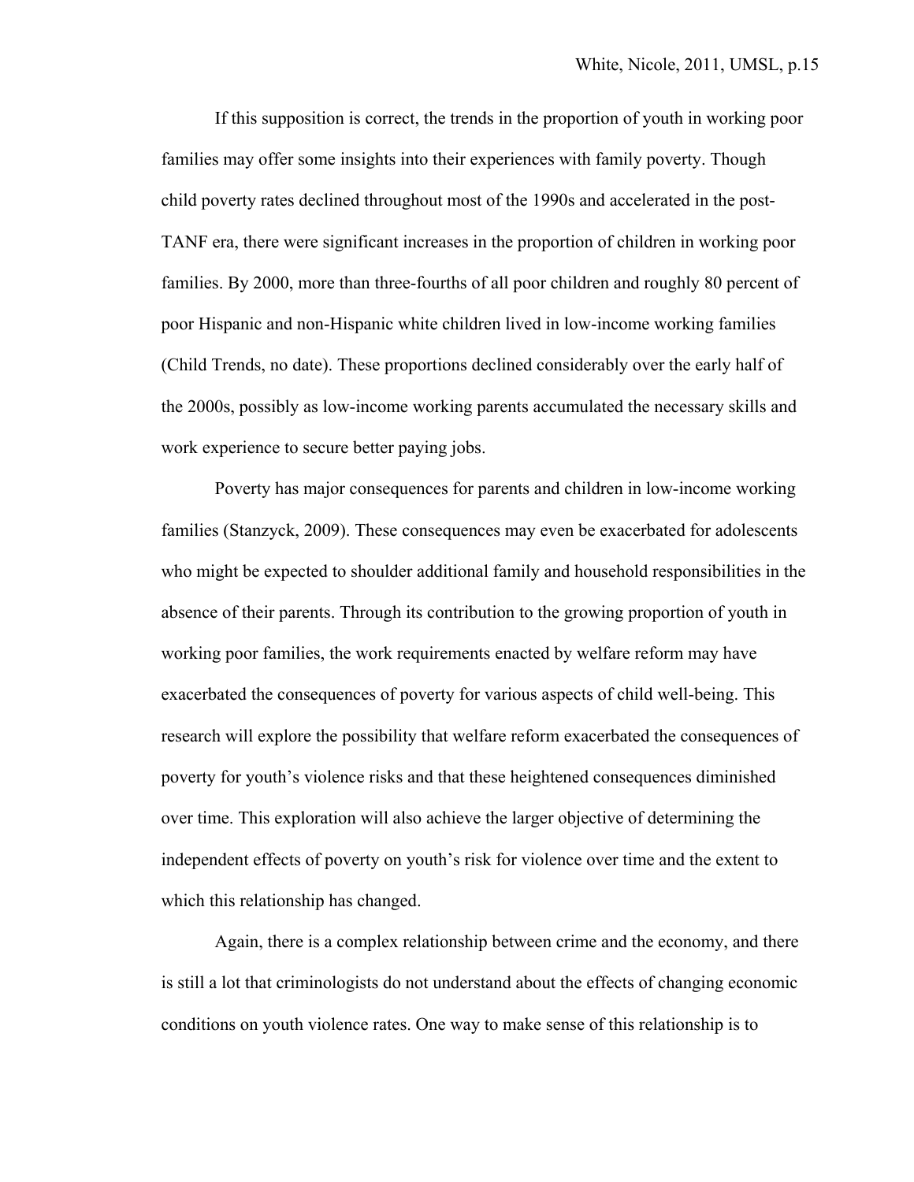If this supposition is correct, the trends in the proportion of youth in working poor families may offer some insights into their experiences with family poverty. Though child poverty rates declined throughout most of the 1990s and accelerated in the post-TANF era, there were significant increases in the proportion of children in working poor families. By 2000, more than three-fourths of all poor children and roughly 80 percent of poor Hispanic and non-Hispanic white children lived in low-income working families (Child Trends, no date). These proportions declined considerably over the early half of the 2000s, possibly as low-income working parents accumulated the necessary skills and work experience to secure better paying jobs.

Poverty has major consequences for parents and children in low-income working families (Stanzyck, 2009). These consequences may even be exacerbated for adolescents who might be expected to shoulder additional family and household responsibilities in the absence of their parents. Through its contribution to the growing proportion of youth in working poor families, the work requirements enacted by welfare reform may have exacerbated the consequences of poverty for various aspects of child well-being. This research will explore the possibility that welfare reform exacerbated the consequences of poverty for youth's violence risks and that these heightened consequences diminished over time. This exploration will also achieve the larger objective of determining the independent effects of poverty on youth's risk for violence over time and the extent to which this relationship has changed.

Again, there is a complex relationship between crime and the economy, and there is still a lot that criminologists do not understand about the effects of changing economic conditions on youth violence rates. One way to make sense of this relationship is to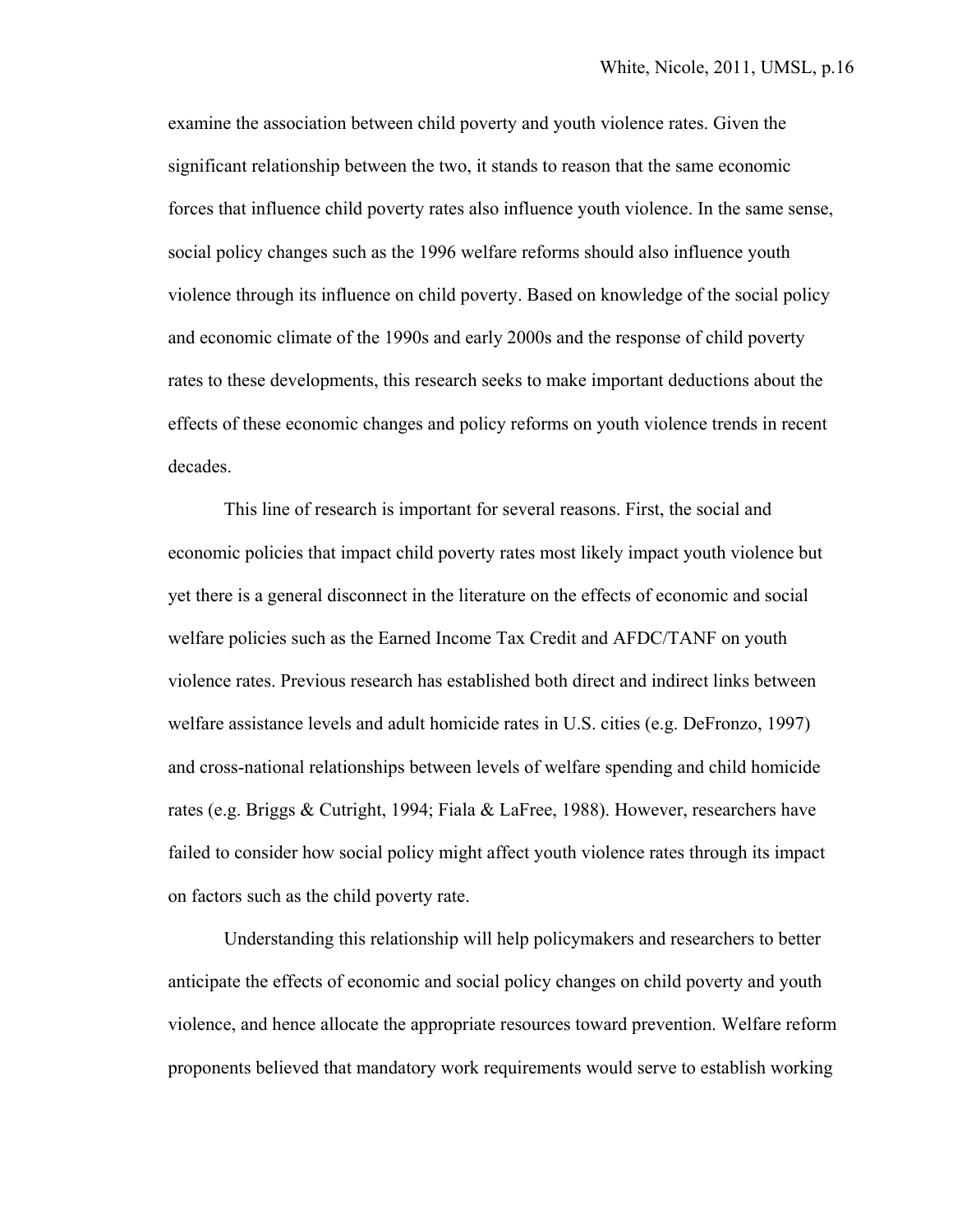examine the association between child poverty and youth violence rates. Given the significant relationship between the two, it stands to reason that the same economic forces that influence child poverty rates also influence youth violence. In the same sense, social policy changes such as the 1996 welfare reforms should also influence youth violence through its influence on child poverty. Based on knowledge of the social policy and economic climate of the 1990s and early 2000s and the response of child poverty rates to these developments, this research seeks to make important deductions about the effects of these economic changes and policy reforms on youth violence trends in recent decades.

This line of research is important for several reasons. First, the social and economic policies that impact child poverty rates most likely impact youth violence but yet there is a general disconnect in the literature on the effects of economic and social welfare policies such as the Earned Income Tax Credit and AFDC/TANF on youth violence rates. Previous research has established both direct and indirect links between welfare assistance levels and adult homicide rates in U.S. cities (e.g. DeFronzo, 1997) and cross-national relationships between levels of welfare spending and child homicide rates (e.g. Briggs & Cutright, 1994; Fiala & LaFree, 1988). However, researchers have failed to consider how social policy might affect youth violence rates through its impact on factors such as the child poverty rate.

Understanding this relationship will help policymakers and researchers to better anticipate the effects of economic and social policy changes on child poverty and youth violence, and hence allocate the appropriate resources toward prevention. Welfare reform proponents believed that mandatory work requirements would serve to establish working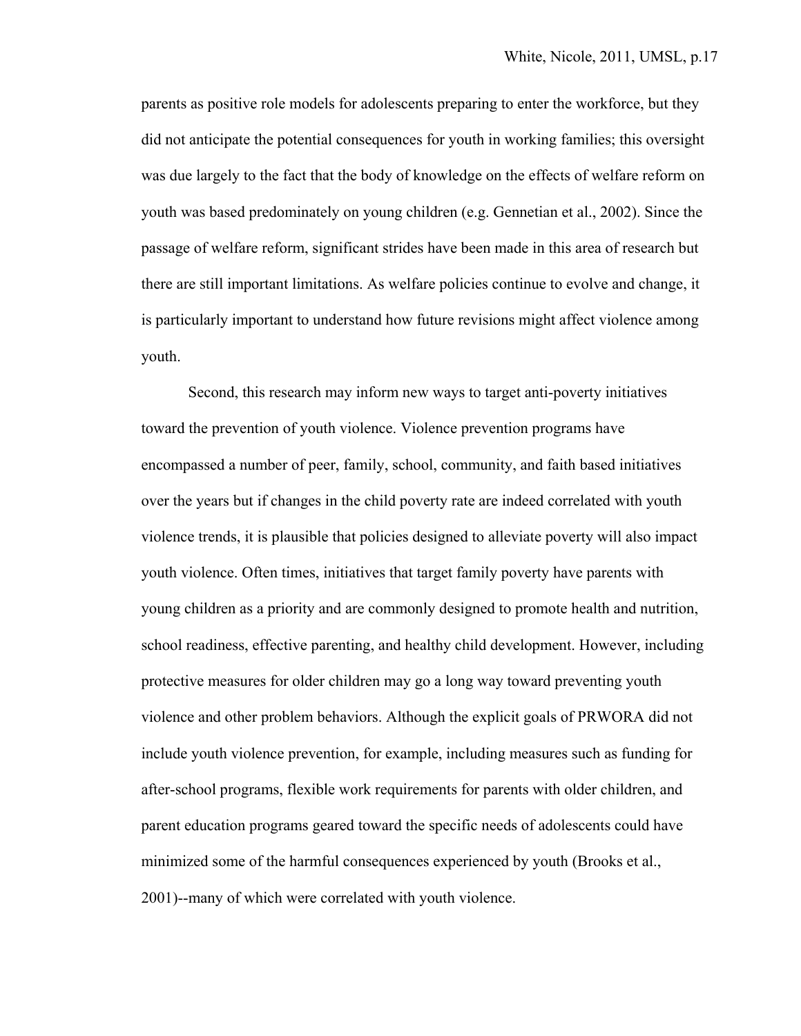parents as positive role models for adolescents preparing to enter the workforce, but they did not anticipate the potential consequences for youth in working families; this oversight was due largely to the fact that the body of knowledge on the effects of welfare reform on youth was based predominately on young children (e.g. Gennetian et al., 2002). Since the passage of welfare reform, significant strides have been made in this area of research but there are still important limitations. As welfare policies continue to evolve and change, it is particularly important to understand how future revisions might affect violence among youth.

Second, this research may inform new ways to target anti-poverty initiatives toward the prevention of youth violence. Violence prevention programs have encompassed a number of peer, family, school, community, and faith based initiatives over the years but if changes in the child poverty rate are indeed correlated with youth violence trends, it is plausible that policies designed to alleviate poverty will also impact youth violence. Often times, initiatives that target family poverty have parents with young children as a priority and are commonly designed to promote health and nutrition, school readiness, effective parenting, and healthy child development. However, including protective measures for older children may go a long way toward preventing youth violence and other problem behaviors. Although the explicit goals of PRWORA did not include youth violence prevention, for example, including measures such as funding for after-school programs, flexible work requirements for parents with older children, and parent education programs geared toward the specific needs of adolescents could have minimized some of the harmful consequences experienced by youth (Brooks et al., 2001)--many of which were correlated with youth violence.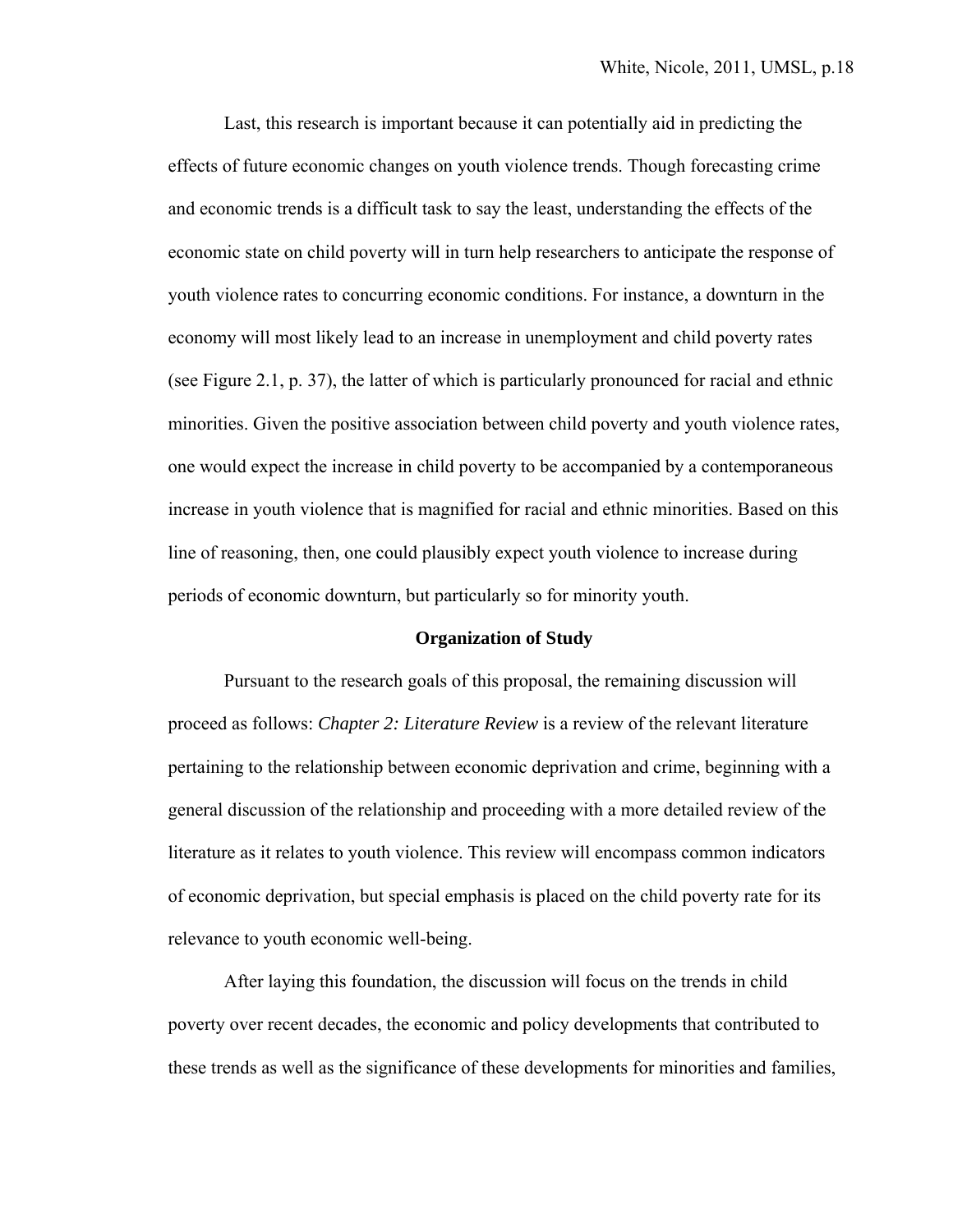Last, this research is important because it can potentially aid in predicting the effects of future economic changes on youth violence trends. Though forecasting crime and economic trends is a difficult task to say the least, understanding the effects of the economic state on child poverty will in turn help researchers to anticipate the response of youth violence rates to concurring economic conditions. For instance, a downturn in the economy will most likely lead to an increase in unemployment and child poverty rates (see Figure 2.1, p. 37), the latter of which is particularly pronounced for racial and ethnic minorities. Given the positive association between child poverty and youth violence rates, one would expect the increase in child poverty to be accompanied by a contemporaneous increase in youth violence that is magnified for racial and ethnic minorities. Based on this line of reasoning, then, one could plausibly expect youth violence to increase during periods of economic downturn, but particularly so for minority youth.

## Organization of Study

Pursuant to the research goals of this proposal, the remaining discussion will proceed as follows: *Chapter 2: Literature Review* is a review of the relevant literature pertaining to the relationship between economic deprivation and crime, beginning with a general discussion of the relationship and proceeding with a more detailed review of the literature as it relates to youth violence. This review will encompass common indicators of economic deprivation, but special emphasis is placed on the child poverty rate for its relevance to youth economic well-being.

After laying this foundation, the discussion will focus on the trends in child poverty over recent decades, the economic and policy developments that contributed to these trends as well as the significance of these developments for minorities and families,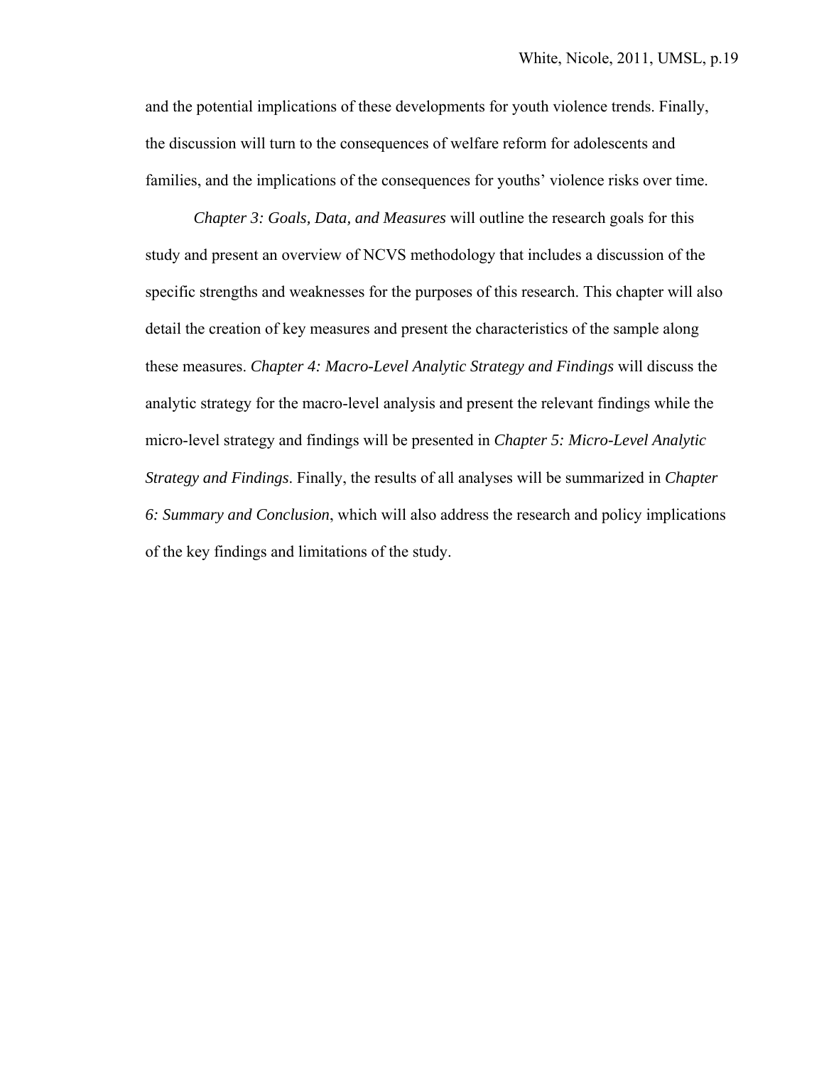and the potential implications of these developments for youth violence trends. Finally, the discussion will turn to the consequences of welfare reform for adolescents and families, and the implications of the consequences for youths' violence risks over time.

*Chapter 3: Goals, Data, and Measures* will outline the research goals for this study and present an overview of NCVS methodology that includes a discussion of the specific strengths and weaknesses for the purposes of this research. This chapter will also detail the creation of key measures and present the characteristics of the sample along these measures. *Chapter 4: Macro-Level Analytic Strategy and Findings* will discuss the analytic strategy for the macro-level analysis and present the relevant findings while the micro-level strategy and findings will be presented in *Chapter 5: Micro-Level Analytic Strategy and Findings*. Finally, the results of all analyses will be summarized in *Chapter 6: Summary and Conclusion*, which will also address the research and policy implications of the key findings and limitations of the study.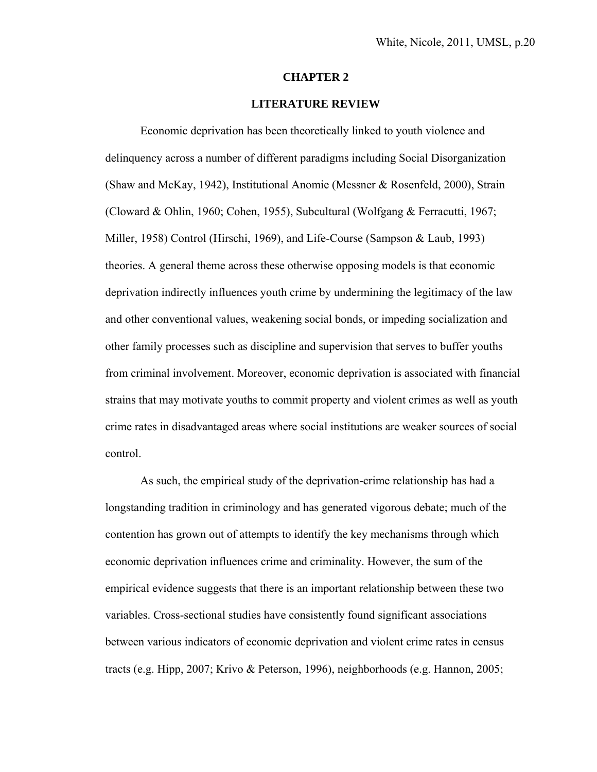# CHAPTER 2

## LITERATURE REVIEW

Economic deprivation has been theoretically linked to youth violence and delinquency across a number of different paradigms including Social Disorganization (Shaw and McKay, 1942), Institutional Anomie (Messner & Rosenfeld, 2000), Strain (Cloward & Ohlin, 1960; Cohen, 1955), Subcultural (Wolfgang & Ferracutti, 1967; Miller, 1958) Control (Hirschi, 1969), and Life-Course (Sampson & Laub, 1993) theories. A general theme across these otherwise opposing models is that economic deprivation indirectly influences youth crime by undermining the legitimacy of the law and other conventional values, weakening social bonds, or impeding socialization and other family processes such as discipline and supervision that serves to buffer youths from criminal involvement. Moreover, economic deprivation is associated with financial strains that may motivate youths to commit property and violent crimes as well as youth crime rates in disadvantaged areas where social institutions are weaker sources of social control.

As such, the empirical study of the deprivation-crime relationship has had a longstanding tradition in criminology and has generated vigorous debate; much of the contention has grown out of attempts to identify the key mechanisms through which economic deprivation influences crime and criminality. However, the sum of the empirical evidence suggests that there is an important relationship between these two variables. Cross-sectional studies have consistently found significant associations between various indicators of economic deprivation and violent crime rates in census tracts (e.g. Hipp, 2007; Krivo & Peterson, 1996), neighborhoods (e.g. Hannon, 2005;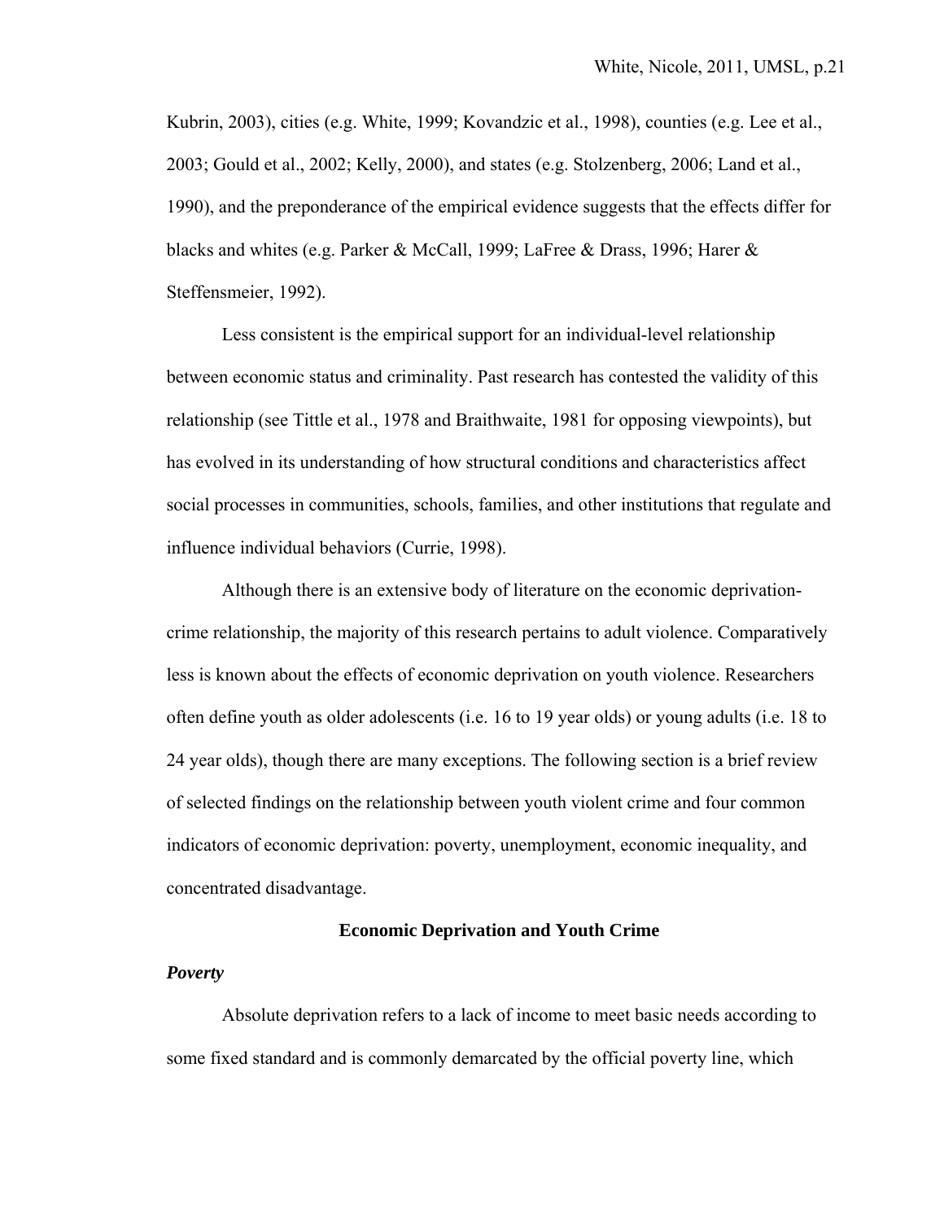Kubrin, 2003), cities (e.g. White, 1999; Kovandzic et al., 1998), counties (e.g. Lee et al., 2003; Gould et al., 2002; Kelly, 2000), and states (e.g. Stolzenberg, 2006; Land et al., 1990), and the preponderance of the empirical evidence suggests that the effects differ for blacks and whites (e.g. Parker & McCall, 1999; LaFree & Drass, 1996; Harer & Steffensmeier, 1992).

Less consistent is the empirical support for an individual-level relationship between economic status and criminality. Past research has contested the validity of this relationship (see Tittle et al., 1978 and Braithwaite, 1981 for opposing viewpoints), but has evolved in its understanding of how structural conditions and characteristics affect social processes in communities, schools, families, and other institutions that regulate and influence individual behaviors (Currie, 1998).

Although there is an extensive body of literature on the economic deprivation-crime relationship, the majority of this research pertains to adult violence. Comparatively less is known about the effects of economic deprivation on youth violence. Researchers often define youth as older adolescents (i.e. 16 to 19 year olds) or young adults (i.e. 18 to 24 year olds), though there are many exceptions. The following section is a brief review of selected findings on the relationship between youth violent crime and four common indicators of economic deprivation: poverty, unemployment, economic inequality, and concentrated disadvantage.

## Economic Deprivation and Youth Crime

### *Poverty*

Absolute deprivation refers to a lack of income to meet basic needs according to some fixed standard and is commonly demarcated by the official poverty line, which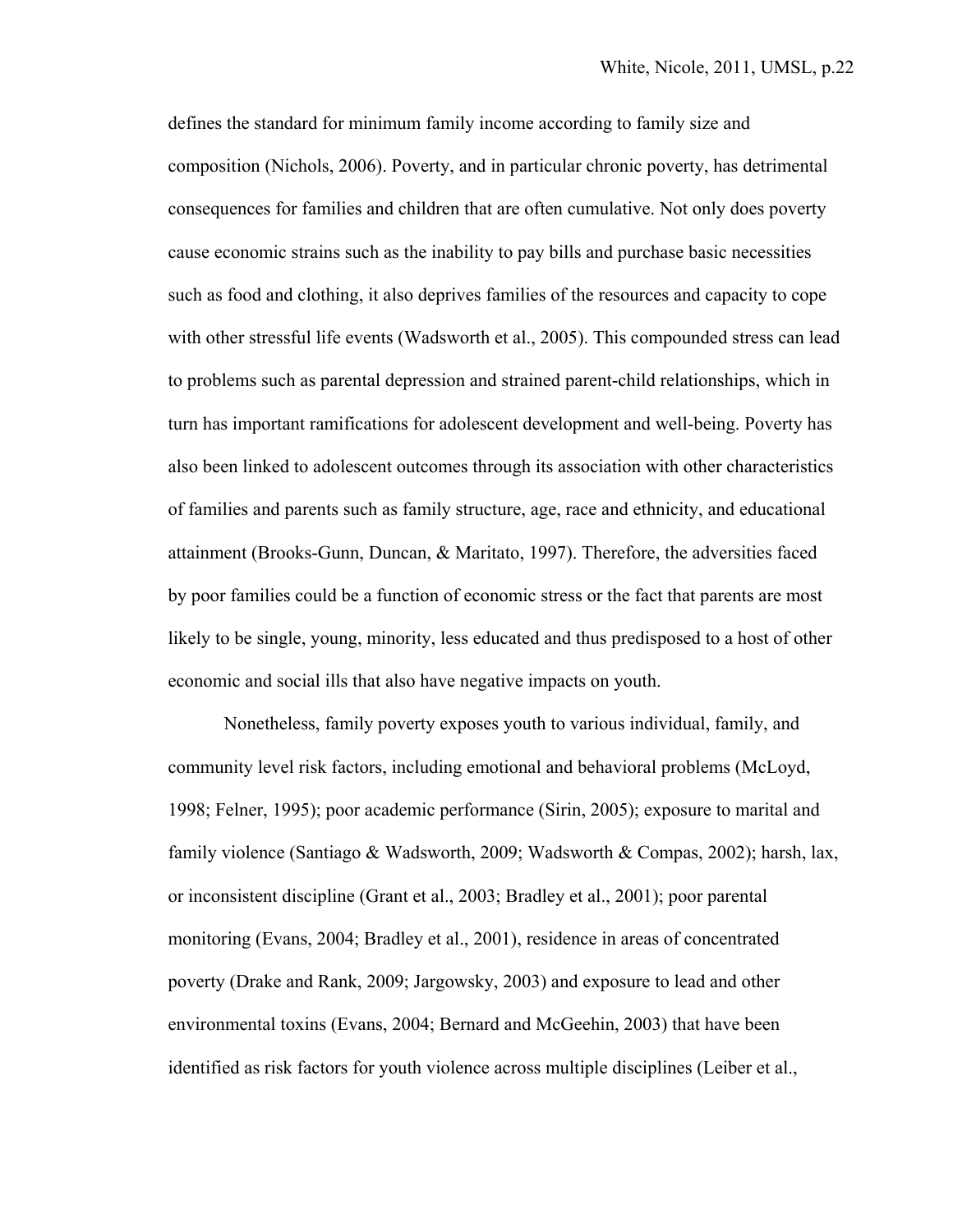defines the standard for minimum family income according to family size and composition (Nichols, 2006). Poverty, and in particular chronic poverty, has detrimental consequences for families and children that are often cumulative. Not only does poverty cause economic strains such as the inability to pay bills and purchase basic necessities such as food and clothing, it also deprives families of the resources and capacity to cope with other stressful life events (Wadsworth et al., 2005). This compounded stress can lead to problems such as parental depression and strained parent-child relationships, which in turn has important ramifications for adolescent development and well-being. Poverty has also been linked to adolescent outcomes through its association with other characteristics of families and parents such as family structure, age, race and ethnicity, and educational attainment (Brooks-Gunn, Duncan, & Maritato, 1997). Therefore, the adversities faced by poor families could be a function of economic stress or the fact that parents are most likely to be single, young, minority, less educated and thus predisposed to a host of other economic and social ills that also have negative impacts on youth.

Nonetheless, family poverty exposes youth to various individual, family, and community level risk factors, including emotional and behavioral problems (McLoyd, 1998; Felner, 1995); poor academic performance (Sirin, 2005); exposure to marital and family violence (Santiago & Wadsworth, 2009; Wadsworth & Compas, 2002); harsh, lax, or inconsistent discipline (Grant et al., 2003; Bradley et al., 2001); poor parental monitoring (Evans, 2004; Bradley et al., 2001), residence in areas of concentrated poverty (Drake and Rank, 2009; Jargowsky, 2003) and exposure to lead and other environmental toxins (Evans, 2004; Bernard and McGeehin, 2003) that have been identified as risk factors for youth violence across multiple disciplines (Leiber et al.,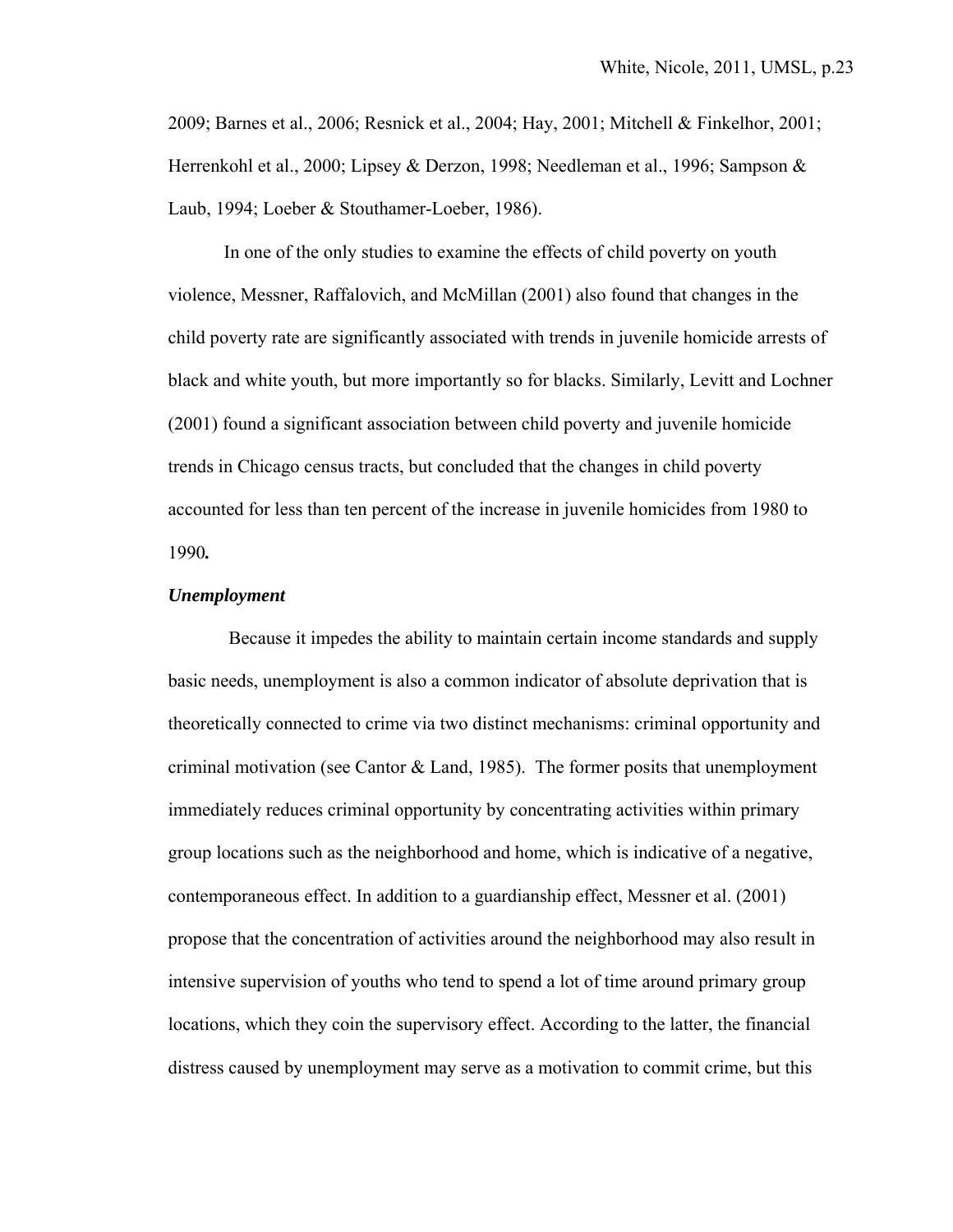2009; Barnes et al., 2006; Resnick et al., 2004; Hay, 2001; Mitchell & Finkelhor, 2001; Herrenkohl et al., 2000; Lipsey & Derzon, 1998; Needleman et al., 1996; Sampson & Laub, 1994; Loeber & Stouthamer-Loeber, 1986).

In one of the only studies to examine the effects of child poverty on youth violence, Messner, Raffalovich, and McMillan (2001) also found that changes in the child poverty rate are significantly associated with trends in juvenile homicide arrests of black and white youth, but more importantly so for blacks. Similarly, Levitt and Lochner (2001) found a significant association between child poverty and juvenile homicide trends in Chicago census tracts, but concluded that the changes in child poverty accounted for less than ten percent of the increase in juvenile homicides from 1980 to 1990**.**

### *Unemployment*

Because it impedes the ability to maintain certain income standards and supply basic needs, unemployment is also a common indicator of absolute deprivation that is theoretically connected to crime via two distinct mechanisms: criminal opportunity and criminal motivation (see Cantor & Land, 1985). The former posits that unemployment immediately reduces criminal opportunity by concentrating activities within primary group locations such as the neighborhood and home, which is indicative of a negative, contemporaneous effect. In addition to a guardianship effect, Messner et al. (2001) propose that the concentration of activities around the neighborhood may also result in intensive supervision of youths who tend to spend a lot of time around primary group locations, which they coin the supervisory effect. According to the latter, the financial distress caused by unemployment may serve as a motivation to commit crime, but this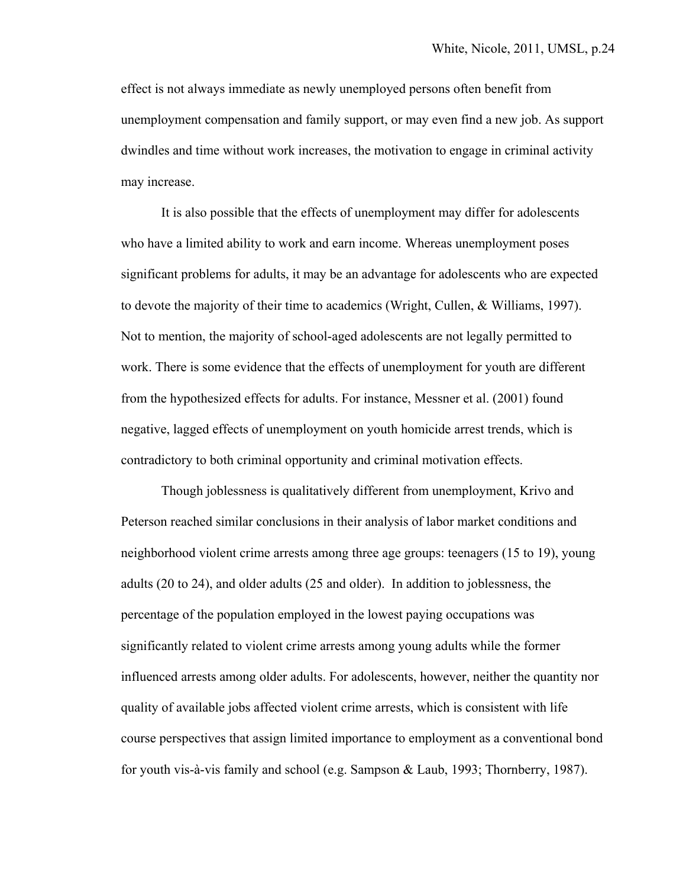effect is not always immediate as newly unemployed persons often benefit from unemployment compensation and family support, or may even find a new job. As support dwindles and time without work increases, the motivation to engage in criminal activity may increase.

It is also possible that the effects of unemployment may differ for adolescents who have a limited ability to work and earn income. Whereas unemployment poses significant problems for adults, it may be an advantage for adolescents who are expected to devote the majority of their time to academics (Wright, Cullen, & Williams, 1997). Not to mention, the majority of school-aged adolescents are not legally permitted to work. There is some evidence that the effects of unemployment for youth are different from the hypothesized effects for adults. For instance, Messner et al. (2001) found negative, lagged effects of unemployment on youth homicide arrest trends, which is contradictory to both criminal opportunity and criminal motivation effects.

Though joblessness is qualitatively different from unemployment, Krivo and Peterson reached similar conclusions in their analysis of labor market conditions and neighborhood violent crime arrests among three age groups: teenagers (15 to 19), young adults (20 to 24), and older adults (25 and older). In addition to joblessness, the percentage of the population employed in the lowest paying occupations was significantly related to violent crime arrests among young adults while the former influenced arrests among older adults. For adolescents, however, neither the quantity nor quality of available jobs affected violent crime arrests, which is consistent with life course perspectives that assign limited importance to employment as a conventional bond for youth vis-à-vis family and school (e.g. Sampson & Laub, 1993; Thornberry, 1987).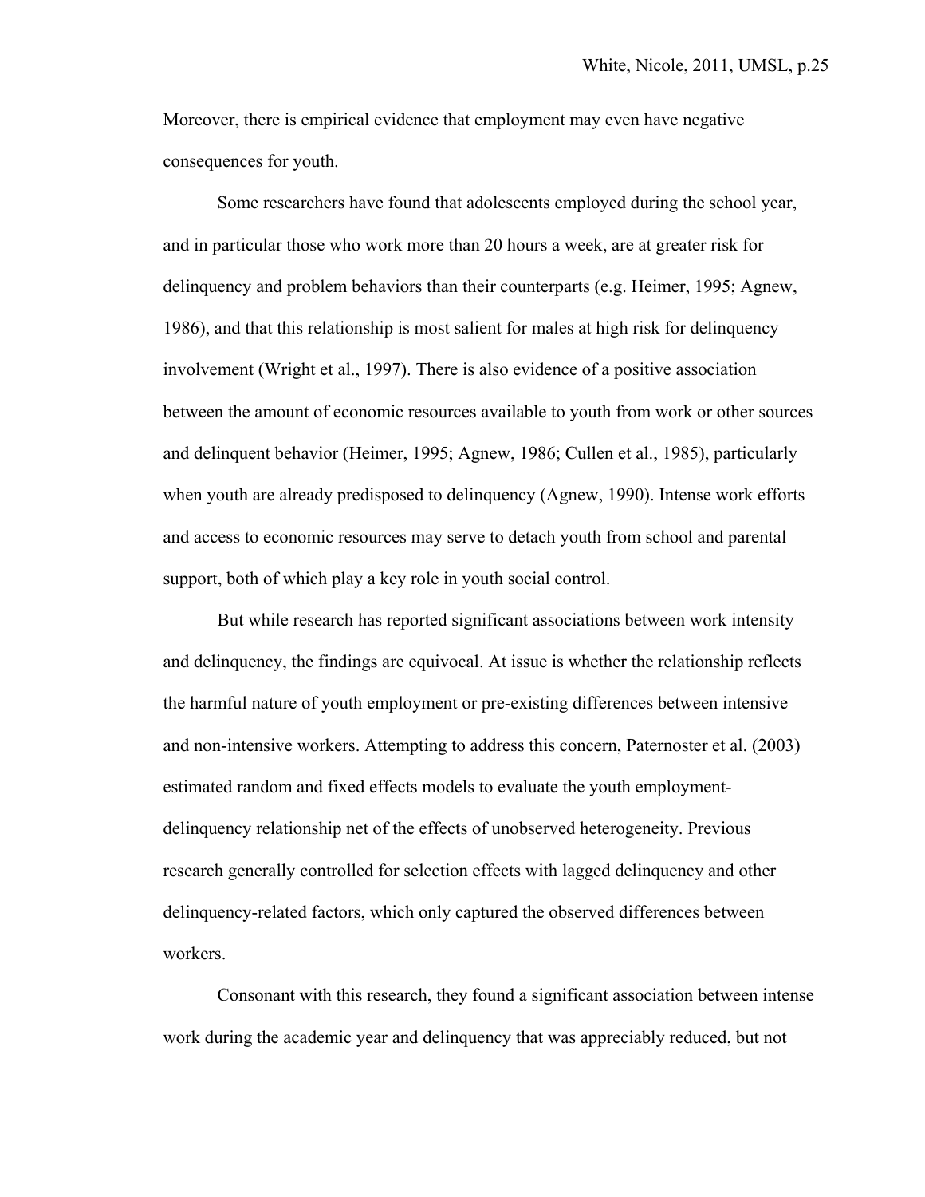Moreover, there is empirical evidence that employment may even have negative consequences for youth.

Some researchers have found that adolescents employed during the school year, and in particular those who work more than 20 hours a week, are at greater risk for delinquency and problem behaviors than their counterparts (e.g. Heimer, 1995; Agnew, 1986), and that this relationship is most salient for males at high risk for delinquency involvement (Wright et al., 1997). There is also evidence of a positive association between the amount of economic resources available to youth from work or other sources and delinquent behavior (Heimer, 1995; Agnew, 1986; Cullen et al., 1985), particularly when youth are already predisposed to delinquency (Agnew, 1990). Intense work efforts and access to economic resources may serve to detach youth from school and parental support, both of which play a key role in youth social control.

But while research has reported significant associations between work intensity and delinquency, the findings are equivocal. At issue is whether the relationship reflects the harmful nature of youth employment or pre-existing differences between intensive and non-intensive workers. Attempting to address this concern, Paternoster et al. (2003) estimated random and fixed effects models to evaluate the youth employment-delinquency relationship net of the effects of unobserved heterogeneity. Previous research generally controlled for selection effects with lagged delinquency and other delinquency-related factors, which only captured the observed differences between workers.

Consonant with this research, they found a significant association between intense work during the academic year and delinquency that was appreciably reduced, but not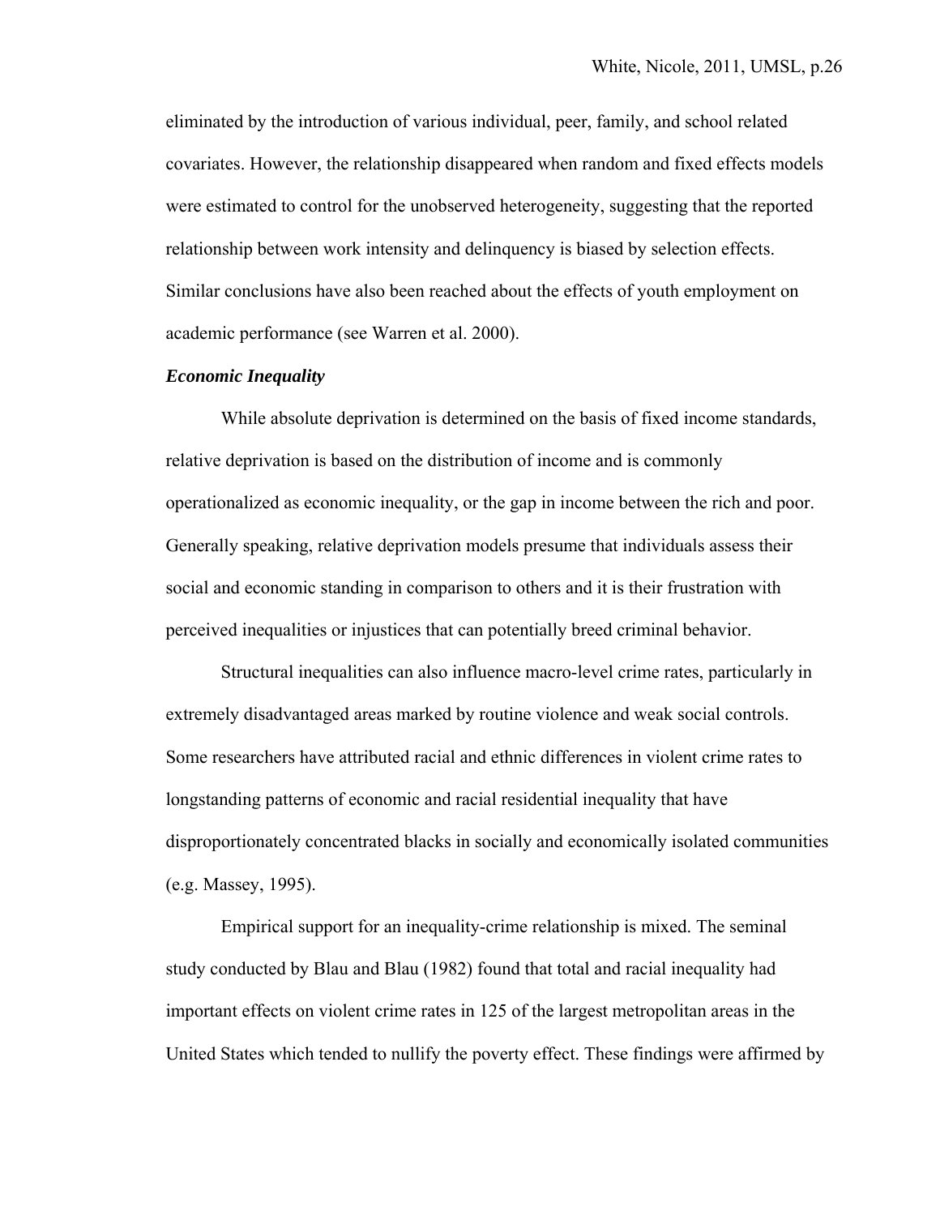eliminated by the introduction of various individual, peer, family, and school related covariates. However, the relationship disappeared when random and fixed effects models were estimated to control for the unobserved heterogeneity, suggesting that the reported relationship between work intensity and delinquency is biased by selection effects. Similar conclusions have also been reached about the effects of youth employment on academic performance (see Warren et al. 2000).

### *Economic Inequality*

While absolute deprivation is determined on the basis of fixed income standards, relative deprivation is based on the distribution of income and is commonly operationalized as economic inequality, or the gap in income between the rich and poor. Generally speaking, relative deprivation models presume that individuals assess their social and economic standing in comparison to others and it is their frustration with perceived inequalities or injustices that can potentially breed criminal behavior.

Structural inequalities can also influence macro-level crime rates, particularly in extremely disadvantaged areas marked by routine violence and weak social controls. Some researchers have attributed racial and ethnic differences in violent crime rates to longstanding patterns of economic and racial residential inequality that have disproportionately concentrated blacks in socially and economically isolated communities (e.g. Massey, 1995).

Empirical support for an inequality-crime relationship is mixed. The seminal study conducted by Blau and Blau (1982) found that total and racial inequality had important effects on violent crime rates in 125 of the largest metropolitan areas in the United States which tended to nullify the poverty effect. These findings were affirmed by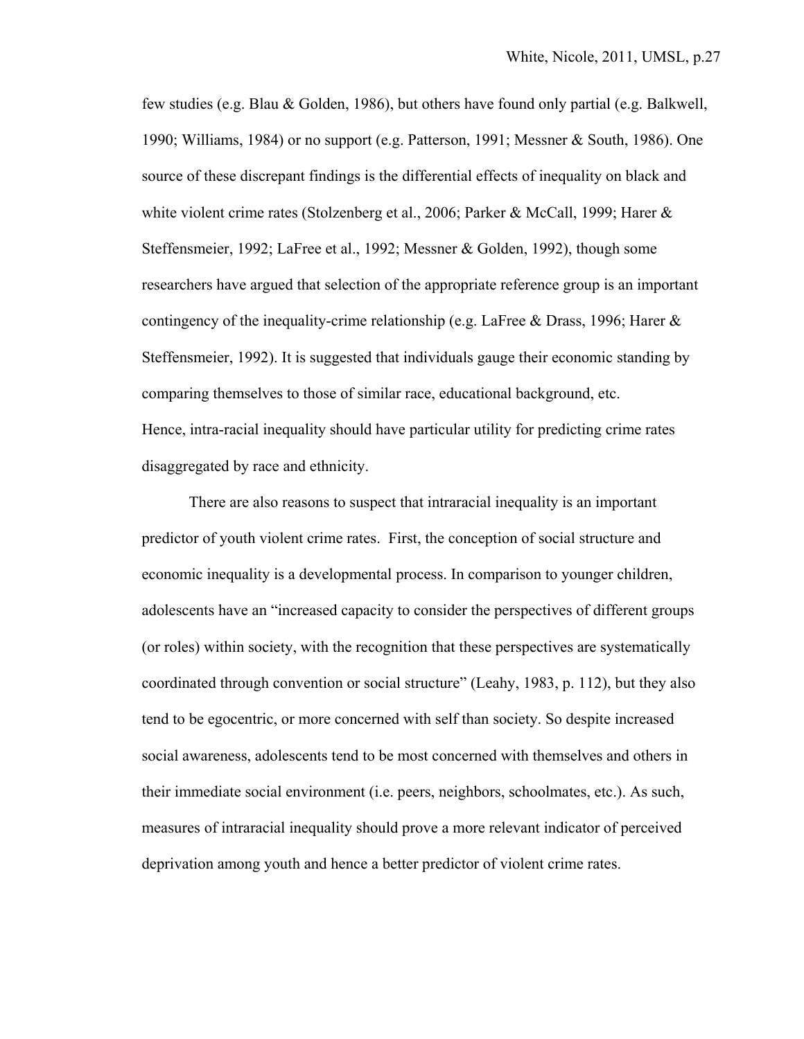few studies (e.g. Blau & Golden, 1986), but others have found only partial (e.g. Balkwell, 1990; Williams, 1984) or no support (e.g. Patterson, 1991; Messner & South, 1986). One source of these discrepant findings is the differential effects of inequality on black and white violent crime rates (Stolzenberg et al., 2006; Parker & McCall, 1999; Harer & Steffensmeier, 1992; LaFree et al., 1992; Messner & Golden, 1992), though some researchers have argued that selection of the appropriate reference group is an important contingency of the inequality-crime relationship (e.g. LaFree & Drass, 1996; Harer & Steffensmeier, 1992). It is suggested that individuals gauge their economic standing by comparing themselves to those of similar race, educational background, etc. Hence, intra-racial inequality should have particular utility for predicting crime rates disaggregated by race and ethnicity.

There are also reasons to suspect that intraracial inequality is an important predictor of youth violent crime rates. First, the conception of social structure and economic inequality is a developmental process. In comparison to younger children, adolescents have an "increased capacity to consider the perspectives of different groups (or roles) within society, with the recognition that these perspectives are systematically coordinated through convention or social structure" (Leahy, 1983, p. 112), but they also tend to be egocentric, or more concerned with self than society. So despite increased social awareness, adolescents tend to be most concerned with themselves and others in their immediate social environment (i.e. peers, neighbors, schoolmates, etc.). As such, measures of intraracial inequality should prove a more relevant indicator of perceived deprivation among youth and hence a better predictor of violent crime rates.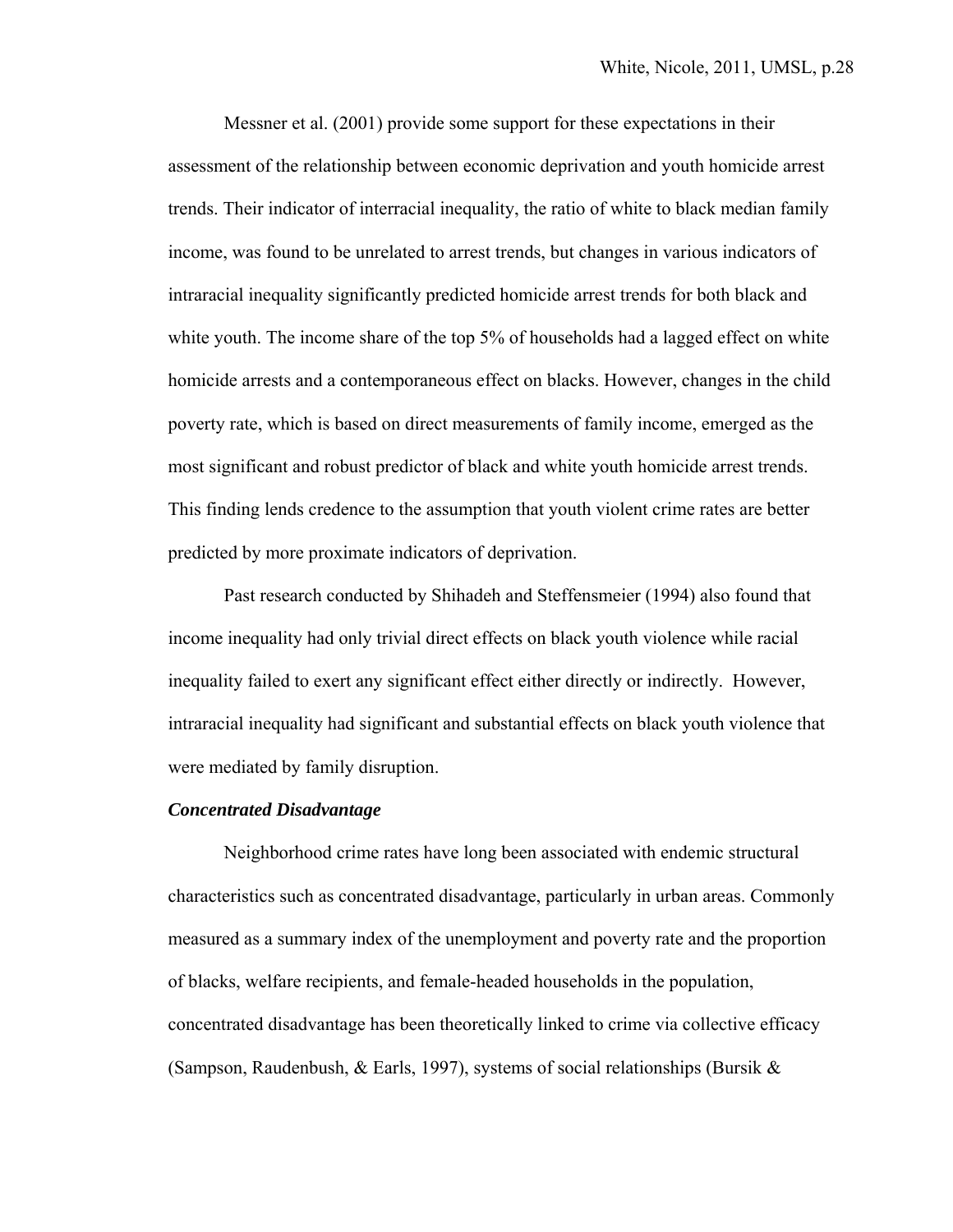Messner et al. (2001) provide some support for these expectations in their assessment of the relationship between economic deprivation and youth homicide arrest trends. Their indicator of interracial inequality, the ratio of white to black median family income, was found to be unrelated to arrest trends, but changes in various indicators of intraracial inequality significantly predicted homicide arrest trends for both black and white youth. The income share of the top 5% of households had a lagged effect on white homicide arrests and a contemporaneous effect on blacks. However, changes in the child poverty rate, which is based on direct measurements of family income, emerged as the most significant and robust predictor of black and white youth homicide arrest trends. This finding lends credence to the assumption that youth violent crime rates are better predicted by more proximate indicators of deprivation.

Past research conducted by Shihadeh and Steffensmeier (1994) also found that income inequality had only trivial direct effects on black youth violence while racial inequality failed to exert any significant effect either directly or indirectly. However, intraracial inequality had significant and substantial effects on black youth violence that were mediated by family disruption.

***Concentrated Disadvantage***

Neighborhood crime rates have long been associated with endemic structural characteristics such as concentrated disadvantage, particularly in urban areas. Commonly measured as a summary index of the unemployment and poverty rate and the proportion of blacks, welfare recipients, and female-headed households in the population, concentrated disadvantage has been theoretically linked to crime via collective efficacy (Sampson, Raudenbush, & Earls, 1997), systems of social relationships (Bursik &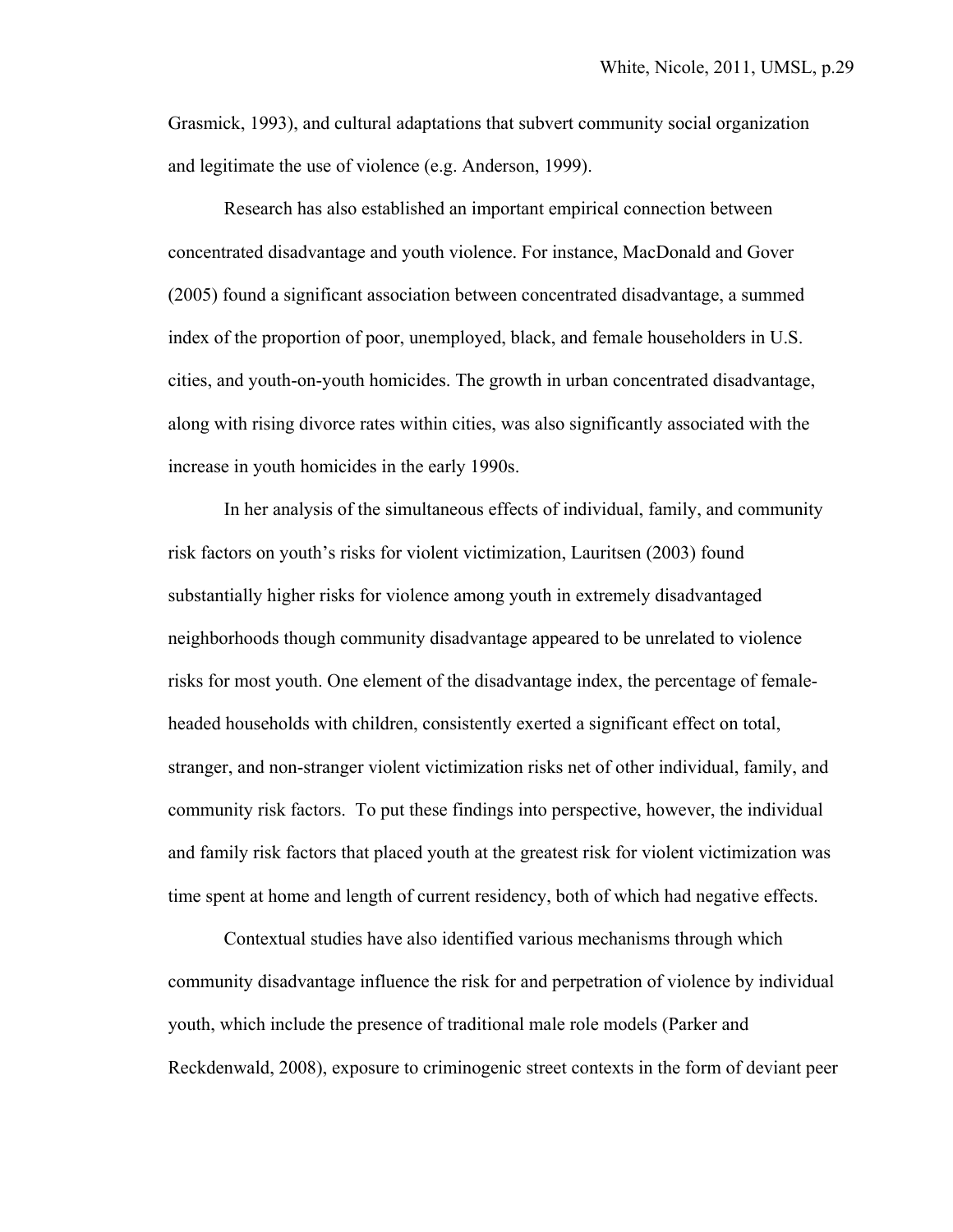Grasmick, 1993), and cultural adaptations that subvert community social organization and legitimate the use of violence (e.g. Anderson, 1999).

Research has also established an important empirical connection between concentrated disadvantage and youth violence. For instance, MacDonald and Gover (2005) found a significant association between concentrated disadvantage, a summed index of the proportion of poor, unemployed, black, and female householders in U.S. cities, and youth-on-youth homicides. The growth in urban concentrated disadvantage, along with rising divorce rates within cities, was also significantly associated with the increase in youth homicides in the early 1990s.

In her analysis of the simultaneous effects of individual, family, and community risk factors on youth's risks for violent victimization, Lauritsen (2003) found substantially higher risks for violence among youth in extremely disadvantaged neighborhoods though community disadvantage appeared to be unrelated to violence risks for most youth. One element of the disadvantage index, the percentage of female-headed households with children, consistently exerted a significant effect on total, stranger, and non-stranger violent victimization risks net of other individual, family, and community risk factors. To put these findings into perspective, however, the individual and family risk factors that placed youth at the greatest risk for violent victimization was time spent at home and length of current residency, both of which had negative effects.

Contextual studies have also identified various mechanisms through which community disadvantage influence the risk for and perpetration of violence by individual youth, which include the presence of traditional male role models (Parker and Reckdenwald, 2008), exposure to criminogenic street contexts in the form of deviant peer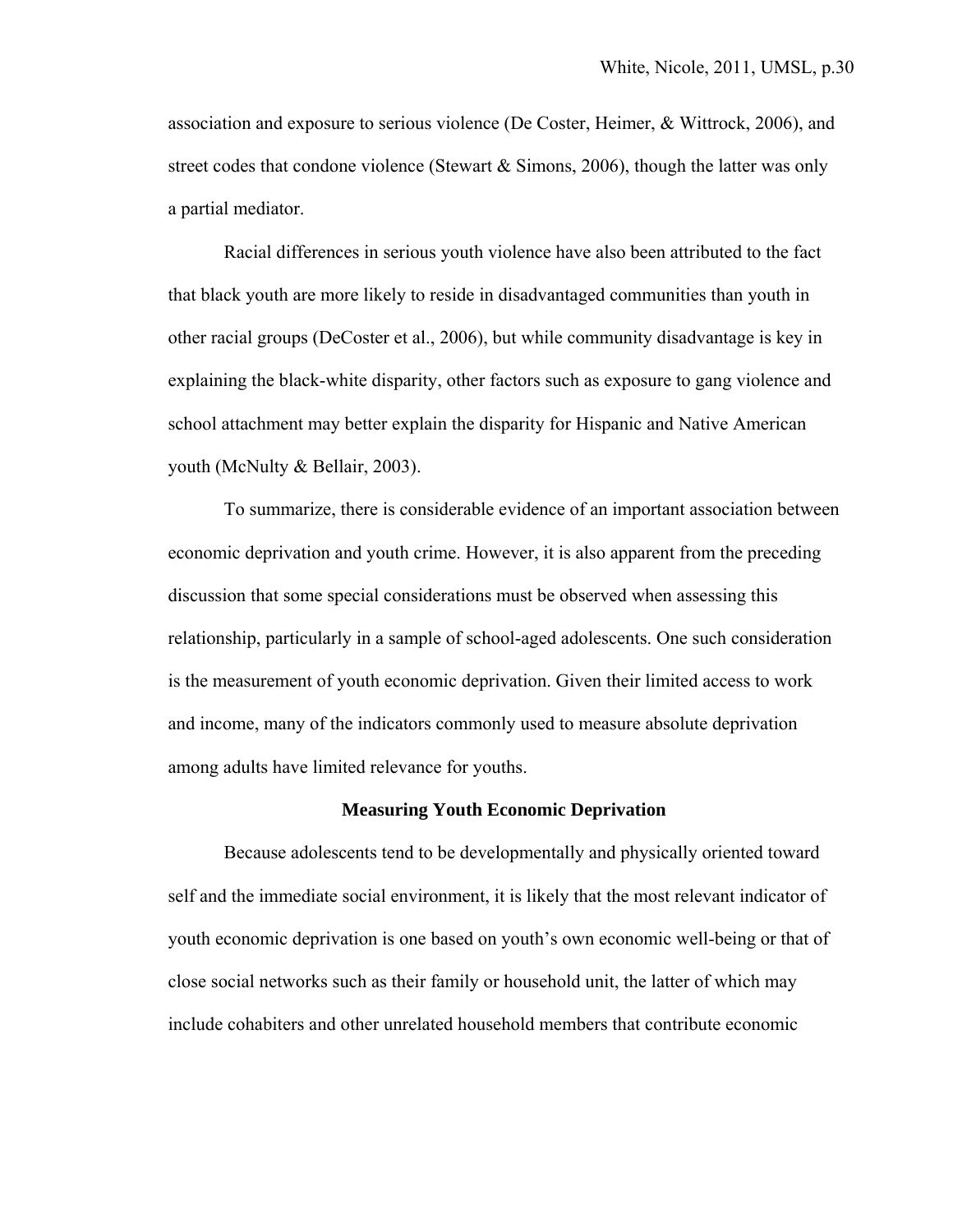association and exposure to serious violence (De Coster, Heimer, & Wittrock, 2006), and street codes that condone violence (Stewart & Simons, 2006), though the latter was only a partial mediator.

Racial differences in serious youth violence have also been attributed to the fact that black youth are more likely to reside in disadvantaged communities than youth in other racial groups (DeCoster et al., 2006), but while community disadvantage is key in explaining the black-white disparity, other factors such as exposure to gang violence and school attachment may better explain the disparity for Hispanic and Native American youth (McNulty & Bellair, 2003).

To summarize, there is considerable evidence of an important association between economic deprivation and youth crime. However, it is also apparent from the preceding discussion that some special considerations must be observed when assessing this relationship, particularly in a sample of school-aged adolescents. One such consideration is the measurement of youth economic deprivation. Given their limited access to work and income, many of the indicators commonly used to measure absolute deprivation among adults have limited relevance for youths.

## Measuring Youth Economic Deprivation

Because adolescents tend to be developmentally and physically oriented toward self and the immediate social environment, it is likely that the most relevant indicator of youth economic deprivation is one based on youth's own economic well-being or that of close social networks such as their family or household unit, the latter of which may include cohabiters and other unrelated household members that contribute economic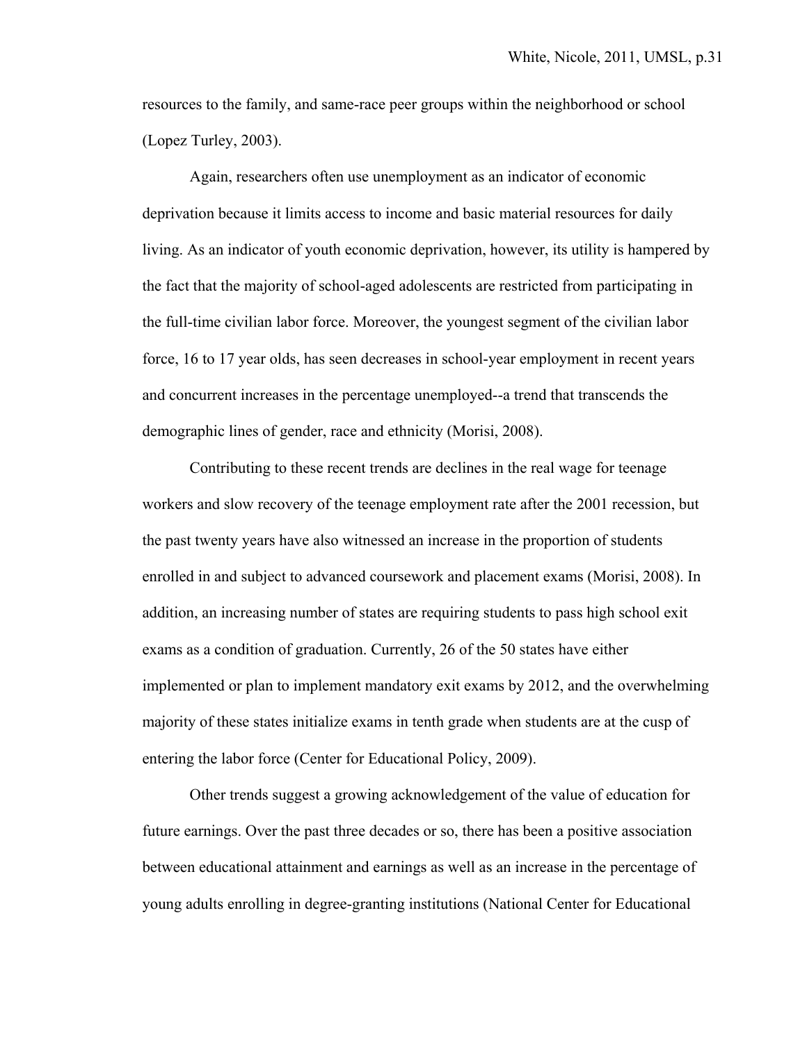resources to the family, and same-race peer groups within the neighborhood or school (Lopez Turley, 2003).

Again, researchers often use unemployment as an indicator of economic deprivation because it limits access to income and basic material resources for daily living. As an indicator of youth economic deprivation, however, its utility is hampered by the fact that the majority of school-aged adolescents are restricted from participating in the full-time civilian labor force. Moreover, the youngest segment of the civilian labor force, 16 to 17 year olds, has seen decreases in school-year employment in recent years and concurrent increases in the percentage unemployed--a trend that transcends the demographic lines of gender, race and ethnicity (Morisi, 2008).

Contributing to these recent trends are declines in the real wage for teenage workers and slow recovery of the teenage employment rate after the 2001 recession, but the past twenty years have also witnessed an increase in the proportion of students enrolled in and subject to advanced coursework and placement exams (Morisi, 2008). In addition, an increasing number of states are requiring students to pass high school exit exams as a condition of graduation. Currently, 26 of the 50 states have either implemented or plan to implement mandatory exit exams by 2012, and the overwhelming majority of these states initialize exams in tenth grade when students are at the cusp of entering the labor force (Center for Educational Policy, 2009).

Other trends suggest a growing acknowledgement of the value of education for future earnings. Over the past three decades or so, there has been a positive association between educational attainment and earnings as well as an increase in the percentage of young adults enrolling in degree-granting institutions (National Center for Educational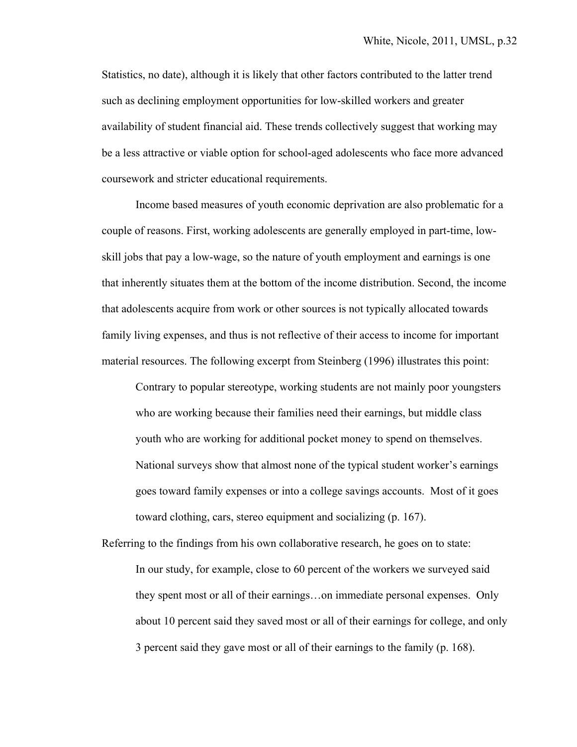Statistics, no date), although it is likely that other factors contributed to the latter trend such as declining employment opportunities for low-skilled workers and greater availability of student financial aid. These trends collectively suggest that working may be a less attractive or viable option for school-aged adolescents who face more advanced coursework and stricter educational requirements.

Income based measures of youth economic deprivation are also problematic for a couple of reasons. First, working adolescents are generally employed in part-time, low-skill jobs that pay a low-wage, so the nature of youth employment and earnings is one that inherently situates them at the bottom of the income distribution. Second, the income that adolescents acquire from work or other sources is not typically allocated towards family living expenses, and thus is not reflective of their access to income for important material resources. The following excerpt from Steinberg (1996) illustrates this point:

> Contrary to popular stereotype, working students are not mainly poor youngsters who are working because their families need their earnings, but middle class youth who are working for additional pocket money to spend on themselves. National surveys show that almost none of the typical student worker's earnings goes toward family expenses or into a college savings accounts. Most of it goes toward clothing, cars, stereo equipment and socializing (p. 167).

Referring to the findings from his own collaborative research, he goes on to state:

> In our study, for example, close to 60 percent of the workers we surveyed said they spent most or all of their earnings…on immediate personal expenses. Only about 10 percent said they saved most or all of their earnings for college, and only 3 percent said they gave most or all of their earnings to the family (p. 168).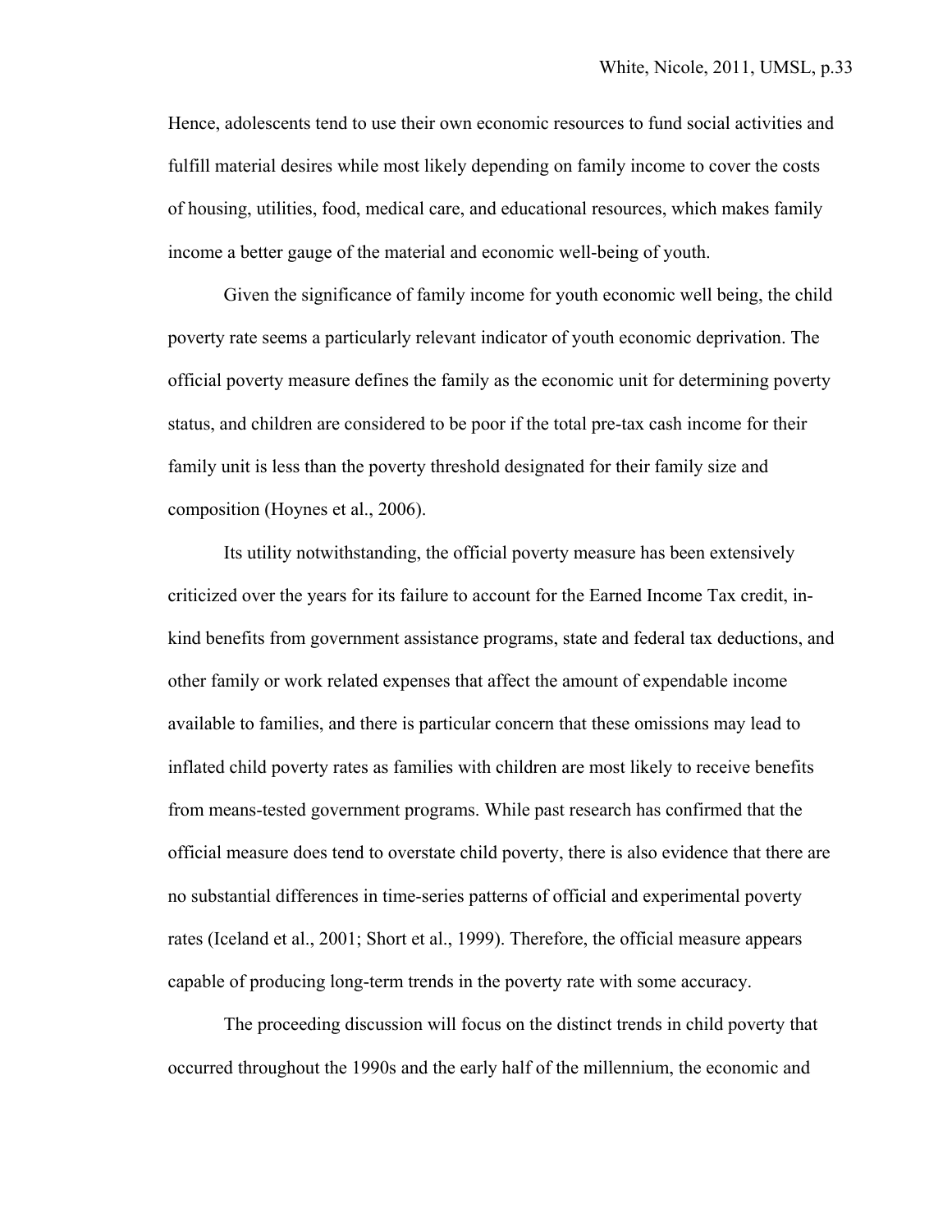Hence, adolescents tend to use their own economic resources to fund social activities and fulfill material desires while most likely depending on family income to cover the costs of housing, utilities, food, medical care, and educational resources, which makes family income a better gauge of the material and economic well-being of youth.

Given the significance of family income for youth economic well being, the child poverty rate seems a particularly relevant indicator of youth economic deprivation. The official poverty measure defines the family as the economic unit for determining poverty status, and children are considered to be poor if the total pre-tax cash income for their family unit is less than the poverty threshold designated for their family size and composition (Hoynes et al., 2006).

Its utility notwithstanding, the official poverty measure has been extensively criticized over the years for its failure to account for the Earned Income Tax credit, in-kind benefits from government assistance programs, state and federal tax deductions, and other family or work related expenses that affect the amount of expendable income available to families, and there is particular concern that these omissions may lead to inflated child poverty rates as families with children are most likely to receive benefits from means-tested government programs. While past research has confirmed that the official measure does tend to overstate child poverty, there is also evidence that there are no substantial differences in time-series patterns of official and experimental poverty rates (Iceland et al., 2001; Short et al., 1999). Therefore, the official measure appears capable of producing long-term trends in the poverty rate with some accuracy.

The proceeding discussion will focus on the distinct trends in child poverty that occurred throughout the 1990s and the early half of the millennium, the economic and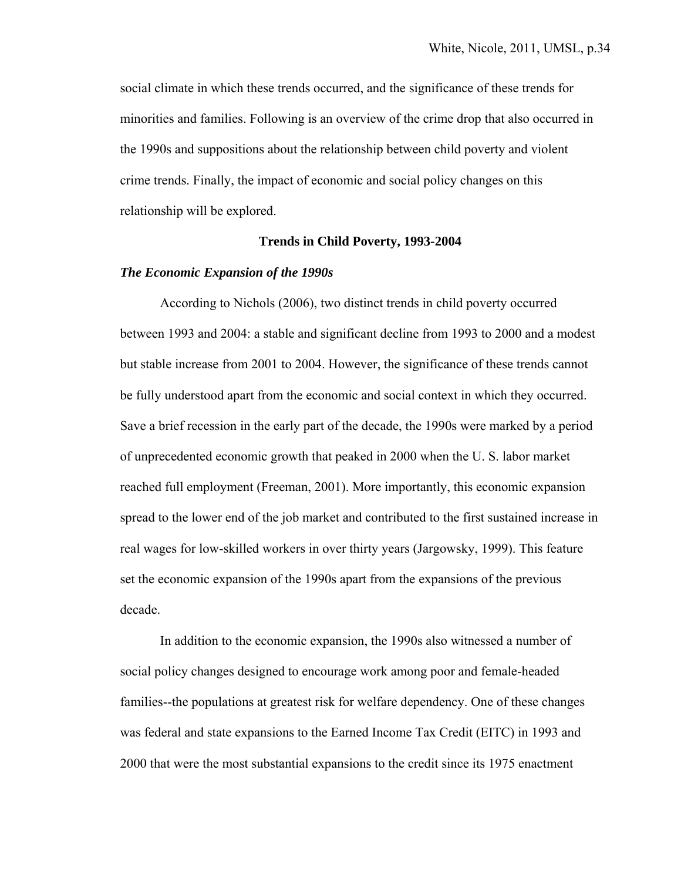social climate in which these trends occurred, and the significance of these trends for minorities and families. Following is an overview of the crime drop that also occurred in the 1990s and suppositions about the relationship between child poverty and violent crime trends. Finally, the impact of economic and social policy changes on this relationship will be explored.

## Trends in Child Poverty, 1993-2004

### *The Economic Expansion of the 1990s*

According to Nichols (2006), two distinct trends in child poverty occurred between 1993 and 2004: a stable and significant decline from 1993 to 2000 and a modest but stable increase from 2001 to 2004. However, the significance of these trends cannot be fully understood apart from the economic and social context in which they occurred. Save a brief recession in the early part of the decade, the 1990s were marked by a period of unprecedented economic growth that peaked in 2000 when the U. S. labor market reached full employment (Freeman, 2001). More importantly, this economic expansion spread to the lower end of the job market and contributed to the first sustained increase in real wages for low-skilled workers in over thirty years (Jargowsky, 1999). This feature set the economic expansion of the 1990s apart from the expansions of the previous decade.

In addition to the economic expansion, the 1990s also witnessed a number of social policy changes designed to encourage work among poor and female-headed families--the populations at greatest risk for welfare dependency. One of these changes was federal and state expansions to the Earned Income Tax Credit (EITC) in 1993 and 2000 that were the most substantial expansions to the credit since its 1975 enactment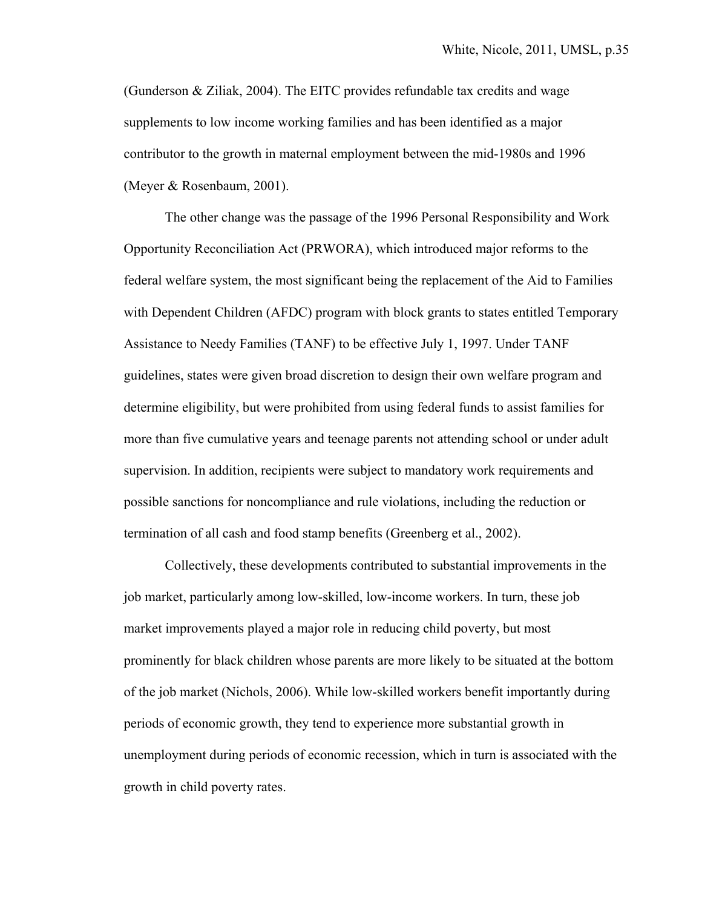(Gunderson & Ziliak, 2004). The EITC provides refundable tax credits and wage supplements to low income working families and has been identified as a major contributor to the growth in maternal employment between the mid-1980s and 1996 (Meyer & Rosenbaum, 2001).

The other change was the passage of the 1996 Personal Responsibility and Work Opportunity Reconciliation Act (PRWORA), which introduced major reforms to the federal welfare system, the most significant being the replacement of the Aid to Families with Dependent Children (AFDC) program with block grants to states entitled Temporary Assistance to Needy Families (TANF) to be effective July 1, 1997. Under TANF guidelines, states were given broad discretion to design their own welfare program and determine eligibility, but were prohibited from using federal funds to assist families for more than five cumulative years and teenage parents not attending school or under adult supervision. In addition, recipients were subject to mandatory work requirements and possible sanctions for noncompliance and rule violations, including the reduction or termination of all cash and food stamp benefits (Greenberg et al., 2002).

Collectively, these developments contributed to substantial improvements in the job market, particularly among low-skilled, low-income workers. In turn, these job market improvements played a major role in reducing child poverty, but most prominently for black children whose parents are more likely to be situated at the bottom of the job market (Nichols, 2006). While low-skilled workers benefit importantly during periods of economic growth, they tend to experience more substantial growth in unemployment during periods of economic recession, which in turn is associated with the growth in child poverty rates.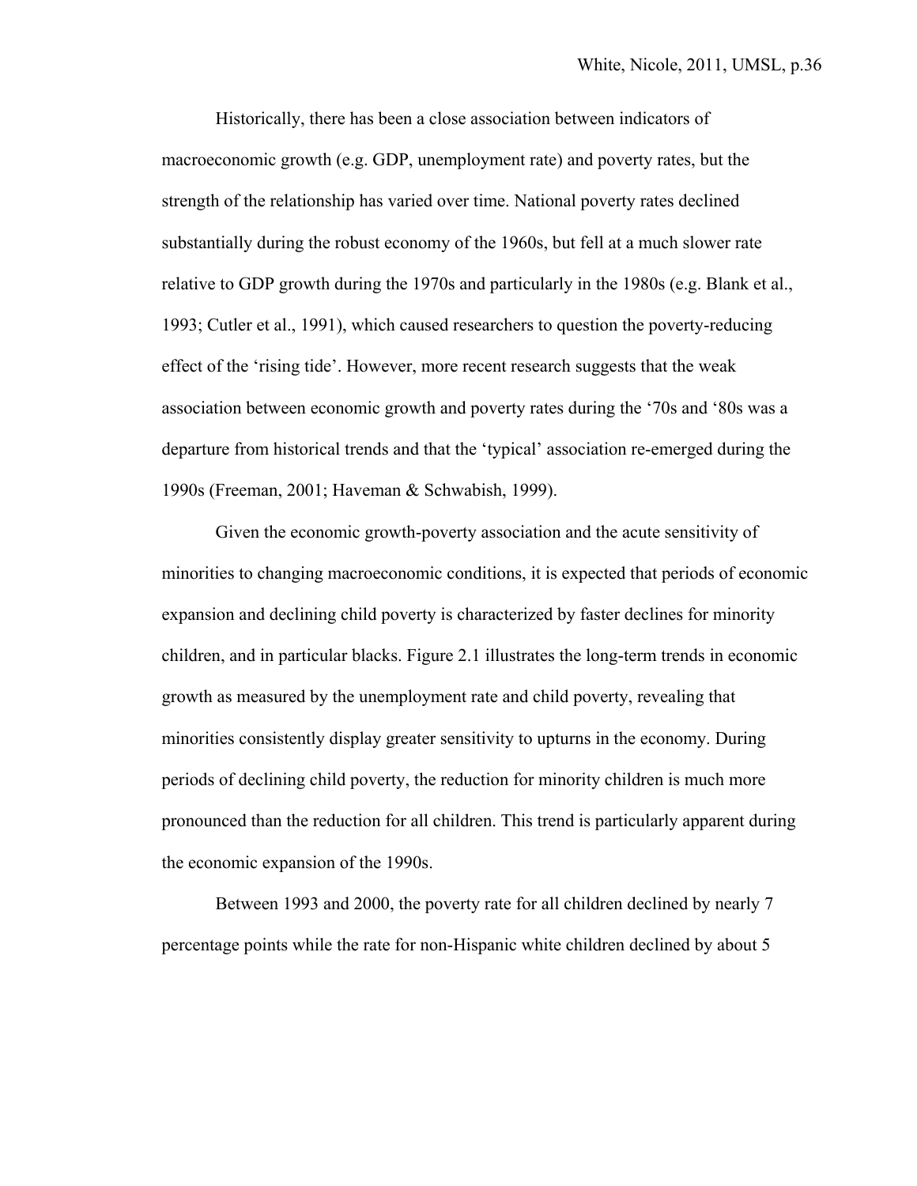Historically, there has been a close association between indicators of macroeconomic growth (e.g. GDP, unemployment rate) and poverty rates, but the strength of the relationship has varied over time. National poverty rates declined substantially during the robust economy of the 1960s, but fell at a much slower rate relative to GDP growth during the 1970s and particularly in the 1980s (e.g. Blank et al., 1993; Cutler et al., 1991), which caused researchers to question the poverty-reducing effect of the 'rising tide'. However, more recent research suggests that the weak association between economic growth and poverty rates during the '70s and '80s was a departure from historical trends and that the 'typical' association re-emerged during the 1990s (Freeman, 2001; Haveman & Schwabish, 1999).

Given the economic growth-poverty association and the acute sensitivity of minorities to changing macroeconomic conditions, it is expected that periods of economic expansion and declining child poverty is characterized by faster declines for minority children, and in particular blacks. Figure 2.1 illustrates the long-term trends in economic growth as measured by the unemployment rate and child poverty, revealing that minorities consistently display greater sensitivity to upturns in the economy. During periods of declining child poverty, the reduction for minority children is much more pronounced than the reduction for all children. This trend is particularly apparent during the economic expansion of the 1990s.

Between 1993 and 2000, the poverty rate for all children declined by nearly 7 percentage points while the rate for non-Hispanic white children declined by about 5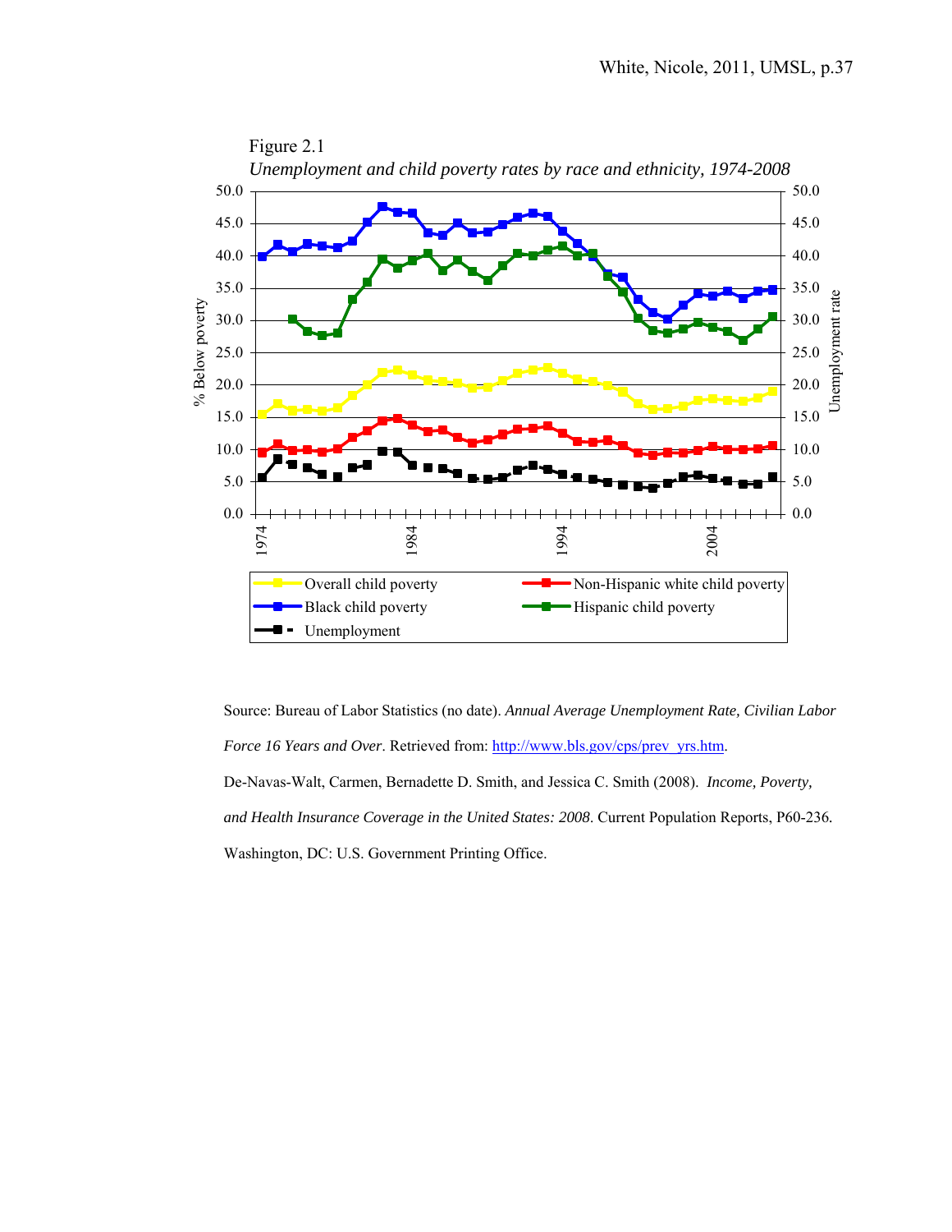Figure 2.1

*Unemployment and child poverty rates by race and ethnicity, 1974-2008*

Source: Bureau of Labor Statistics (no date). *Annual Average Unemployment Rate, Civilian Labor Force 16 Years and Over*. Retrieved from: http://www.bls.gov/cps/prev_yrs.htm.

De-Navas-Walt, Carmen, Bernadette D. Smith, and Jessica C. Smith (2008). *Income, Poverty, and Health Insurance Coverage in the United States: 2008*. Current Population Reports, P60-236. Washington, DC: U.S. Government Printing Office.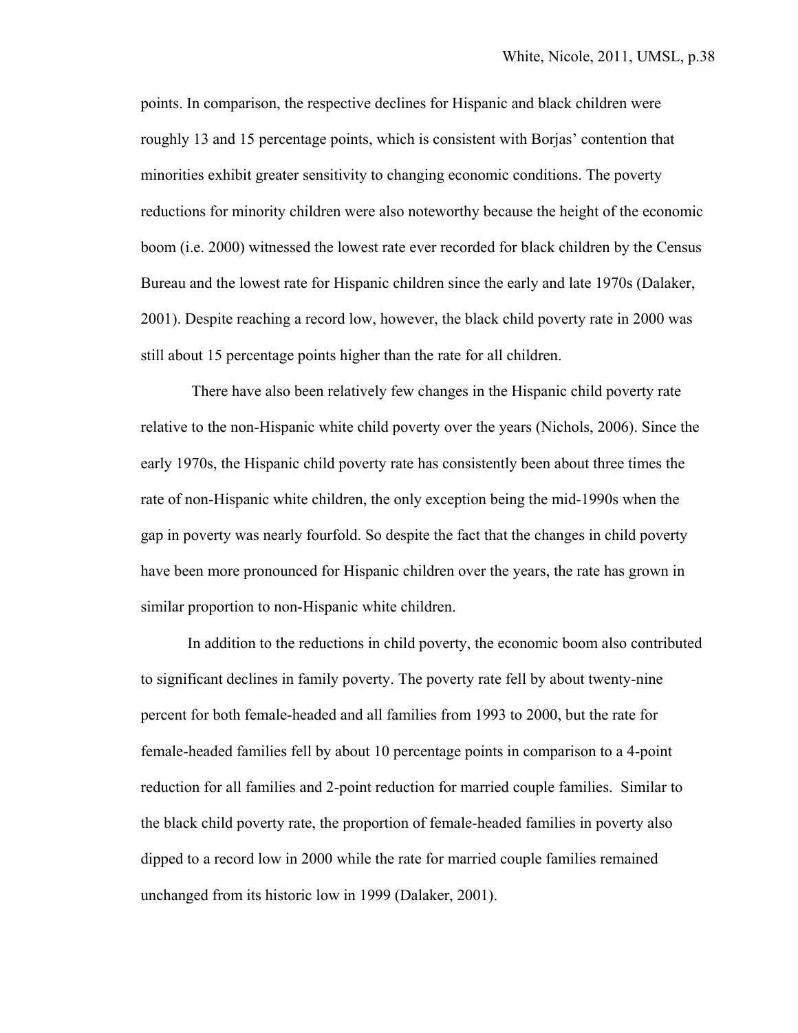points. In comparison, the respective declines for Hispanic and black children were roughly 13 and 15 percentage points, which is consistent with Borjas' contention that minorities exhibit greater sensitivity to changing economic conditions. The poverty reductions for minority children were also noteworthy because the height of the economic boom (i.e. 2000) witnessed the lowest rate ever recorded for black children by the Census Bureau and the lowest rate for Hispanic children since the early and late 1970s (Dalaker, 2001). Despite reaching a record low, however, the black child poverty rate in 2000 was still about 15 percentage points higher than the rate for all children.

There have also been relatively few changes in the Hispanic child poverty rate relative to the non-Hispanic white child poverty over the years (Nichols, 2006). Since the early 1970s, the Hispanic child poverty rate has consistently been about three times the rate of non-Hispanic white children, the only exception being the mid-1990s when the gap in poverty was nearly fourfold. So despite the fact that the changes in child poverty have been more pronounced for Hispanic children over the years, the rate has grown in similar proportion to non-Hispanic white children.

In addition to the reductions in child poverty, the economic boom also contributed to significant declines in family poverty. The poverty rate fell by about twenty-nine percent for both female-headed and all families from 1993 to 2000, but the rate for female-headed families fell by about 10 percentage points in comparison to a 4-point reduction for all families and 2-point reduction for married couple families. Similar to the black child poverty rate, the proportion of female-headed families in poverty also dipped to a record low in 2000 while the rate for married couple families remained unchanged from its historic low in 1999 (Dalaker, 2001).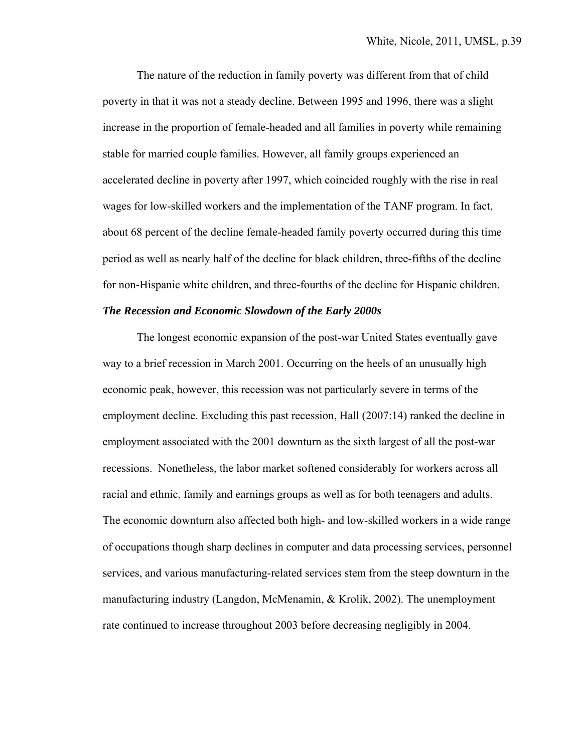The nature of the reduction in family poverty was different from that of child poverty in that it was not a steady decline. Between 1995 and 1996, there was a slight increase in the proportion of female-headed and all families in poverty while remaining stable for married couple families. However, all family groups experienced an accelerated decline in poverty after 1997, which coincided roughly with the rise in real wages for low-skilled workers and the implementation of the TANF program. In fact, about 68 percent of the decline female-headed family poverty occurred during this time period as well as nearly half of the decline for black children, three-fifths of the decline for non-Hispanic white children, and three-fourths of the decline for Hispanic children.

***The Recession and Economic Slowdown of the Early 2000s***

The longest economic expansion of the post-war United States eventually gave way to a brief recession in March 2001. Occurring on the heels of an unusually high economic peak, however, this recession was not particularly severe in terms of the employment decline. Excluding this past recession, Hall (2007:14) ranked the decline in employment associated with the 2001 downturn as the sixth largest of all the post-war recessions. Nonetheless, the labor market softened considerably for workers across all racial and ethnic, family and earnings groups as well as for both teenagers and adults. The economic downturn also affected both high- and low-skilled workers in a wide range of occupations though sharp declines in computer and data processing services, personnel services, and various manufacturing-related services stem from the steep downturn in the manufacturing industry (Langdon, McMenamin, & Krolik, 2002). The unemployment rate continued to increase throughout 2003 before decreasing negligibly in 2004.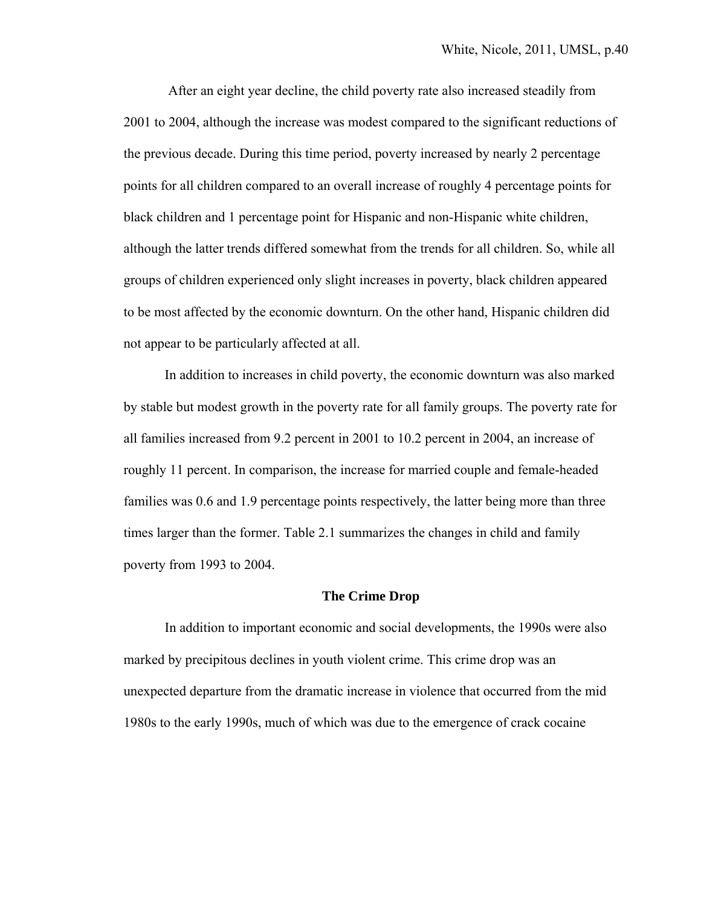After an eight year decline, the child poverty rate also increased steadily from 2001 to 2004, although the increase was modest compared to the significant reductions of the previous decade. During this time period, poverty increased by nearly 2 percentage points for all children compared to an overall increase of roughly 4 percentage points for black children and 1 percentage point for Hispanic and non-Hispanic white children, although the latter trends differed somewhat from the trends for all children. So, while all groups of children experienced only slight increases in poverty, black children appeared to be most affected by the economic downturn. On the other hand, Hispanic children did not appear to be particularly affected at all.

In addition to increases in child poverty, the economic downturn was also marked by stable but modest growth in the poverty rate for all family groups. The poverty rate for all families increased from 9.2 percent in 2001 to 10.2 percent in 2004, an increase of roughly 11 percent. In comparison, the increase for married couple and female-headed families was 0.6 and 1.9 percentage points respectively, the latter being more than three times larger than the former. Table 2.1 summarizes the changes in child and family poverty from 1993 to 2004.

## The Crime Drop

In addition to important economic and social developments, the 1990s were also marked by precipitous declines in youth violent crime. This crime drop was an unexpected departure from the dramatic increase in violence that occurred from the mid 1980s to the early 1990s, much of which was due to the emergence of crack cocaine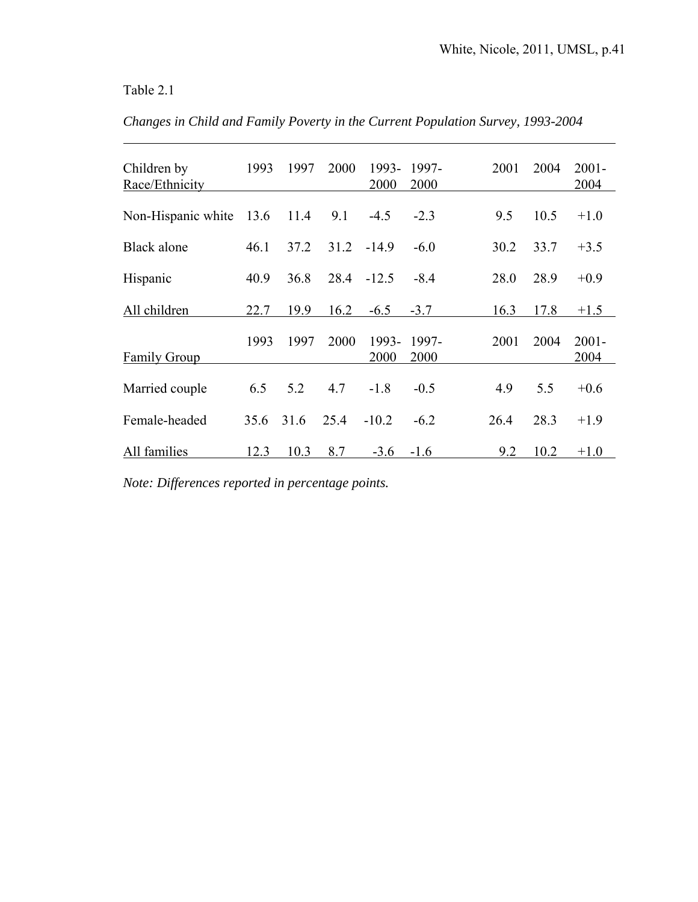Table 2.1

*Changes in Child and Family Poverty in the Current Population Survey, 1993-2004*

| Children by Race/Ethnicity | 1993 | 1997 | 2000 | 1993-2000 | 1997-2000 | 2001 | 2004 | 2001-2004 |
|---|---|---|---|---|---|---|---|---|
| Non-Hispanic white | 13.6 | 11.4 | 9.1 | -4.5 | -2.3 | 9.5 | 10.5 | +1.0 |
| Black alone | 46.1 | 37.2 | 31.2 | -14.9 | -6.0 | 30.2 | 33.7 | +3.5 |
| Hispanic | 40.9 | 36.8 | 28.4 | -12.5 | -8.4 | 28.0 | 28.9 | +0.9 |
| All children | 22.7 | 19.9 | 16.2 | -6.5 | -3.7 | 16.3 | 17.8 | +1.5 |
| **Family Group** | **1993** | **1997** | **2000** | **1993-2000** | **1997-2000** | **2001** | **2004** | **2001-2004** |
| Married couple | 6.5 | 5.2 | 4.7 | -1.8 | -0.5 | 4.9 | 5.5 | +0.6 |
| Female-headed | 35.6 | 31.6 | 25.4 | -10.2 | -6.2 | 26.4 | 28.3 | +1.9 |
| All families | 12.3 | 10.3 | 8.7 | -3.6 | -1.6 | 9.2 | 10.2 | +1.0 |

*Note: Differences reported in percentage points.*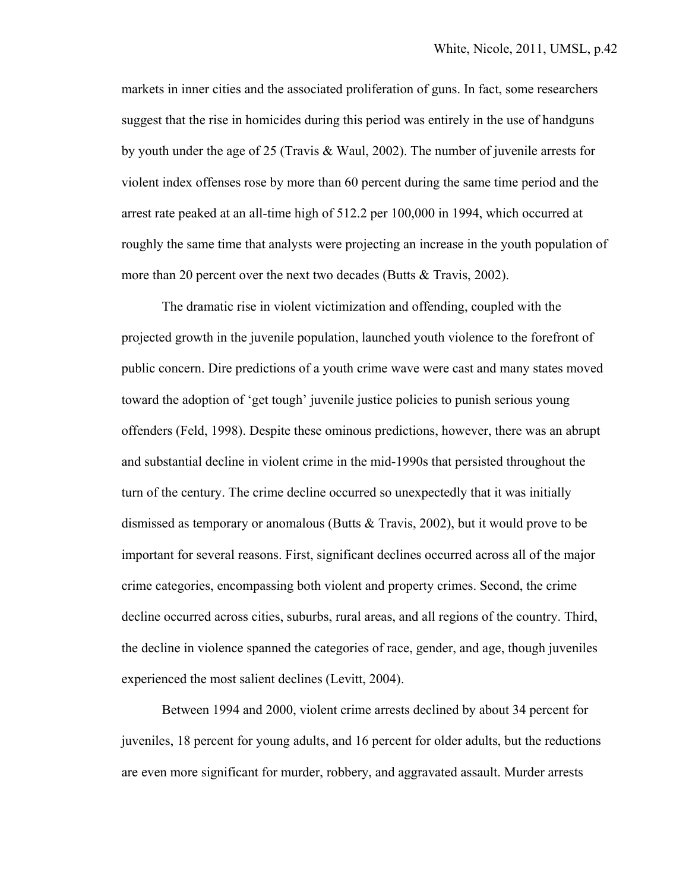markets in inner cities and the associated proliferation of guns. In fact, some researchers suggest that the rise in homicides during this period was entirely in the use of handguns by youth under the age of 25 (Travis & Waul, 2002). The number of juvenile arrests for violent index offenses rose by more than 60 percent during the same time period and the arrest rate peaked at an all-time high of 512.2 per 100,000 in 1994, which occurred at roughly the same time that analysts were projecting an increase in the youth population of more than 20 percent over the next two decades (Butts & Travis, 2002).

The dramatic rise in violent victimization and offending, coupled with the projected growth in the juvenile population, launched youth violence to the forefront of public concern. Dire predictions of a youth crime wave were cast and many states moved toward the adoption of 'get tough' juvenile justice policies to punish serious young offenders (Feld, 1998). Despite these ominous predictions, however, there was an abrupt and substantial decline in violent crime in the mid-1990s that persisted throughout the turn of the century. The crime decline occurred so unexpectedly that it was initially dismissed as temporary or anomalous (Butts & Travis, 2002), but it would prove to be important for several reasons. First, significant declines occurred across all of the major crime categories, encompassing both violent and property crimes. Second, the crime decline occurred across cities, suburbs, rural areas, and all regions of the country. Third, the decline in violence spanned the categories of race, gender, and age, though juveniles experienced the most salient declines (Levitt, 2004).

Between 1994 and 2000, violent crime arrests declined by about 34 percent for juveniles, 18 percent for young adults, and 16 percent for older adults, but the reductions are even more significant for murder, robbery, and aggravated assault. Murder arrests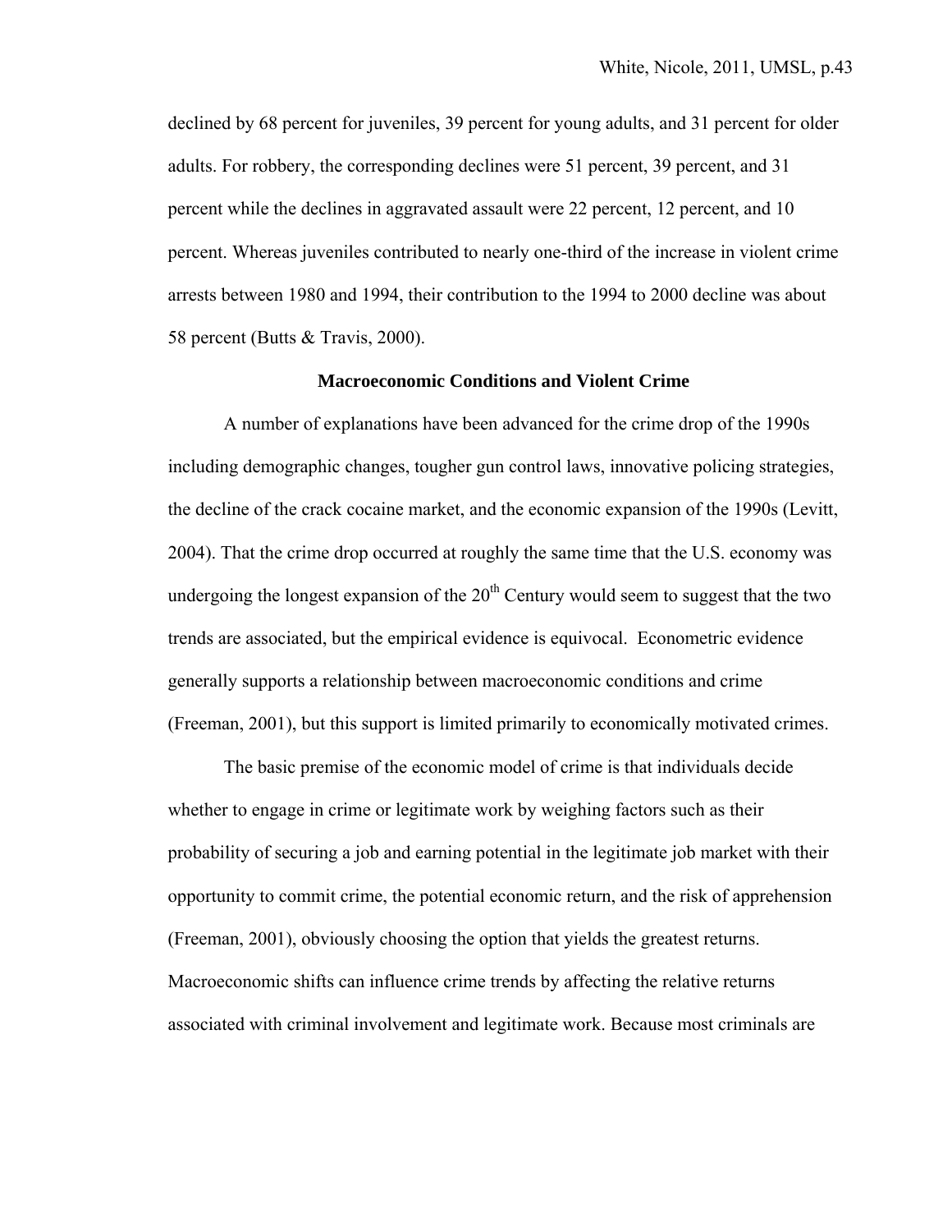declined by 68 percent for juveniles, 39 percent for young adults, and 31 percent for older adults. For robbery, the corresponding declines were 51 percent, 39 percent, and 31 percent while the declines in aggravated assault were 22 percent, 12 percent, and 10 percent. Whereas juveniles contributed to nearly one-third of the increase in violent crime arrests between 1980 and 1994, their contribution to the 1994 to 2000 decline was about 58 percent (Butts & Travis, 2000).

## Macroeconomic Conditions and Violent Crime

A number of explanations have been advanced for the crime drop of the 1990s including demographic changes, tougher gun control laws, innovative policing strategies, the decline of the crack cocaine market, and the economic expansion of the 1990s (Levitt, 2004). That the crime drop occurred at roughly the same time that the U.S. economy was undergoing the longest expansion of the 20th Century would seem to suggest that the two trends are associated, but the empirical evidence is equivocal. Econometric evidence generally supports a relationship between macroeconomic conditions and crime (Freeman, 2001), but this support is limited primarily to economically motivated crimes.

The basic premise of the economic model of crime is that individuals decide whether to engage in crime or legitimate work by weighing factors such as their probability of securing a job and earning potential in the legitimate job market with their opportunity to commit crime, the potential economic return, and the risk of apprehension (Freeman, 2001), obviously choosing the option that yields the greatest returns. Macroeconomic shifts can influence crime trends by affecting the relative returns associated with criminal involvement and legitimate work. Because most criminals are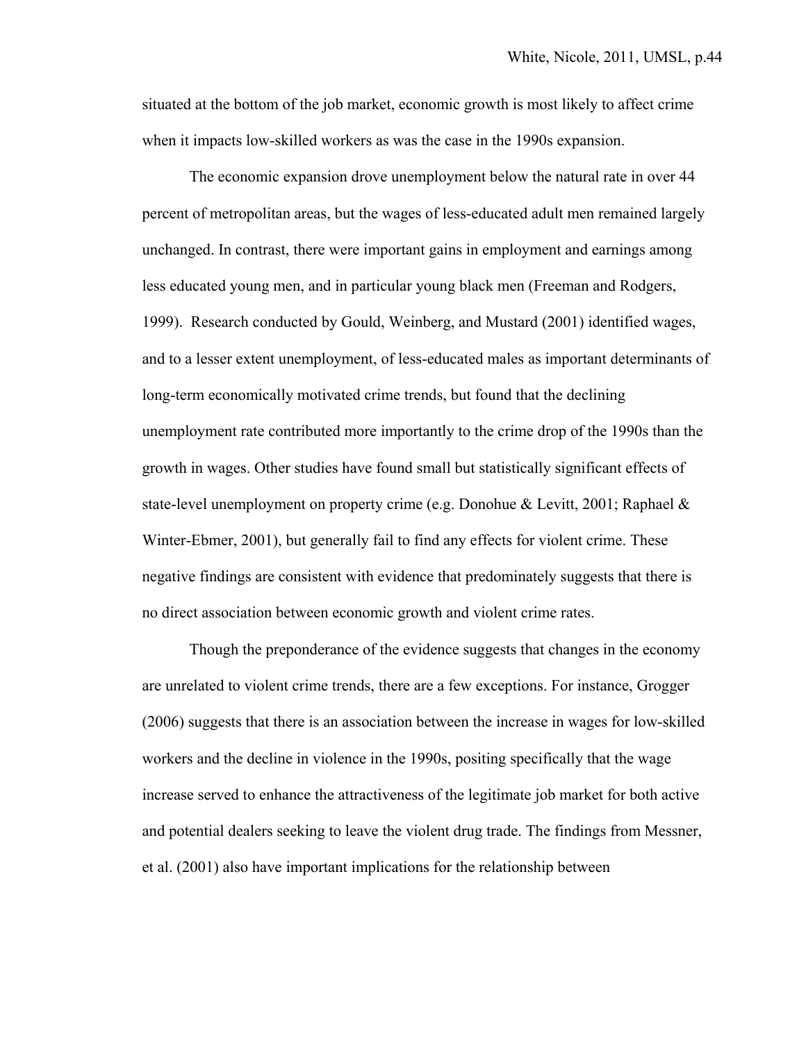situated at the bottom of the job market, economic growth is most likely to affect crime when it impacts low-skilled workers as was the case in the 1990s expansion.

The economic expansion drove unemployment below the natural rate in over 44 percent of metropolitan areas, but the wages of less-educated adult men remained largely unchanged. In contrast, there were important gains in employment and earnings among less educated young men, and in particular young black men (Freeman and Rodgers, 1999). Research conducted by Gould, Weinberg, and Mustard (2001) identified wages, and to a lesser extent unemployment, of less-educated males as important determinants of long-term economically motivated crime trends, but found that the declining unemployment rate contributed more importantly to the crime drop of the 1990s than the growth in wages. Other studies have found small but statistically significant effects of state-level unemployment on property crime (e.g. Donohue & Levitt, 2001; Raphael & Winter-Ebmer, 2001), but generally fail to find any effects for violent crime. These negative findings are consistent with evidence that predominately suggests that there is no direct association between economic growth and violent crime rates.

Though the preponderance of the evidence suggests that changes in the economy are unrelated to violent crime trends, there are a few exceptions. For instance, Grogger (2006) suggests that there is an association between the increase in wages for low-skilled workers and the decline in violence in the 1990s, positing specifically that the wage increase served to enhance the attractiveness of the legitimate job market for both active and potential dealers seeking to leave the violent drug trade. The findings from Messner, et al. (2001) also have important implications for the relationship between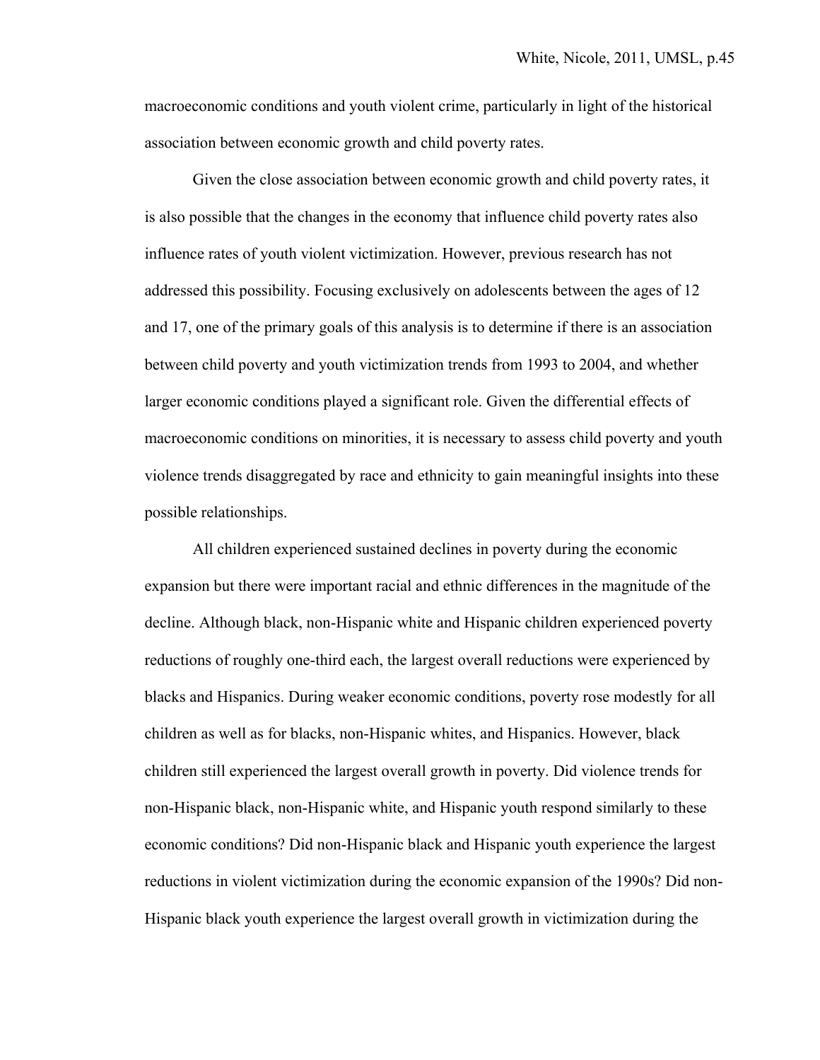macroeconomic conditions and youth violent crime, particularly in light of the historical association between economic growth and child poverty rates.

Given the close association between economic growth and child poverty rates, it is also possible that the changes in the economy that influence child poverty rates also influence rates of youth violent victimization. However, previous research has not addressed this possibility. Focusing exclusively on adolescents between the ages of 12 and 17, one of the primary goals of this analysis is to determine if there is an association between child poverty and youth victimization trends from 1993 to 2004, and whether larger economic conditions played a significant role. Given the differential effects of macroeconomic conditions on minorities, it is necessary to assess child poverty and youth violence trends disaggregated by race and ethnicity to gain meaningful insights into these possible relationships.

All children experienced sustained declines in poverty during the economic expansion but there were important racial and ethnic differences in the magnitude of the decline. Although black, non-Hispanic white and Hispanic children experienced poverty reductions of roughly one-third each, the largest overall reductions were experienced by blacks and Hispanics. During weaker economic conditions, poverty rose modestly for all children as well as for blacks, non-Hispanic whites, and Hispanics. However, black children still experienced the largest overall growth in poverty. Did violence trends for non-Hispanic black, non-Hispanic white, and Hispanic youth respond similarly to these economic conditions? Did non-Hispanic black and Hispanic youth experience the largest reductions in violent victimization during the economic expansion of the 1990s? Did non-Hispanic black youth experience the largest overall growth in victimization during the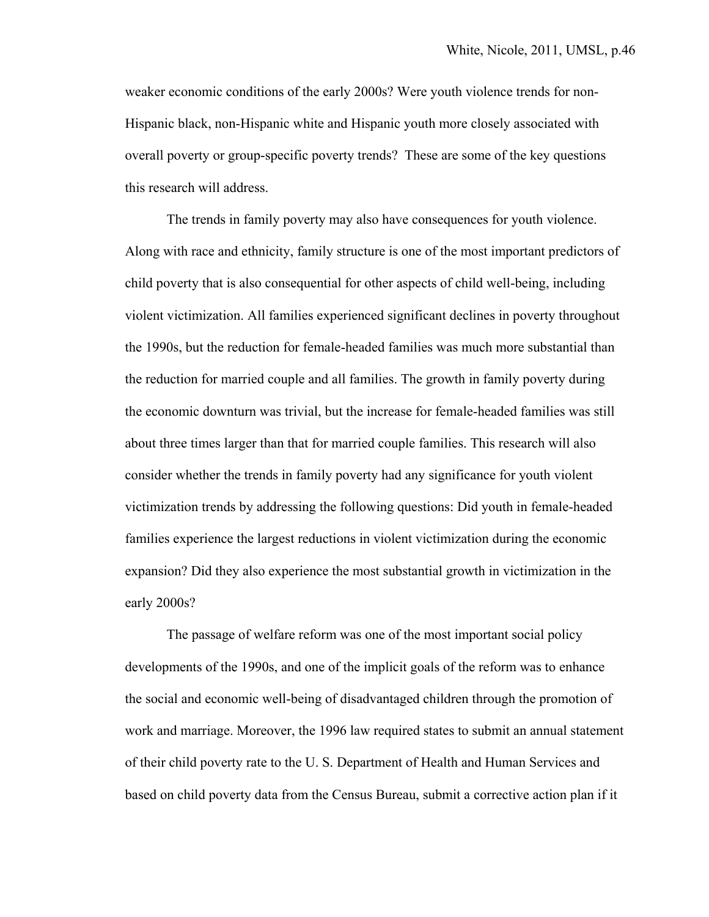weaker economic conditions of the early 2000s? Were youth violence trends for non-Hispanic black, non-Hispanic white and Hispanic youth more closely associated with overall poverty or group-specific poverty trends? These are some of the key questions this research will address.

The trends in family poverty may also have consequences for youth violence. Along with race and ethnicity, family structure is one of the most important predictors of child poverty that is also consequential for other aspects of child well-being, including violent victimization. All families experienced significant declines in poverty throughout the 1990s, but the reduction for female-headed families was much more substantial than the reduction for married couple and all families. The growth in family poverty during the economic downturn was trivial, but the increase for female-headed families was still about three times larger than that for married couple families. This research will also consider whether the trends in family poverty had any significance for youth violent victimization trends by addressing the following questions: Did youth in female-headed families experience the largest reductions in violent victimization during the economic expansion? Did they also experience the most substantial growth in victimization in the early 2000s?

The passage of welfare reform was one of the most important social policy developments of the 1990s, and one of the implicit goals of the reform was to enhance the social and economic well-being of disadvantaged children through the promotion of work and marriage. Moreover, the 1996 law required states to submit an annual statement of their child poverty rate to the U. S. Department of Health and Human Services and based on child poverty data from the Census Bureau, submit a corrective action plan if it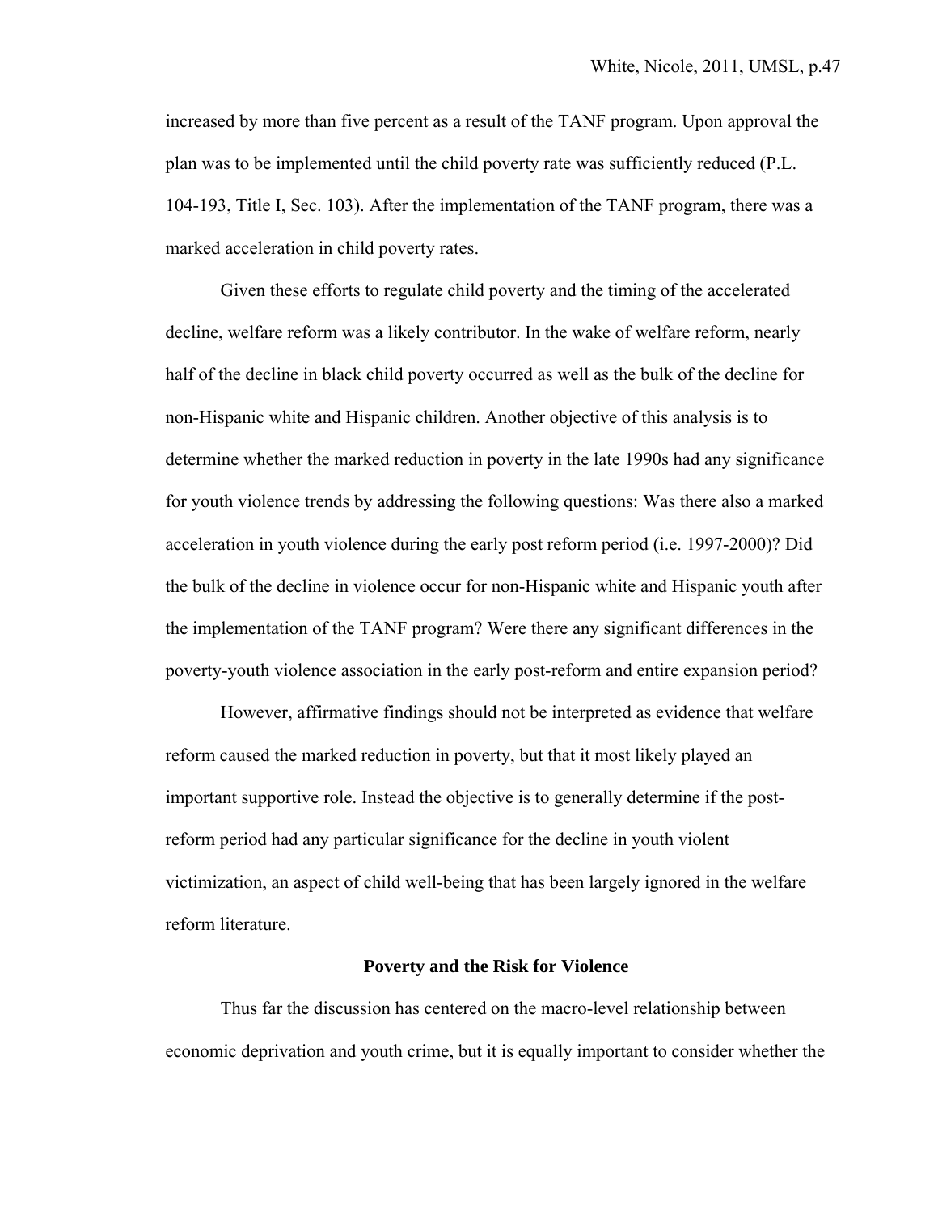increased by more than five percent as a result of the TANF program. Upon approval the plan was to be implemented until the child poverty rate was sufficiently reduced (P.L. 104-193, Title I, Sec. 103). After the implementation of the TANF program, there was a marked acceleration in child poverty rates.

Given these efforts to regulate child poverty and the timing of the accelerated decline, welfare reform was a likely contributor. In the wake of welfare reform, nearly half of the decline in black child poverty occurred as well as the bulk of the decline for non-Hispanic white and Hispanic children. Another objective of this analysis is to determine whether the marked reduction in poverty in the late 1990s had any significance for youth violence trends by addressing the following questions: Was there also a marked acceleration in youth violence during the early post reform period (i.e. 1997-2000)? Did the bulk of the decline in violence occur for non-Hispanic white and Hispanic youth after the implementation of the TANF program? Were there any significant differences in the poverty-youth violence association in the early post-reform and entire expansion period?

However, affirmative findings should not be interpreted as evidence that welfare reform caused the marked reduction in poverty, but that it most likely played an important supportive role. Instead the objective is to generally determine if the post-reform period had any particular significance for the decline in youth violent victimization, an aspect of child well-being that has been largely ignored in the welfare reform literature.

## Poverty and the Risk for Violence

Thus far the discussion has centered on the macro-level relationship between economic deprivation and youth crime, but it is equally important to consider whether the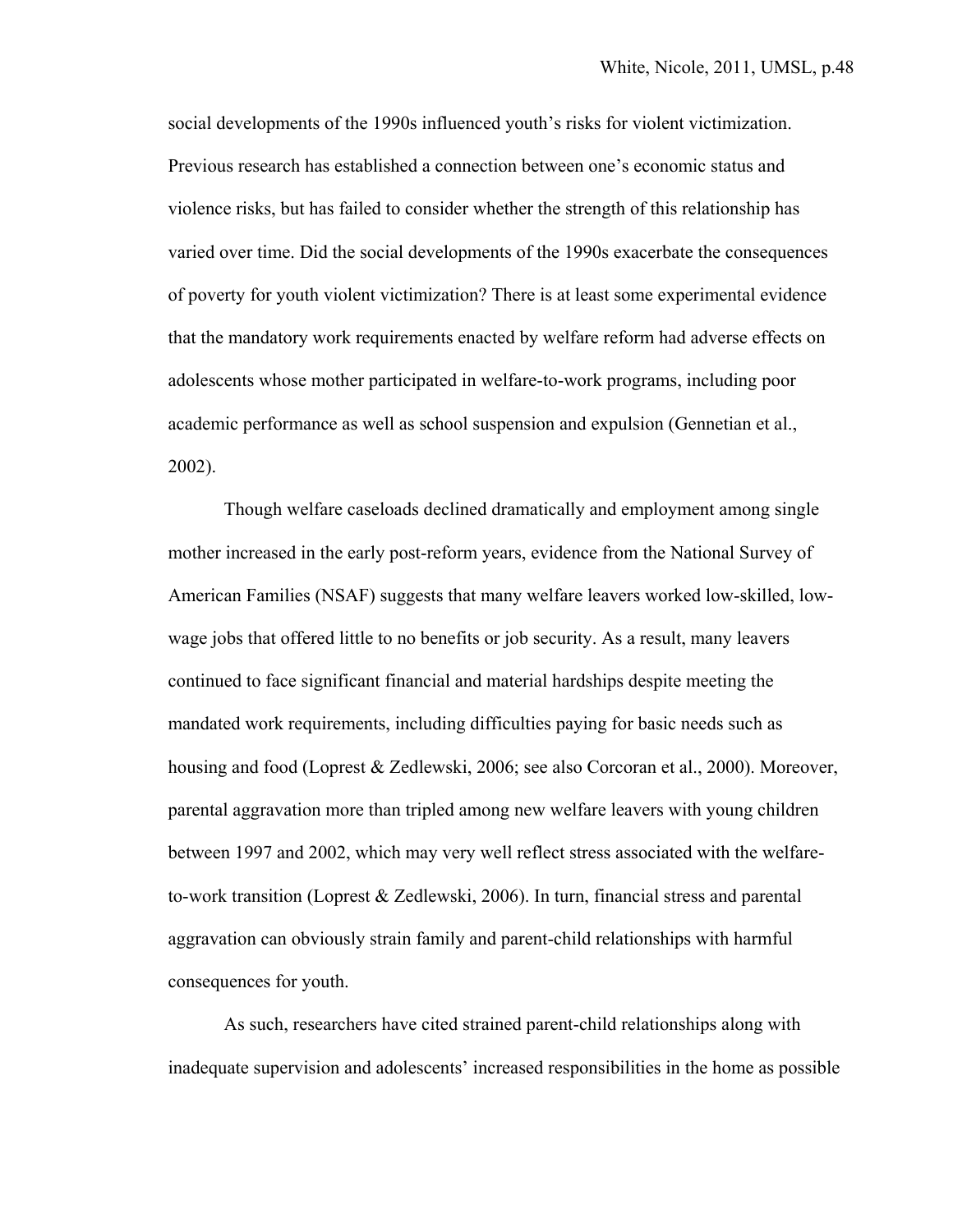social developments of the 1990s influenced youth's risks for violent victimization. Previous research has established a connection between one's economic status and violence risks, but has failed to consider whether the strength of this relationship has varied over time. Did the social developments of the 1990s exacerbate the consequences of poverty for youth violent victimization? There is at least some experimental evidence that the mandatory work requirements enacted by welfare reform had adverse effects on adolescents whose mother participated in welfare-to-work programs, including poor academic performance as well as school suspension and expulsion (Gennetian et al., 2002).

Though welfare caseloads declined dramatically and employment among single mother increased in the early post-reform years, evidence from the National Survey of American Families (NSAF) suggests that many welfare leavers worked low-skilled, low-wage jobs that offered little to no benefits or job security. As a result, many leavers continued to face significant financial and material hardships despite meeting the mandated work requirements, including difficulties paying for basic needs such as housing and food (Loprest & Zedlewski, 2006; see also Corcoran et al., 2000). Moreover, parental aggravation more than tripled among new welfare leavers with young children between 1997 and 2002, which may very well reflect stress associated with the welfare-to-work transition (Loprest & Zedlewski, 2006). In turn, financial stress and parental aggravation can obviously strain family and parent-child relationships with harmful consequences for youth.

As such, researchers have cited strained parent-child relationships along with inadequate supervision and adolescents' increased responsibilities in the home as possible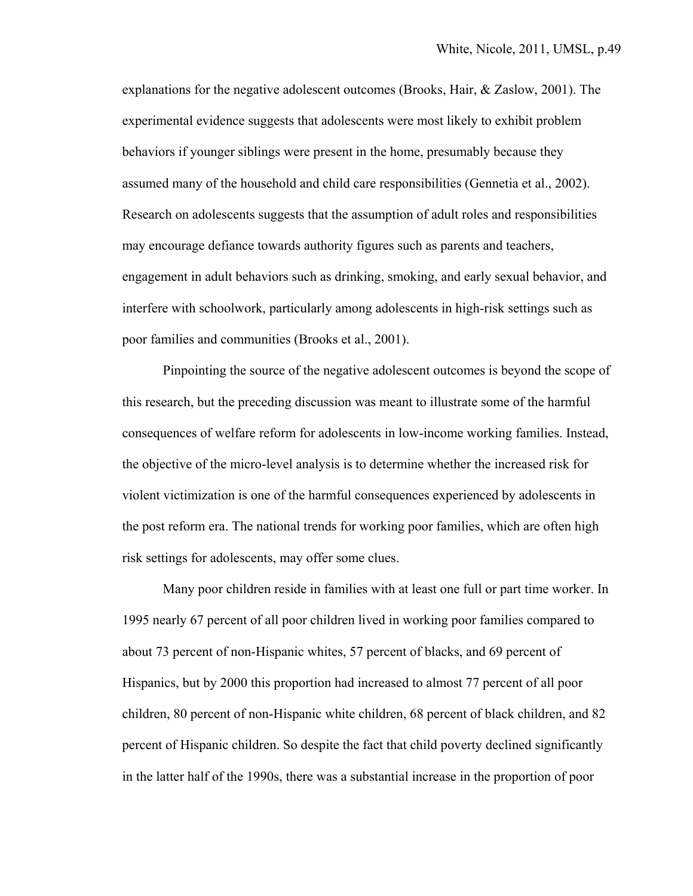explanations for the negative adolescent outcomes (Brooks, Hair, & Zaslow, 2001). The experimental evidence suggests that adolescents were most likely to exhibit problem behaviors if younger siblings were present in the home, presumably because they assumed many of the household and child care responsibilities (Gennetia et al., 2002). Research on adolescents suggests that the assumption of adult roles and responsibilities may encourage defiance towards authority figures such as parents and teachers, engagement in adult behaviors such as drinking, smoking, and early sexual behavior, and interfere with schoolwork, particularly among adolescents in high-risk settings such as poor families and communities (Brooks et al., 2001).

Pinpointing the source of the negative adolescent outcomes is beyond the scope of this research, but the preceding discussion was meant to illustrate some of the harmful consequences of welfare reform for adolescents in low-income working families. Instead, the objective of the micro-level analysis is to determine whether the increased risk for violent victimization is one of the harmful consequences experienced by adolescents in the post reform era. The national trends for working poor families, which are often high risk settings for adolescents, may offer some clues.

Many poor children reside in families with at least one full or part time worker. In 1995 nearly 67 percent of all poor children lived in working poor families compared to about 73 percent of non-Hispanic whites, 57 percent of blacks, and 69 percent of Hispanics, but by 2000 this proportion had increased to almost 77 percent of all poor children, 80 percent of non-Hispanic white children, 68 percent of black children, and 82 percent of Hispanic children. So despite the fact that child poverty declined significantly in the latter half of the 1990s, there was a substantial increase in the proportion of poor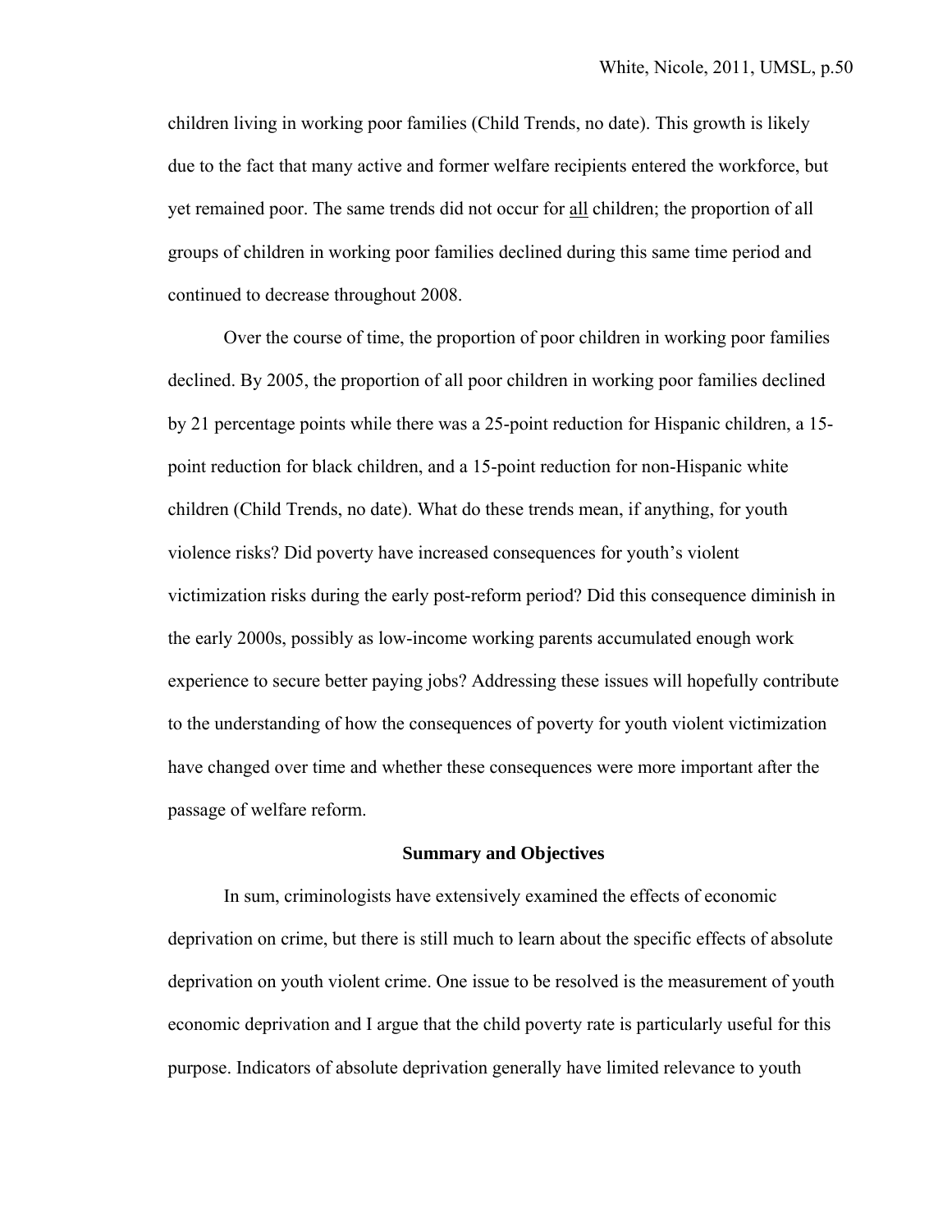children living in working poor families (Child Trends, no date). This growth is likely due to the fact that many active and former welfare recipients entered the workforce, but yet remained poor. The same trends did not occur for <u>all</u> children; the proportion of all groups of children in working poor families declined during this same time period and continued to decrease throughout 2008.

Over the course of time, the proportion of poor children in working poor families declined. By 2005, the proportion of all poor children in working poor families declined by 21 percentage points while there was a 25-point reduction for Hispanic children, a 15-point reduction for black children, and a 15-point reduction for non-Hispanic white children (Child Trends, no date). What do these trends mean, if anything, for youth violence risks? Did poverty have increased consequences for youth's violent victimization risks during the early post-reform period? Did this consequence diminish in the early 2000s, possibly as low-income working parents accumulated enough work experience to secure better paying jobs? Addressing these issues will hopefully contribute to the understanding of how the consequences of poverty for youth violent victimization have changed over time and whether these consequences were more important after the passage of welfare reform.

## Summary and Objectives

In sum, criminologists have extensively examined the effects of economic deprivation on crime, but there is still much to learn about the specific effects of absolute deprivation on youth violent crime. One issue to be resolved is the measurement of youth economic deprivation and I argue that the child poverty rate is particularly useful for this purpose. Indicators of absolute deprivation generally have limited relevance to youth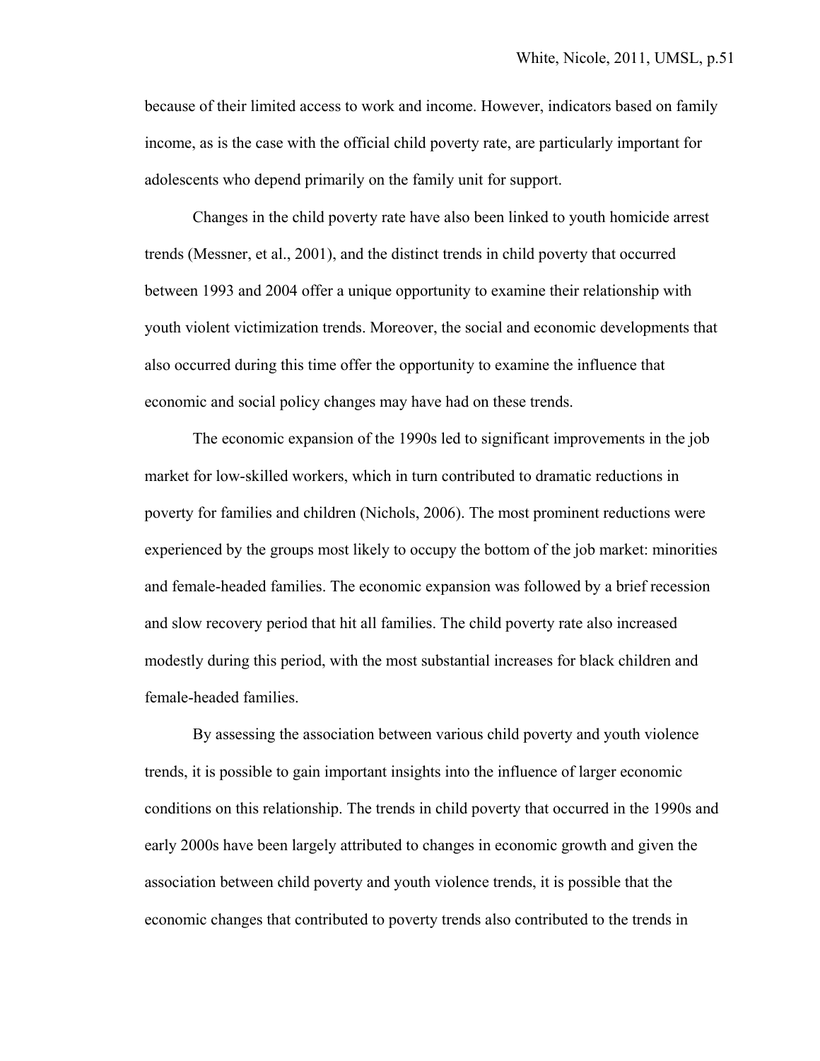because of their limited access to work and income. However, indicators based on family income, as is the case with the official child poverty rate, are particularly important for adolescents who depend primarily on the family unit for support.

Changes in the child poverty rate have also been linked to youth homicide arrest trends (Messner, et al., 2001), and the distinct trends in child poverty that occurred between 1993 and 2004 offer a unique opportunity to examine their relationship with youth violent victimization trends. Moreover, the social and economic developments that also occurred during this time offer the opportunity to examine the influence that economic and social policy changes may have had on these trends.

The economic expansion of the 1990s led to significant improvements in the job market for low-skilled workers, which in turn contributed to dramatic reductions in poverty for families and children (Nichols, 2006). The most prominent reductions were experienced by the groups most likely to occupy the bottom of the job market: minorities and female-headed families. The economic expansion was followed by a brief recession and slow recovery period that hit all families. The child poverty rate also increased modestly during this period, with the most substantial increases for black children and female-headed families.

By assessing the association between various child poverty and youth violence trends, it is possible to gain important insights into the influence of larger economic conditions on this relationship. The trends in child poverty that occurred in the 1990s and early 2000s have been largely attributed to changes in economic growth and given the association between child poverty and youth violence trends, it is possible that the economic changes that contributed to poverty trends also contributed to the trends in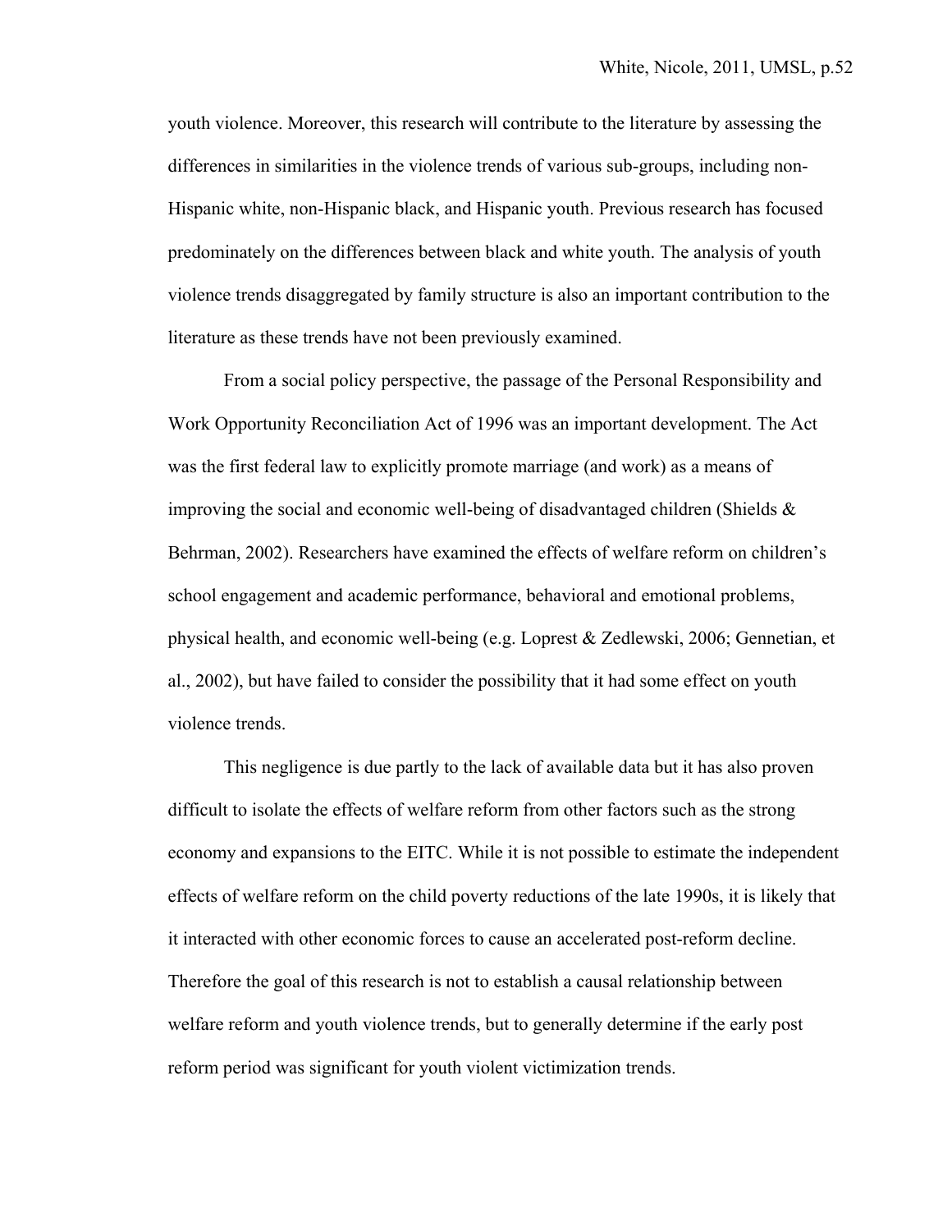youth violence. Moreover, this research will contribute to the literature by assessing the differences in similarities in the violence trends of various sub-groups, including non-Hispanic white, non-Hispanic black, and Hispanic youth. Previous research has focused predominately on the differences between black and white youth. The analysis of youth violence trends disaggregated by family structure is also an important contribution to the literature as these trends have not been previously examined.

From a social policy perspective, the passage of the Personal Responsibility and Work Opportunity Reconciliation Act of 1996 was an important development. The Act was the first federal law to explicitly promote marriage (and work) as a means of improving the social and economic well-being of disadvantaged children (Shields & Behrman, 2002). Researchers have examined the effects of welfare reform on children's school engagement and academic performance, behavioral and emotional problems, physical health, and economic well-being (e.g. Loprest & Zedlewski, 2006; Gennetian, et al., 2002), but have failed to consider the possibility that it had some effect on youth violence trends.

This negligence is due partly to the lack of available data but it has also proven difficult to isolate the effects of welfare reform from other factors such as the strong economy and expansions to the EITC. While it is not possible to estimate the independent effects of welfare reform on the child poverty reductions of the late 1990s, it is likely that it interacted with other economic forces to cause an accelerated post-reform decline. Therefore the goal of this research is not to establish a causal relationship between welfare reform and youth violence trends, but to generally determine if the early post reform period was significant for youth violent victimization trends.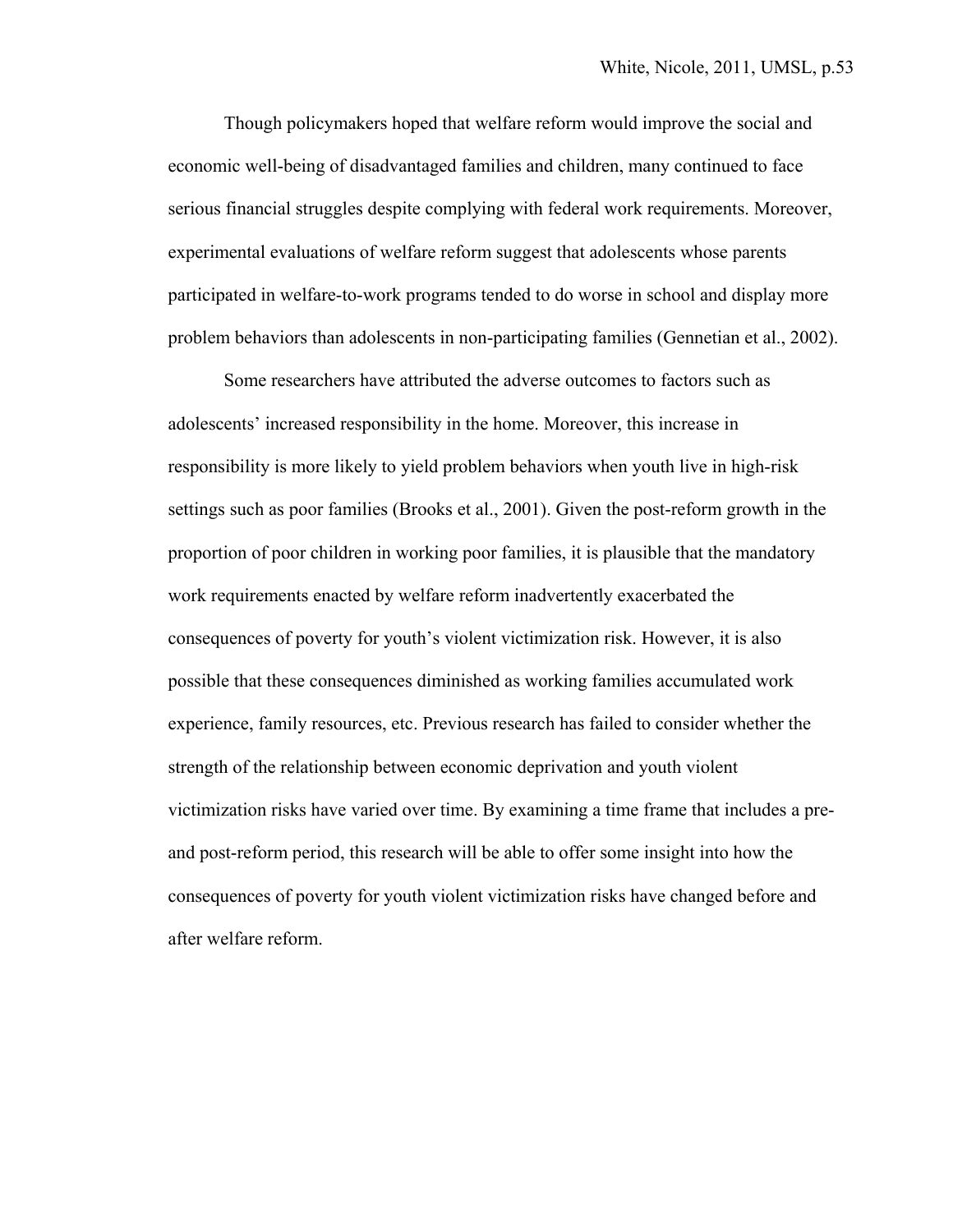Though policymakers hoped that welfare reform would improve the social and economic well-being of disadvantaged families and children, many continued to face serious financial struggles despite complying with federal work requirements. Moreover, experimental evaluations of welfare reform suggest that adolescents whose parents participated in welfare-to-work programs tended to do worse in school and display more problem behaviors than adolescents in non-participating families (Gennetian et al., 2002).

Some researchers have attributed the adverse outcomes to factors such as adolescents' increased responsibility in the home. Moreover, this increase in responsibility is more likely to yield problem behaviors when youth live in high-risk settings such as poor families (Brooks et al., 2001). Given the post-reform growth in the proportion of poor children in working poor families, it is plausible that the mandatory work requirements enacted by welfare reform inadvertently exacerbated the consequences of poverty for youth's violent victimization risk. However, it is also possible that these consequences diminished as working families accumulated work experience, family resources, etc. Previous research has failed to consider whether the strength of the relationship between economic deprivation and youth violent victimization risks have varied over time. By examining a time frame that includes a pre- and post-reform period, this research will be able to offer some insight into how the consequences of poverty for youth violent victimization risks have changed before and after welfare reform.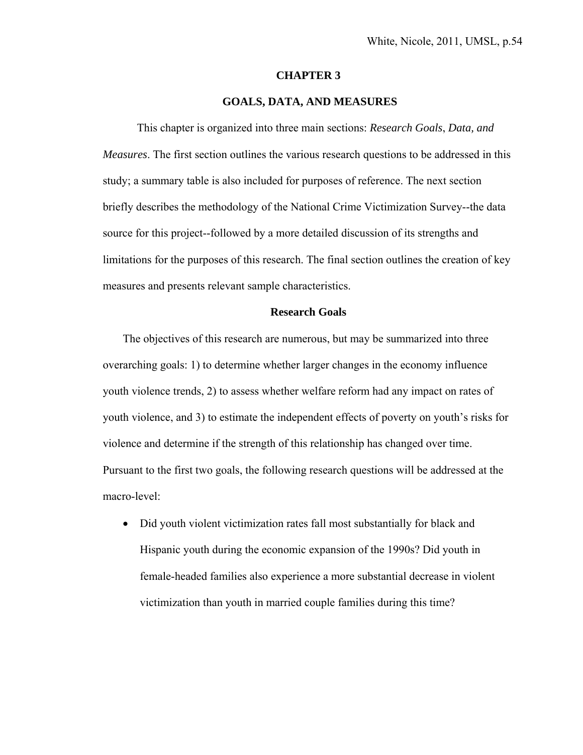# CHAPTER 3

## GOALS, DATA, AND MEASURES

This chapter is organized into three main sections: *Research Goals*, *Data, and Measures*. The first section outlines the various research questions to be addressed in this study; a summary table is also included for purposes of reference. The next section briefly describes the methodology of the National Crime Victimization Survey--the data source for this project--followed by a more detailed discussion of its strengths and limitations for the purposes of this research. The final section outlines the creation of key measures and presents relevant sample characteristics.

### Research Goals

The objectives of this research are numerous, but may be summarized into three overarching goals: 1) to determine whether larger changes in the economy influence youth violence trends, 2) to assess whether welfare reform had any impact on rates of youth violence, and 3) to estimate the independent effects of poverty on youth's risks for violence and determine if the strength of this relationship has changed over time. Pursuant to the first two goals, the following research questions will be addressed at the macro-level:

- Did youth violent victimization rates fall most substantially for black and Hispanic youth during the economic expansion of the 1990s? Did youth in female-headed families also experience a more substantial decrease in violent victimization than youth in married couple families during this time?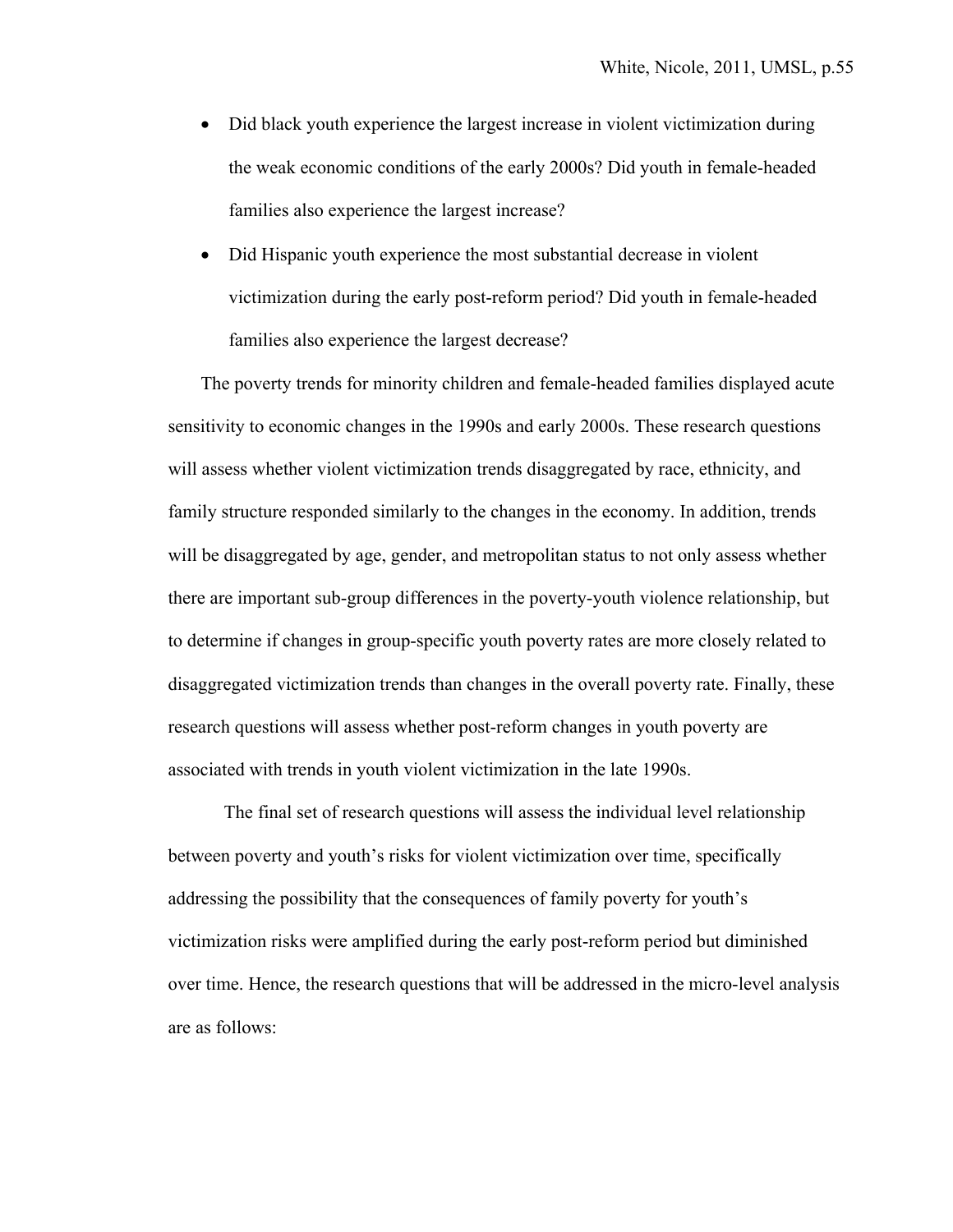- Did black youth experience the largest increase in violent victimization during the weak economic conditions of the early 2000s? Did youth in female-headed families also experience the largest increase?
- Did Hispanic youth experience the most substantial decrease in violent victimization during the early post-reform period? Did youth in female-headed families also experience the largest decrease?

The poverty trends for minority children and female-headed families displayed acute sensitivity to economic changes in the 1990s and early 2000s. These research questions will assess whether violent victimization trends disaggregated by race, ethnicity, and family structure responded similarly to the changes in the economy. In addition, trends will be disaggregated by age, gender, and metropolitan status to not only assess whether there are important sub-group differences in the poverty-youth violence relationship, but to determine if changes in group-specific youth poverty rates are more closely related to disaggregated victimization trends than changes in the overall poverty rate. Finally, these research questions will assess whether post-reform changes in youth poverty are associated with trends in youth violent victimization in the late 1990s.

The final set of research questions will assess the individual level relationship between poverty and youth's risks for violent victimization over time, specifically addressing the possibility that the consequences of family poverty for youth's victimization risks were amplified during the early post-reform period but diminished over time. Hence, the research questions that will be addressed in the micro-level analysis are as follows: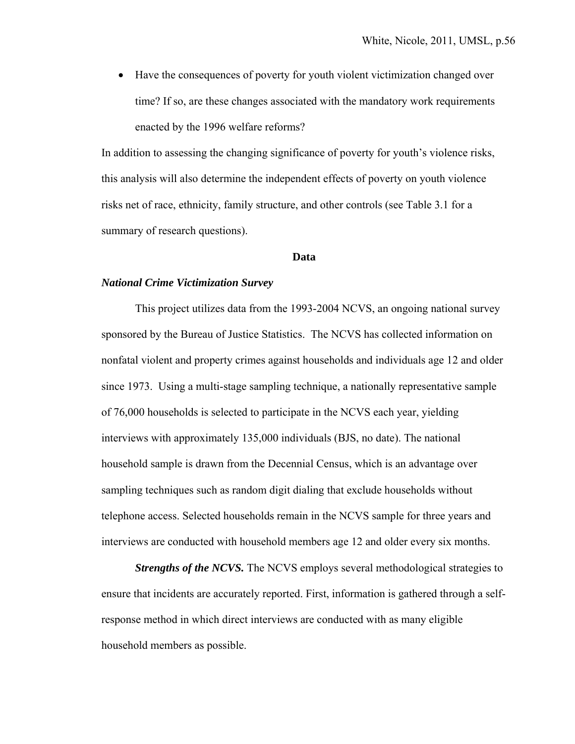- Have the consequences of poverty for youth violent victimization changed over time? If so, are these changes associated with the mandatory work requirements enacted by the 1996 welfare reforms?

In addition to assessing the changing significance of poverty for youth's violence risks, this analysis will also determine the independent effects of poverty on youth violence risks net of race, ethnicity, family structure, and other controls (see Table 3.1 for a summary of research questions).

## Data

### *National Crime Victimization Survey*

This project utilizes data from the 1993-2004 NCVS, an ongoing national survey sponsored by the Bureau of Justice Statistics. The NCVS has collected information on nonfatal violent and property crimes against households and individuals age 12 and older since 1973. Using a multi-stage sampling technique, a nationally representative sample of 76,000 households is selected to participate in the NCVS each year, yielding interviews with approximately 135,000 individuals (BJS, no date). The national household sample is drawn from the Decennial Census, which is an advantage over sampling techniques such as random digit dialing that exclude households without telephone access. Selected households remain in the NCVS sample for three years and interviews are conducted with household members age 12 and older every six months.

***Strengths of the NCVS.*** The NCVS employs several methodological strategies to ensure that incidents are accurately reported. First, information is gathered through a self-response method in which direct interviews are conducted with as many eligible household members as possible.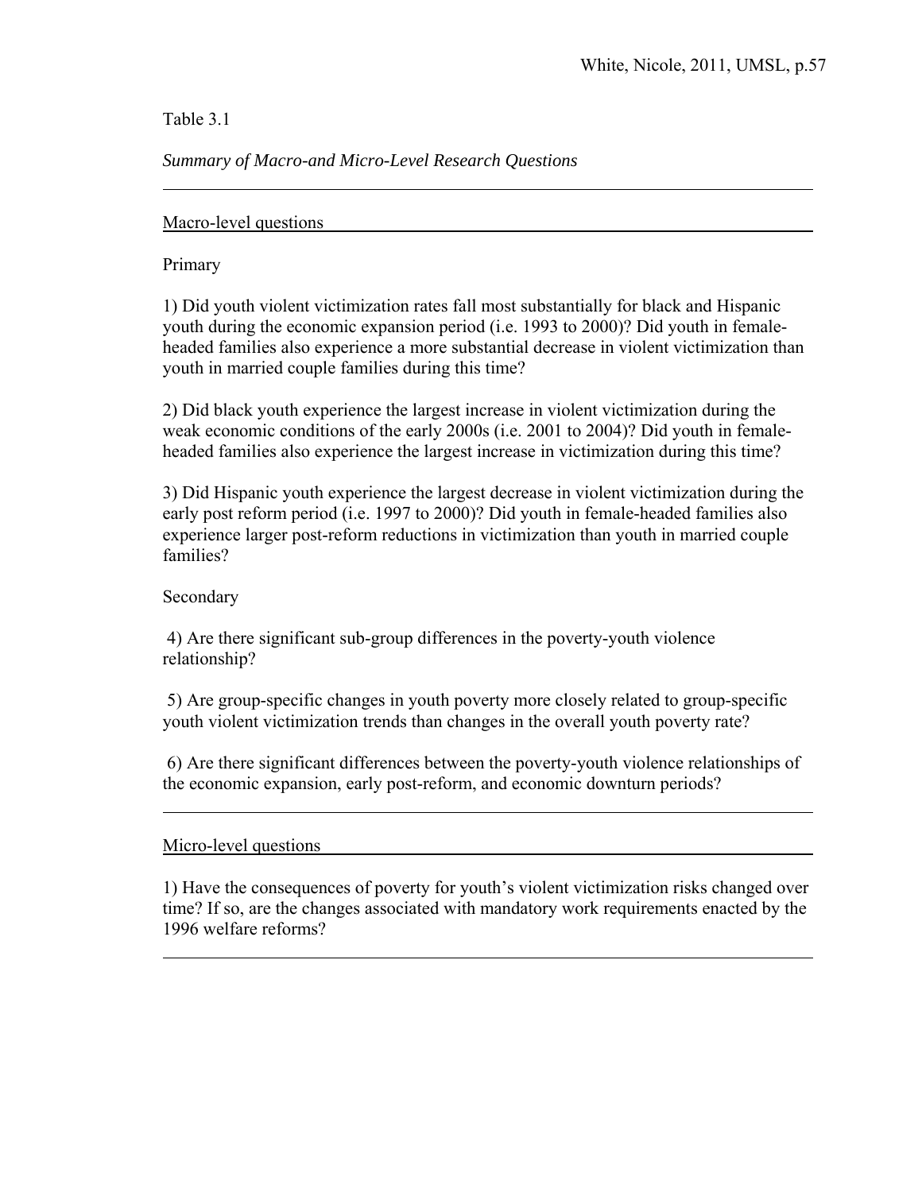Table 3.1

*Summary of Macro-and Micro-Level Research Questions*

---

Macro-level questions

Primary

1) Did youth violent victimization rates fall most substantially for black and Hispanic youth during the economic expansion period (i.e. 1993 to 2000)? Did youth in female-headed families also experience a more substantial decrease in violent victimization than youth in married couple families during this time?

2) Did black youth experience the largest increase in violent victimization during the weak economic conditions of the early 2000s (i.e. 2001 to 2004)? Did youth in female-headed families also experience the largest increase in victimization during this time?

3) Did Hispanic youth experience the largest decrease in violent victimization during the early post reform period (i.e. 1997 to 2000)? Did youth in female-headed families also experience larger post-reform reductions in victimization than youth in married couple families?

Secondary

4) Are there significant sub-group differences in the poverty-youth violence relationship?

5) Are group-specific changes in youth poverty more closely related to group-specific youth violent victimization trends than changes in the overall youth poverty rate?

6) Are there significant differences between the poverty-youth violence relationships of the economic expansion, early post-reform, and economic downturn periods?

---

Micro-level questions

1) Have the consequences of poverty for youth's violent victimization risks changed over time? If so, are the changes associated with mandatory work requirements enacted by the 1996 welfare reforms?

---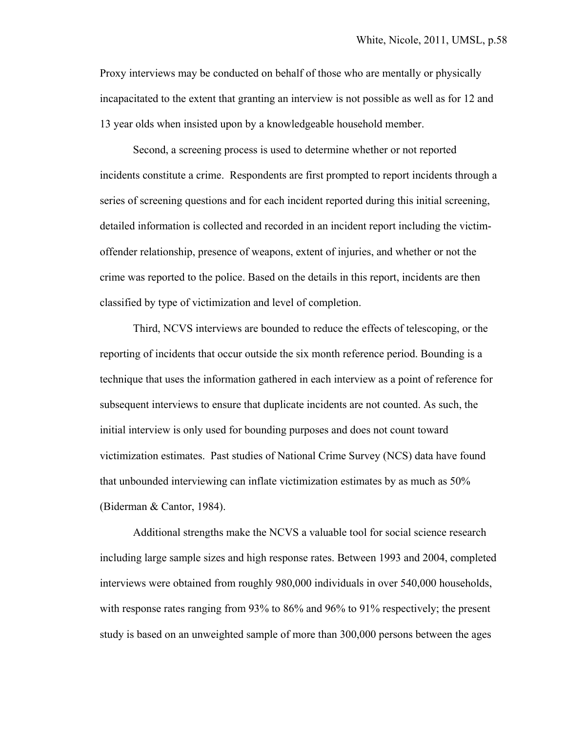Proxy interviews may be conducted on behalf of those who are mentally or physically incapacitated to the extent that granting an interview is not possible as well as for 12 and 13 year olds when insisted upon by a knowledgeable household member.

Second, a screening process is used to determine whether or not reported incidents constitute a crime. Respondents are first prompted to report incidents through a series of screening questions and for each incident reported during this initial screening, detailed information is collected and recorded in an incident report including the victim-offender relationship, presence of weapons, extent of injuries, and whether or not the crime was reported to the police. Based on the details in this report, incidents are then classified by type of victimization and level of completion.

Third, NCVS interviews are bounded to reduce the effects of telescoping, or the reporting of incidents that occur outside the six month reference period. Bounding is a technique that uses the information gathered in each interview as a point of reference for subsequent interviews to ensure that duplicate incidents are not counted. As such, the initial interview is only used for bounding purposes and does not count toward victimization estimates. Past studies of National Crime Survey (NCS) data have found that unbounded interviewing can inflate victimization estimates by as much as 50% (Biderman & Cantor, 1984).

Additional strengths make the NCVS a valuable tool for social science research including large sample sizes and high response rates. Between 1993 and 2004, completed interviews were obtained from roughly 980,000 individuals in over 540,000 households, with response rates ranging from 93% to 86% and 96% to 91% respectively; the present study is based on an unweighted sample of more than 300,000 persons between the ages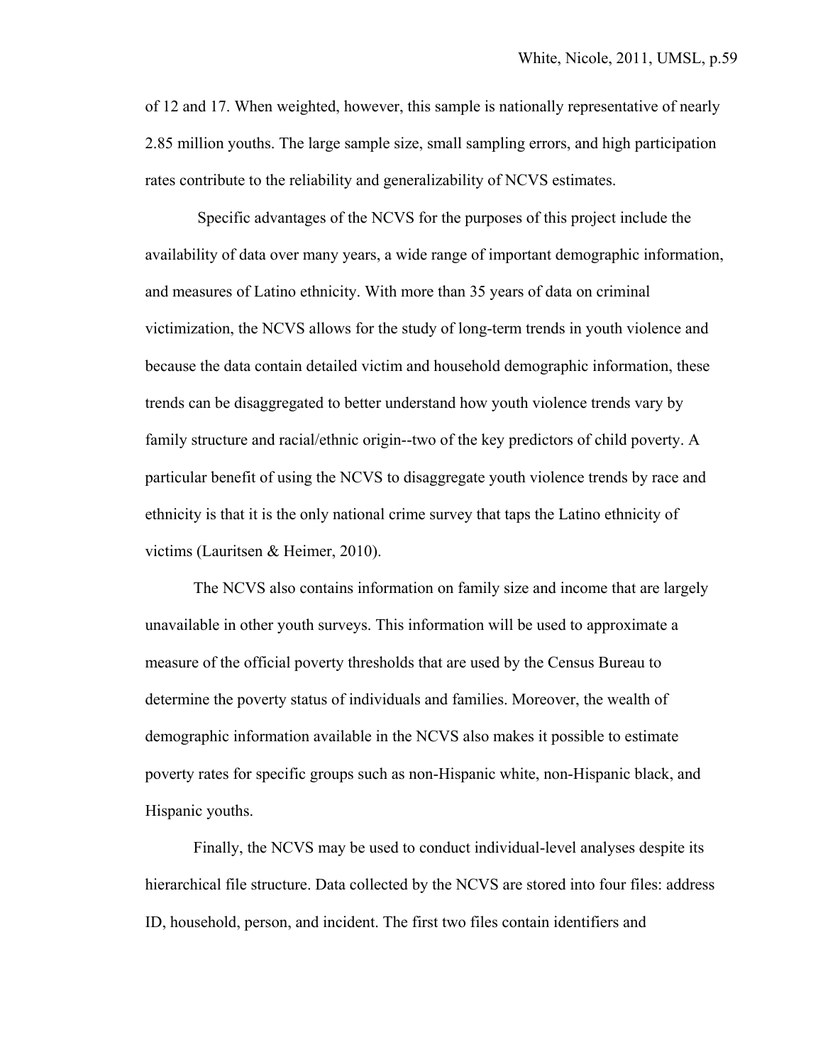of 12 and 17. When weighted, however, this sample is nationally representative of nearly 2.85 million youths. The large sample size, small sampling errors, and high participation rates contribute to the reliability and generalizability of NCVS estimates.

Specific advantages of the NCVS for the purposes of this project include the availability of data over many years, a wide range of important demographic information, and measures of Latino ethnicity. With more than 35 years of data on criminal victimization, the NCVS allows for the study of long-term trends in youth violence and because the data contain detailed victim and household demographic information, these trends can be disaggregated to better understand how youth violence trends vary by family structure and racial/ethnic origin--two of the key predictors of child poverty. A particular benefit of using the NCVS to disaggregate youth violence trends by race and ethnicity is that it is the only national crime survey that taps the Latino ethnicity of victims (Lauritsen & Heimer, 2010).

The NCVS also contains information on family size and income that are largely unavailable in other youth surveys. This information will be used to approximate a measure of the official poverty thresholds that are used by the Census Bureau to determine the poverty status of individuals and families. Moreover, the wealth of demographic information available in the NCVS also makes it possible to estimate poverty rates for specific groups such as non-Hispanic white, non-Hispanic black, and Hispanic youths.

Finally, the NCVS may be used to conduct individual-level analyses despite its hierarchical file structure. Data collected by the NCVS are stored into four files: address ID, household, person, and incident. The first two files contain identifiers and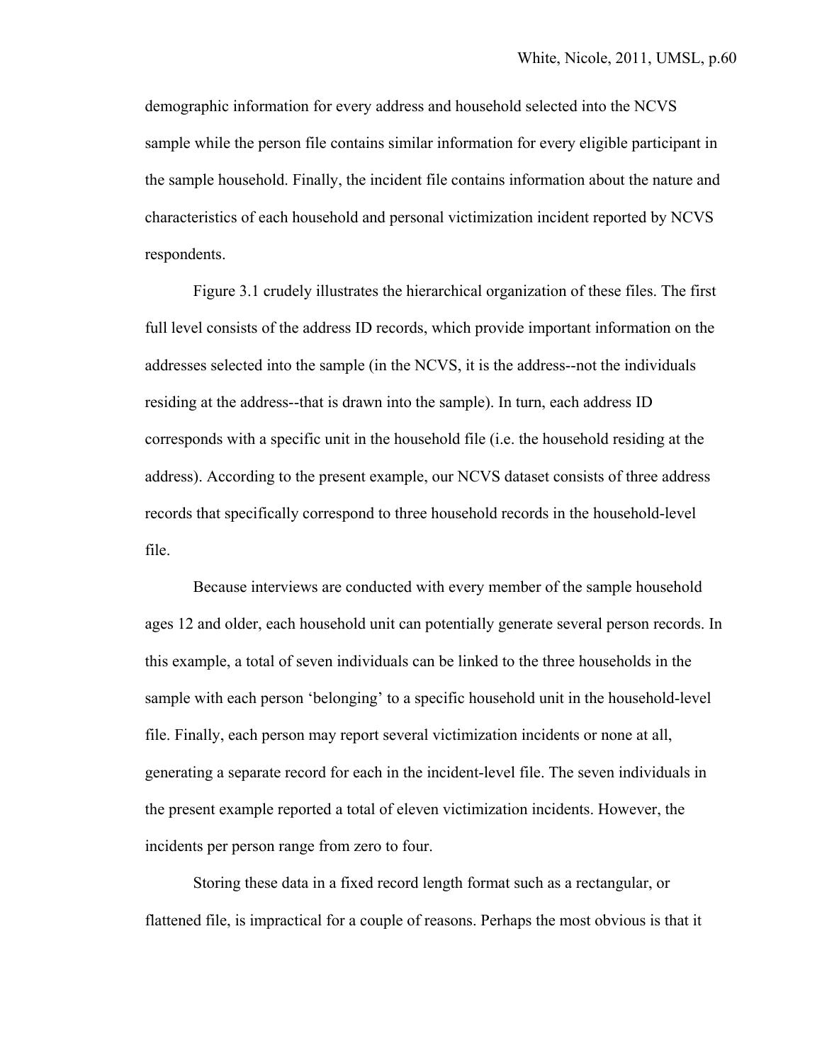demographic information for every address and household selected into the NCVS sample while the person file contains similar information for every eligible participant in the sample household. Finally, the incident file contains information about the nature and characteristics of each household and personal victimization incident reported by NCVS respondents.

Figure 3.1 crudely illustrates the hierarchical organization of these files. The first full level consists of the address ID records, which provide important information on the addresses selected into the sample (in the NCVS, it is the address--not the individuals residing at the address--that is drawn into the sample). In turn, each address ID corresponds with a specific unit in the household file (i.e. the household residing at the address). According to the present example, our NCVS dataset consists of three address records that specifically correspond to three household records in the household-level file.

Because interviews are conducted with every member of the sample household ages 12 and older, each household unit can potentially generate several person records. In this example, a total of seven individuals can be linked to the three households in the sample with each person 'belonging' to a specific household unit in the household-level file. Finally, each person may report several victimization incidents or none at all, generating a separate record for each in the incident-level file. The seven individuals in the present example reported a total of eleven victimization incidents. However, the incidents per person range from zero to four.

Storing these data in a fixed record length format such as a rectangular, or flattened file, is impractical for a couple of reasons. Perhaps the most obvious is that it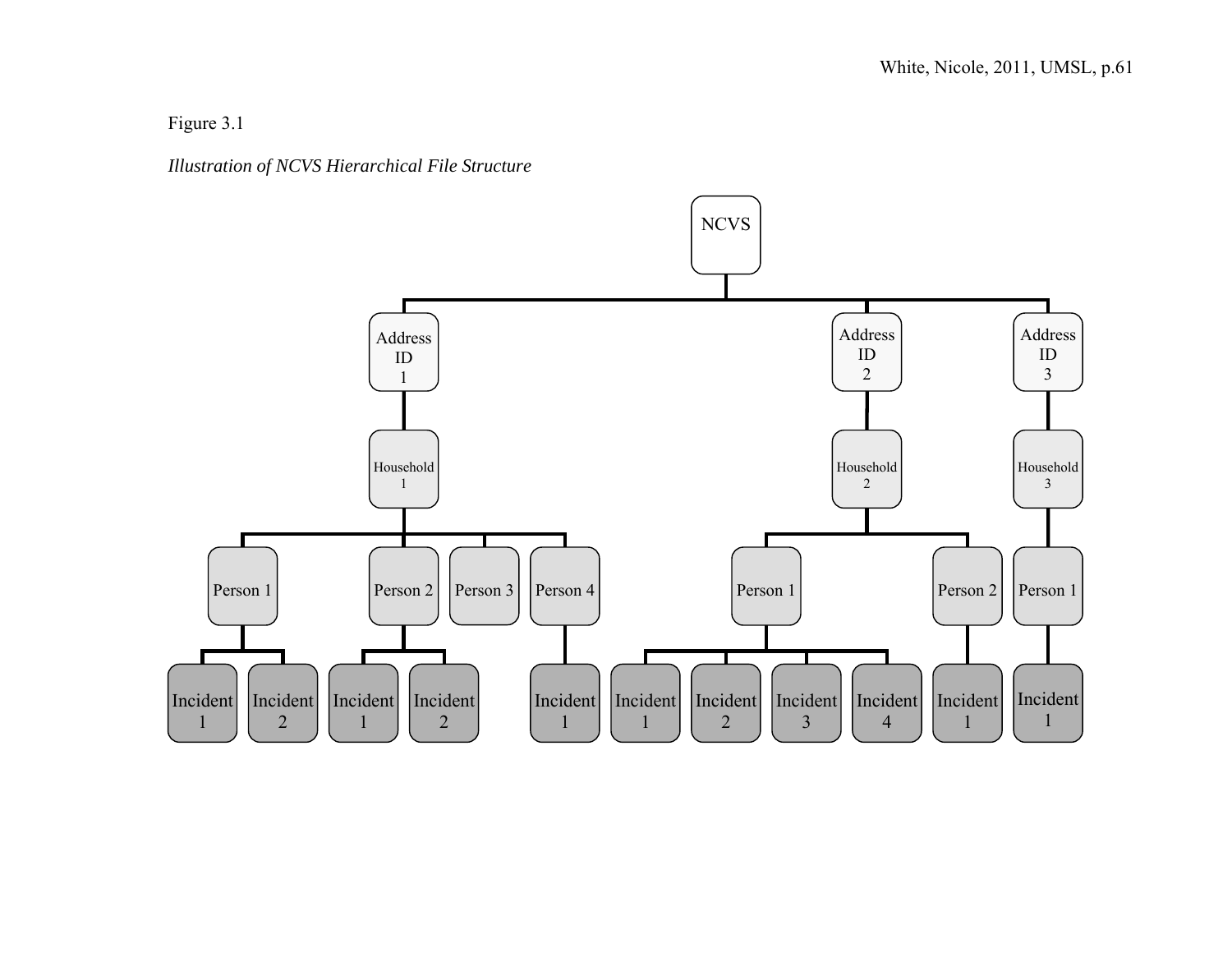Figure 3.1

*Illustration of NCVS Hierarchical File Structure*

NCVS

Address ID 1

Household 1

Person 1

Incident 1

Incident 2

Person 2

Incident 1

Incident 2

Person 3

Person 4

Incident 1

Address ID 2

Household 2

Person 1

Incident 1

Incident 2

Incident 3

Incident 4

Person 2

Incident 1

Address ID 3

Household 3

Person 1

Incident 1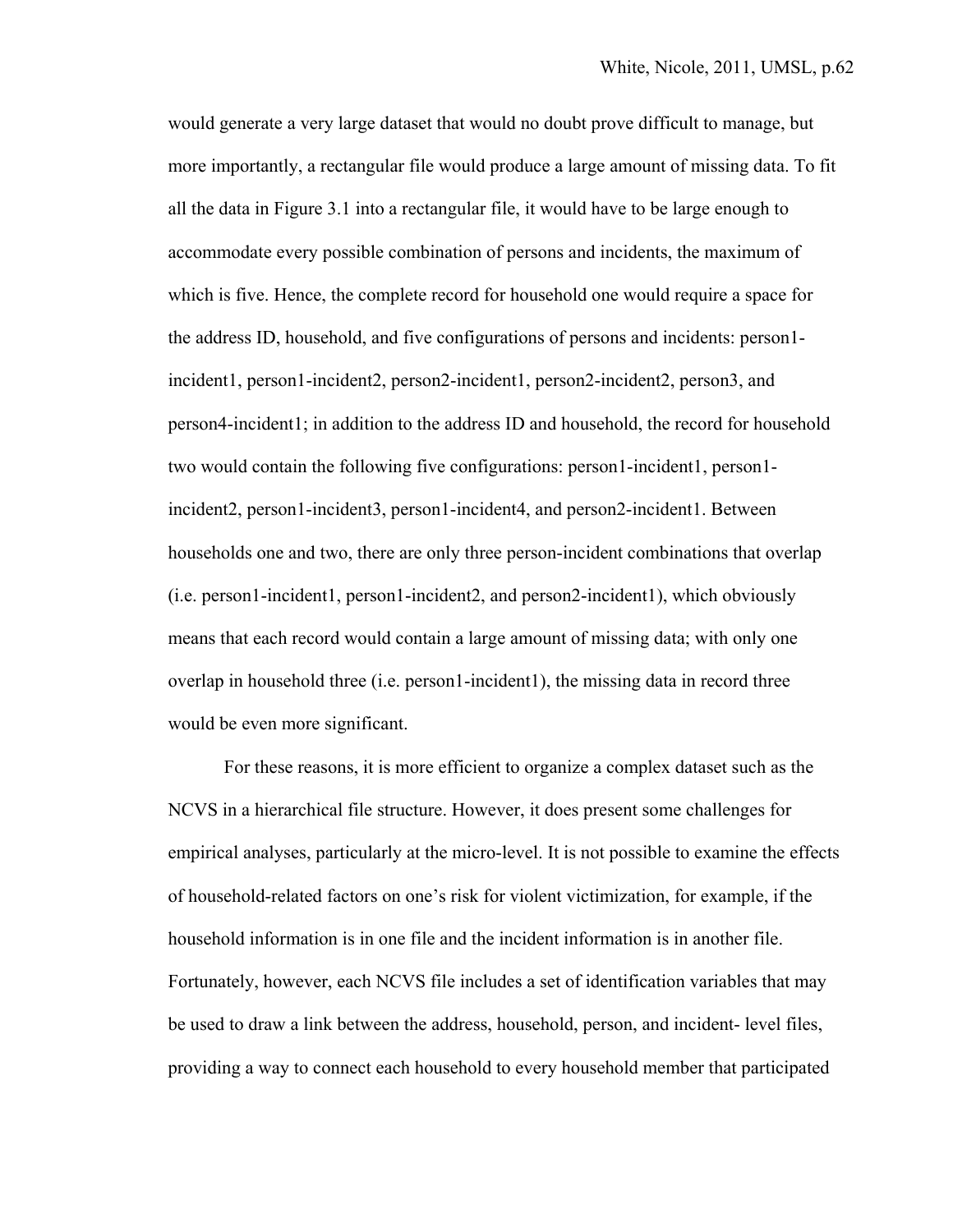would generate a very large dataset that would no doubt prove difficult to manage, but more importantly, a rectangular file would produce a large amount of missing data. To fit all the data in Figure 3.1 into a rectangular file, it would have to be large enough to accommodate every possible combination of persons and incidents, the maximum of which is five. Hence, the complete record for household one would require a space for the address ID, household, and five configurations of persons and incidents: person1-incident1, person1-incident2, person2-incident1, person2-incident2, person3, and person4-incident1; in addition to the address ID and household, the record for household two would contain the following five configurations: person1-incident1, person1-incident2, person1-incident3, person1-incident4, and person2-incident1. Between households one and two, there are only three person-incident combinations that overlap (i.e. person1-incident1, person1-incident2, and person2-incident1), which obviously means that each record would contain a large amount of missing data; with only one overlap in household three (i.e. person1-incident1), the missing data in record three would be even more significant.

For these reasons, it is more efficient to organize a complex dataset such as the NCVS in a hierarchical file structure. However, it does present some challenges for empirical analyses, particularly at the micro-level. It is not possible to examine the effects of household-related factors on one's risk for violent victimization, for example, if the household information is in one file and the incident information is in another file. Fortunately, however, each NCVS file includes a set of identification variables that may be used to draw a link between the address, household, person, and incident- level files, providing a way to connect each household to every household member that participated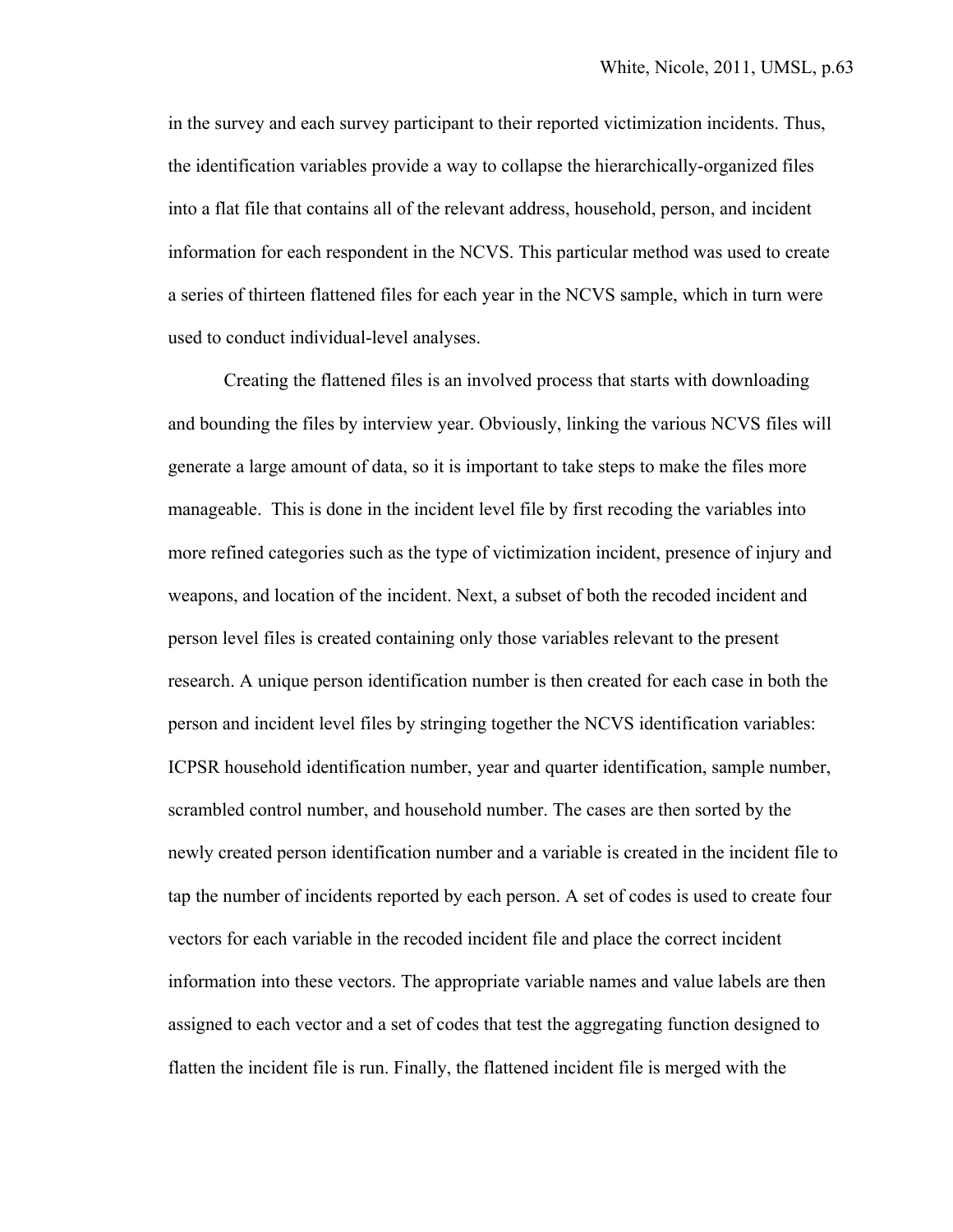in the survey and each survey participant to their reported victimization incidents. Thus, the identification variables provide a way to collapse the hierarchically-organized files into a flat file that contains all of the relevant address, household, person, and incident information for each respondent in the NCVS. This particular method was used to create a series of thirteen flattened files for each year in the NCVS sample, which in turn were used to conduct individual-level analyses.

Creating the flattened files is an involved process that starts with downloading and bounding the files by interview year. Obviously, linking the various NCVS files will generate a large amount of data, so it is important to take steps to make the files more manageable. This is done in the incident level file by first recoding the variables into more refined categories such as the type of victimization incident, presence of injury and weapons, and location of the incident. Next, a subset of both the recoded incident and person level files is created containing only those variables relevant to the present research. A unique person identification number is then created for each case in both the person and incident level files by stringing together the NCVS identification variables: ICPSR household identification number, year and quarter identification, sample number, scrambled control number, and household number. The cases are then sorted by the newly created person identification number and a variable is created in the incident file to tap the number of incidents reported by each person. A set of codes is used to create four vectors for each variable in the recoded incident file and place the correct incident information into these vectors. The appropriate variable names and value labels are then assigned to each vector and a set of codes that test the aggregating function designed to flatten the incident file is run. Finally, the flattened incident file is merged with the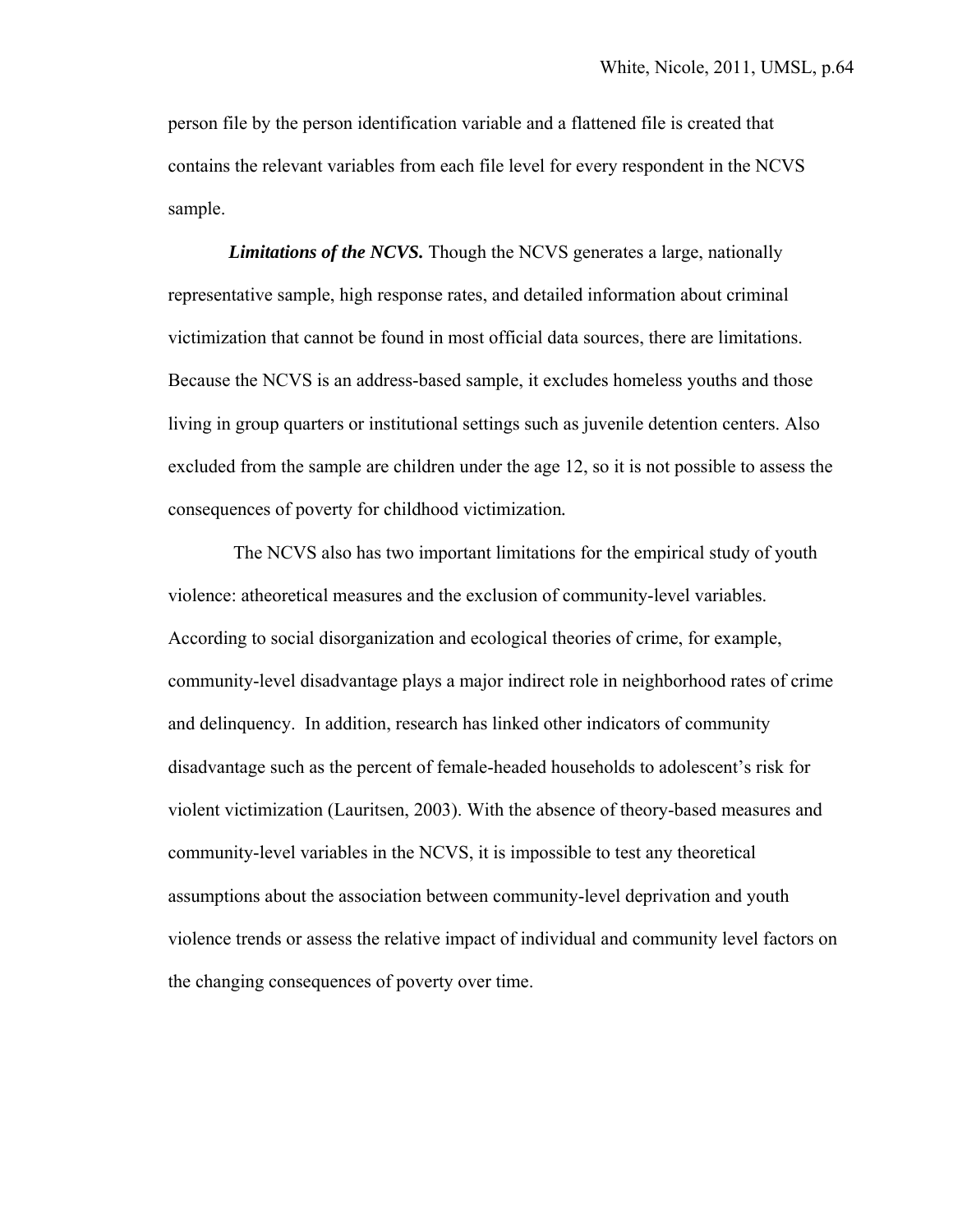person file by the person identification variable and a flattened file is created that contains the relevant variables from each file level for every respondent in the NCVS sample.

***Limitations of the NCVS.*** Though the NCVS generates a large, nationally representative sample, high response rates, and detailed information about criminal victimization that cannot be found in most official data sources, there are limitations. Because the NCVS is an address-based sample, it excludes homeless youths and those living in group quarters or institutional settings such as juvenile detention centers. Also excluded from the sample are children under the age 12, so it is not possible to assess the consequences of poverty for childhood victimization.

The NCVS also has two important limitations for the empirical study of youth violence: atheoretical measures and the exclusion of community-level variables. According to social disorganization and ecological theories of crime, for example, community-level disadvantage plays a major indirect role in neighborhood rates of crime and delinquency. In addition, research has linked other indicators of community disadvantage such as the percent of female-headed households to adolescent's risk for violent victimization (Lauritsen, 2003). With the absence of theory-based measures and community-level variables in the NCVS, it is impossible to test any theoretical assumptions about the association between community-level deprivation and youth violence trends or assess the relative impact of individual and community level factors on the changing consequences of poverty over time.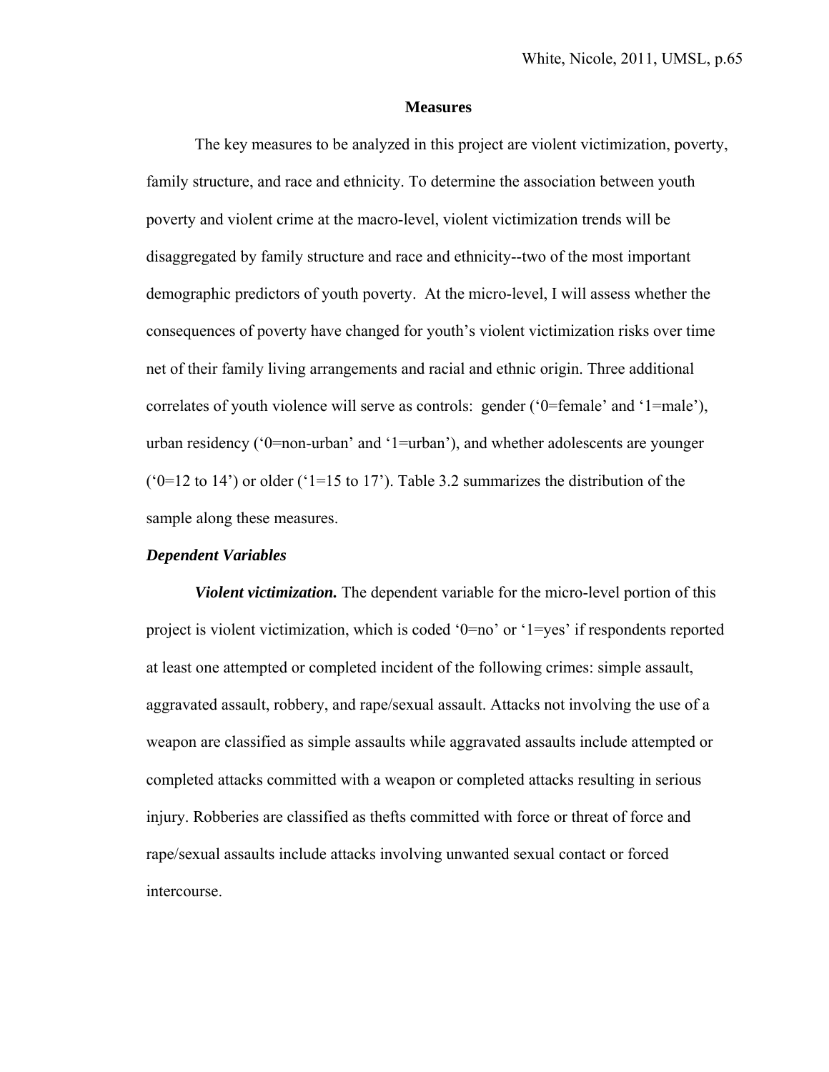## Measures

The key measures to be analyzed in this project are violent victimization, poverty, family structure, and race and ethnicity. To determine the association between youth poverty and violent crime at the macro-level, violent victimization trends will be disaggregated by family structure and race and ethnicity--two of the most important demographic predictors of youth poverty. At the micro-level, I will assess whether the consequences of poverty have changed for youth's violent victimization risks over time net of their family living arrangements and racial and ethnic origin. Three additional correlates of youth violence will serve as controls: gender ('0=female' and '1=male'), urban residency ('0=non-urban' and '1=urban'), and whether adolescents are younger ('0=12 to 14') or older ('1=15 to 17'). Table 3.2 summarizes the distribution of the sample along these measures.

### *Dependent Variables*

***Violent victimization.*** The dependent variable for the micro-level portion of this project is violent victimization, which is coded '0=no' or '1=yes' if respondents reported at least one attempted or completed incident of the following crimes: simple assault, aggravated assault, robbery, and rape/sexual assault. Attacks not involving the use of a weapon are classified as simple assaults while aggravated assaults include attempted or completed attacks committed with a weapon or completed attacks resulting in serious injury. Robberies are classified as thefts committed with force or threat of force and rape/sexual assaults include attacks involving unwanted sexual contact or forced intercourse.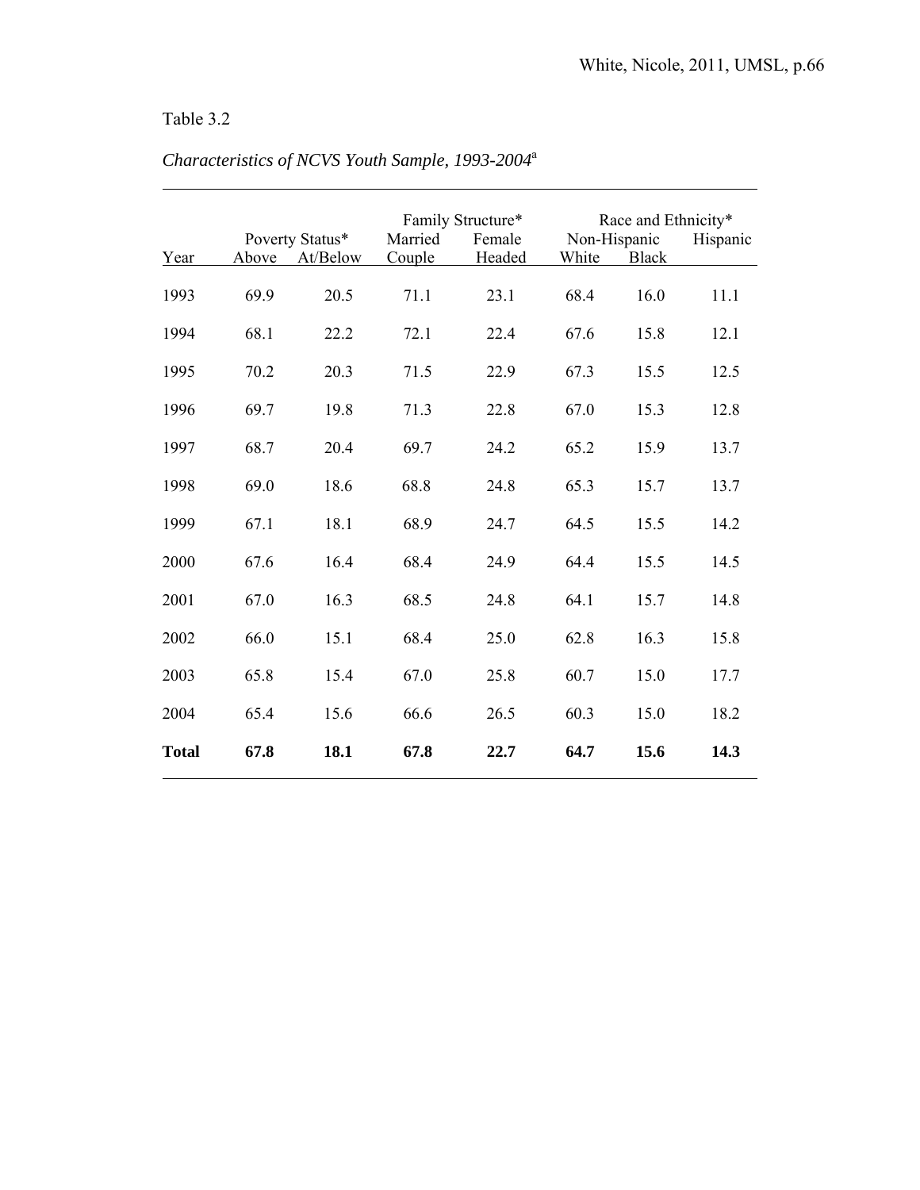Table 3.2

*Characteristics of NCVS Youth Sample, 1993-2004*[a]

| Year | Poverty Status* | | Family Structure* | | Race and Ethnicity* | | |
|---|---|---|---|---|---|---|---|
| | Above | At/Below | Married Couple | Female Headed | Non-Hispanic White | Non-Hispanic Black | Hispanic |
| 1993 | 69.9 | 20.5 | 71.1 | 23.1 | 68.4 | 16.0 | 11.1 |
| 1994 | 68.1 | 22.2 | 72.1 | 22.4 | 67.6 | 15.8 | 12.1 |
| 1995 | 70.2 | 20.3 | 71.5 | 22.9 | 67.3 | 15.5 | 12.5 |
| 1996 | 69.7 | 19.8 | 71.3 | 22.8 | 67.0 | 15.3 | 12.8 |
| 1997 | 68.7 | 20.4 | 69.7 | 24.2 | 65.2 | 15.9 | 13.7 |
| 1998 | 69.0 | 18.6 | 68.8 | 24.8 | 65.3 | 15.7 | 13.7 |
| 1999 | 67.1 | 18.1 | 68.9 | 24.7 | 64.5 | 15.5 | 14.2 |
| 2000 | 67.6 | 16.4 | 68.4 | 24.9 | 64.4 | 15.5 | 14.5 |
| 2001 | 67.0 | 16.3 | 68.5 | 24.8 | 64.1 | 15.7 | 14.8 |
| 2002 | 66.0 | 15.1 | 68.4 | 25.0 | 62.8 | 16.3 | 15.8 |
| 2003 | 65.8 | 15.4 | 67.0 | 25.8 | 60.7 | 15.0 | 17.7 |
| 2004 | 65.4 | 15.6 | 66.6 | 26.5 | 60.3 | 15.0 | 18.2 |
| **Total** | **67.8** | **18.1** | **67.8** | **22.7** | **64.7** | **15.6** | **14.3** |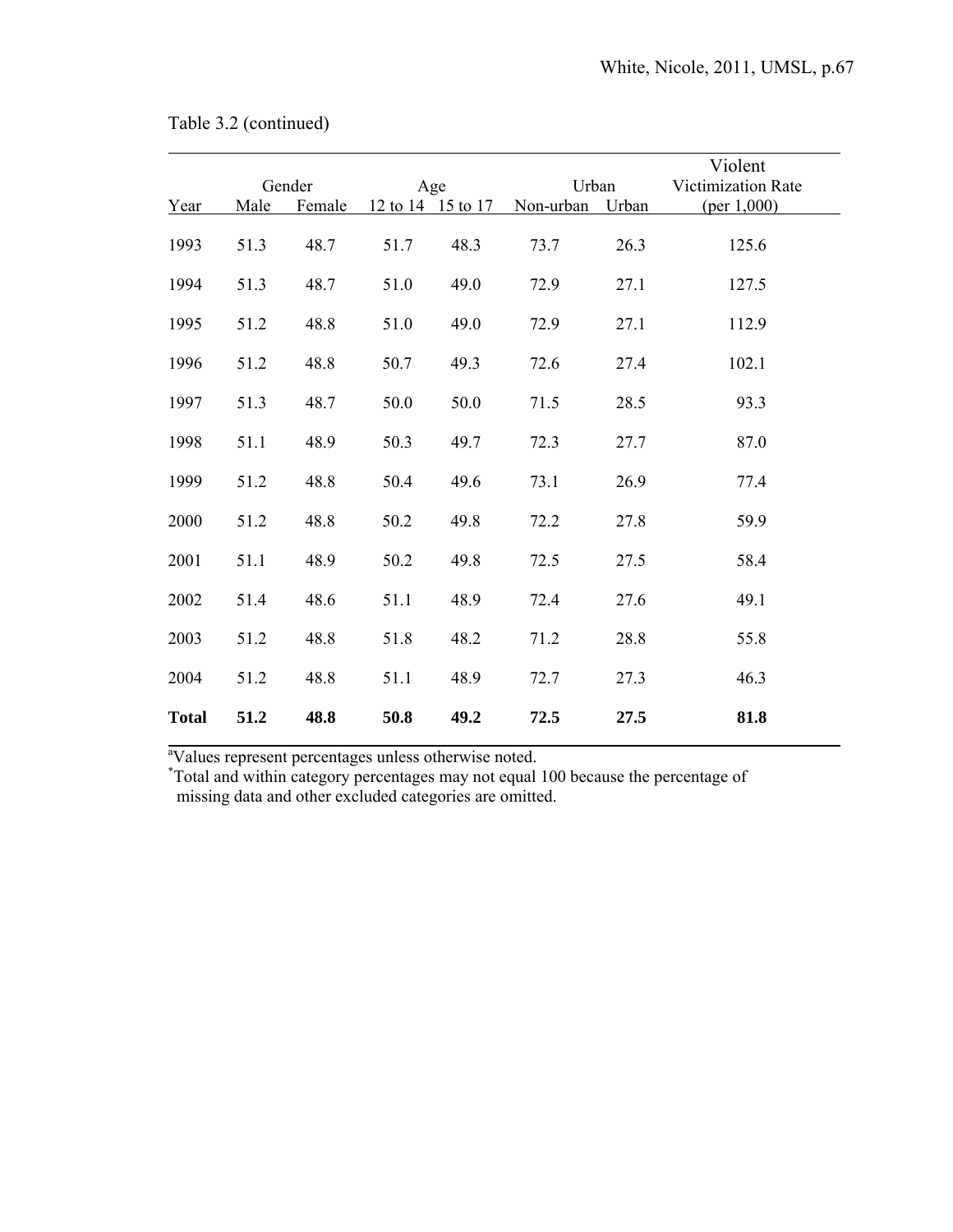Table 3.2 (continued)

| Year | Gender | | Age | | Urban | | Violent Victimization Rate (per 1,000) |
|---|---|---|---|---|---|---|---|
| | Male | Female | 12 to 14 | 15 to 17 | Non-urban | Urban | |
| 1993 | 51.3 | 48.7 | 51.7 | 48.3 | 73.7 | 26.3 | 125.6 |
| 1994 | 51.3 | 48.7 | 51.0 | 49.0 | 72.9 | 27.1 | 127.5 |
| 1995 | 51.2 | 48.8 | 51.0 | 49.0 | 72.9 | 27.1 | 112.9 |
| 1996 | 51.2 | 48.8 | 50.7 | 49.3 | 72.6 | 27.4 | 102.1 |
| 1997 | 51.3 | 48.7 | 50.0 | 50.0 | 71.5 | 28.5 | 93.3 |
| 1998 | 51.1 | 48.9 | 50.3 | 49.7 | 72.3 | 27.7 | 87.0 |
| 1999 | 51.2 | 48.8 | 50.4 | 49.6 | 73.1 | 26.9 | 77.4 |
| 2000 | 51.2 | 48.8 | 50.2 | 49.8 | 72.2 | 27.8 | 59.9 |
| 2001 | 51.1 | 48.9 | 50.2 | 49.8 | 72.5 | 27.5 | 58.4 |
| 2002 | 51.4 | 48.6 | 51.1 | 48.9 | 72.4 | 27.6 | 49.1 |
| 2003 | 51.2 | 48.8 | 51.8 | 48.2 | 71.2 | 28.8 | 55.8 |
| 2004 | 51.2 | 48.8 | 51.1 | 48.9 | 72.7 | 27.3 | 46.3 |
| **Total** | **51.2** | **48.8** | **50.8** | **49.2** | **72.5** | **27.5** | **81.8** |

[a]Values represent percentages unless otherwise noted.
[*]Total and within category percentages may not equal 100 because the percentage of missing data and other excluded categories are omitted.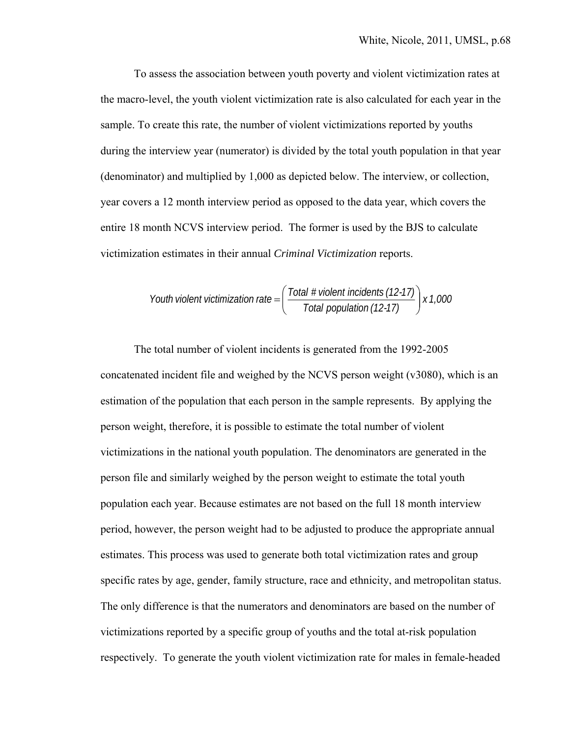To assess the association between youth poverty and violent victimization rates at the macro-level, the youth violent victimization rate is also calculated for each year in the sample. To create this rate, the number of violent victimizations reported by youths during the interview year (numerator) is divided by the total youth population in that year (denominator) and multiplied by 1,000 as depicted below. The interview, or collection, year covers a 12 month interview period as opposed to the data year, which covers the entire 18 month NCVS interview period. The former is used by the BJS to calculate victimization estimates in their annual *Criminal Victimization* reports.

$$\text{Youth violent victimization rate} = \left( \frac{\text{Total \# violent incidents (12-17)}}{\text{Total population (12-17)}} \right) x\ 1{,}000$$

The total number of violent incidents is generated from the 1992-2005 concatenated incident file and weighed by the NCVS person weight (v3080), which is an estimation of the population that each person in the sample represents. By applying the person weight, therefore, it is possible to estimate the total number of violent victimizations in the national youth population. The denominators are generated in the person file and similarly weighed by the person weight to estimate the total youth population each year. Because estimates are not based on the full 18 month interview period, however, the person weight had to be adjusted to produce the appropriate annual estimates. This process was used to generate both total victimization rates and group specific rates by age, gender, family structure, race and ethnicity, and metropolitan status. The only difference is that the numerators and denominators are based on the number of victimizations reported by a specific group of youths and the total at-risk population respectively. To generate the youth violent victimization rate for males in female-headed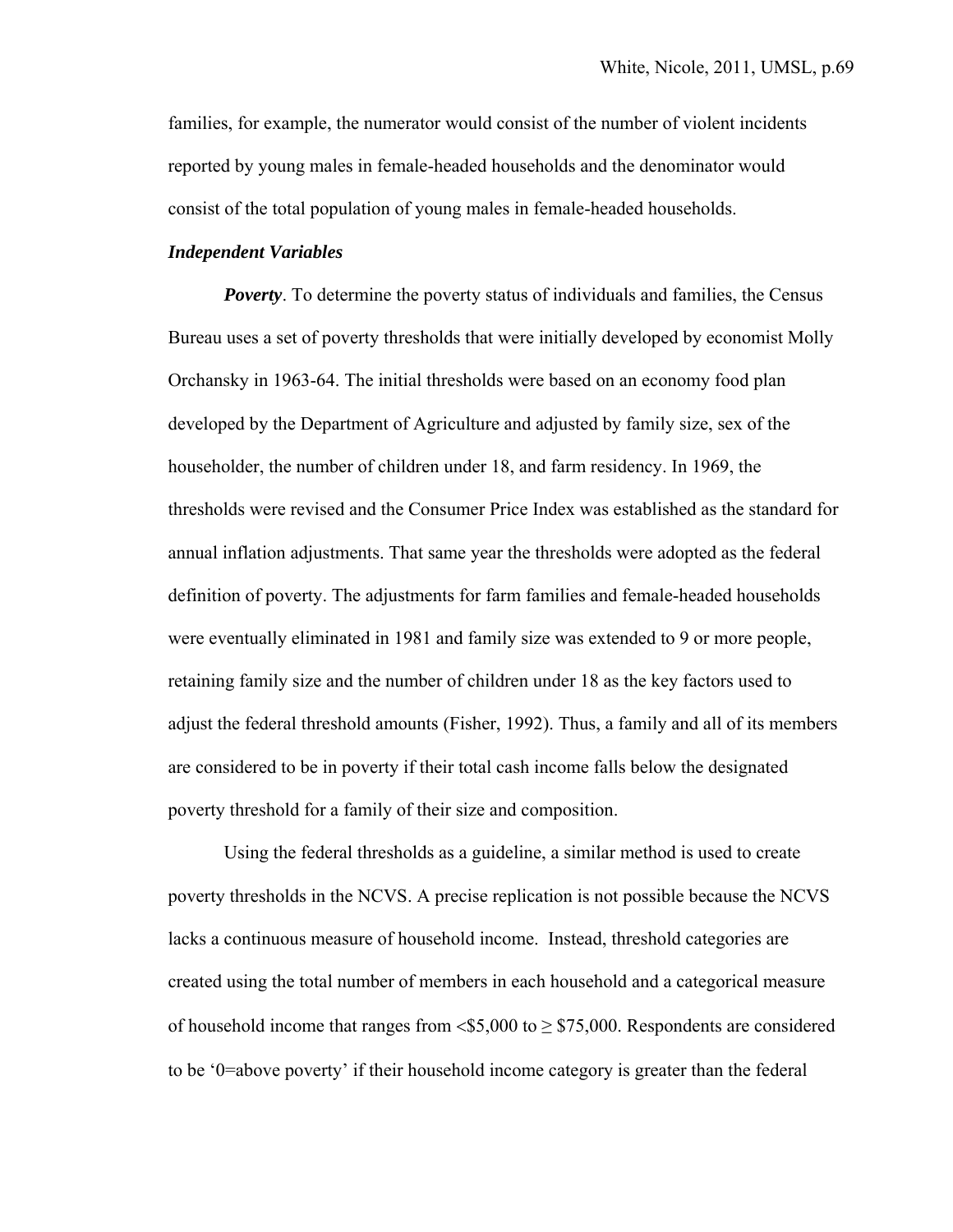families, for example, the numerator would consist of the number of violent incidents reported by young males in female-headed households and the denominator would consist of the total population of young males in female-headed households.

***Independent Variables***

***Poverty***. To determine the poverty status of individuals and families, the Census Bureau uses a set of poverty thresholds that were initially developed by economist Molly Orchansky in 1963-64. The initial thresholds were based on an economy food plan developed by the Department of Agriculture and adjusted by family size, sex of the householder, the number of children under 18, and farm residency. In 1969, the thresholds were revised and the Consumer Price Index was established as the standard for annual inflation adjustments. That same year the thresholds were adopted as the federal definition of poverty. The adjustments for farm families and female-headed households were eventually eliminated in 1981 and family size was extended to 9 or more people, retaining family size and the number of children under 18 as the key factors used to adjust the federal threshold amounts (Fisher, 1992). Thus, a family and all of its members are considered to be in poverty if their total cash income falls below the designated poverty threshold for a family of their size and composition.

Using the federal thresholds as a guideline, a similar method is used to create poverty thresholds in the NCVS. A precise replication is not possible because the NCVS lacks a continuous measure of household income. Instead, threshold categories are created using the total number of members in each household and a categorical measure of household income that ranges from <$5,000 to ≥ $75,000. Respondents are considered to be '0=above poverty' if their household income category is greater than the federal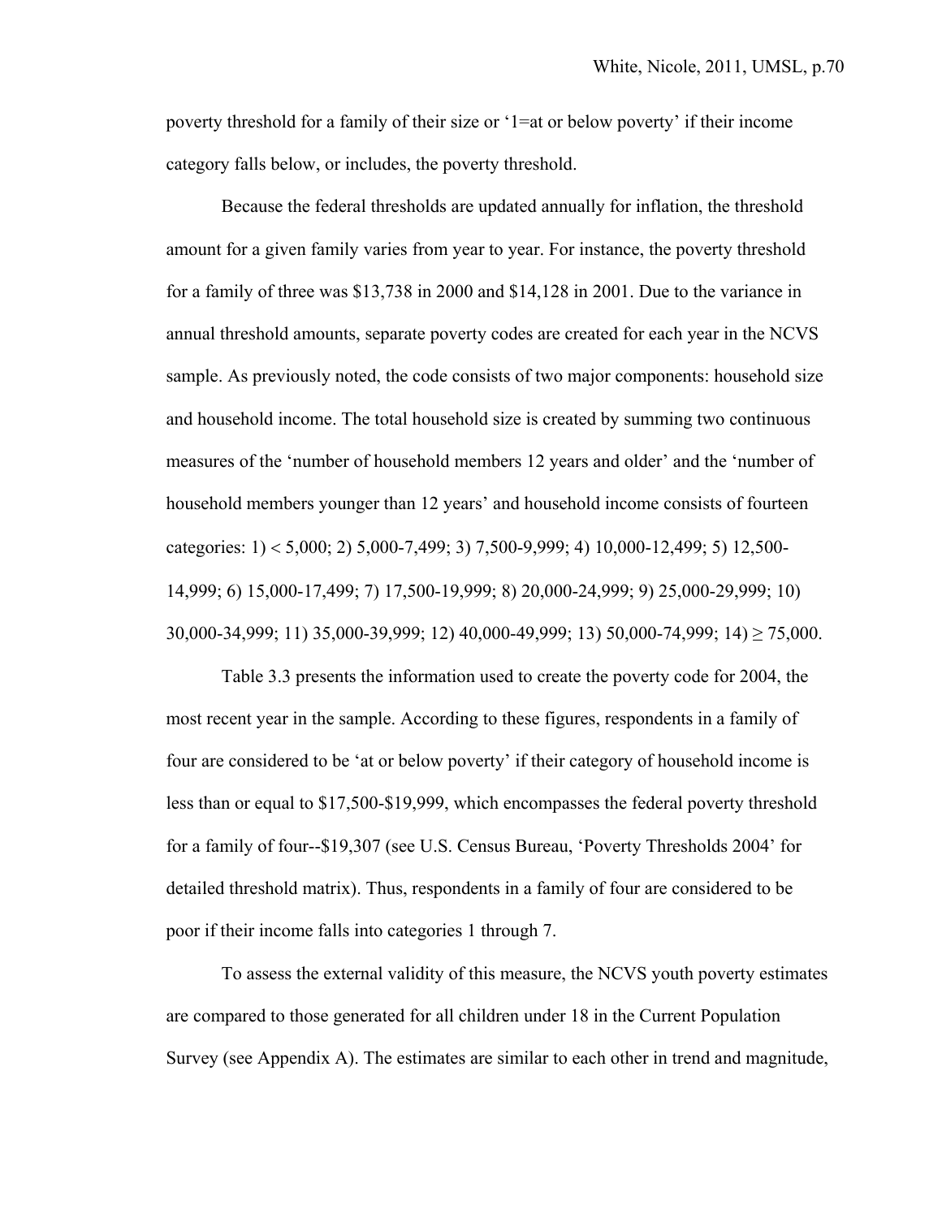poverty threshold for a family of their size or '1=at or below poverty' if their income category falls below, or includes, the poverty threshold.

Because the federal thresholds are updated annually for inflation, the threshold amount for a given family varies from year to year. For instance, the poverty threshold for a family of three was $13,738 in 2000 and $14,128 in 2001. Due to the variance in annual threshold amounts, separate poverty codes are created for each year in the NCVS sample. As previously noted, the code consists of two major components: household size and household income. The total household size is created by summing two continuous measures of the 'number of household members 12 years and older' and the 'number of household members younger than 12 years' and household income consists of fourteen categories: 1) < 5,000; 2) 5,000-7,499; 3) 7,500-9,999; 4) 10,000-12,499; 5) 12,500-14,999; 6) 15,000-17,499; 7) 17,500-19,999; 8) 20,000-24,999; 9) 25,000-29,999; 10) 30,000-34,999; 11) 35,000-39,999; 12) 40,000-49,999; 13) 50,000-74,999; 14) ≥ 75,000.

Table 3.3 presents the information used to create the poverty code for 2004, the most recent year in the sample. According to these figures, respondents in a family of four are considered to be 'at or below poverty' if their category of household income is less than or equal to $17,500-$19,999, which encompasses the federal poverty threshold for a family of four--$19,307 (see U.S. Census Bureau, 'Poverty Thresholds 2004' for detailed threshold matrix). Thus, respondents in a family of four are considered to be poor if their income falls into categories 1 through 7.

To assess the external validity of this measure, the NCVS youth poverty estimates are compared to those generated for all children under 18 in the Current Population Survey (see Appendix A). The estimates are similar to each other in trend and magnitude,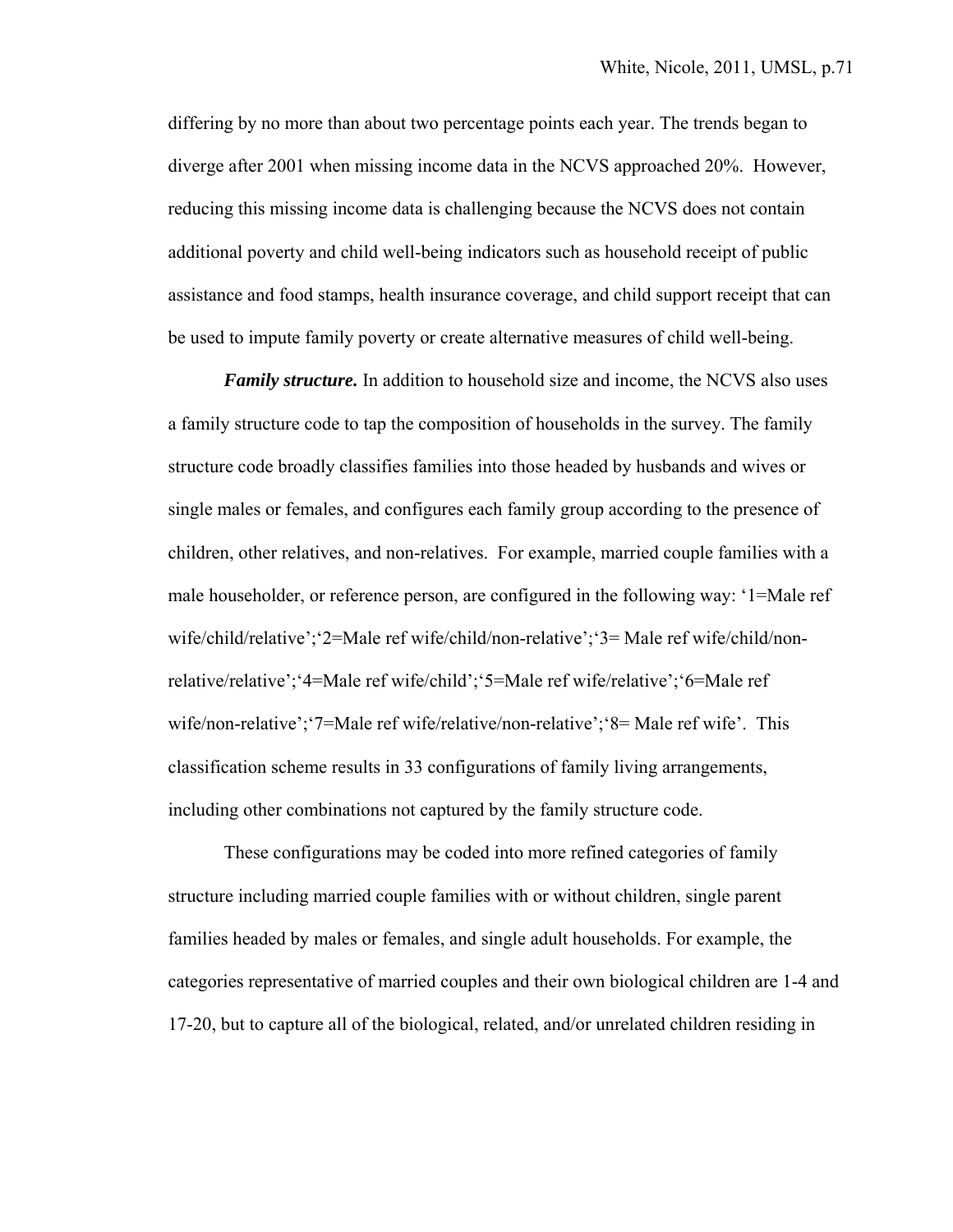differing by no more than about two percentage points each year. The trends began to diverge after 2001 when missing income data in the NCVS approached 20%. However, reducing this missing income data is challenging because the NCVS does not contain additional poverty and child well-being indicators such as household receipt of public assistance and food stamps, health insurance coverage, and child support receipt that can be used to impute family poverty or create alternative measures of child well-being.

***Family structure.*** In addition to household size and income, the NCVS also uses a family structure code to tap the composition of households in the survey. The family structure code broadly classifies families into those headed by husbands and wives or single males or females, and configures each family group according to the presence of children, other relatives, and non-relatives. For example, married couple families with a male householder, or reference person, are configured in the following way: '1=Male ref wife/child/relative';'2=Male ref wife/child/non-relative';'3= Male ref wife/child/non-relative/relative';'4=Male ref wife/child';'5=Male ref wife/relative';'6=Male ref wife/non-relative';'7=Male ref wife/relative/non-relative';'8= Male ref wife'. This classification scheme results in 33 configurations of family living arrangements, including other combinations not captured by the family structure code.

These configurations may be coded into more refined categories of family structure including married couple families with or without children, single parent families headed by males or females, and single adult households. For example, the categories representative of married couples and their own biological children are 1-4 and 17-20, but to capture all of the biological, related, and/or unrelated children residing in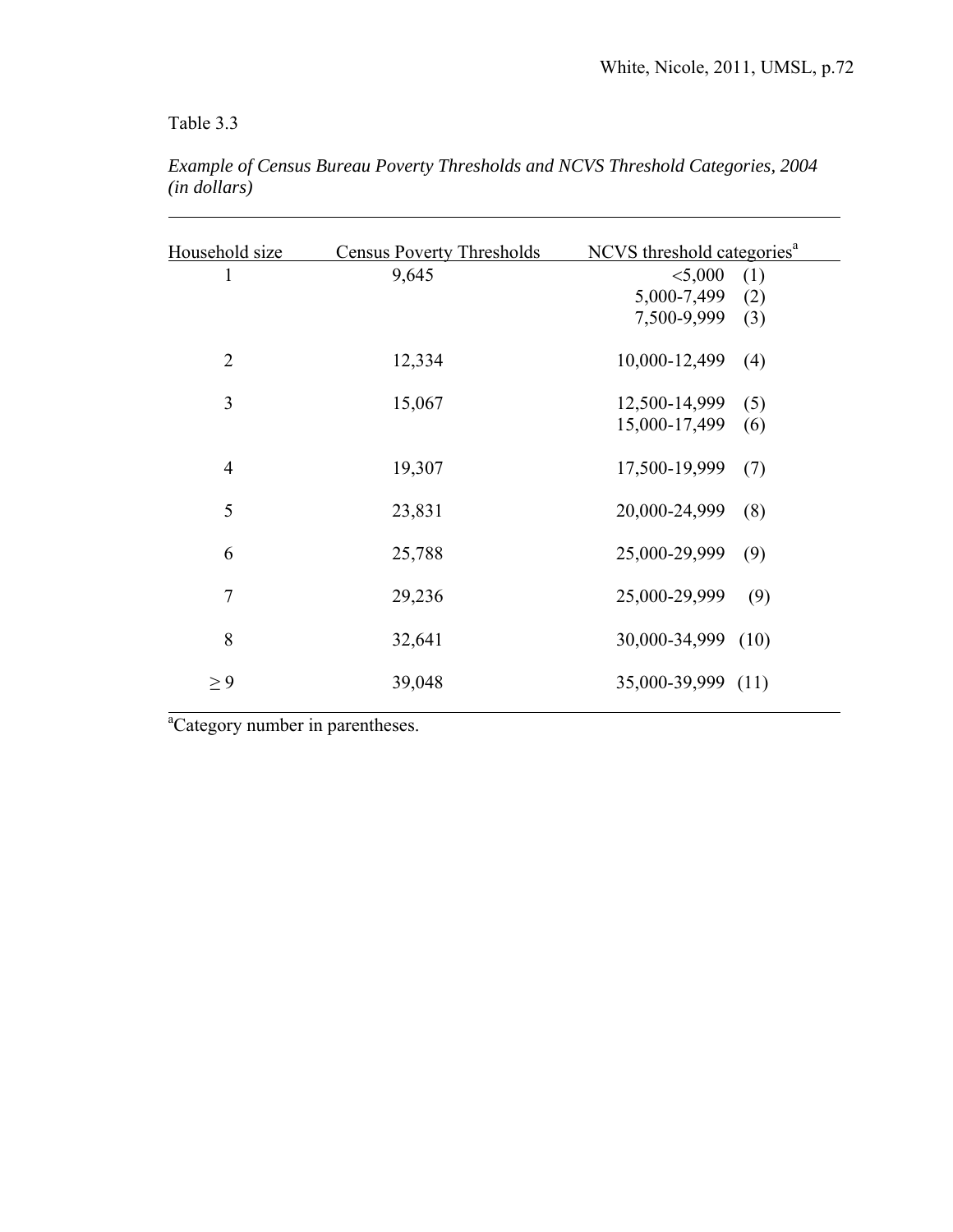Table 3.3

*Example of Census Bureau Poverty Thresholds and NCVS Threshold Categories, 2004 (in dollars)*

| Household size | Census Poverty Thresholds | NCVS threshold categories[a] |
|---|---|---|
| 1 | 9,645 | <5,000 (1) |
| | | 5,000-7,499 (2) |
| | | 7,500-9,999 (3) |
| 2 | 12,334 | 10,000-12,499 (4) |
| 3 | 15,067 | 12,500-14,999 (5) |
| | | 15,000-17,499 (6) |
| 4 | 19,307 | 17,500-19,999 (7) |
| 5 | 23,831 | 20,000-24,999 (8) |
| 6 | 25,788 | 25,000-29,999 (9) |
| 7 | 29,236 | 25,000-29,999 (9) |
| 8 | 32,641 | 30,000-34,999 (10) |
| ≥ 9 | 39,048 | 35,000-39,999 (11) |

[a]Category number in parentheses.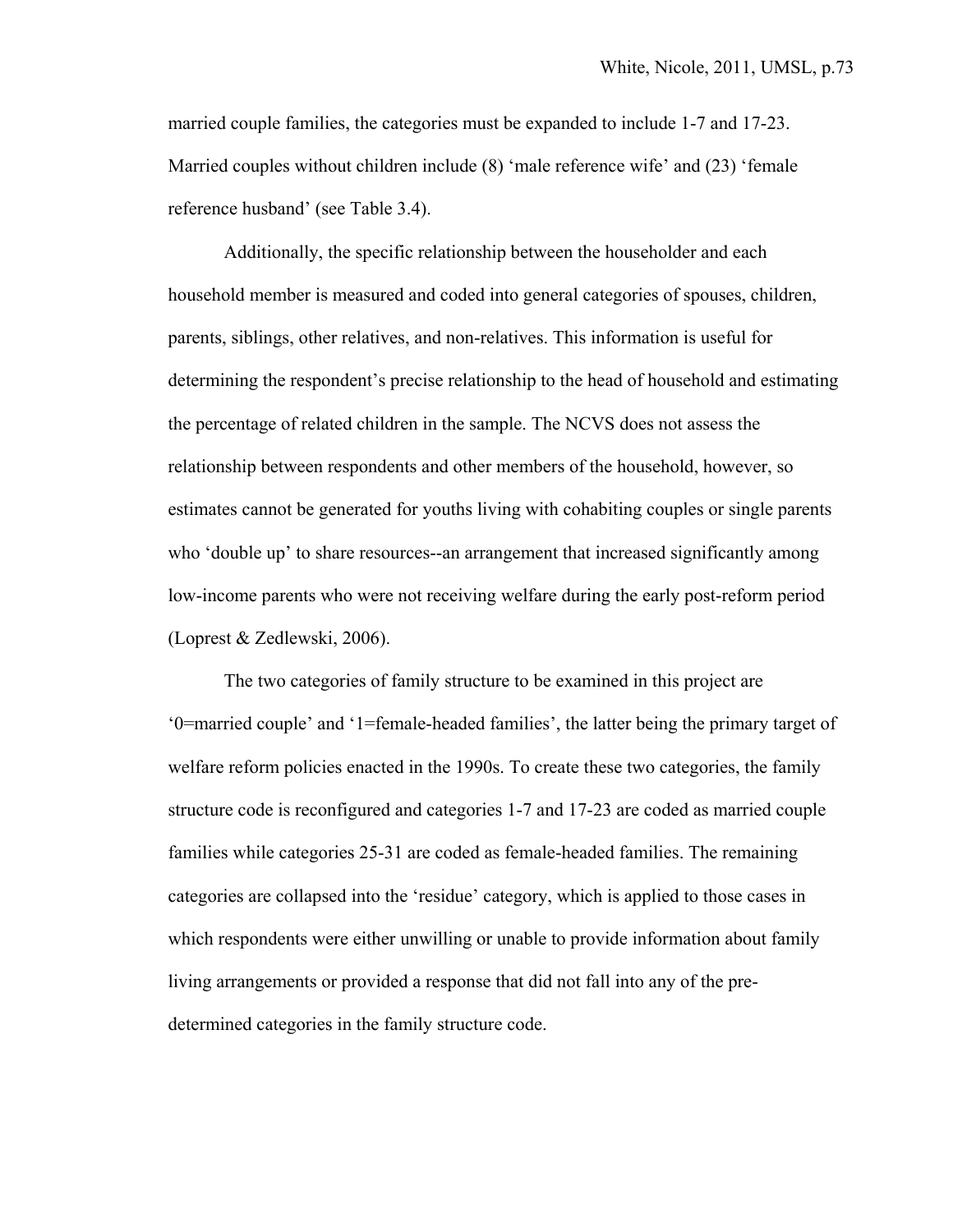married couple families, the categories must be expanded to include 1-7 and 17-23. Married couples without children include (8) 'male reference wife' and (23) 'female reference husband' (see Table 3.4).

Additionally, the specific relationship between the householder and each household member is measured and coded into general categories of spouses, children, parents, siblings, other relatives, and non-relatives. This information is useful for determining the respondent's precise relationship to the head of household and estimating the percentage of related children in the sample. The NCVS does not assess the relationship between respondents and other members of the household, however, so estimates cannot be generated for youths living with cohabiting couples or single parents who 'double up' to share resources--an arrangement that increased significantly among low-income parents who were not receiving welfare during the early post-reform period (Loprest & Zedlewski, 2006).

The two categories of family structure to be examined in this project are '0=married couple' and '1=female-headed families', the latter being the primary target of welfare reform policies enacted in the 1990s. To create these two categories, the family structure code is reconfigured and categories 1-7 and 17-23 are coded as married couple families while categories 25-31 are coded as female-headed families. The remaining categories are collapsed into the 'residue' category, which is applied to those cases in which respondents were either unwilling or unable to provide information about family living arrangements or provided a response that did not fall into any of the pre-determined categories in the family structure code.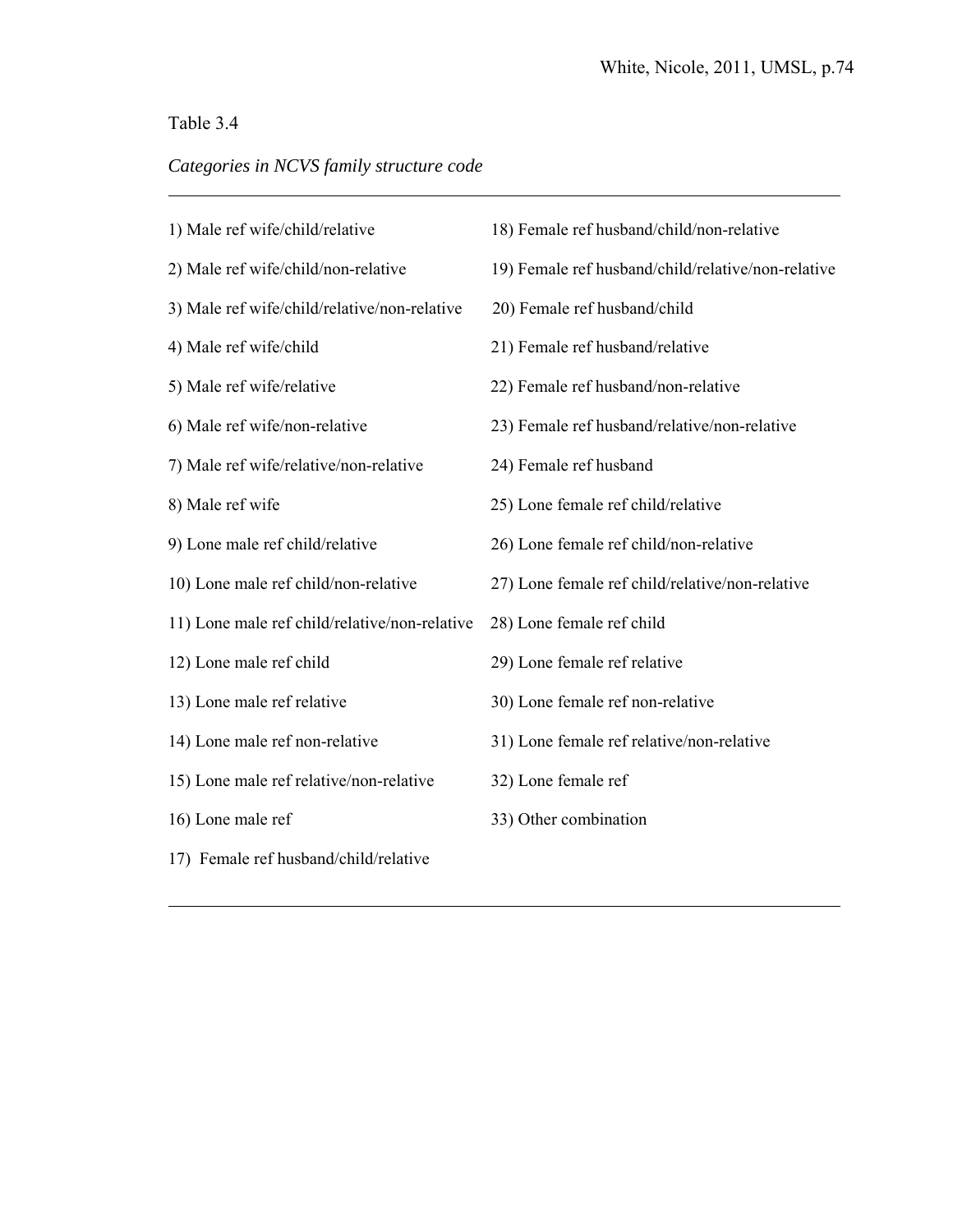Table 3.4

*Categories in NCVS family structure code*

1) Male ref wife/child/relative
2) Male ref wife/child/non-relative
3) Male ref wife/child/relative/non-relative
4) Male ref wife/child
5) Male ref wife/relative
6) Male ref wife/non-relative
7) Male ref wife/relative/non-relative
8) Male ref wife
9) Lone male ref child/relative
10) Lone male ref child/non-relative
11) Lone male ref child/relative/non-relative
12) Lone male ref child
13) Lone male ref relative
14) Lone male ref non-relative
15) Lone male ref relative/non-relative
16) Lone male ref
17) Female ref husband/child/relative
18) Female ref husband/child/non-relative
19) Female ref husband/child/relative/non-relative
20) Female ref husband/child
21) Female ref husband/relative
22) Female ref husband/non-relative
23) Female ref husband/relative/non-relative
24) Female ref husband
25) Lone female ref child/relative
26) Lone female ref child/non-relative
27) Lone female ref child/relative/non-relative
28) Lone female ref child
29) Lone female ref relative
30) Lone female ref non-relative
31) Lone female ref relative/non-relative
32) Lone female ref
33) Other combination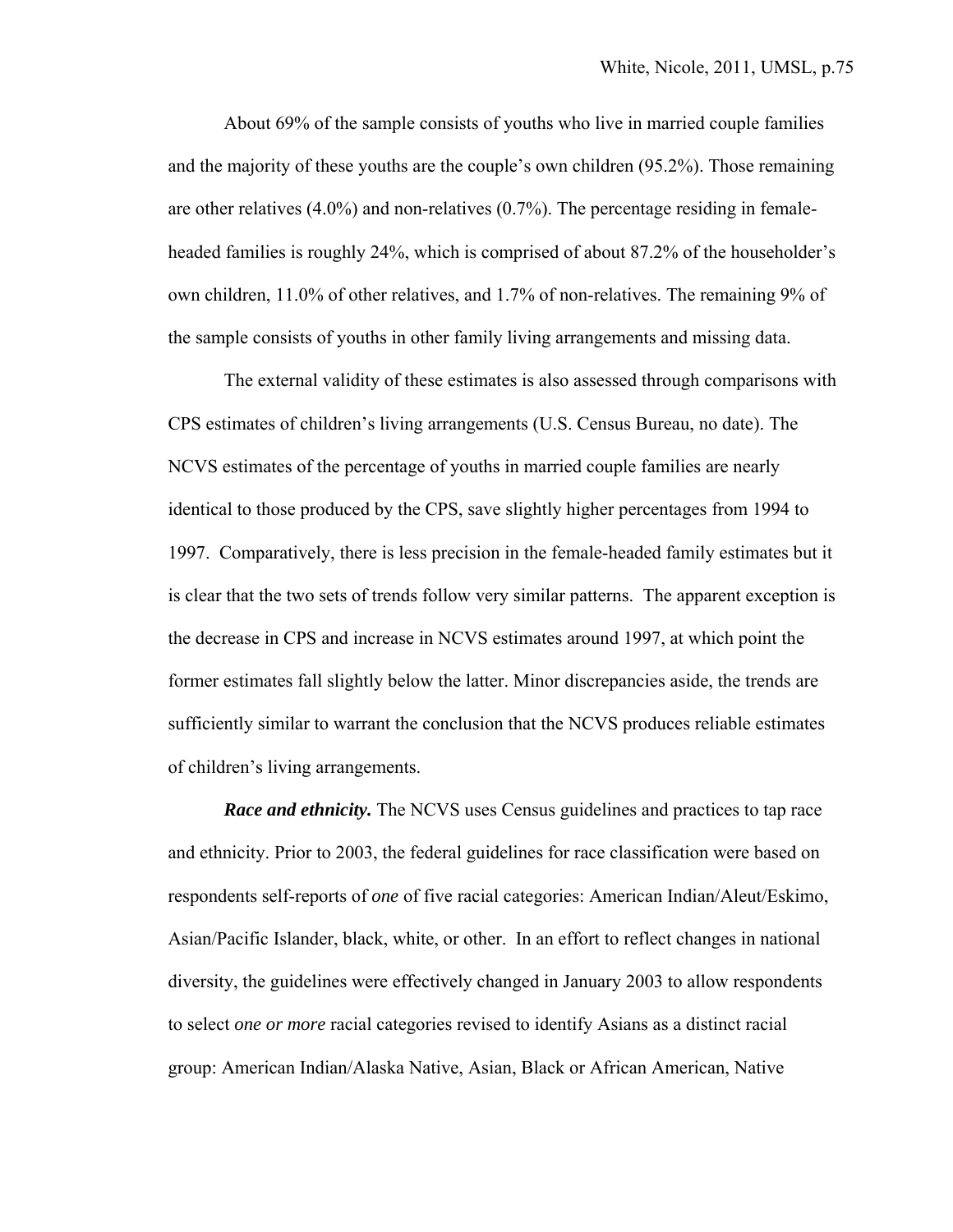About 69% of the sample consists of youths who live in married couple families and the majority of these youths are the couple's own children (95.2%). Those remaining are other relatives (4.0%) and non-relatives (0.7%). The percentage residing in female-headed families is roughly 24%, which is comprised of about 87.2% of the householder's own children, 11.0% of other relatives, and 1.7% of non-relatives. The remaining 9% of the sample consists of youths in other family living arrangements and missing data.

The external validity of these estimates is also assessed through comparisons with CPS estimates of children's living arrangements (U.S. Census Bureau, no date). The NCVS estimates of the percentage of youths in married couple families are nearly identical to those produced by the CPS, save slightly higher percentages from 1994 to 1997. Comparatively, there is less precision in the female-headed family estimates but it is clear that the two sets of trends follow very similar patterns. The apparent exception is the decrease in CPS and increase in NCVS estimates around 1997, at which point the former estimates fall slightly below the latter. Minor discrepancies aside, the trends are sufficiently similar to warrant the conclusion that the NCVS produces reliable estimates of children's living arrangements.

***Race and ethnicity.*** The NCVS uses Census guidelines and practices to tap race and ethnicity. Prior to 2003, the federal guidelines for race classification were based on respondents self-reports of *one* of five racial categories: American Indian/Aleut/Eskimo, Asian/Pacific Islander, black, white, or other. In an effort to reflect changes in national diversity, the guidelines were effectively changed in January 2003 to allow respondents to select *one or more* racial categories revised to identify Asians as a distinct racial group: American Indian/Alaska Native, Asian, Black or African American, Native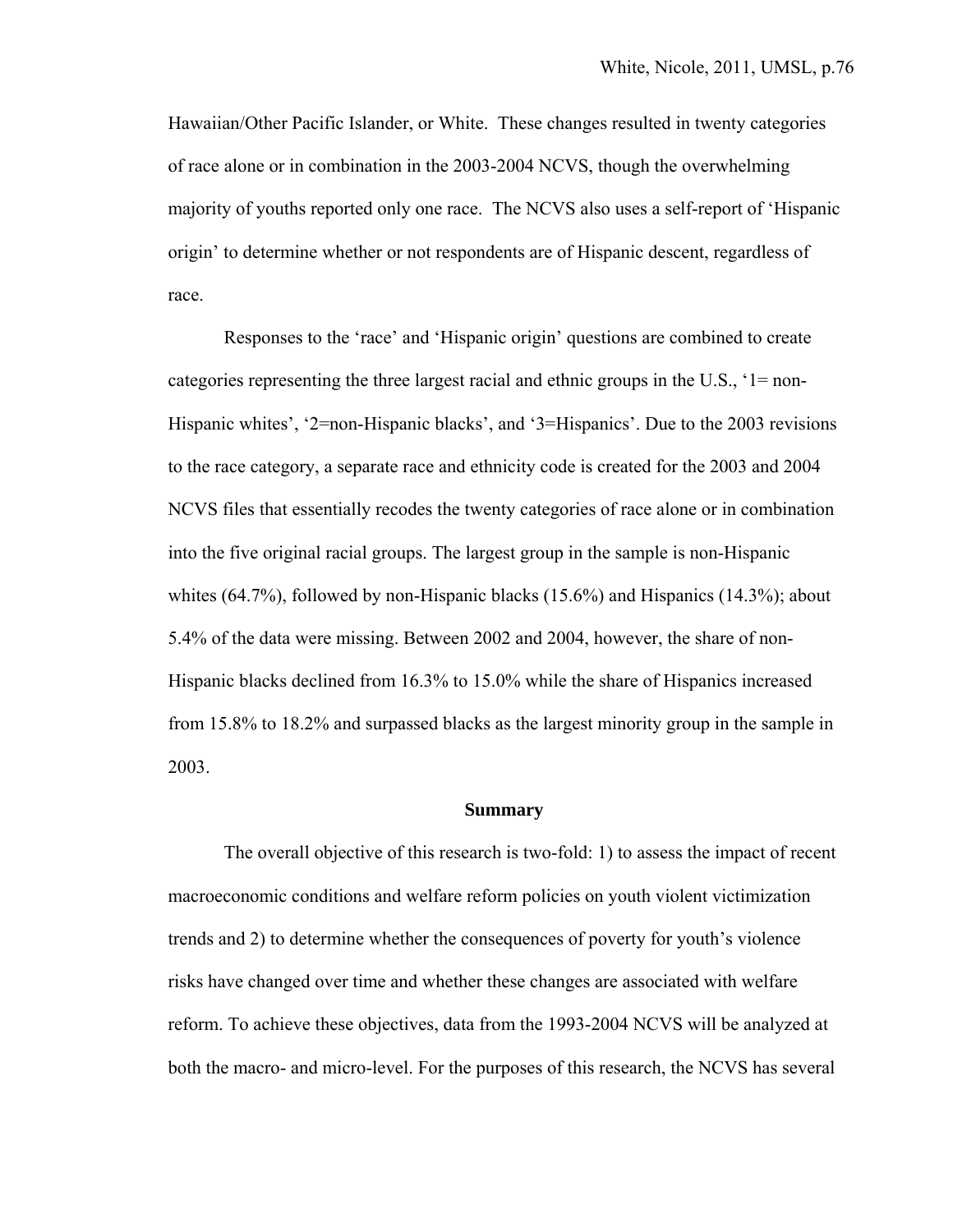Hawaiian/Other Pacific Islander, or White. These changes resulted in twenty categories of race alone or in combination in the 2003-2004 NCVS, though the overwhelming majority of youths reported only one race. The NCVS also uses a self-report of 'Hispanic origin' to determine whether or not respondents are of Hispanic descent, regardless of race.

Responses to the 'race' and 'Hispanic origin' questions are combined to create categories representing the three largest racial and ethnic groups in the U.S., '1= non-Hispanic whites', '2=non-Hispanic blacks', and '3=Hispanics'. Due to the 2003 revisions to the race category, a separate race and ethnicity code is created for the 2003 and 2004 NCVS files that essentially recodes the twenty categories of race alone or in combination into the five original racial groups. The largest group in the sample is non-Hispanic whites (64.7%), followed by non-Hispanic blacks (15.6%) and Hispanics (14.3%); about 5.4% of the data were missing. Between 2002 and 2004, however, the share of non-Hispanic blacks declined from 16.3% to 15.0% while the share of Hispanics increased from 15.8% to 18.2% and surpassed blacks as the largest minority group in the sample in 2003.

## Summary

The overall objective of this research is two-fold: 1) to assess the impact of recent macroeconomic conditions and welfare reform policies on youth violent victimization trends and 2) to determine whether the consequences of poverty for youth's violence risks have changed over time and whether these changes are associated with welfare reform. To achieve these objectives, data from the 1993-2004 NCVS will be analyzed at both the macro- and micro-level. For the purposes of this research, the NCVS has several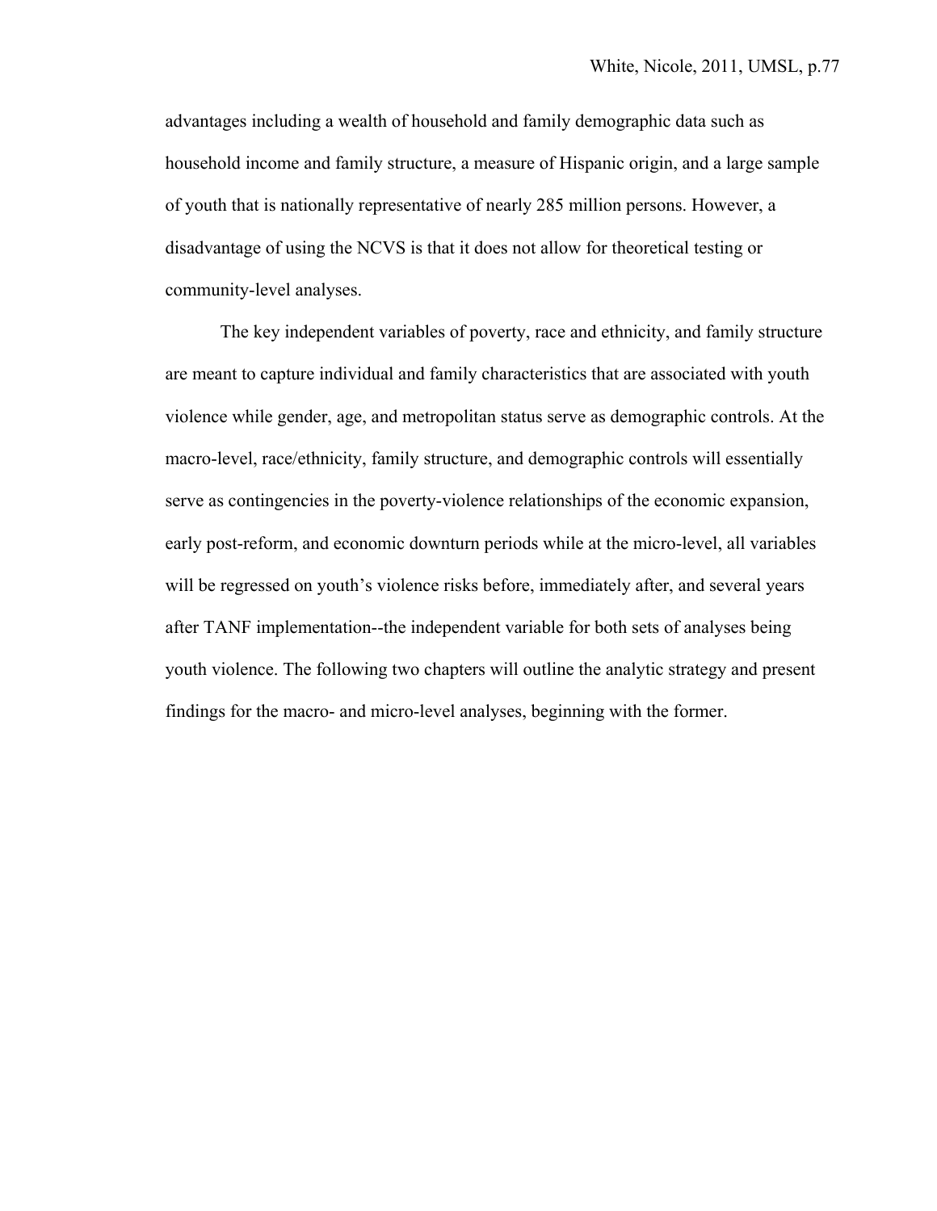advantages including a wealth of household and family demographic data such as household income and family structure, a measure of Hispanic origin, and a large sample of youth that is nationally representative of nearly 285 million persons. However, a disadvantage of using the NCVS is that it does not allow for theoretical testing or community-level analyses.

The key independent variables of poverty, race and ethnicity, and family structure are meant to capture individual and family characteristics that are associated with youth violence while gender, age, and metropolitan status serve as demographic controls. At the macro-level, race/ethnicity, family structure, and demographic controls will essentially serve as contingencies in the poverty-violence relationships of the economic expansion, early post-reform, and economic downturn periods while at the micro-level, all variables will be regressed on youth's violence risks before, immediately after, and several years after TANF implementation--the independent variable for both sets of analyses being youth violence. The following two chapters will outline the analytic strategy and present findings for the macro- and micro-level analyses, beginning with the former.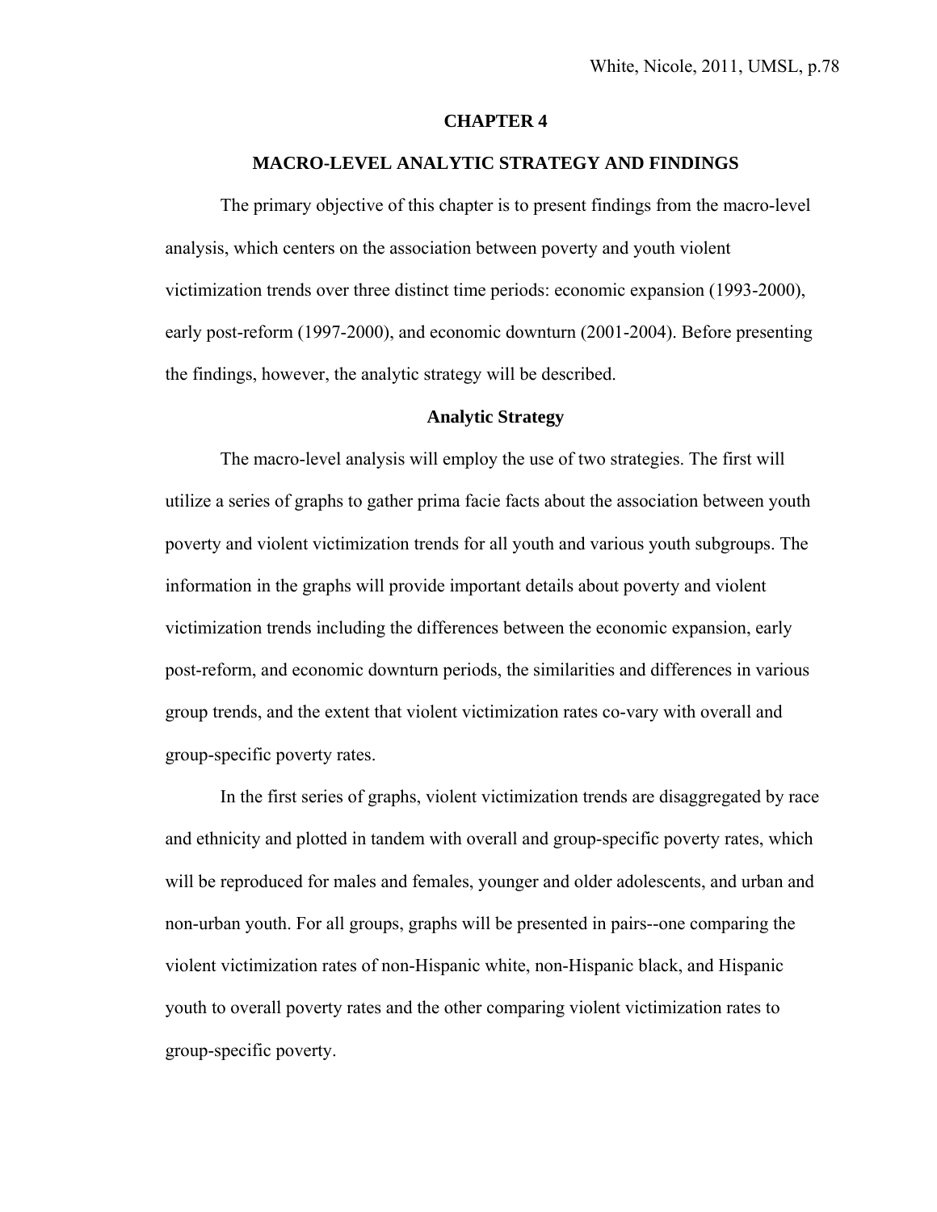# CHAPTER 4

## MACRO-LEVEL ANALYTIC STRATEGY AND FINDINGS

The primary objective of this chapter is to present findings from the macro-level analysis, which centers on the association between poverty and youth violent victimization trends over three distinct time periods: economic expansion (1993-2000), early post-reform (1997-2000), and economic downturn (2001-2004). Before presenting the findings, however, the analytic strategy will be described.

### Analytic Strategy

The macro-level analysis will employ the use of two strategies. The first will utilize a series of graphs to gather prima facie facts about the association between youth poverty and violent victimization trends for all youth and various youth subgroups. The information in the graphs will provide important details about poverty and violent victimization trends including the differences between the economic expansion, early post-reform, and economic downturn periods, the similarities and differences in various group trends, and the extent that violent victimization rates co-vary with overall and group-specific poverty rates.

In the first series of graphs, violent victimization trends are disaggregated by race and ethnicity and plotted in tandem with overall and group-specific poverty rates, which will be reproduced for males and females, younger and older adolescents, and urban and non-urban youth. For all groups, graphs will be presented in pairs--one comparing the violent victimization rates of non-Hispanic white, non-Hispanic black, and Hispanic youth to overall poverty rates and the other comparing violent victimization rates to group-specific poverty.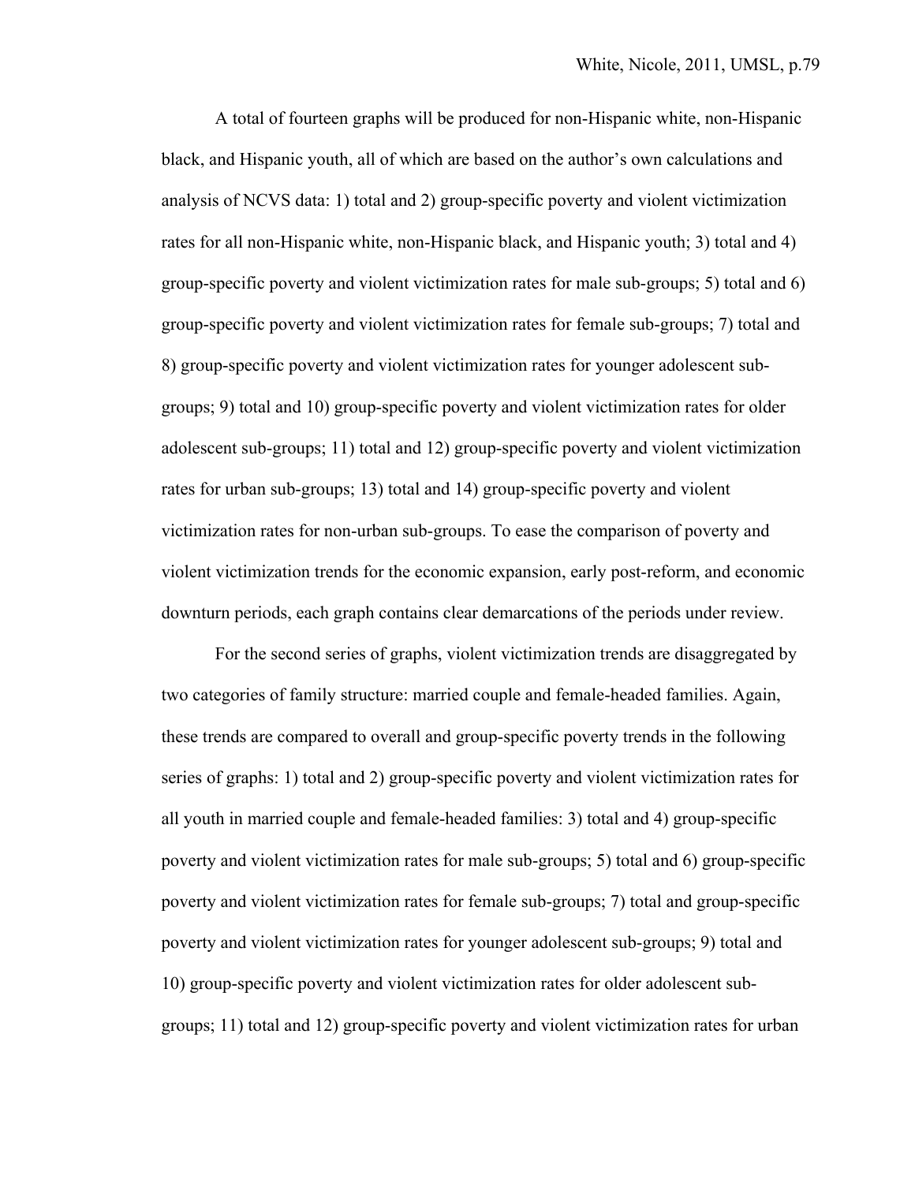A total of fourteen graphs will be produced for non-Hispanic white, non-Hispanic black, and Hispanic youth, all of which are based on the author's own calculations and analysis of NCVS data: 1) total and 2) group-specific poverty and violent victimization rates for all non-Hispanic white, non-Hispanic black, and Hispanic youth; 3) total and 4) group-specific poverty and violent victimization rates for male sub-groups; 5) total and 6) group-specific poverty and violent victimization rates for female sub-groups; 7) total and 8) group-specific poverty and violent victimization rates for younger adolescent sub-groups; 9) total and 10) group-specific poverty and violent victimization rates for older adolescent sub-groups; 11) total and 12) group-specific poverty and violent victimization rates for urban sub-groups; 13) total and 14) group-specific poverty and violent victimization rates for non-urban sub-groups. To ease the comparison of poverty and violent victimization trends for the economic expansion, early post-reform, and economic downturn periods, each graph contains clear demarcations of the periods under review.

For the second series of graphs, violent victimization trends are disaggregated by two categories of family structure: married couple and female-headed families. Again, these trends are compared to overall and group-specific poverty trends in the following series of graphs: 1) total and 2) group-specific poverty and violent victimization rates for all youth in married couple and female-headed families: 3) total and 4) group-specific poverty and violent victimization rates for male sub-groups; 5) total and 6) group-specific poverty and violent victimization rates for female sub-groups; 7) total and group-specific poverty and violent victimization rates for younger adolescent sub-groups; 9) total and 10) group-specific poverty and violent victimization rates for older adolescent sub-groups; 11) total and 12) group-specific poverty and violent victimization rates for urban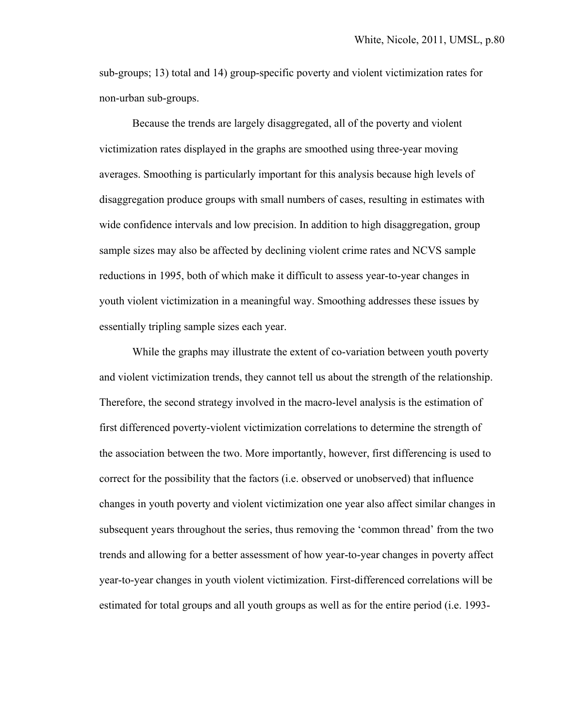sub-groups; 13) total and 14) group-specific poverty and violent victimization rates for non-urban sub-groups.

Because the trends are largely disaggregated, all of the poverty and violent victimization rates displayed in the graphs are smoothed using three-year moving averages. Smoothing is particularly important for this analysis because high levels of disaggregation produce groups with small numbers of cases, resulting in estimates with wide confidence intervals and low precision. In addition to high disaggregation, group sample sizes may also be affected by declining violent crime rates and NCVS sample reductions in 1995, both of which make it difficult to assess year-to-year changes in youth violent victimization in a meaningful way. Smoothing addresses these issues by essentially tripling sample sizes each year.

While the graphs may illustrate the extent of co-variation between youth poverty and violent victimization trends, they cannot tell us about the strength of the relationship. Therefore, the second strategy involved in the macro-level analysis is the estimation of first differenced poverty-violent victimization correlations to determine the strength of the association between the two. More importantly, however, first differencing is used to correct for the possibility that the factors (i.e. observed or unobserved) that influence changes in youth poverty and violent victimization one year also affect similar changes in subsequent years throughout the series, thus removing the 'common thread' from the two trends and allowing for a better assessment of how year-to-year changes in poverty affect year-to-year changes in youth violent victimization. First-differenced correlations will be estimated for total groups and all youth groups as well as for the entire period (i.e. 1993-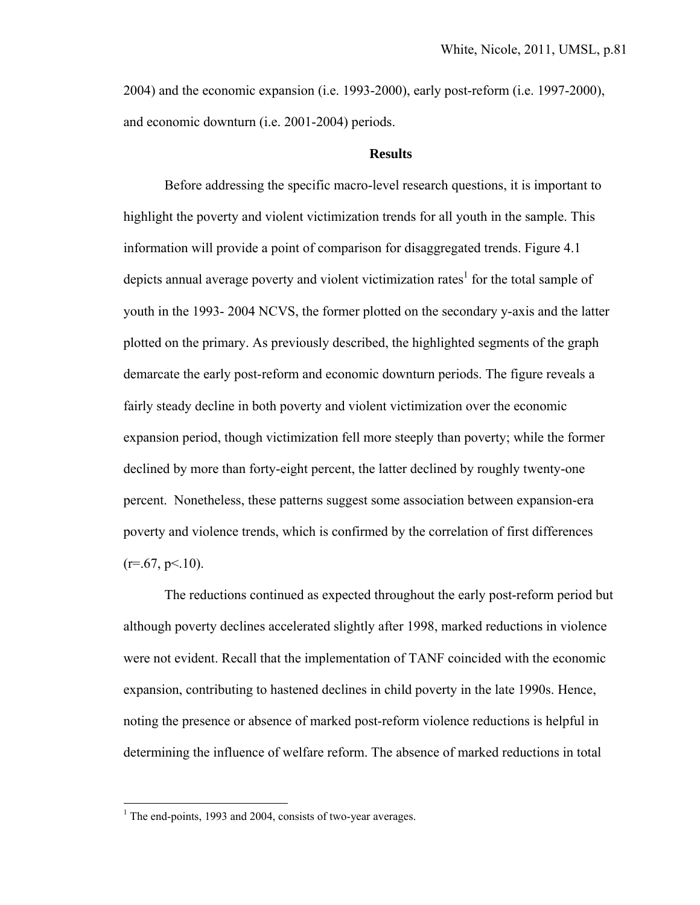2004) and the economic expansion (i.e. 1993-2000), early post-reform (i.e. 1997-2000), and economic downturn (i.e. 2001-2004) periods.

## Results

Before addressing the specific macro-level research questions, it is important to highlight the poverty and violent victimization trends for all youth in the sample. This information will provide a point of comparison for disaggregated trends. Figure 4.1 depicts annual average poverty and violent victimization rates[1] for the total sample of youth in the 1993- 2004 NCVS, the former plotted on the secondary y-axis and the latter plotted on the primary. As previously described, the highlighted segments of the graph demarcate the early post-reform and economic downturn periods. The figure reveals a fairly steady decline in both poverty and violent victimization over the economic expansion period, though victimization fell more steeply than poverty; while the former declined by more than forty-eight percent, the latter declined by roughly twenty-one percent. Nonetheless, these patterns suggest some association between expansion-era poverty and violence trends, which is confirmed by the correlation of first differences ($r=.67$, $p<.10$).

The reductions continued as expected throughout the early post-reform period but although poverty declines accelerated slightly after 1998, marked reductions in violence were not evident. Recall that the implementation of TANF coincided with the economic expansion, contributing to hastened declines in child poverty in the late 1990s. Hence, noting the presence or absence of marked post-reform violence reductions is helpful in determining the influence of welfare reform. The absence of marked reductions in total

[1] The end-points, 1993 and 2004, consists of two-year averages.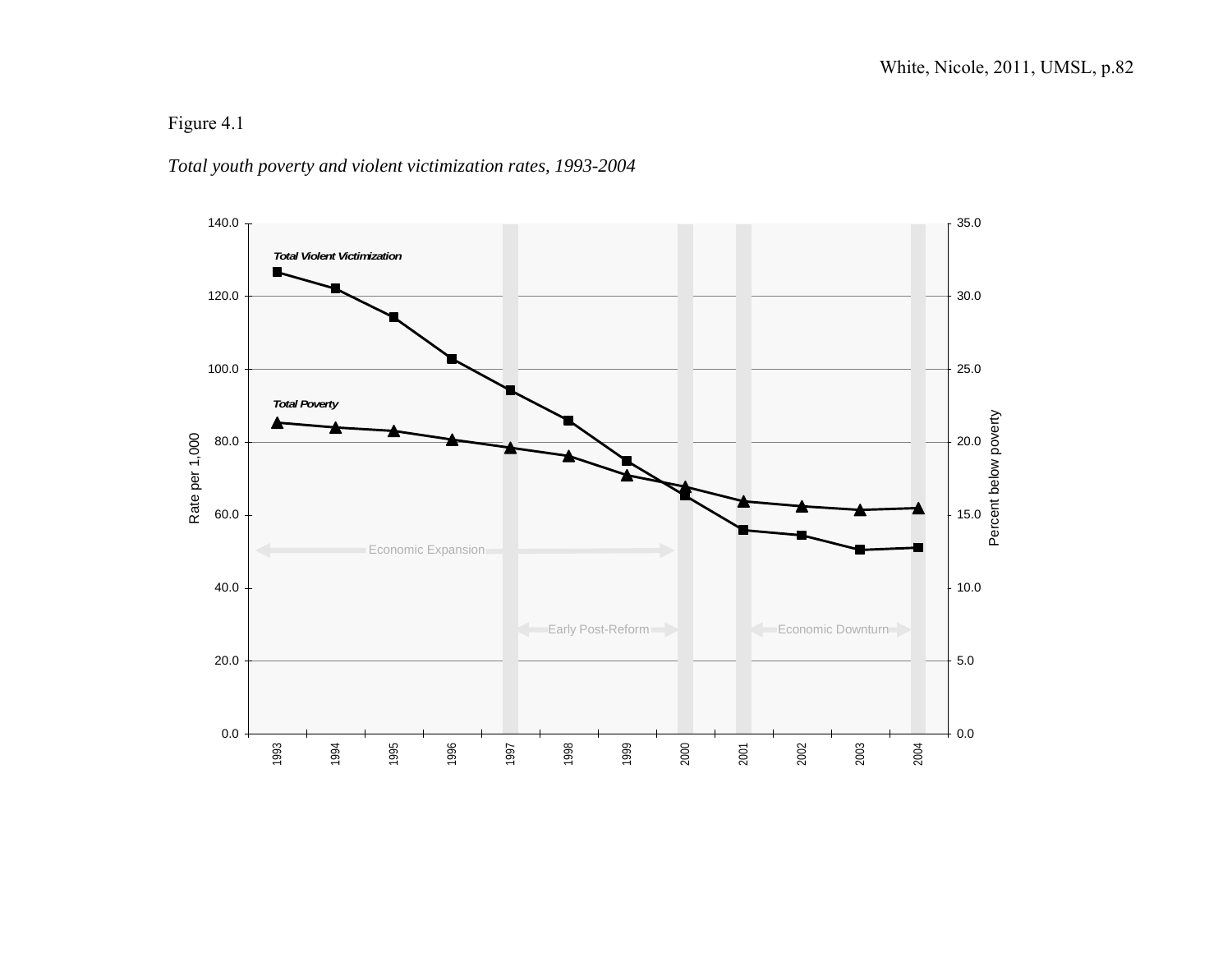Figure 4.1

*Total youth poverty and violent victimization rates, 1993-2004*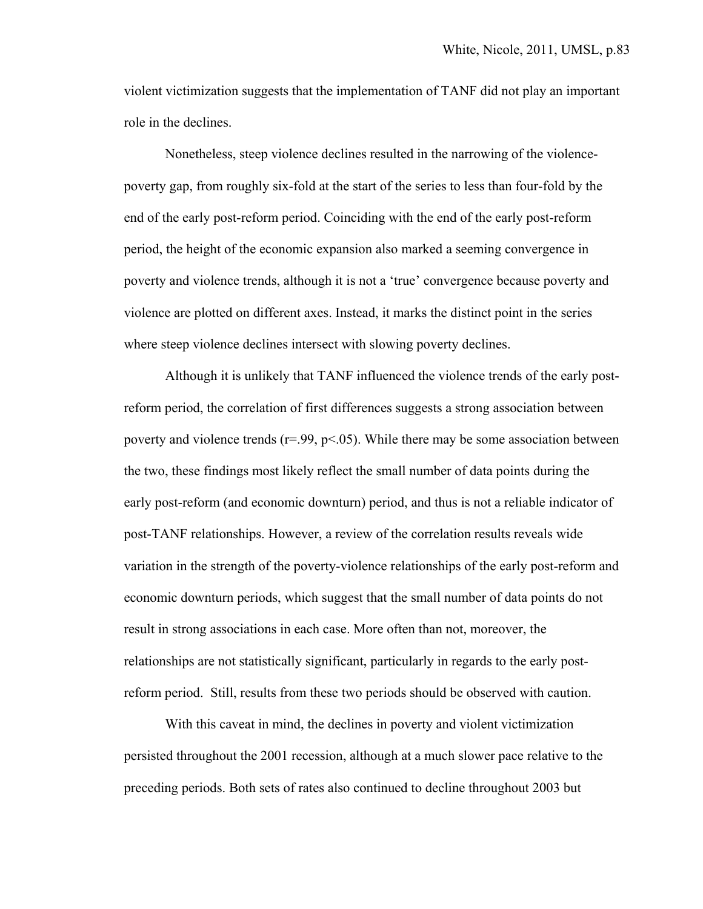violent victimization suggests that the implementation of TANF did not play an important role in the declines.

Nonetheless, steep violence declines resulted in the narrowing of the violence-poverty gap, from roughly six-fold at the start of the series to less than four-fold by the end of the early post-reform period. Coinciding with the end of the early post-reform period, the height of the economic expansion also marked a seeming convergence in poverty and violence trends, although it is not a 'true' convergence because poverty and violence are plotted on different axes. Instead, it marks the distinct point in the series where steep violence declines intersect with slowing poverty declines.

Although it is unlikely that TANF influenced the violence trends of the early post-reform period, the correlation of first differences suggests a strong association between poverty and violence trends ($r=.99$, $p<.05$). While there may be some association between the two, these findings most likely reflect the small number of data points during the early post-reform (and economic downturn) period, and thus is not a reliable indicator of post-TANF relationships. However, a review of the correlation results reveals wide variation in the strength of the poverty-violence relationships of the early post-reform and economic downturn periods, which suggest that the small number of data points do not result in strong associations in each case. More often than not, moreover, the relationships are not statistically significant, particularly in regards to the early post-reform period. Still, results from these two periods should be observed with caution.

With this caveat in mind, the declines in poverty and violent victimization persisted throughout the 2001 recession, although at a much slower pace relative to the preceding periods. Both sets of rates also continued to decline throughout 2003 but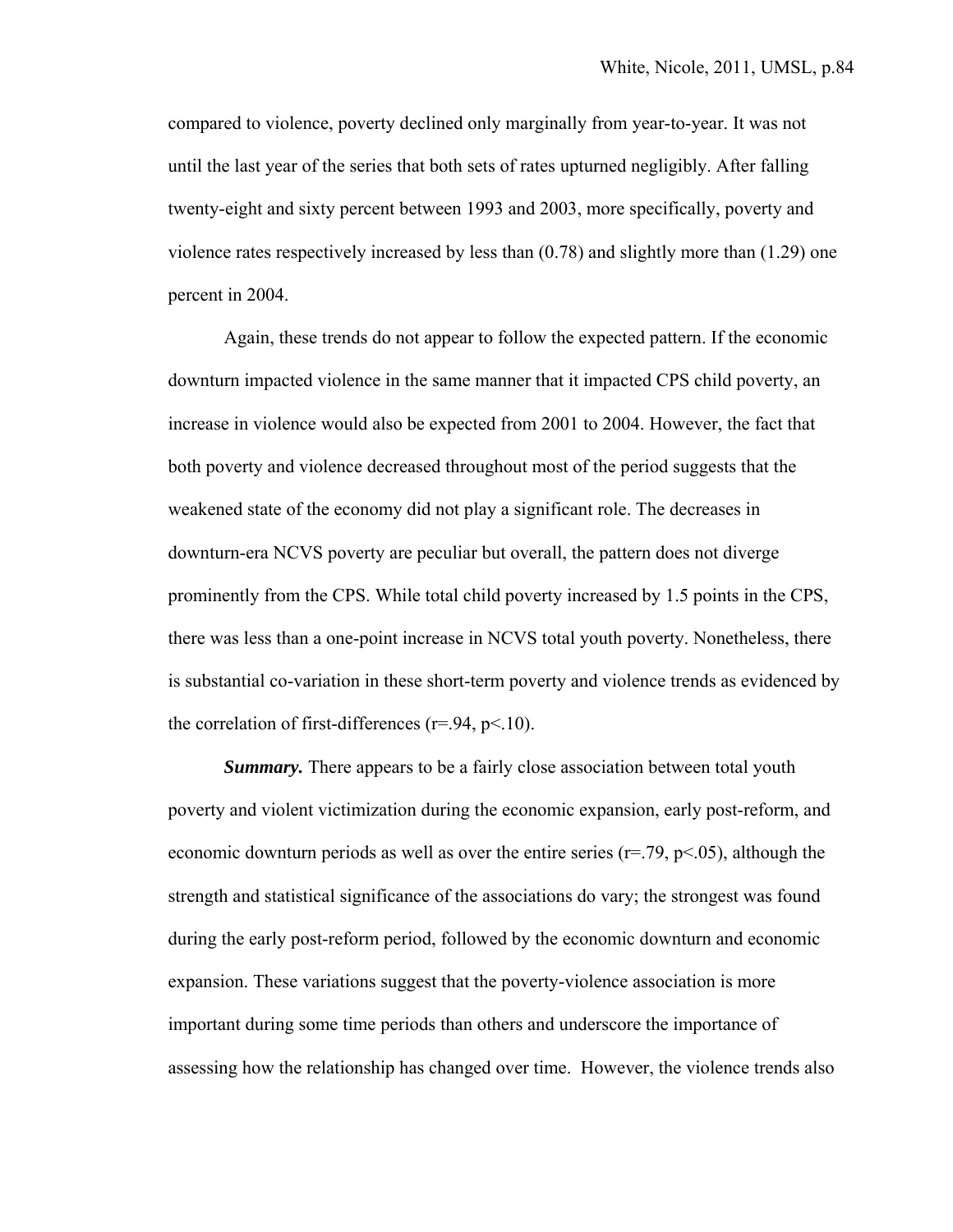compared to violence, poverty declined only marginally from year-to-year. It was not until the last year of the series that both sets of rates upturned negligibly. After falling twenty-eight and sixty percent between 1993 and 2003, more specifically, poverty and violence rates respectively increased by less than (0.78) and slightly more than (1.29) one percent in 2004.

Again, these trends do not appear to follow the expected pattern. If the economic downturn impacted violence in the same manner that it impacted CPS child poverty, an increase in violence would also be expected from 2001 to 2004. However, the fact that both poverty and violence decreased throughout most of the period suggests that the weakened state of the economy did not play a significant role. The decreases in downturn-era NCVS poverty are peculiar but overall, the pattern does not diverge prominently from the CPS. While total child poverty increased by 1.5 points in the CPS, there was less than a one-point increase in NCVS total youth poverty. Nonetheless, there is substantial co-variation in these short-term poverty and violence trends as evidenced by the correlation of first-differences ($r=.94$, $p<.10$).

***Summary.*** There appears to be a fairly close association between total youth poverty and violent victimization during the economic expansion, early post-reform, and economic downturn periods as well as over the entire series ($r=.79$, $p<.05$), although the strength and statistical significance of the associations do vary; the strongest was found during the early post-reform period, followed by the economic downturn and economic expansion. These variations suggest that the poverty-violence association is more important during some time periods than others and underscore the importance of assessing how the relationship has changed over time. However, the violence trends also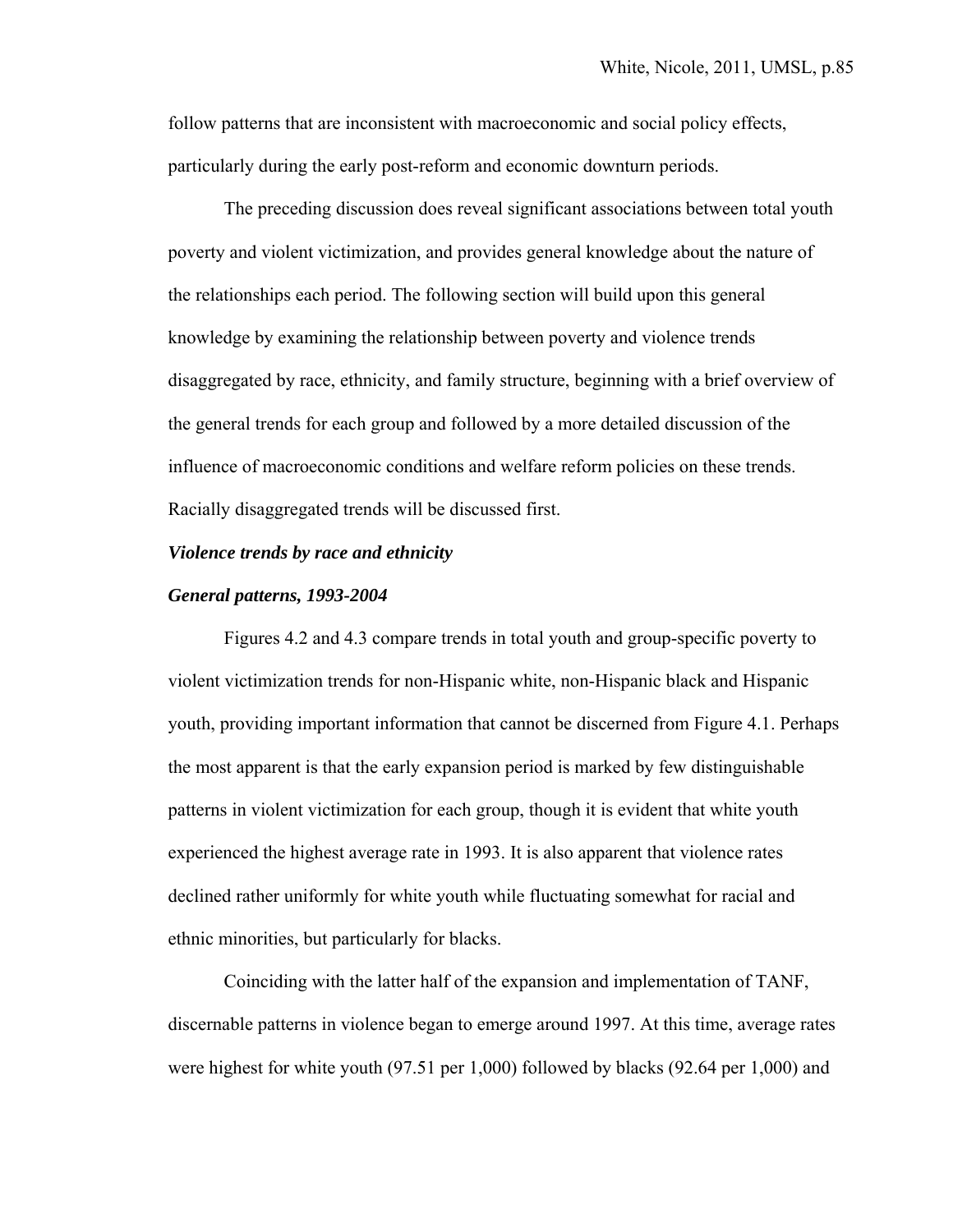follow patterns that are inconsistent with macroeconomic and social policy effects, particularly during the early post-reform and economic downturn periods.

The preceding discussion does reveal significant associations between total youth poverty and violent victimization, and provides general knowledge about the nature of the relationships each period. The following section will build upon this general knowledge by examining the relationship between poverty and violence trends disaggregated by race, ethnicity, and family structure, beginning with a brief overview of the general trends for each group and followed by a more detailed discussion of the influence of macroeconomic conditions and welfare reform policies on these trends. Racially disaggregated trends will be discussed first.

***Violence trends by race and ethnicity***

***General patterns, 1993-2004***

Figures 4.2 and 4.3 compare trends in total youth and group-specific poverty to violent victimization trends for non-Hispanic white, non-Hispanic black and Hispanic youth, providing important information that cannot be discerned from Figure 4.1. Perhaps the most apparent is that the early expansion period is marked by few distinguishable patterns in violent victimization for each group, though it is evident that white youth experienced the highest average rate in 1993. It is also apparent that violence rates declined rather uniformly for white youth while fluctuating somewhat for racial and ethnic minorities, but particularly for blacks.

Coinciding with the latter half of the expansion and implementation of TANF, discernable patterns in violence began to emerge around 1997. At this time, average rates were highest for white youth (97.51 per 1,000) followed by blacks (92.64 per 1,000) and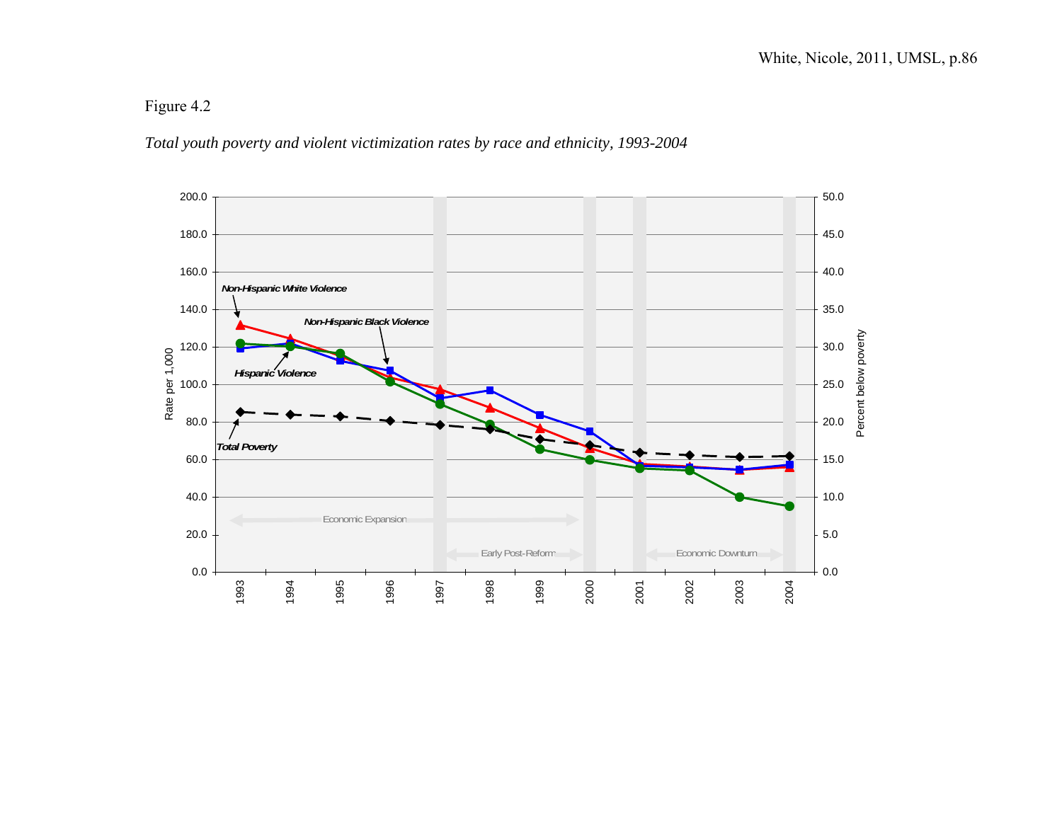Figure 4.2

*Total youth poverty and violent victimization rates by race and ethnicity, 1993-2004*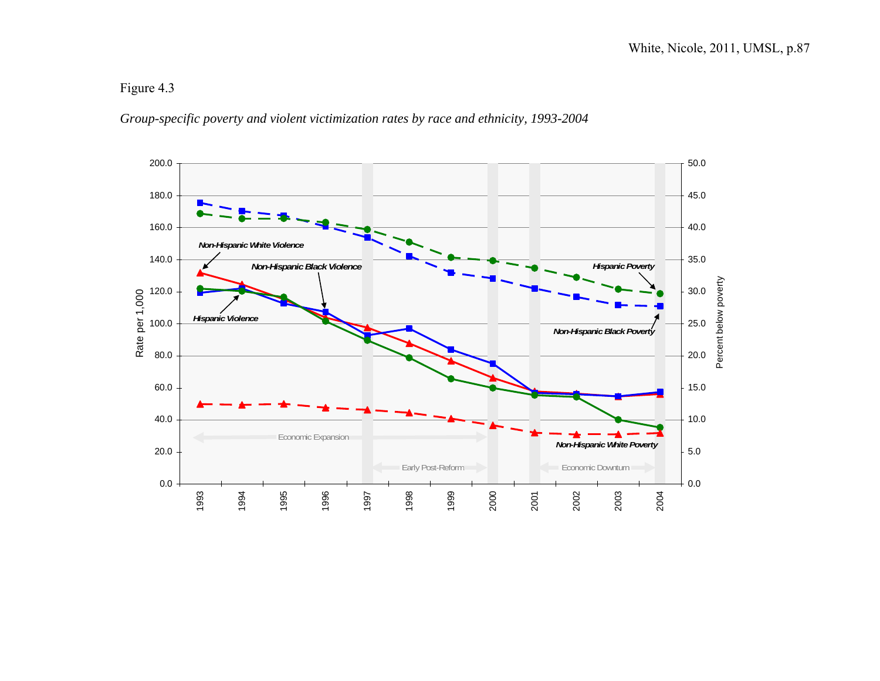Figure 4.3

*Group-specific poverty and violent victimization rates by race and ethnicity, 1993-2004*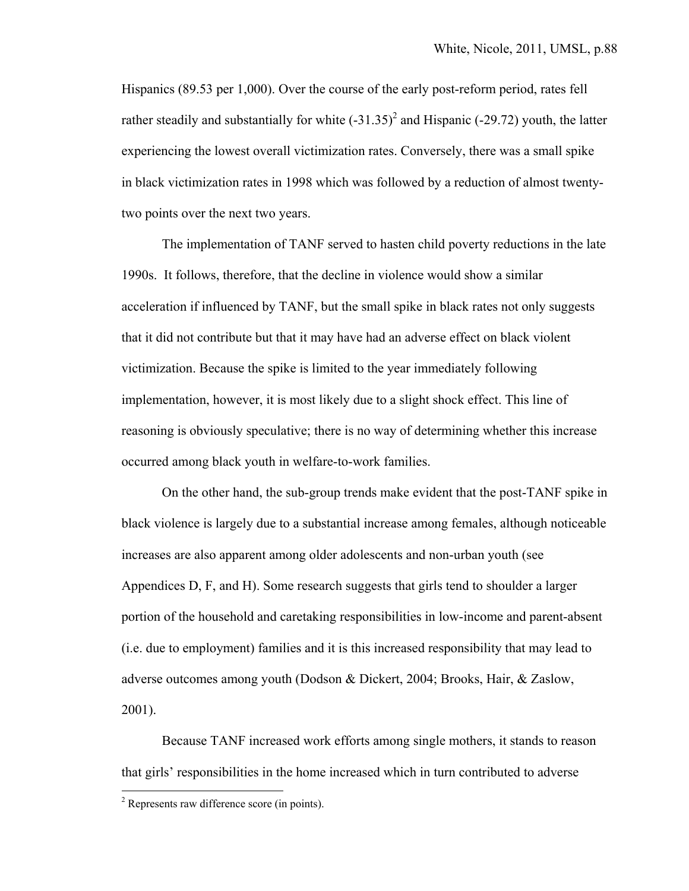Hispanics (89.53 per 1,000). Over the course of the early post-reform period, rates fell rather steadily and substantially for white (-31.35)[2] and Hispanic (-29.72) youth, the latter experiencing the lowest overall victimization rates. Conversely, there was a small spike in black victimization rates in 1998 which was followed by a reduction of almost twenty-two points over the next two years.

The implementation of TANF served to hasten child poverty reductions in the late 1990s. It follows, therefore, that the decline in violence would show a similar acceleration if influenced by TANF, but the small spike in black rates not only suggests that it did not contribute but that it may have had an adverse effect on black violent victimization. Because the spike is limited to the year immediately following implementation, however, it is most likely due to a slight shock effect. This line of reasoning is obviously speculative; there is no way of determining whether this increase occurred among black youth in welfare-to-work families.

On the other hand, the sub-group trends make evident that the post-TANF spike in black violence is largely due to a substantial increase among females, although noticeable increases are also apparent among older adolescents and non-urban youth (see Appendices D, F, and H). Some research suggests that girls tend to shoulder a larger portion of the household and caretaking responsibilities in low-income and parent-absent (i.e. due to employment) families and it is this increased responsibility that may lead to adverse outcomes among youth (Dodson & Dickert, 2004; Brooks, Hair, & Zaslow, 2001).

Because TANF increased work efforts among single mothers, it stands to reason that girls' responsibilities in the home increased which in turn contributed to adverse

[2] Represents raw difference score (in points).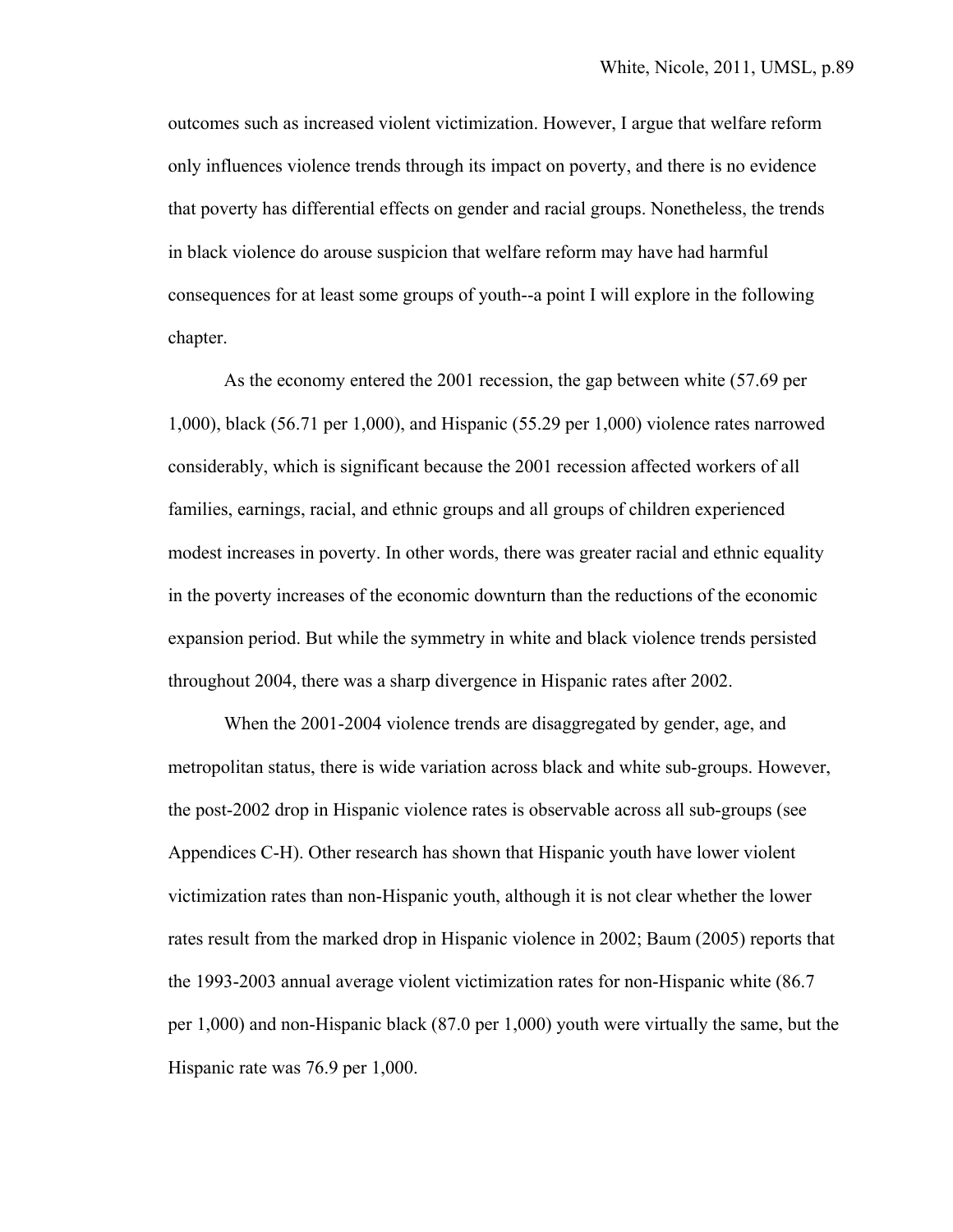outcomes such as increased violent victimization. However, I argue that welfare reform only influences violence trends through its impact on poverty, and there is no evidence that poverty has differential effects on gender and racial groups. Nonetheless, the trends in black violence do arouse suspicion that welfare reform may have had harmful consequences for at least some groups of youth--a point I will explore in the following chapter.

As the economy entered the 2001 recession, the gap between white (57.69 per 1,000), black (56.71 per 1,000), and Hispanic (55.29 per 1,000) violence rates narrowed considerably, which is significant because the 2001 recession affected workers of all families, earnings, racial, and ethnic groups and all groups of children experienced modest increases in poverty. In other words, there was greater racial and ethnic equality in the poverty increases of the economic downturn than the reductions of the economic expansion period. But while the symmetry in white and black violence trends persisted throughout 2004, there was a sharp divergence in Hispanic rates after 2002.

When the 2001-2004 violence trends are disaggregated by gender, age, and metropolitan status, there is wide variation across black and white sub-groups. However, the post-2002 drop in Hispanic violence rates is observable across all sub-groups (see Appendices C-H). Other research has shown that Hispanic youth have lower violent victimization rates than non-Hispanic youth, although it is not clear whether the lower rates result from the marked drop in Hispanic violence in 2002; Baum (2005) reports that the 1993-2003 annual average violent victimization rates for non-Hispanic white (86.7 per 1,000) and non-Hispanic black (87.0 per 1,000) youth were virtually the same, but the Hispanic rate was 76.9 per 1,000.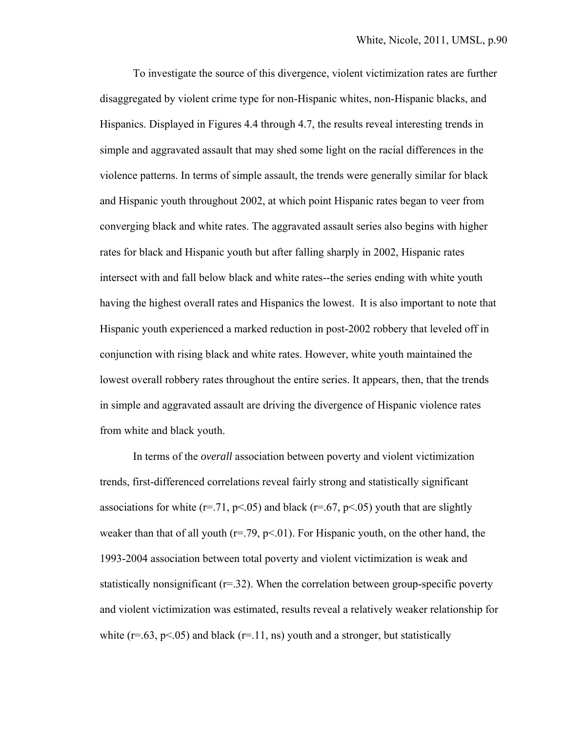To investigate the source of this divergence, violent victimization rates are further disaggregated by violent crime type for non-Hispanic whites, non-Hispanic blacks, and Hispanics. Displayed in Figures 4.4 through 4.7, the results reveal interesting trends in simple and aggravated assault that may shed some light on the racial differences in the violence patterns. In terms of simple assault, the trends were generally similar for black and Hispanic youth throughout 2002, at which point Hispanic rates began to veer from converging black and white rates. The aggravated assault series also begins with higher rates for black and Hispanic youth but after falling sharply in 2002, Hispanic rates intersect with and fall below black and white rates--the series ending with white youth having the highest overall rates and Hispanics the lowest. It is also important to note that Hispanic youth experienced a marked reduction in post-2002 robbery that leveled off in conjunction with rising black and white rates. However, white youth maintained the lowest overall robbery rates throughout the entire series. It appears, then, that the trends in simple and aggravated assault are driving the divergence of Hispanic violence rates from white and black youth.

In terms of the *overall* association between poverty and violent victimization trends, first-differenced correlations reveal fairly strong and statistically significant associations for white ($r=.71$, $p<.05$) and black ($r=.67$, $p<.05$) youth that are slightly weaker than that of all youth ($r=.79$, $p<.01$). For Hispanic youth, on the other hand, the 1993-2004 association between total poverty and violent victimization is weak and statistically nonsignificant ($r=.32$). When the correlation between group-specific poverty and violent victimization was estimated, results reveal a relatively weaker relationship for white ($r=.63$, $p<.05$) and black ($r=.11$, ns) youth and a stronger, but statistically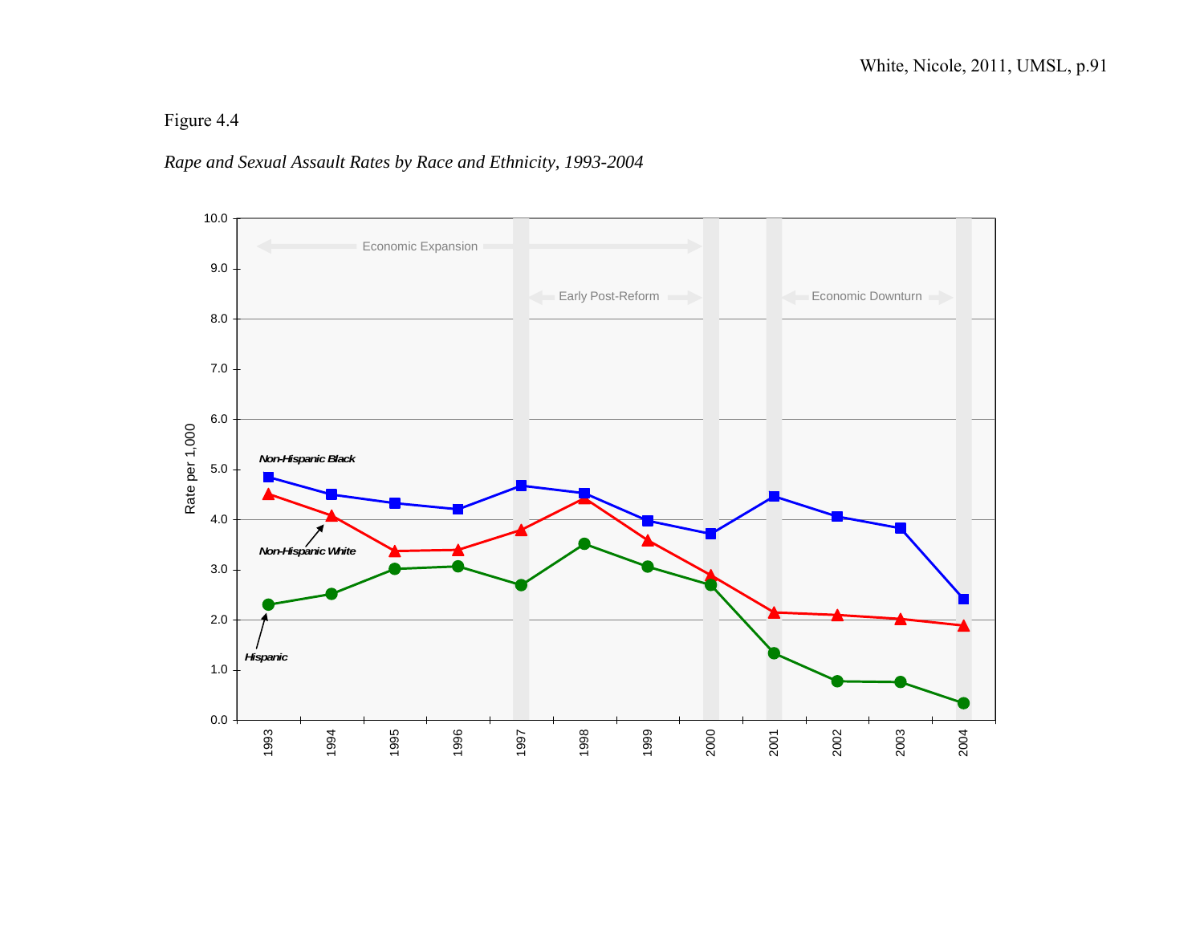Figure 4.4

*Rape and Sexual Assault Rates by Race and Ethnicity, 1993-2004*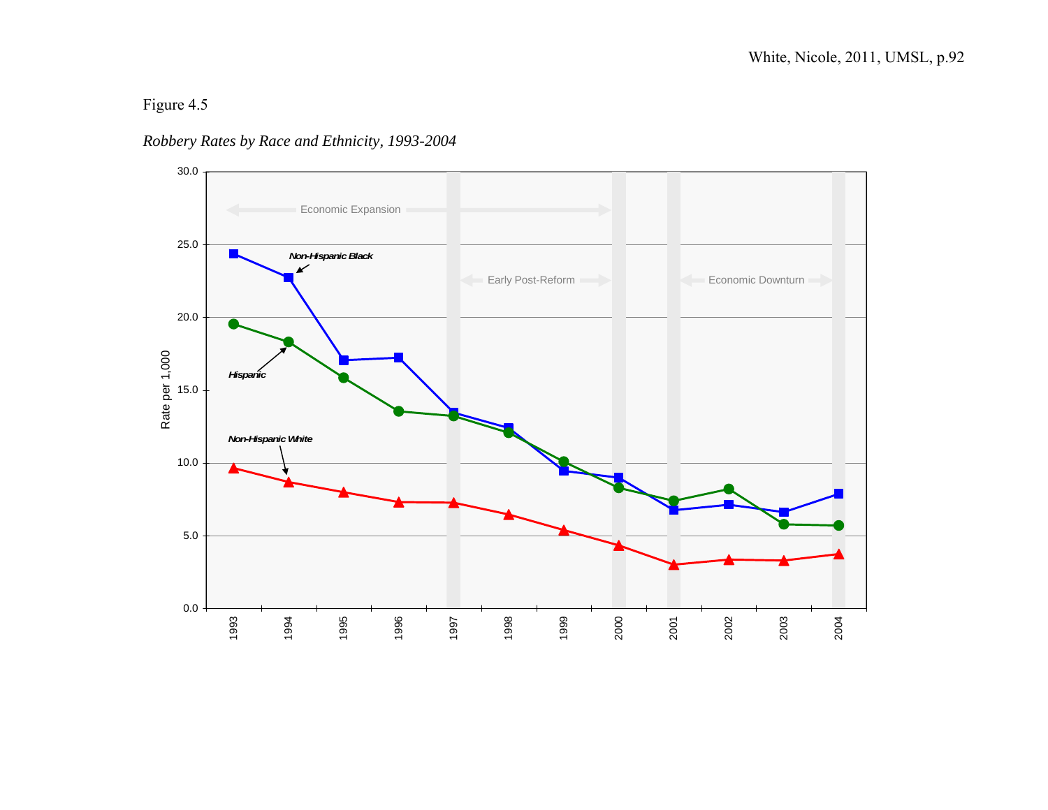Figure 4.5

*Robbery Rates by Race and Ethnicity, 1993-2004*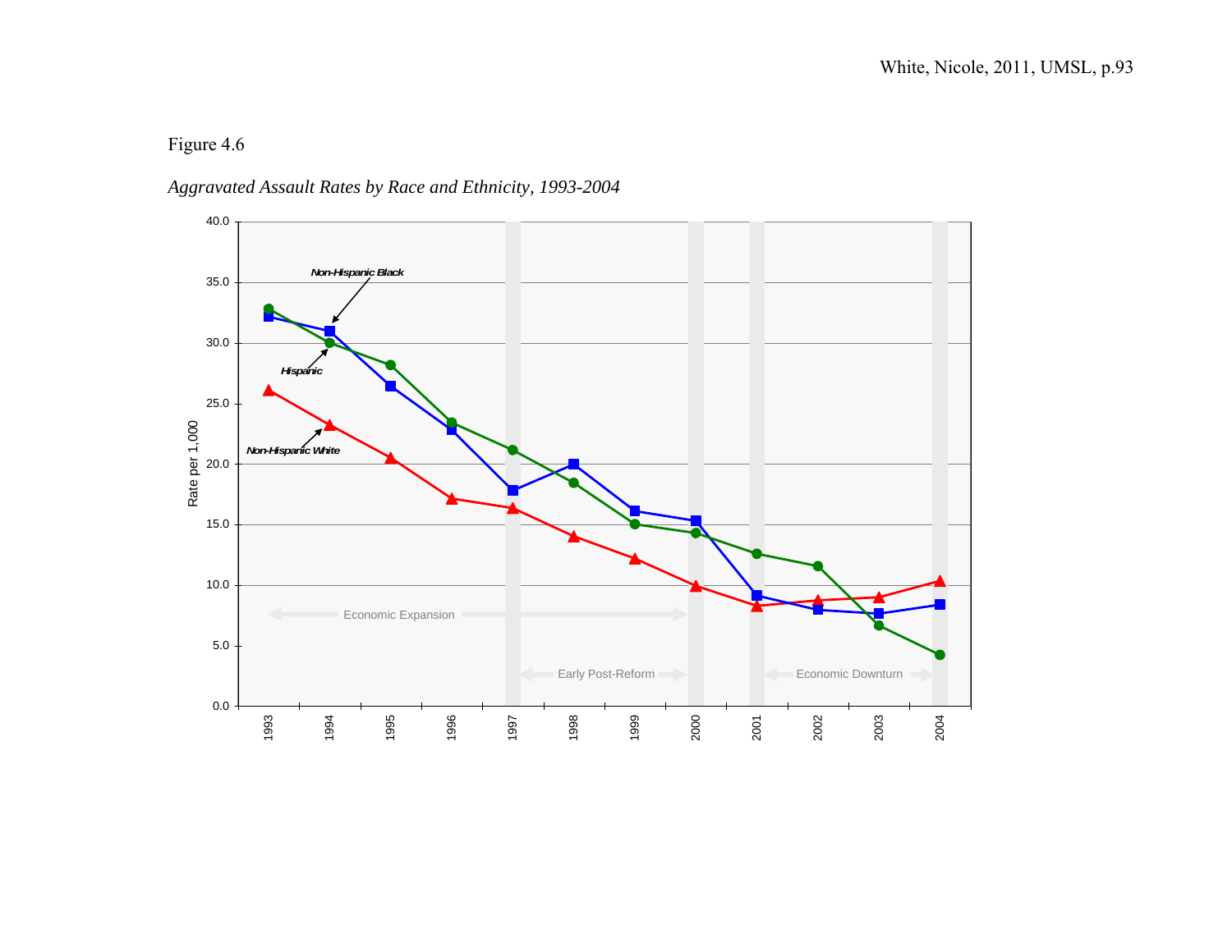Figure 4.6

*Aggravated Assault Rates by Race and Ethnicity, 1993-2004*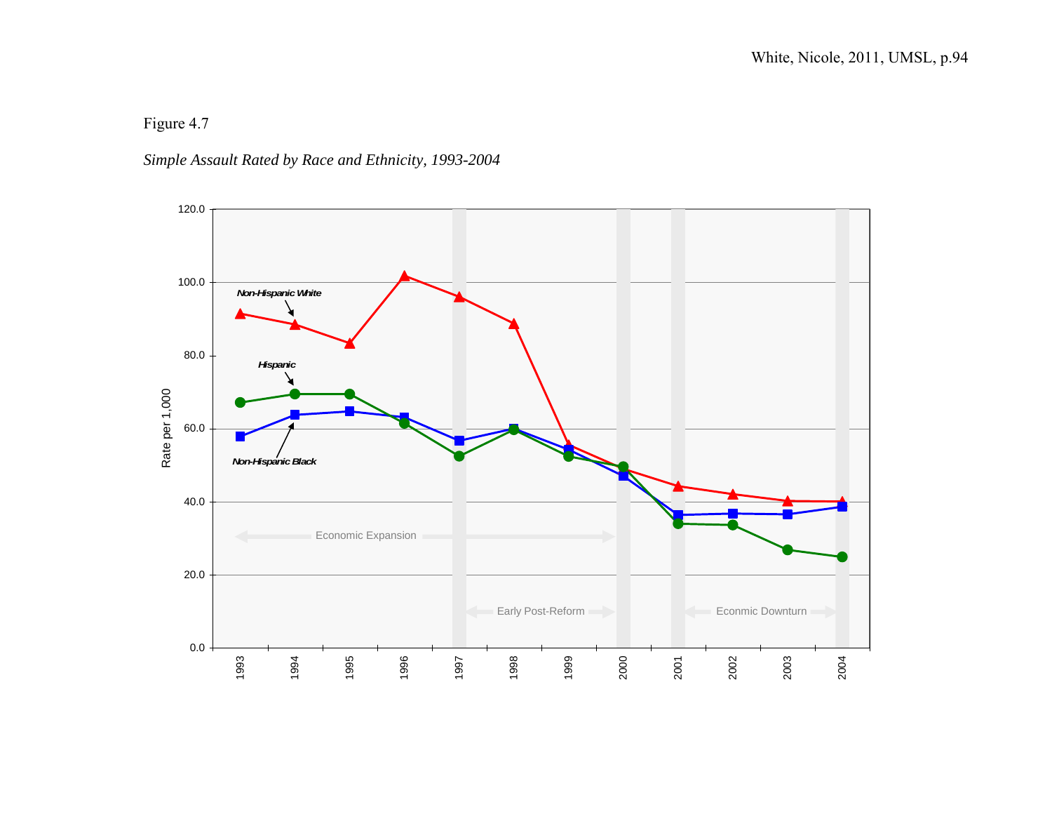Figure 4.7

*Simple Assault Rated by Race and Ethnicity, 1993-2004*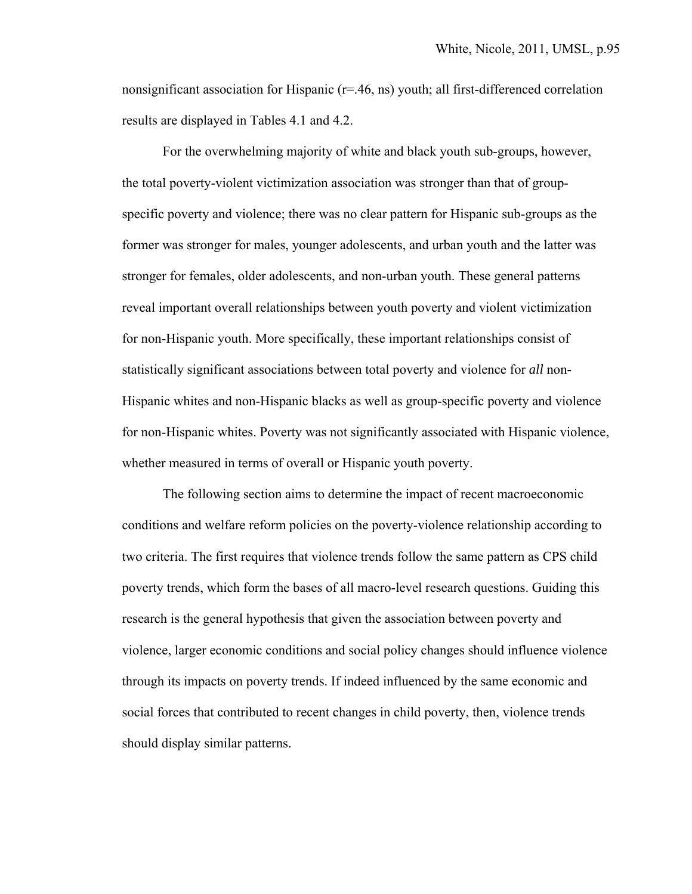nonsignificant association for Hispanic (r=.46, ns) youth; all first-differenced correlation results are displayed in Tables 4.1 and 4.2.

For the overwhelming majority of white and black youth sub-groups, however, the total poverty-violent victimization association was stronger than that of group-specific poverty and violence; there was no clear pattern for Hispanic sub-groups as the former was stronger for males, younger adolescents, and urban youth and the latter was stronger for females, older adolescents, and non-urban youth. These general patterns reveal important overall relationships between youth poverty and violent victimization for non-Hispanic youth. More specifically, these important relationships consist of statistically significant associations between total poverty and violence for *all* non-Hispanic whites and non-Hispanic blacks as well as group-specific poverty and violence for non-Hispanic whites. Poverty was not significantly associated with Hispanic violence, whether measured in terms of overall or Hispanic youth poverty.

The following section aims to determine the impact of recent macroeconomic conditions and welfare reform policies on the poverty-violence relationship according to two criteria. The first requires that violence trends follow the same pattern as CPS child poverty trends, which form the bases of all macro-level research questions. Guiding this research is the general hypothesis that given the association between poverty and violence, larger economic conditions and social policy changes should influence violence through its impacts on poverty trends. If indeed influenced by the same economic and social forces that contributed to recent changes in child poverty, then, violence trends should display similar patterns.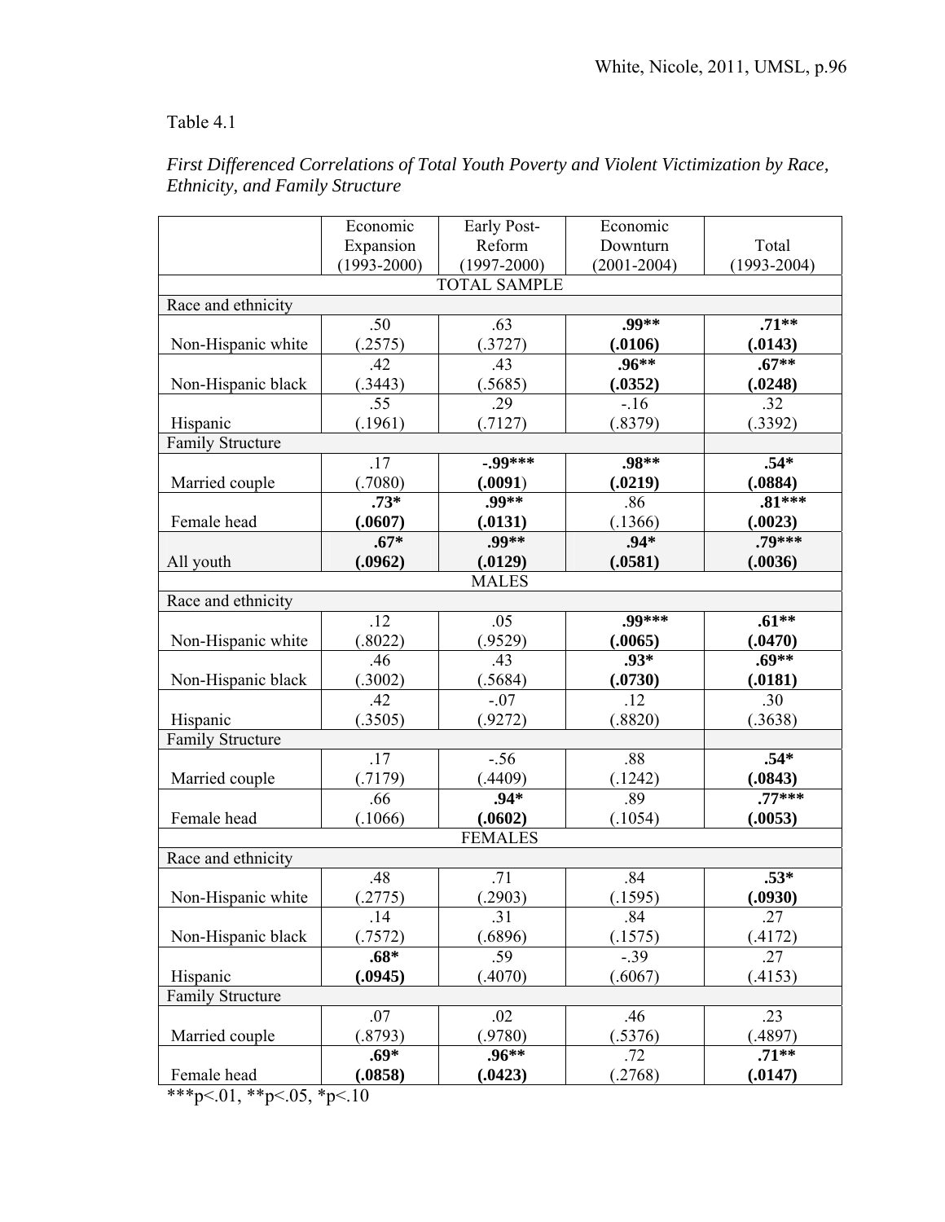Table 4.1

*First Differenced Correlations of Total Youth Poverty and Violent Victimization by Race, Ethnicity, and Family Structure*

| | Economic Expansion (1993-2000) | Early Post-Reform (1997-2000) | Economic Downturn (2001-2004) | Total (1993-2004) |
|---|---|---|---|---|
| TOTAL SAMPLE | | | | |
| Race and ethnicity | | | | |
| Non-Hispanic white | .50 (.2575) | .63 (.3727) | **.99\*\* (.0106)** | **.71\*\* (.0143)** |
| Non-Hispanic black | .42 (.3443) | .43 (.5685) | **.96\*\* (.0352)** | **.67\*\* (.0248)** |
| Hispanic | .55 (.1961) | .29 (.7127) | -.16 (.8379) | .32 (.3392) |
| Family Structure | | | | |
| Married couple | .17 (.7080) | **-.99\*\*\* (.0091)** | **.98\*\* (.0219)** | **.54\* (.0884)** |
| Female head | **.73\* (.0607)** | **.99\*\* (.0131)** | .86 (.1366) | **.81\*\*\* (.0023)** |
| All youth | **.67\* (.0962)** | **.99\*\* (.0129)** | **.94\* (.0581)** | **.79\*\*\* (.0036)** |
| MALES | | | | |
| Race and ethnicity | | | | |
| Non-Hispanic white | .12 (.8022) | .05 (.9529) | **.99\*\*\* (.0065)** | **.61\*\* (.0470)** |
| Non-Hispanic black | .46 (.3002) | .43 (.5684) | **.93\* (.0730)** | **.69\*\* (.0181)** |
| Hispanic | .42 (.3505) | -.07 (.9272) | .12 (.8820) | .30 (.3638) |
| Family Structure | | | | |
| Married couple | .17 (.7179) | -.56 (.4409) | .88 (.1242) | **.54\* (.0843)** |
| Female head | .66 (.1066) | **.94\* (.0602)** | .89 (.1054) | **.77\*\*\* (.0053)** |
| FEMALES | | | | |
| Race and ethnicity | | | | |
| Non-Hispanic white | .48 (.2775) | .71 (.2903) | .84 (.1595) | **.53\* (.0930)** |
| Non-Hispanic black | .14 (.7572) | .31 (.6896) | .84 (.1575) | .27 (.4172) |
| Hispanic | **.68\* (.0945)** | .59 (.4070) | -.39 (.6067) | .27 (.4153) |
| Family Structure | | | | |
| Married couple | .07 (.8793) | .02 (.9780) | .46 (.5376) | .23 (.4897) |
| Female head | **.69\* (.0858)** | **.96\*\* (.0423)** | .72 (.2768) | **.71\*\* (.0147)** |

***p<.01, **p<.05, *p<.10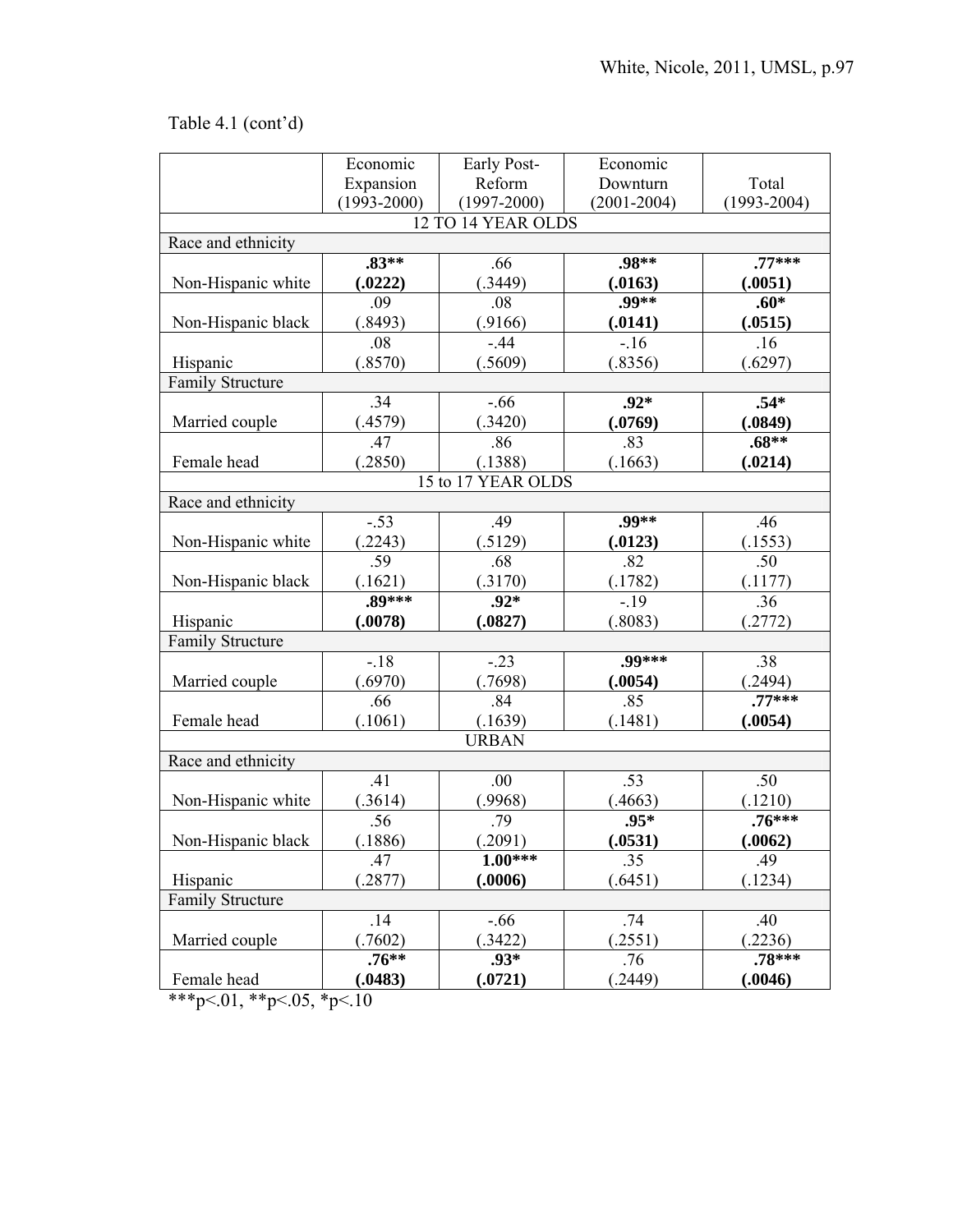Table 4.1 (cont'd)

| | Economic Expansion (1993-2000) | Early Post-Reform (1997-2000) | Economic Downturn (2001-2004) | Total (1993-2004) |
|---|---|---|---|---|
| **12 TO 14 YEAR OLDS** | | | | |
| Race and ethnicity | | | | |
| Non-Hispanic white | **.83\*\*** **(.0222)** | .66 (.3449) | **.98\*\*** **(.0163)** | **.77\*\*\*** **(.0051)** |
| Non-Hispanic black | .09 (.8493) | .08 (.9166) | **.99\*\*** **(.0141)** | **.60\*** **(.0515)** |
| Hispanic | .08 (.8570) | -.44 (.5609) | -.16 (.8356) | .16 (.6297) |
| Family Structure | | | | |
| Married couple | .34 (.4579) | -.66 (.3420) | **.92\*** **(.0769)** | **.54\*** **(.0849)** |
| Female head | .47 (.2850) | .86 (.1388) | .83 (.1663) | **.68\*\*** **(.0214)** |
| **15 to 17 YEAR OLDS** | | | | |
| Race and ethnicity | | | | |
| Non-Hispanic white | -.53 (.2243) | .49 (.5129) | **.99\*\*** **(.0123)** | .46 (.1553) |
| Non-Hispanic black | .59 (.1621) | .68 (.3170) | .82 (.1782) | .50 (.1177) |
| Hispanic | **.89\*\*\*** **(.0078)** | **.92\*** **(.0827)** | -.19 (.8083) | .36 (.2772) |
| Family Structure | | | | |
| Married couple | -.18 (.6970) | -.23 (.7698) | **.99\*\*\*** **(.0054)** | .38 (.2494) |
| Female head | .66 (.1061) | .84 (.1639) | .85 (.1481) | **.77\*\*\*** **(.0054)** |
| **URBAN** | | | | |
| Race and ethnicity | | | | |
| Non-Hispanic white | .41 (.3614) | .00 (.9968) | .53 (.4663) | .50 (.1210) |
| Non-Hispanic black | .56 (.1886) | .79 (.2091) | **.95\*** **(.0531)** | **.76\*\*\*** **(.0062)** |
| Hispanic | .47 (.2877) | **1.00\*\*\*** **(.0006)** | .35 (.6451) | .49 (.1234) |
| Family Structure | | | | |
| Married couple | .14 (.7602) | -.66 (.3422) | .74 (.2551) | .40 (.2236) |
| Female head | **.76\*\*** **(.0483)** | **.93\*** **(.0721)** | .76 (.2449) | **.78\*\*\*** **(.0046)** |

***p<.01, **p<.05, *p<.10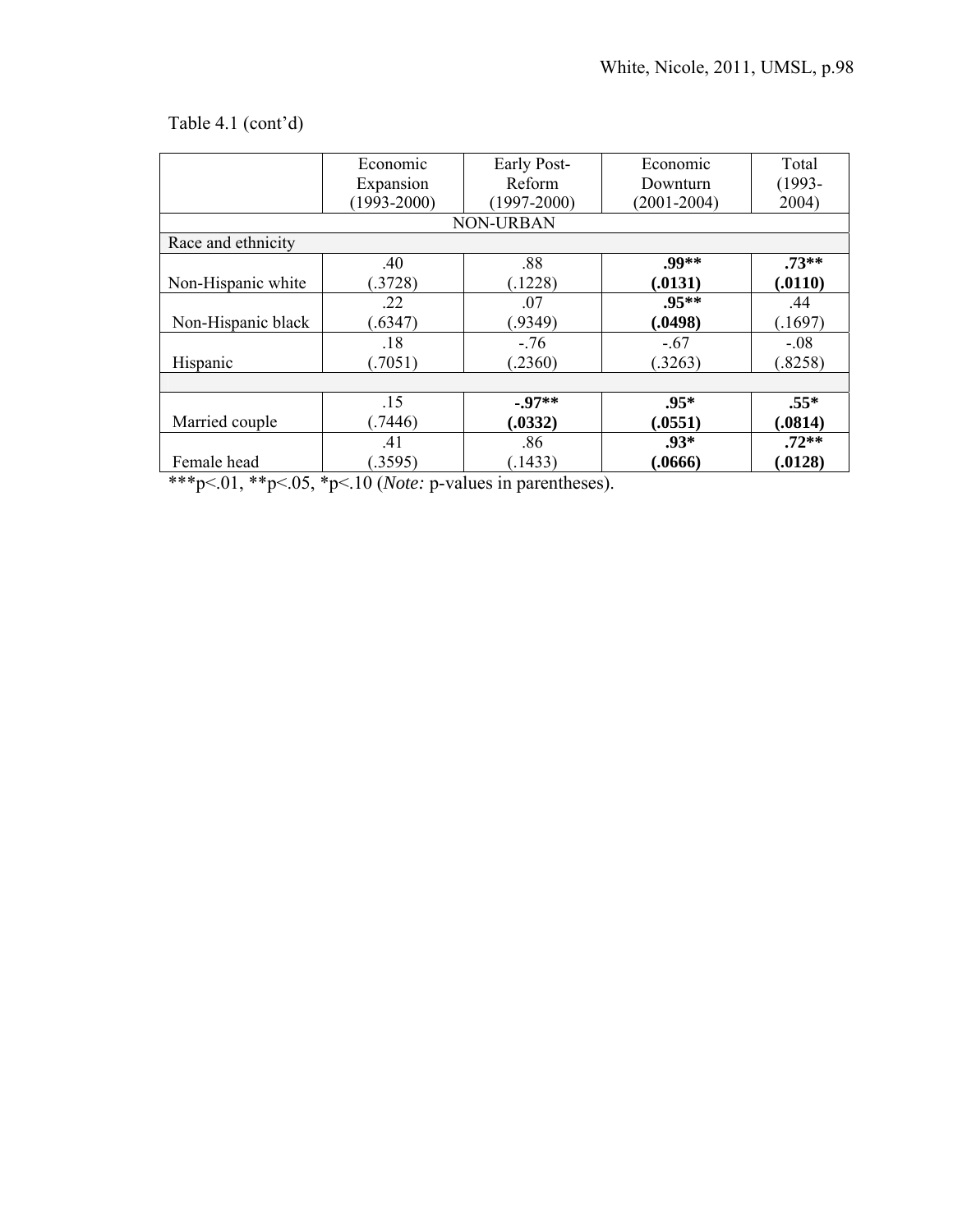Table 4.1 (cont'd)

| | Economic Expansion (1993-2000) | Early Post-Reform (1997-2000) | Economic Downturn (2001-2004) | Total (1993-2004) |
|---|---|---|---|---|
| NON-URBAN | | | | |
| Race and ethnicity | | | | |
| Non-Hispanic white | .40 (.3728) | .88 (.1228) | **.99\*\* (.0131)** | **.73\*\* (.0110)** |
| Non-Hispanic black | .22 (.6347) | .07 (.9349) | **.95\*\* (.0498)** | .44 (.1697) |
| Hispanic | .18 (.7051) | -.76 (.2360) | -.67 (.3263) | -.08 (.8258) |
| | | | | |
| Married couple | .15 (.7446) | **-.97\*\* (.0332)** | **.95\* (.0551)** | **.55\* (.0814)** |
| Female head | .41 (.3595) | .86 (.1433) | **.93\* (.0666)** | **.72\*\* (.0128)** |

***p<.01, **p<.05, *p<.10 (*Note:* p-values in parentheses).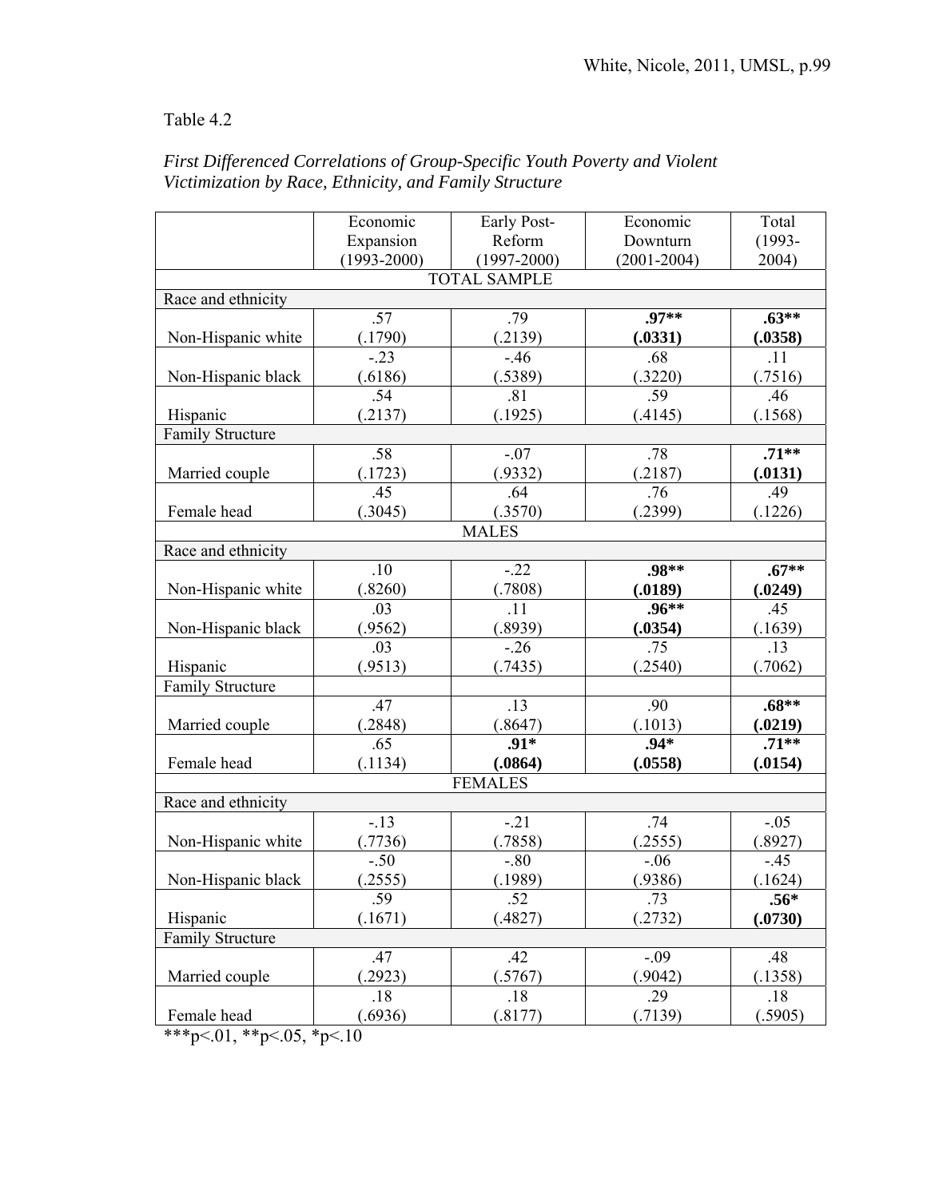Table 4.2

*First Differenced Correlations of Group-Specific Youth Poverty and Violent Victimization by Race, Ethnicity, and Family Structure*

| | Economic Expansion (1993-2000) | Early Post-Reform (1997-2000) | Economic Downturn (2001-2004) | Total (1993-2004) |
|---|---|---|---|---|
| **TOTAL SAMPLE** | | | | |
| Race and ethnicity | | | | |
| Non-Hispanic white | .57 (.1790) | .79 (.2139) | **.97\*\* (.0331)** | **.63\*\* (.0358)** |
| Non-Hispanic black | -.23 (.6186) | -.46 (.5389) | .68 (.3220) | .11 (.7516) |
| Hispanic | .54 (.2137) | .81 (.1925) | .59 (.4145) | .46 (.1568) |
| Family Structure | | | | |
| Married couple | .58 (.1723) | -.07 (.9332) | .78 (.2187) | **.71\*\* (.0131)** |
| Female head | .45 (.3045) | .64 (.3570) | .76 (.2399) | .49 (.1226) |
| **MALES** | | | | |
| Race and ethnicity | | | | |
| Non-Hispanic white | .10 (.8260) | -.22 (.7808) | **.98\*\* (.0189)** | **.67\*\* (.0249)** |
| Non-Hispanic black | .03 (.9562) | .11 (.8939) | **.96\*\* (.0354)** | .45 (.1639) |
| Hispanic | .03 (.9513) | -.26 (.7435) | .75 (.2540) | .13 (.7062) |
| Family Structure | | | | |
| Married couple | .47 (.2848) | .13 (.8647) | .90 (.1013) | **.68\*\* (.0219)** |
| Female head | .65 (.1134) | **.91\* (.0864)** | **.94\* (.0558)** | **.71\*\* (.0154)** |
| **FEMALES** | | | | |
| Race and ethnicity | | | | |
| Non-Hispanic white | -.13 (.7736) | -.21 (.7858) | .74 (.2555) | -.05 (.8927) |
| Non-Hispanic black | -.50 (.2555) | -.80 (.1989) | -.06 (.9386) | -.45 (.1624) |
| Hispanic | .59 (.1671) | .52 (.4827) | .73 (.2732) | **.56\* (.0730)** |
| Family Structure | | | | |
| Married couple | .47 (.2923) | .42 (.5767) | -.09 (.9042) | .48 (.1358) |
| Female head | .18 (.6936) | .18 (.8177) | .29 (.7139) | .18 (.5905) |

***p<.01, **p<.05, *p<.10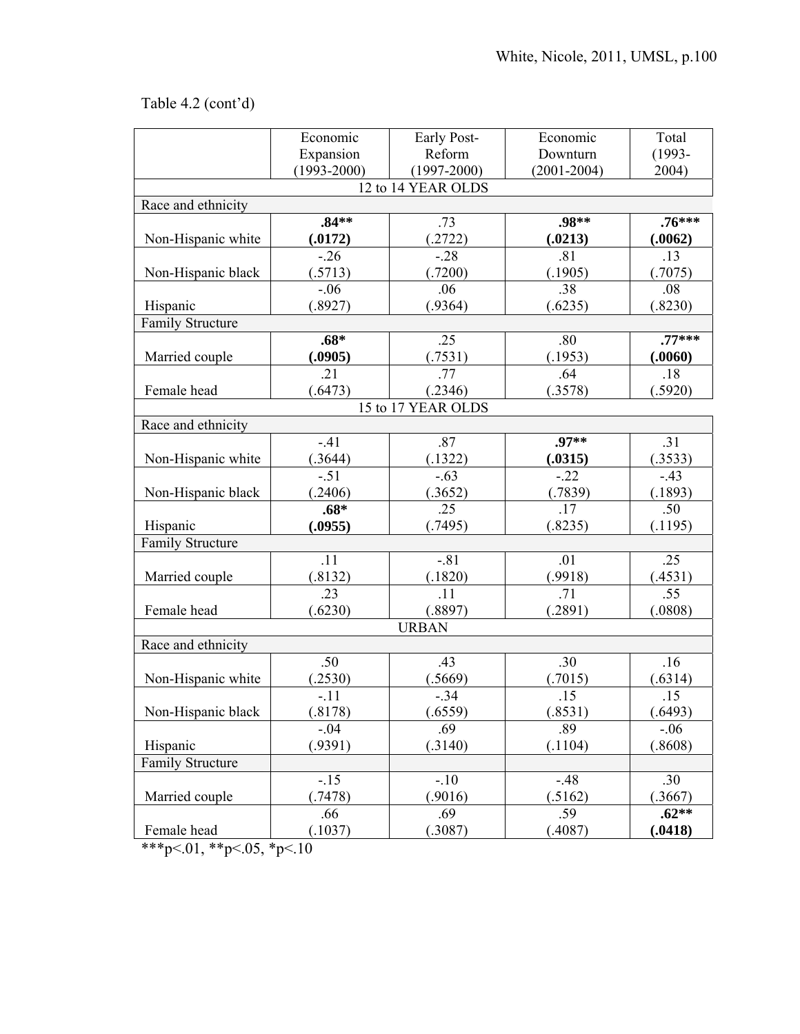Table 4.2 (cont'd)

| | Economic Expansion (1993-2000) | Early Post-Reform (1997-2000) | Economic Downturn (2001-2004) | Total (1993-2004) |
|---|---|---|---|---|
| **12 to 14 YEAR OLDS** | | | | |
| Race and ethnicity | | | | |
| Non-Hispanic white | **.84\*\* (.0172)** | .73 (.2722) | **.98\*\* (.0213)** | **.76\*\*\* (.0062)** |
| Non-Hispanic black | -.26 (.5713) | -.28 (.7200) | .81 (.1905) | .13 (.7075) |
| Hispanic | -.06 (.8927) | .06 (.9364) | .38 (.6235) | .08 (.8230) |
| Family Structure | | | | |
| Married couple | **.68\* (.0905)** | .25 (.7531) | .80 (.1953) | **.77\*\*\* (.0060)** |
| Female head | .21 (.6473) | .77 (.2346) | .64 (.3578) | .18 (.5920) |
| **15 to 17 YEAR OLDS** | | | | |
| Race and ethnicity | | | | |
| Non-Hispanic white | -.41 (.3644) | .87 (.1322) | **.97\*\* (.0315)** | .31 (.3533) |
| Non-Hispanic black | -.51 (.2406) | -.63 (.3652) | -.22 (.7839) | -.43 (.1893) |
| Hispanic | **.68\* (.0955)** | .25 (.7495) | .17 (.8235) | .50 (.1195) |
| Family Structure | | | | |
| Married couple | .11 (.8132) | -.81 (.1820) | .01 (.9918) | .25 (.4531) |
| Female head | .23 (.6230) | .11 (.8897) | .71 (.2891) | .55 (.0808) |
| **URBAN** | | | | |
| Race and ethnicity | | | | |
| Non-Hispanic white | .50 (.2530) | .43 (.5669) | .30 (.7015) | .16 (.6314) |
| Non-Hispanic black | -.11 (.8178) | -.34 (.6559) | .15 (.8531) | .15 (.6493) |
| Hispanic | -.04 (.9391) | .69 (.3140) | .89 (.1104) | -.06 (.8608) |
| Family Structure | | | | |
| Married couple | -.15 (.7478) | -.10 (.9016) | -.48 (.5162) | .30 (.3667) |
| Female head | .66 (.1037) | .69 (.3087) | .59 (.4087) | **.62\*\* (.0418)** |

***p<.01, **p<.05, *p<.10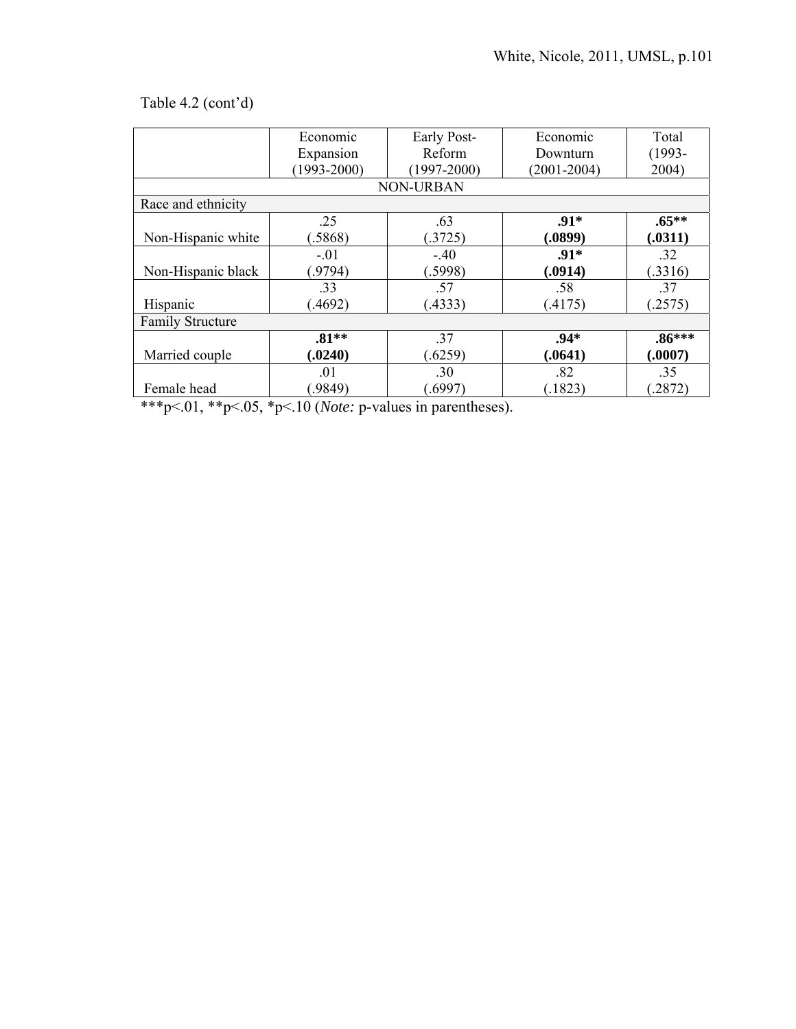Table 4.2 (cont'd)

| | Economic Expansion (1993-2000) | Early Post-Reform (1997-2000) | Economic Downturn (2001-2004) | Total (1993-2004) |
|---|---|---|---|---|
| NON-URBAN | | | | |
| Race and ethnicity | | | | |
| Non-Hispanic white | .25 (.5868) | .63 (.3725) | **.91* (.0899)** | **.65** (.0311)** |
| Non-Hispanic black | -.01 (.9794) | -.40 (.5998) | **.91* (.0914)** | .32 (.3316) |
| Hispanic | .33 (.4692) | .57 (.4333) | .58 (.4175) | .37 (.2575) |
| Family Structure | | | | |
| Married couple | **.81** (.0240)** | .37 (.6259) | **.94* (.0641)** | **.86*** (.0007)** |
| Female head | .01 (.9849) | .30 (.6997) | .82 (.1823) | .35 (.2872) |

***p<.01, **p<.05, *p<.10 (*Note:* p-values in parentheses).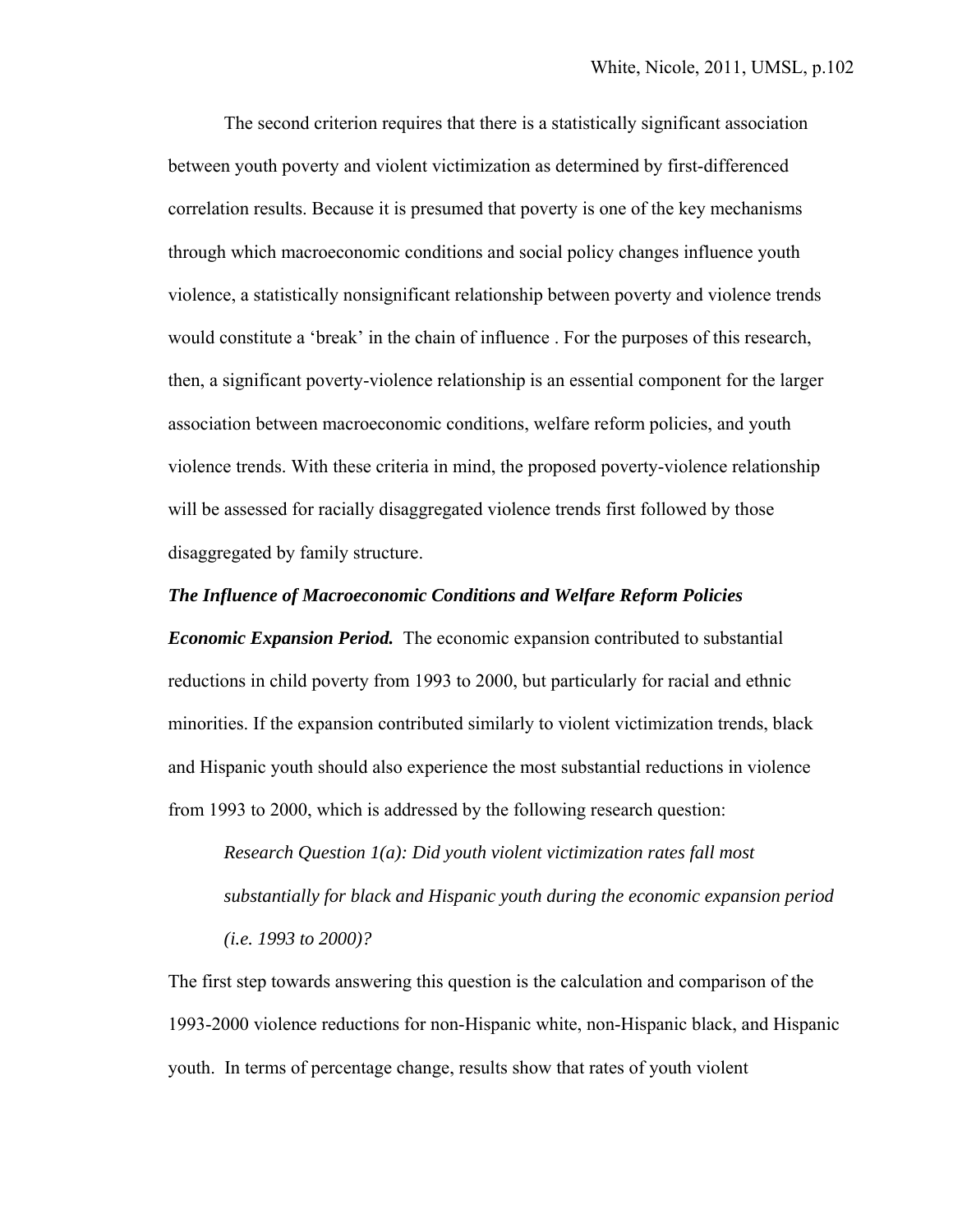The second criterion requires that there is a statistically significant association between youth poverty and violent victimization as determined by first-differenced correlation results. Because it is presumed that poverty is one of the key mechanisms through which macroeconomic conditions and social policy changes influence youth violence, a statistically nonsignificant relationship between poverty and violence trends would constitute a 'break' in the chain of influence . For the purposes of this research, then, a significant poverty-violence relationship is an essential component for the larger association between macroeconomic conditions, welfare reform policies, and youth violence trends. With these criteria in mind, the proposed poverty-violence relationship will be assessed for racially disaggregated violence trends first followed by those disaggregated by family structure.

### *The Influence of Macroeconomic Conditions and Welfare Reform Policies*

***Economic Expansion Period.*** The economic expansion contributed to substantial reductions in child poverty from 1993 to 2000, but particularly for racial and ethnic minorities. If the expansion contributed similarly to violent victimization trends, black and Hispanic youth should also experience the most substantial reductions in violence from 1993 to 2000, which is addressed by the following research question:

> *Research Question 1(a): Did youth violent victimization rates fall most substantially for black and Hispanic youth during the economic expansion period (i.e. 1993 to 2000)?*

The first step towards answering this question is the calculation and comparison of the 1993-2000 violence reductions for non-Hispanic white, non-Hispanic black, and Hispanic youth. In terms of percentage change, results show that rates of youth violent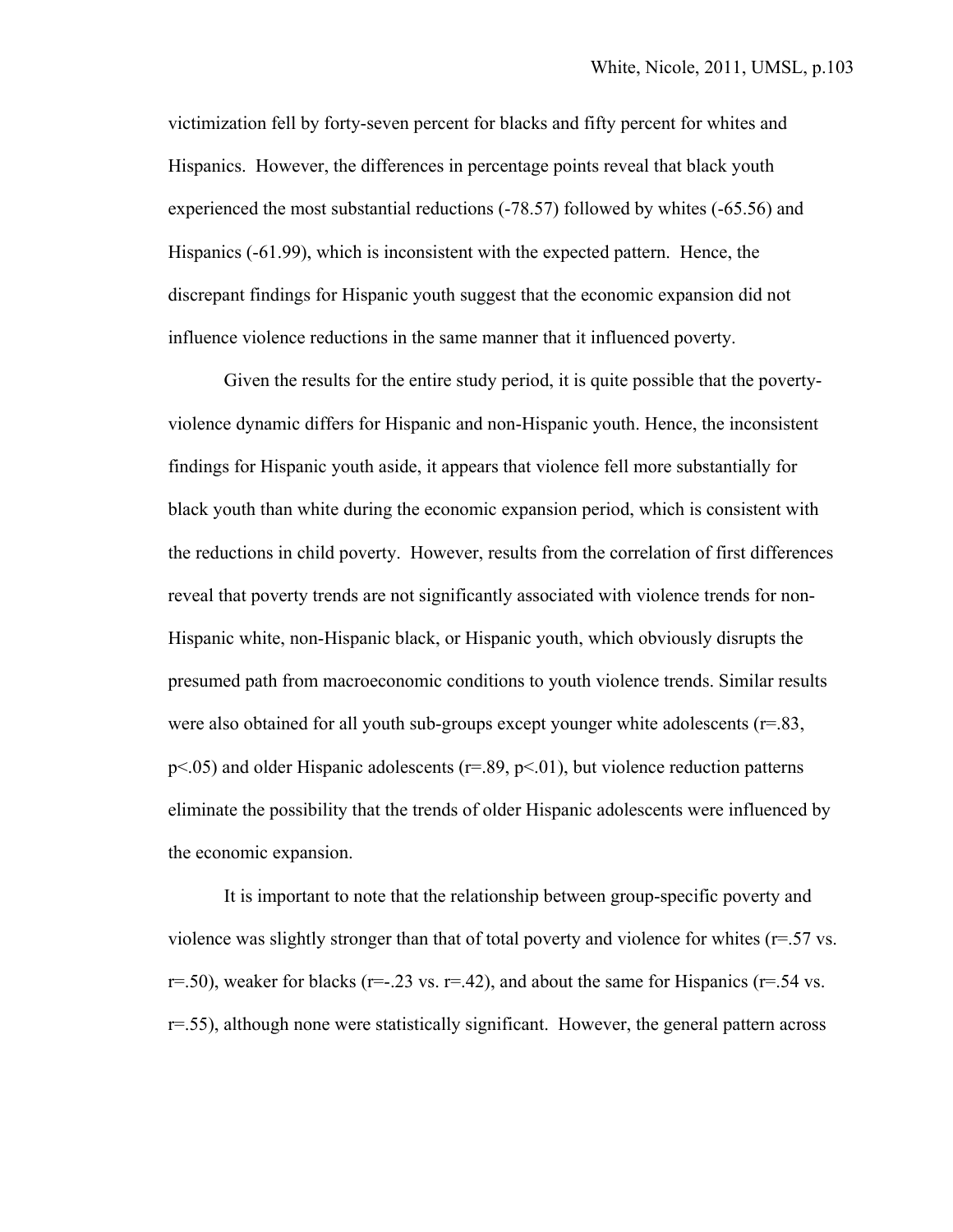victimization fell by forty-seven percent for blacks and fifty percent for whites and Hispanics. However, the differences in percentage points reveal that black youth experienced the most substantial reductions (-78.57) followed by whites (-65.56) and Hispanics (-61.99), which is inconsistent with the expected pattern. Hence, the discrepant findings for Hispanic youth suggest that the economic expansion did not influence violence reductions in the same manner that it influenced poverty.

Given the results for the entire study period, it is quite possible that the poverty-violence dynamic differs for Hispanic and non-Hispanic youth. Hence, the inconsistent findings for Hispanic youth aside, it appears that violence fell more substantially for black youth than white during the economic expansion period, which is consistent with the reductions in child poverty. However, results from the correlation of first differences reveal that poverty trends are not significantly associated with violence trends for non-Hispanic white, non-Hispanic black, or Hispanic youth, which obviously disrupts the presumed path from macroeconomic conditions to youth violence trends. Similar results were also obtained for all youth sub-groups except younger white adolescents ($r=.83$, $p<.05$) and older Hispanic adolescents ($r=.89$, $p<.01$), but violence reduction patterns eliminate the possibility that the trends of older Hispanic adolescents were influenced by the economic expansion.

It is important to note that the relationship between group-specific poverty and violence was slightly stronger than that of total poverty and violence for whites ($r=.57$ vs. $r=.50$), weaker for blacks ($r=-.23$ vs. $r=.42$), and about the same for Hispanics ($r=.54$ vs. $r=.55$), although none were statistically significant. However, the general pattern across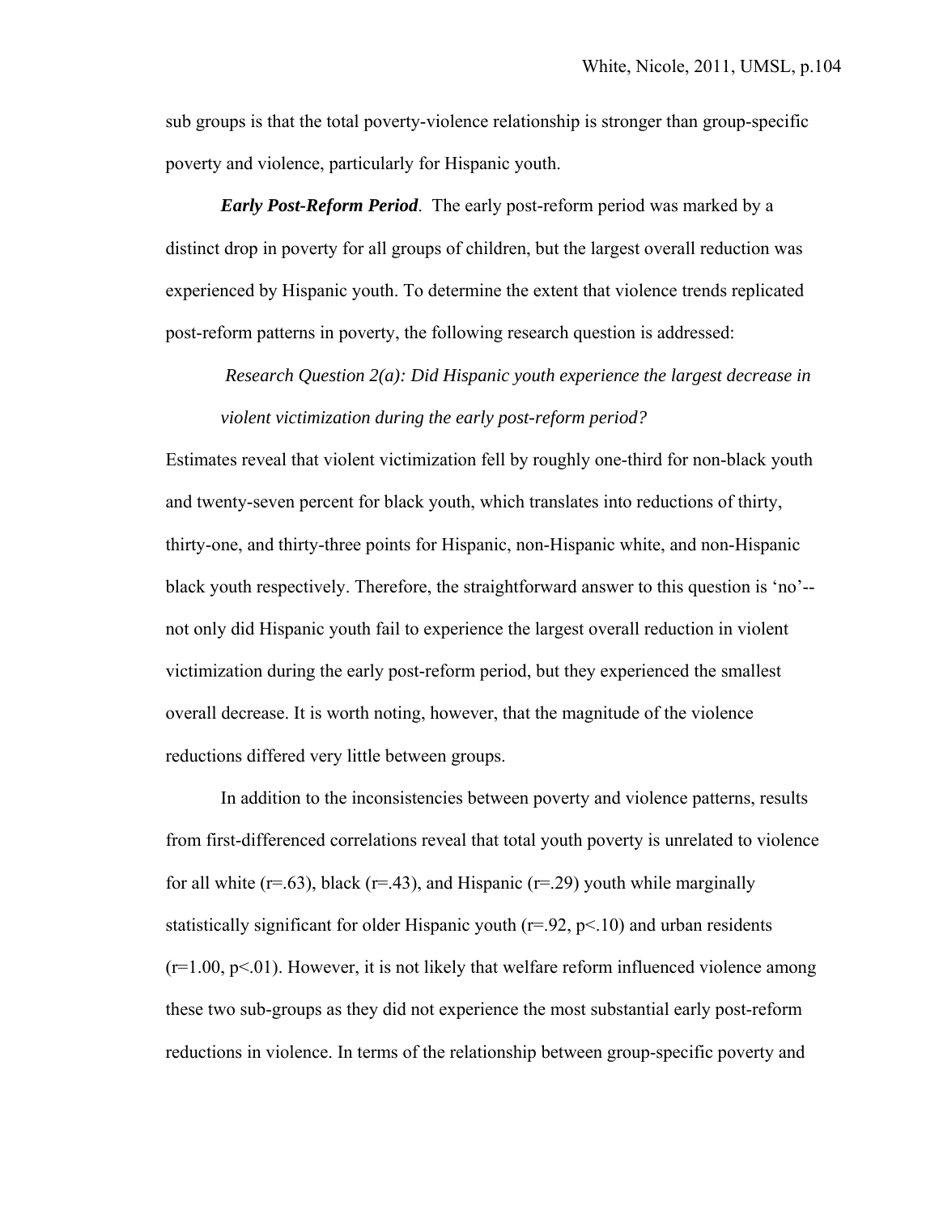sub groups is that the total poverty-violence relationship is stronger than group-specific poverty and violence, particularly for Hispanic youth.

***Early Post-Reform Period***. The early post-reform period was marked by a distinct drop in poverty for all groups of children, but the largest overall reduction was experienced by Hispanic youth. To determine the extent that violence trends replicated post-reform patterns in poverty, the following research question is addressed:

> *Research Question 2(a): Did Hispanic youth experience the largest decrease in violent victimization during the early post-reform period?*

Estimates reveal that violent victimization fell by roughly one-third for non-black youth and twenty-seven percent for black youth, which translates into reductions of thirty, thirty-one, and thirty-three points for Hispanic, non-Hispanic white, and non-Hispanic black youth respectively. Therefore, the straightforward answer to this question is 'no'--not only did Hispanic youth fail to experience the largest overall reduction in violent victimization during the early post-reform period, but they experienced the smallest overall decrease. It is worth noting, however, that the magnitude of the violence reductions differed very little between groups.

In addition to the inconsistencies between poverty and violence patterns, results from first-differenced correlations reveal that total youth poverty is unrelated to violence for all white ($r=.63$), black ($r=.43$), and Hispanic ($r=.29$) youth while marginally statistically significant for older Hispanic youth ($r=.92$, $p<.10$) and urban residents ($r=1.00$, $p<.01$). However, it is not likely that welfare reform influenced violence among these two sub-groups as they did not experience the most substantial early post-reform reductions in violence. In terms of the relationship between group-specific poverty and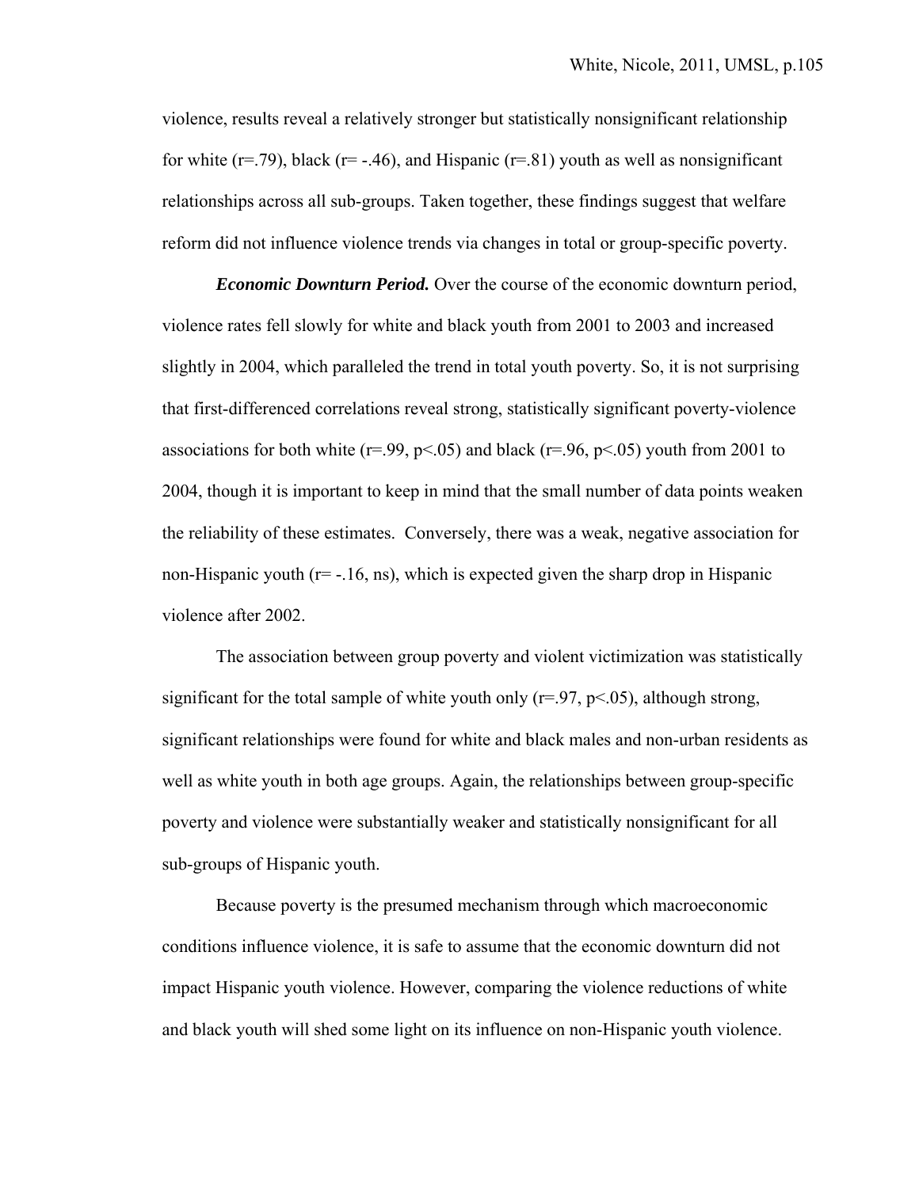violence, results reveal a relatively stronger but statistically nonsignificant relationship for white ($r=.79$), black ($r= -.46$), and Hispanic ($r=.81$) youth as well as nonsignificant relationships across all sub-groups. Taken together, these findings suggest that welfare reform did not influence violence trends via changes in total or group-specific poverty.

***Economic Downturn Period.*** Over the course of the economic downturn period, violence rates fell slowly for white and black youth from 2001 to 2003 and increased slightly in 2004, which paralleled the trend in total youth poverty. So, it is not surprising that first-differenced correlations reveal strong, statistically significant poverty-violence associations for both white ($r=.99$, $p<.05$) and black ($r=.96$, $p<.05$) youth from 2001 to 2004, though it is important to keep in mind that the small number of data points weaken the reliability of these estimates. Conversely, there was a weak, negative association for non-Hispanic youth ($r= -.16$, ns), which is expected given the sharp drop in Hispanic violence after 2002.

The association between group poverty and violent victimization was statistically significant for the total sample of white youth only ($r=.97$, $p<.05$), although strong, significant relationships were found for white and black males and non-urban residents as well as white youth in both age groups. Again, the relationships between group-specific poverty and violence were substantially weaker and statistically nonsignificant for all sub-groups of Hispanic youth.

Because poverty is the presumed mechanism through which macroeconomic conditions influence violence, it is safe to assume that the economic downturn did not impact Hispanic youth violence. However, comparing the violence reductions of white and black youth will shed some light on its influence on non-Hispanic youth violence.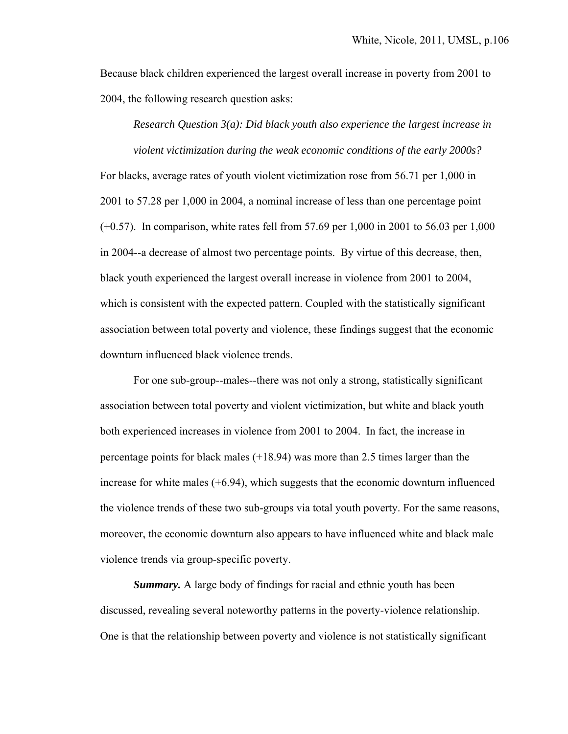Because black children experienced the largest overall increase in poverty from 2001 to 2004, the following research question asks:

*Research Question 3(a): Did black youth also experience the largest increase in violent victimization during the weak economic conditions of the early 2000s?*

For blacks, average rates of youth violent victimization rose from 56.71 per 1,000 in 2001 to 57.28 per 1,000 in 2004, a nominal increase of less than one percentage point (+0.57). In comparison, white rates fell from 57.69 per 1,000 in 2001 to 56.03 per 1,000 in 2004--a decrease of almost two percentage points. By virtue of this decrease, then, black youth experienced the largest overall increase in violence from 2001 to 2004, which is consistent with the expected pattern. Coupled with the statistically significant association between total poverty and violence, these findings suggest that the economic downturn influenced black violence trends.

For one sub-group--males--there was not only a strong, statistically significant association between total poverty and violent victimization, but white and black youth both experienced increases in violence from 2001 to 2004. In fact, the increase in percentage points for black males (+18.94) was more than 2.5 times larger than the increase for white males (+6.94), which suggests that the economic downturn influenced the violence trends of these two sub-groups via total youth poverty. For the same reasons, moreover, the economic downturn also appears to have influenced white and black male violence trends via group-specific poverty.

***Summary.*** A large body of findings for racial and ethnic youth has been discussed, revealing several noteworthy patterns in the poverty-violence relationship. One is that the relationship between poverty and violence is not statistically significant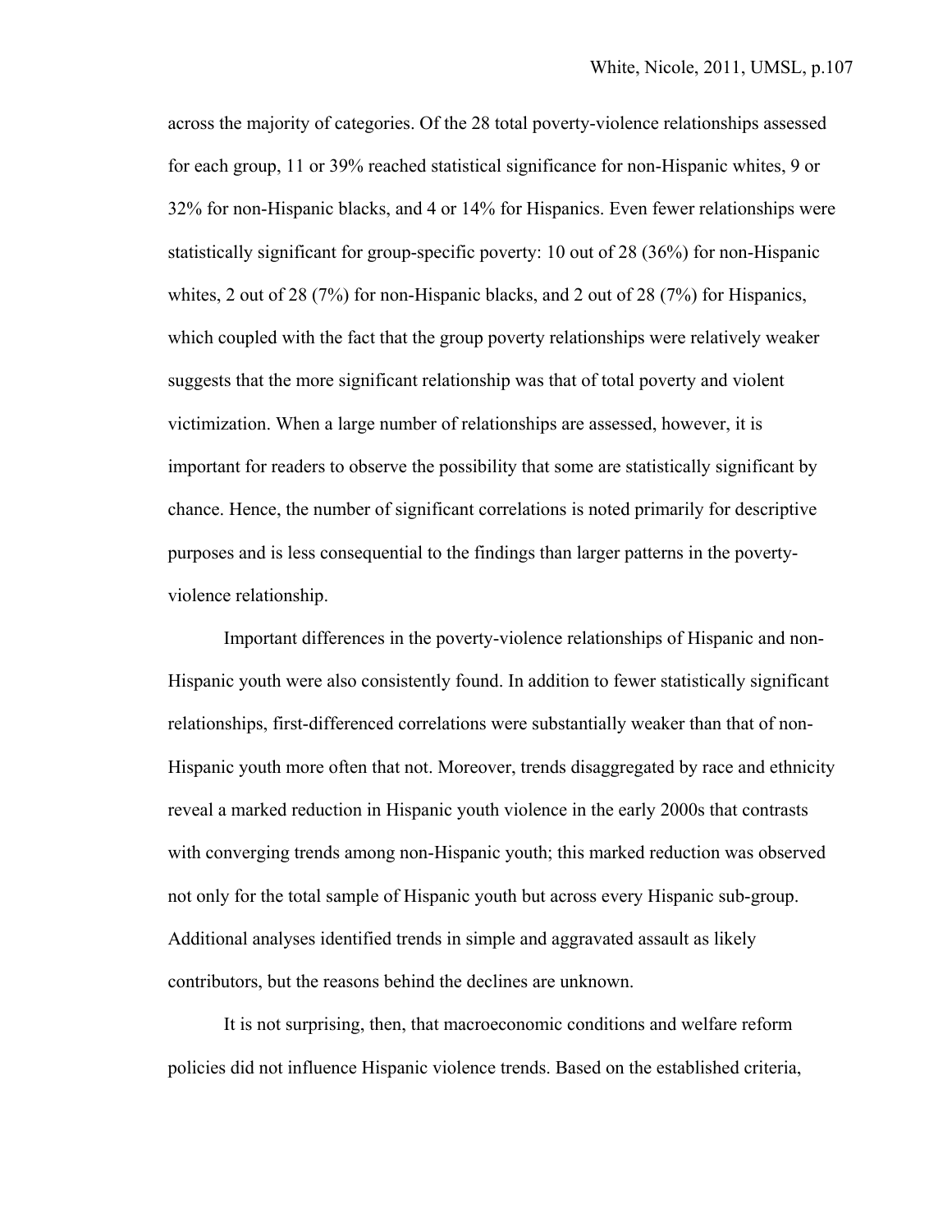across the majority of categories. Of the 28 total poverty-violence relationships assessed for each group, 11 or 39% reached statistical significance for non-Hispanic whites, 9 or 32% for non-Hispanic blacks, and 4 or 14% for Hispanics. Even fewer relationships were statistically significant for group-specific poverty: 10 out of 28 (36%) for non-Hispanic whites, 2 out of 28 (7%) for non-Hispanic blacks, and 2 out of 28 (7%) for Hispanics, which coupled with the fact that the group poverty relationships were relatively weaker suggests that the more significant relationship was that of total poverty and violent victimization. When a large number of relationships are assessed, however, it is important for readers to observe the possibility that some are statistically significant by chance. Hence, the number of significant correlations is noted primarily for descriptive purposes and is less consequential to the findings than larger patterns in the poverty-violence relationship.

Important differences in the poverty-violence relationships of Hispanic and non-Hispanic youth were also consistently found. In addition to fewer statistically significant relationships, first-differenced correlations were substantially weaker than that of non-Hispanic youth more often that not. Moreover, trends disaggregated by race and ethnicity reveal a marked reduction in Hispanic youth violence in the early 2000s that contrasts with converging trends among non-Hispanic youth; this marked reduction was observed not only for the total sample of Hispanic youth but across every Hispanic sub-group. Additional analyses identified trends in simple and aggravated assault as likely contributors, but the reasons behind the declines are unknown.

It is not surprising, then, that macroeconomic conditions and welfare reform policies did not influence Hispanic violence trends. Based on the established criteria,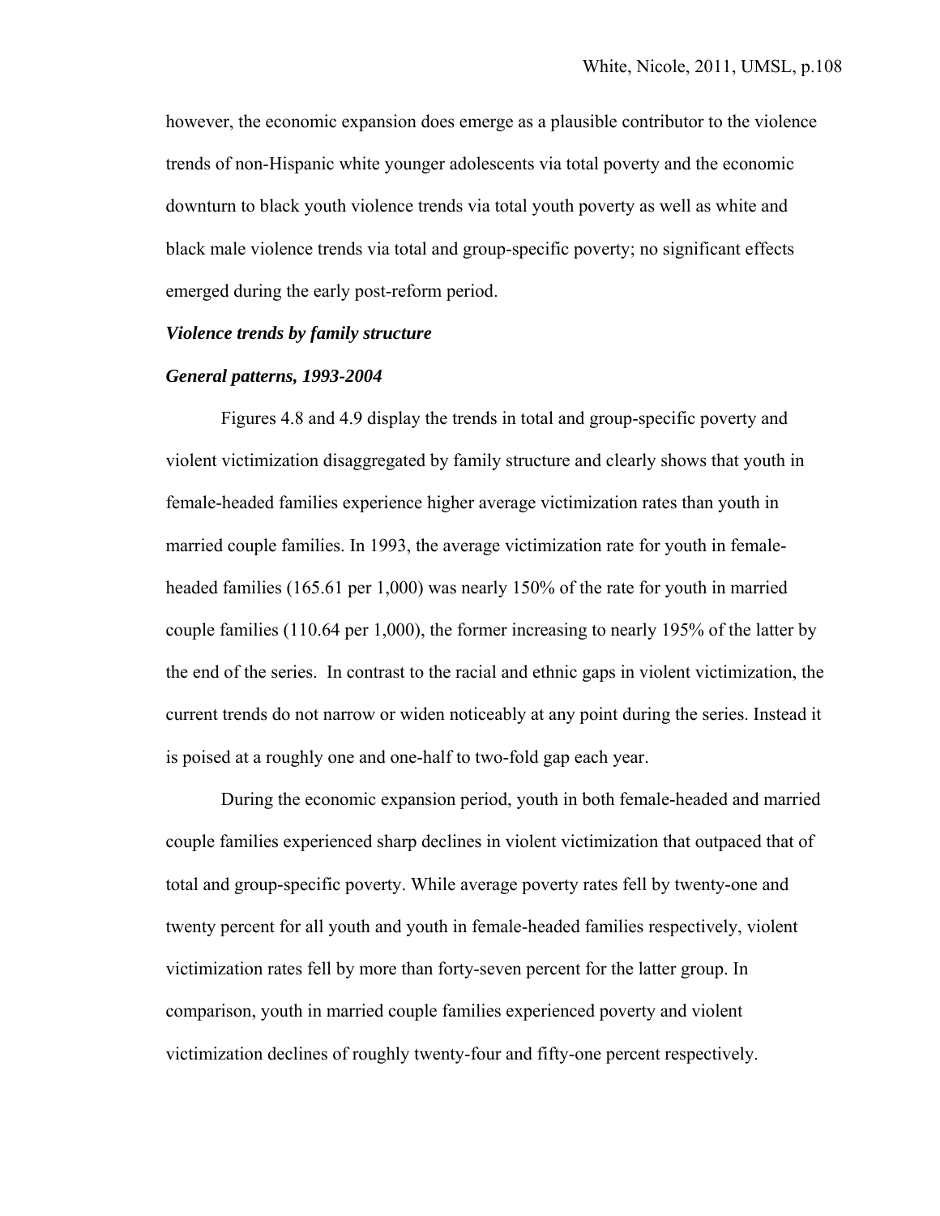however, the economic expansion does emerge as a plausible contributor to the violence trends of non-Hispanic white younger adolescents via total poverty and the economic downturn to black youth violence trends via total youth poverty as well as white and black male violence trends via total and group-specific poverty; no significant effects emerged during the early post-reform period.

***Violence trends by family structure***

***General patterns, 1993-2004***

Figures 4.8 and 4.9 display the trends in total and group-specific poverty and violent victimization disaggregated by family structure and clearly shows that youth in female-headed families experience higher average victimization rates than youth in married couple families. In 1993, the average victimization rate for youth in female-headed families (165.61 per 1,000) was nearly 150% of the rate for youth in married couple families (110.64 per 1,000), the former increasing to nearly 195% of the latter by the end of the series. In contrast to the racial and ethnic gaps in violent victimization, the current trends do not narrow or widen noticeably at any point during the series. Instead it is poised at a roughly one and one-half to two-fold gap each year.

During the economic expansion period, youth in both female-headed and married couple families experienced sharp declines in violent victimization that outpaced that of total and group-specific poverty. While average poverty rates fell by twenty-one and twenty percent for all youth and youth in female-headed families respectively, violent victimization rates fell by more than forty-seven percent for the latter group. In comparison, youth in married couple families experienced poverty and violent victimization declines of roughly twenty-four and fifty-one percent respectively.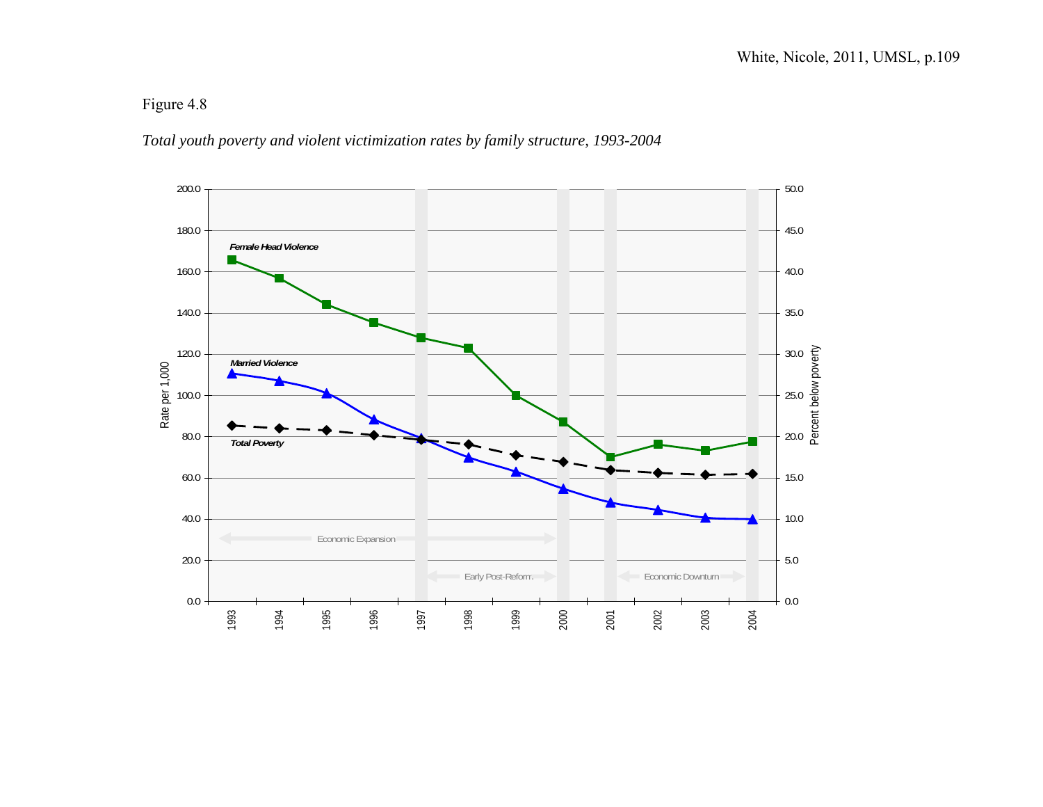Figure 4.8

*Total youth poverty and violent victimization rates by family structure, 1993-2004*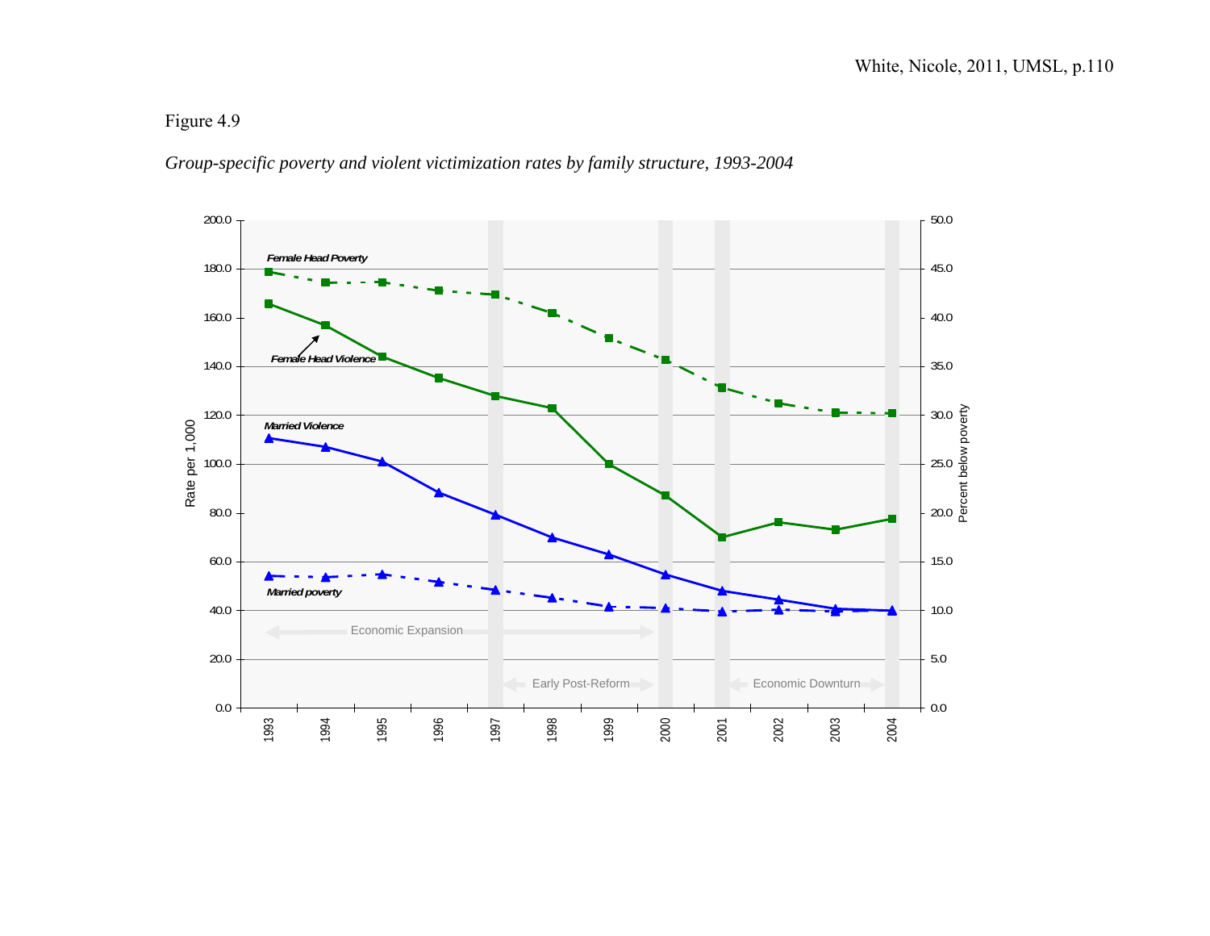Figure 4.9

*Group-specific poverty and violent victimization rates by family structure, 1993-2004*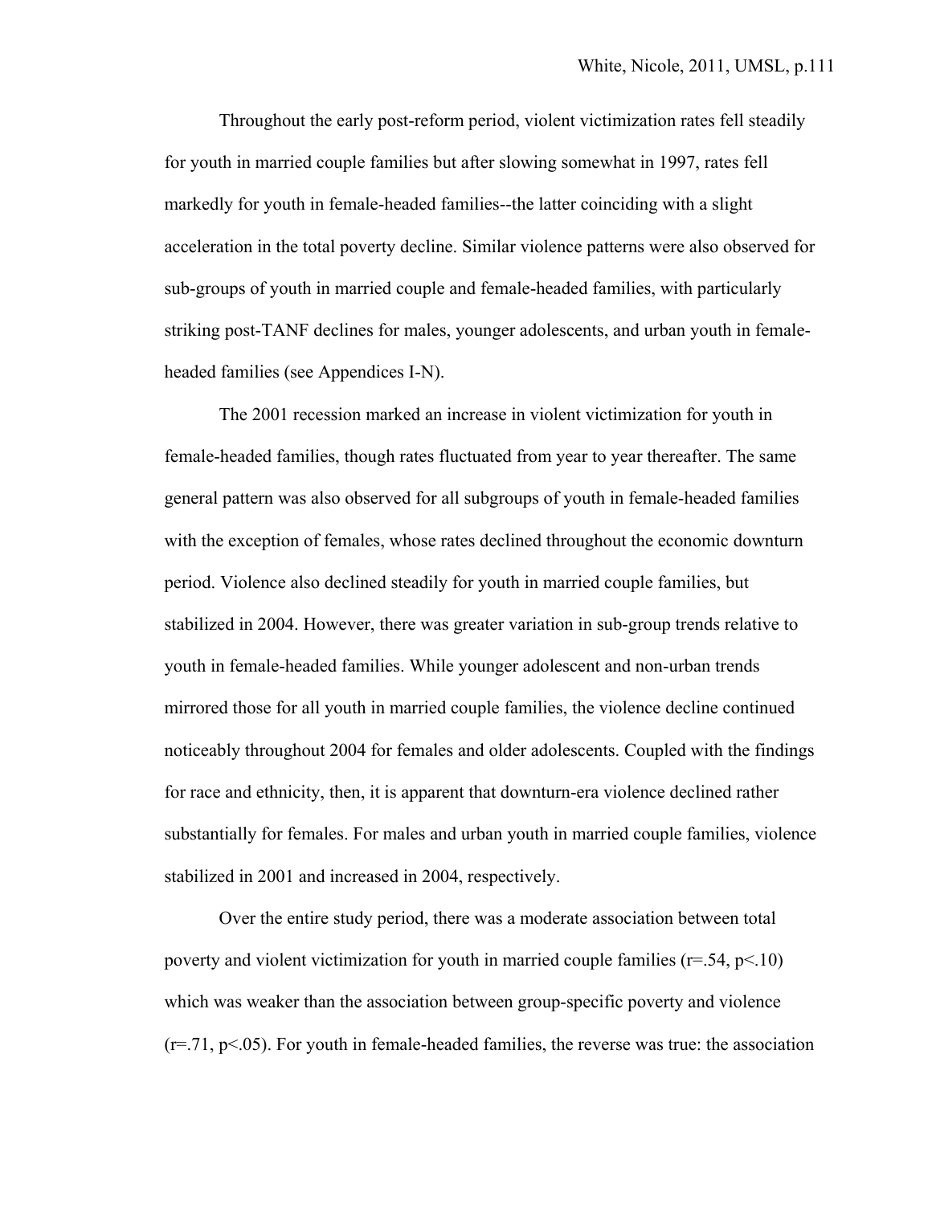Throughout the early post-reform period, violent victimization rates fell steadily for youth in married couple families but after slowing somewhat in 1997, rates fell markedly for youth in female-headed families--the latter coinciding with a slight acceleration in the total poverty decline. Similar violence patterns were also observed for sub-groups of youth in married couple and female-headed families, with particularly striking post-TANF declines for males, younger adolescents, and urban youth in female-headed families (see Appendices I-N).

The 2001 recession marked an increase in violent victimization for youth in female-headed families, though rates fluctuated from year to year thereafter. The same general pattern was also observed for all subgroups of youth in female-headed families with the exception of females, whose rates declined throughout the economic downturn period. Violence also declined steadily for youth in married couple families, but stabilized in 2004. However, there was greater variation in sub-group trends relative to youth in female-headed families. While younger adolescent and non-urban trends mirrored those for all youth in married couple families, the violence decline continued noticeably throughout 2004 for females and older adolescents. Coupled with the findings for race and ethnicity, then, it is apparent that downturn-era violence declined rather substantially for females. For males and urban youth in married couple families, violence stabilized in 2001 and increased in 2004, respectively.

Over the entire study period, there was a moderate association between total poverty and violent victimization for youth in married couple families ($r=.54$, $p<.10$) which was weaker than the association between group-specific poverty and violence ($r=.71$, $p<.05$). For youth in female-headed families, the reverse was true: the association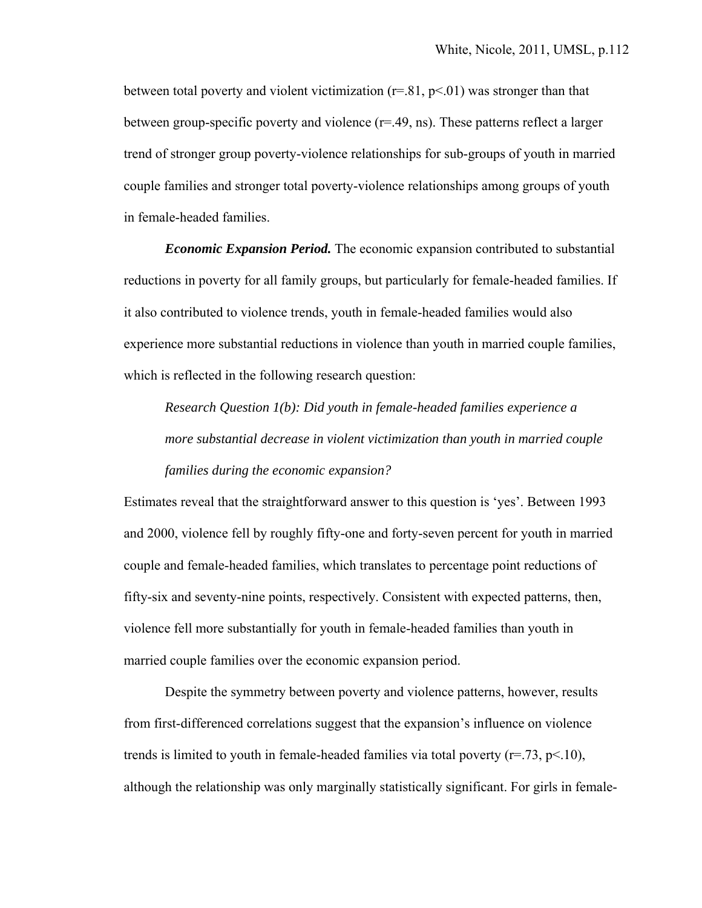between total poverty and violent victimization ($r=.81$, $p<.01$) was stronger than that between group-specific poverty and violence ($r=.49$, ns). These patterns reflect a larger trend of stronger group poverty-violence relationships for sub-groups of youth in married couple families and stronger total poverty-violence relationships among groups of youth in female-headed families.

***Economic Expansion Period.*** The economic expansion contributed to substantial reductions in poverty for all family groups, but particularly for female-headed families. If it also contributed to violence trends, youth in female-headed families would also experience more substantial reductions in violence than youth in married couple families, which is reflected in the following research question:

> *Research Question 1(b): Did youth in female-headed families experience a more substantial decrease in violent victimization than youth in married couple families during the economic expansion?*

Estimates reveal that the straightforward answer to this question is 'yes'. Between 1993 and 2000, violence fell by roughly fifty-one and forty-seven percent for youth in married couple and female-headed families, which translates to percentage point reductions of fifty-six and seventy-nine points, respectively. Consistent with expected patterns, then, violence fell more substantially for youth in female-headed families than youth in married couple families over the economic expansion period.

Despite the symmetry between poverty and violence patterns, however, results from first-differenced correlations suggest that the expansion's influence on violence trends is limited to youth in female-headed families via total poverty ($r=.73$, $p<.10$), although the relationship was only marginally statistically significant. For girls in female-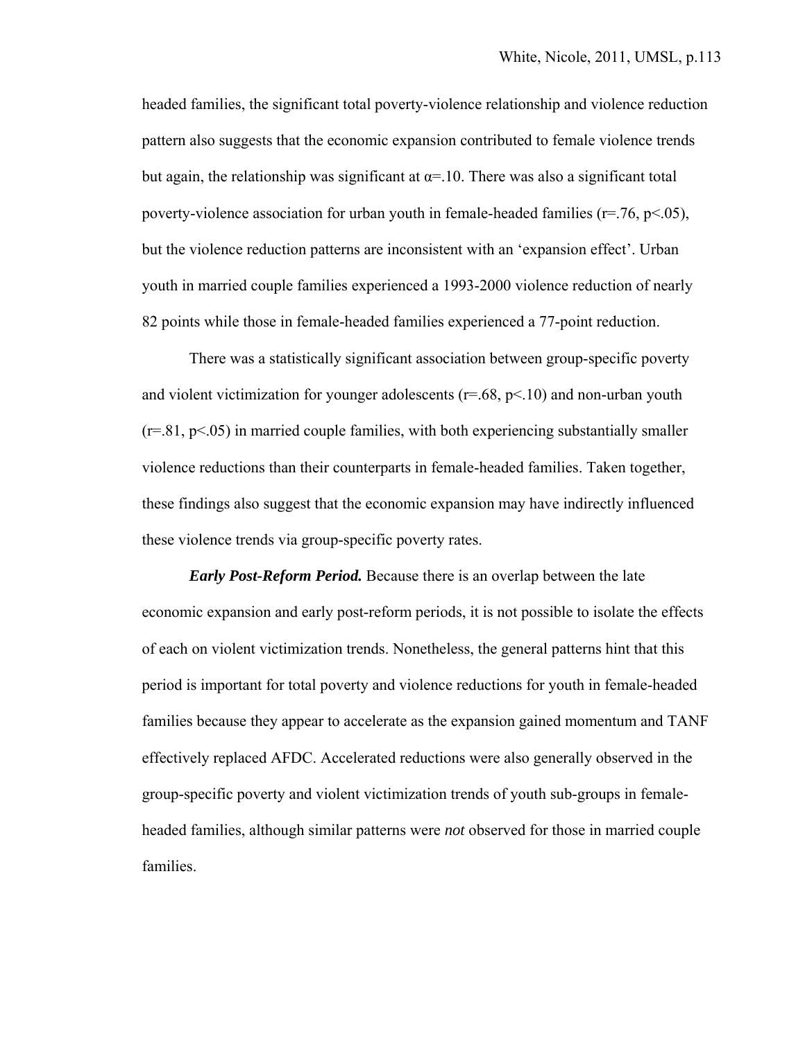headed families, the significant total poverty-violence relationship and violence reduction pattern also suggests that the economic expansion contributed to female violence trends but again, the relationship was significant at $\alpha=.10$. There was also a significant total poverty-violence association for urban youth in female-headed families ($r=.76$, $p<.05$), but the violence reduction patterns are inconsistent with an 'expansion effect'. Urban youth in married couple families experienced a 1993-2000 violence reduction of nearly 82 points while those in female-headed families experienced a 77-point reduction.

There was a statistically significant association between group-specific poverty and violent victimization for younger adolescents ($r=.68$, $p<.10$) and non-urban youth ($r=.81$, $p<.05$) in married couple families, with both experiencing substantially smaller violence reductions than their counterparts in female-headed families. Taken together, these findings also suggest that the economic expansion may have indirectly influenced these violence trends via group-specific poverty rates.

***Early Post-Reform Period.*** Because there is an overlap between the late economic expansion and early post-reform periods, it is not possible to isolate the effects of each on violent victimization trends. Nonetheless, the general patterns hint that this period is important for total poverty and violence reductions for youth in female-headed families because they appear to accelerate as the expansion gained momentum and TANF effectively replaced AFDC. Accelerated reductions were also generally observed in the group-specific poverty and violent victimization trends of youth sub-groups in female-headed families, although similar patterns were *not* observed for those in married couple families.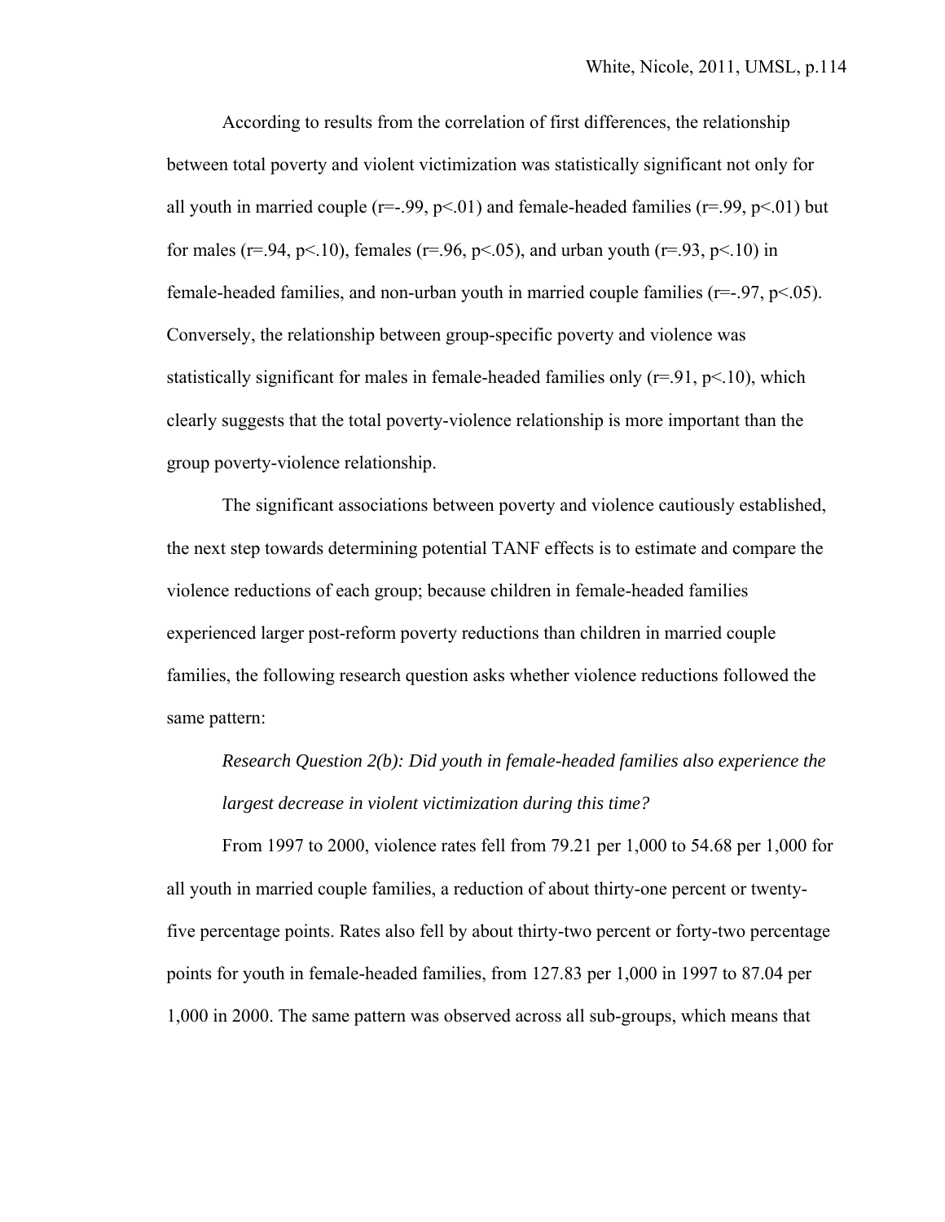According to results from the correlation of first differences, the relationship between total poverty and violent victimization was statistically significant not only for all youth in married couple ($r=-.99$, $p<.01$) and female-headed families ($r=.99$, $p<.01$) but for males ($r=.94$, $p<.10$), females ($r=.96$, $p<.05$), and urban youth ($r=.93$, $p<.10$) in female-headed families, and non-urban youth in married couple families ($r=-.97$, $p<.05$). Conversely, the relationship between group-specific poverty and violence was statistically significant for males in female-headed families only ($r=.91$, $p<.10$), which clearly suggests that the total poverty-violence relationship is more important than the group poverty-violence relationship.

The significant associations between poverty and violence cautiously established, the next step towards determining potential TANF effects is to estimate and compare the violence reductions of each group; because children in female-headed families experienced larger post-reform poverty reductions than children in married couple families, the following research question asks whether violence reductions followed the same pattern:

*Research Question 2(b): Did youth in female-headed families also experience the largest decrease in violent victimization during this time?*

From 1997 to 2000, violence rates fell from 79.21 per 1,000 to 54.68 per 1,000 for all youth in married couple families, a reduction of about thirty-one percent or twenty-five percentage points. Rates also fell by about thirty-two percent or forty-two percentage points for youth in female-headed families, from 127.83 per 1,000 in 1997 to 87.04 per 1,000 in 2000. The same pattern was observed across all sub-groups, which means that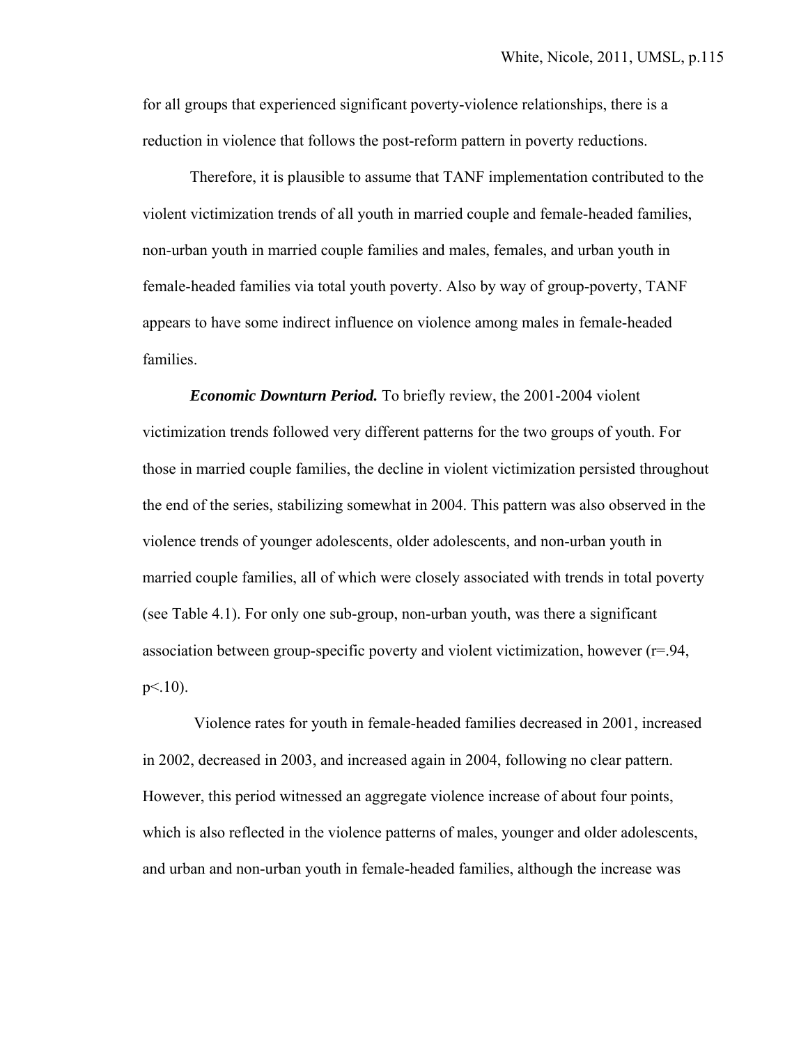for all groups that experienced significant poverty-violence relationships, there is a reduction in violence that follows the post-reform pattern in poverty reductions.

Therefore, it is plausible to assume that TANF implementation contributed to the violent victimization trends of all youth in married couple and female-headed families, non-urban youth in married couple families and males, females, and urban youth in female-headed families via total youth poverty. Also by way of group-poverty, TANF appears to have some indirect influence on violence among males in female-headed families.

***Economic Downturn Period.*** To briefly review, the 2001-2004 violent victimization trends followed very different patterns for the two groups of youth. For those in married couple families, the decline in violent victimization persisted throughout the end of the series, stabilizing somewhat in 2004. This pattern was also observed in the violence trends of younger adolescents, older adolescents, and non-urban youth in married couple families, all of which were closely associated with trends in total poverty (see Table 4.1). For only one sub-group, non-urban youth, was there a significant association between group-specific poverty and violent victimization, however ($r=.94$, $p<.10$).

Violence rates for youth in female-headed families decreased in 2001, increased in 2002, decreased in 2003, and increased again in 2004, following no clear pattern. However, this period witnessed an aggregate violence increase of about four points, which is also reflected in the violence patterns of males, younger and older adolescents, and urban and non-urban youth in female-headed families, although the increase was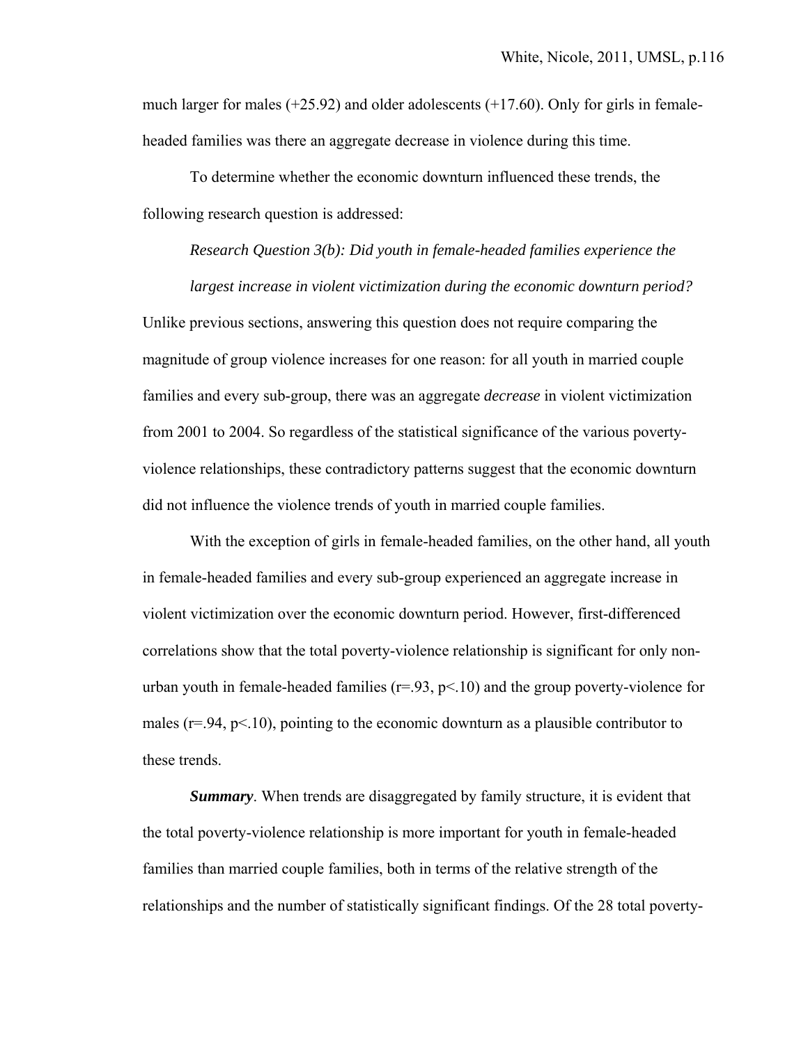much larger for males (+25.92) and older adolescents (+17.60). Only for girls in female-headed families was there an aggregate decrease in violence during this time.

To determine whether the economic downturn influenced these trends, the following research question is addressed:

*Research Question 3(b): Did youth in female-headed families experience the largest increase in violent victimization during the economic downturn period?*

Unlike previous sections, answering this question does not require comparing the magnitude of group violence increases for one reason: for all youth in married couple families and every sub-group, there was an aggregate *decrease* in violent victimization from 2001 to 2004. So regardless of the statistical significance of the various poverty-violence relationships, these contradictory patterns suggest that the economic downturn did not influence the violence trends of youth in married couple families.

With the exception of girls in female-headed families, on the other hand, all youth in female-headed families and every sub-group experienced an aggregate increase in violent victimization over the economic downturn period. However, first-differenced correlations show that the total poverty-violence relationship is significant for only non-urban youth in female-headed families ($r=.93$, $p<.10$) and the group poverty-violence for males ($r=.94$, $p<.10$), pointing to the economic downturn as a plausible contributor to these trends.

***Summary***. When trends are disaggregated by family structure, it is evident that the total poverty-violence relationship is more important for youth in female-headed families than married couple families, both in terms of the relative strength of the relationships and the number of statistically significant findings. Of the 28 total poverty-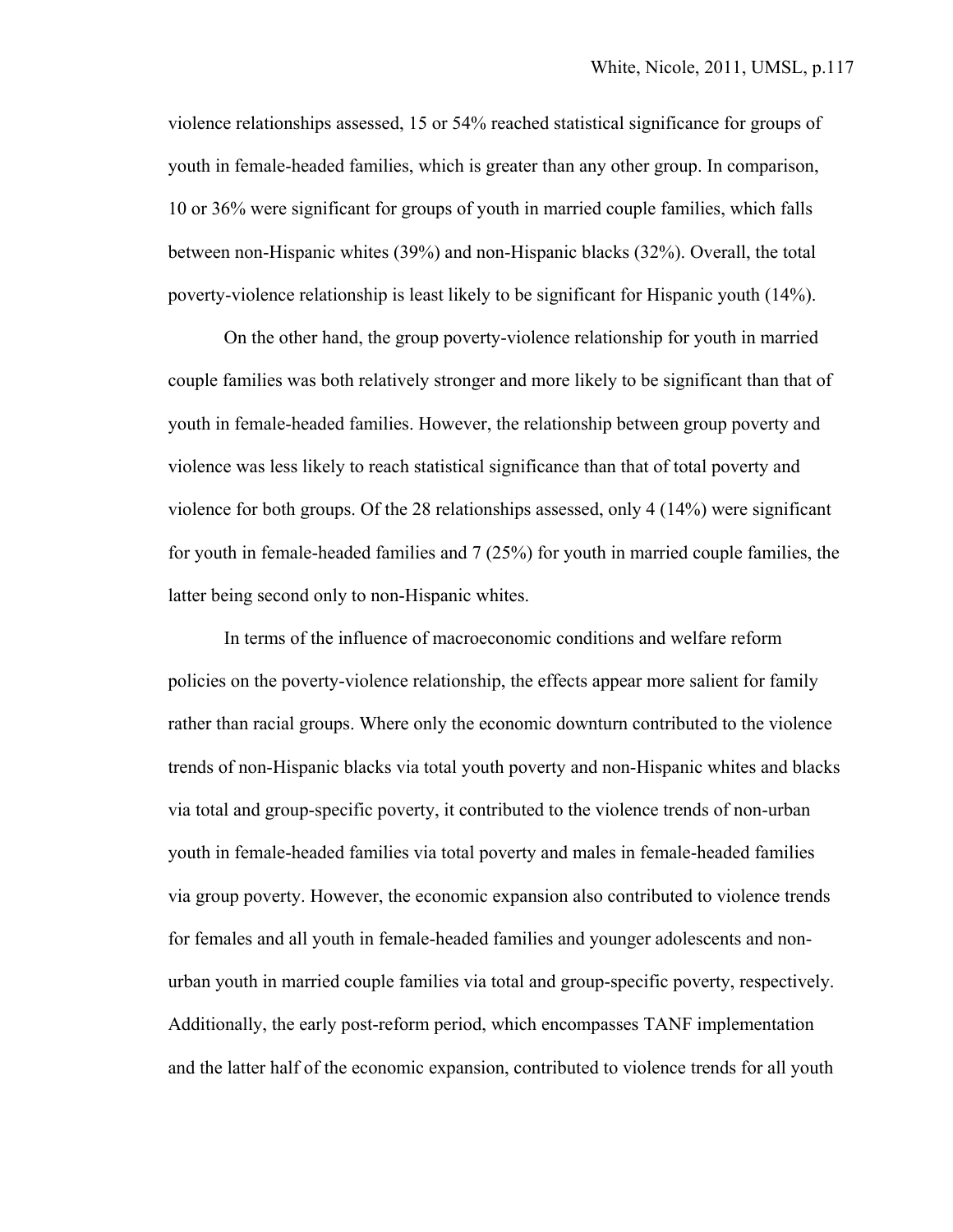violence relationships assessed, 15 or 54% reached statistical significance for groups of youth in female-headed families, which is greater than any other group. In comparison, 10 or 36% were significant for groups of youth in married couple families, which falls between non-Hispanic whites (39%) and non-Hispanic blacks (32%). Overall, the total poverty-violence relationship is least likely to be significant for Hispanic youth (14%).

On the other hand, the group poverty-violence relationship for youth in married couple families was both relatively stronger and more likely to be significant than that of youth in female-headed families. However, the relationship between group poverty and violence was less likely to reach statistical significance than that of total poverty and violence for both groups. Of the 28 relationships assessed, only 4 (14%) were significant for youth in female-headed families and 7 (25%) for youth in married couple families, the latter being second only to non-Hispanic whites.

In terms of the influence of macroeconomic conditions and welfare reform policies on the poverty-violence relationship, the effects appear more salient for family rather than racial groups. Where only the economic downturn contributed to the violence trends of non-Hispanic blacks via total youth poverty and non-Hispanic whites and blacks via total and group-specific poverty, it contributed to the violence trends of non-urban youth in female-headed families via total poverty and males in female-headed families via group poverty. However, the economic expansion also contributed to violence trends for females and all youth in female-headed families and younger adolescents and non-urban youth in married couple families via total and group-specific poverty, respectively. Additionally, the early post-reform period, which encompasses TANF implementation and the latter half of the economic expansion, contributed to violence trends for all youth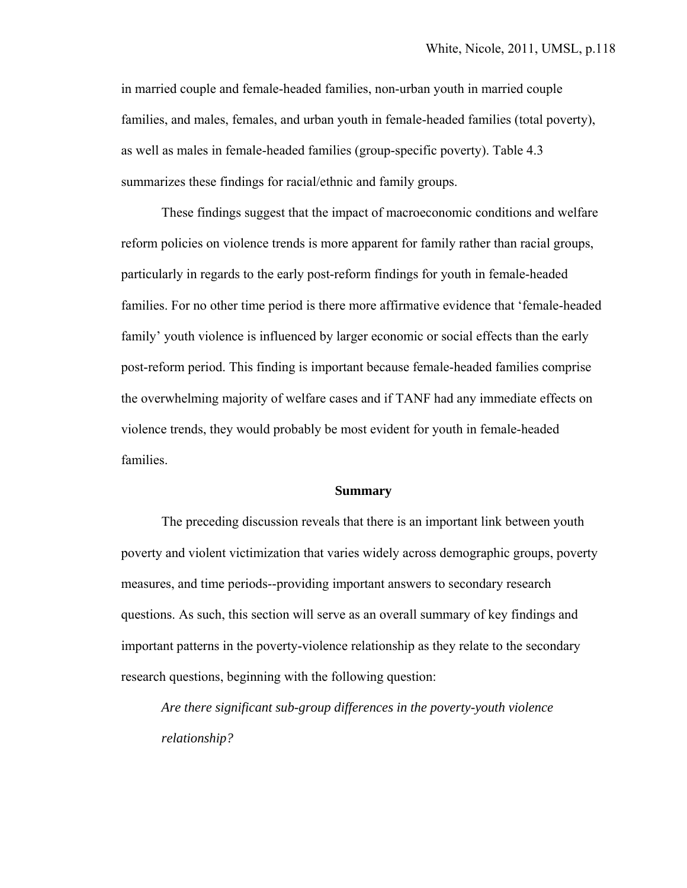in married couple and female-headed families, non-urban youth in married couple families, and males, females, and urban youth in female-headed families (total poverty), as well as males in female-headed families (group-specific poverty). Table 4.3 summarizes these findings for racial/ethnic and family groups.

These findings suggest that the impact of macroeconomic conditions and welfare reform policies on violence trends is more apparent for family rather than racial groups, particularly in regards to the early post-reform findings for youth in female-headed families. For no other time period is there more affirmative evidence that 'female-headed family' youth violence is influenced by larger economic or social effects than the early post-reform period. This finding is important because female-headed families comprise the overwhelming majority of welfare cases and if TANF had any immediate effects on violence trends, they would probably be most evident for youth in female-headed families.

## Summary

The preceding discussion reveals that there is an important link between youth poverty and violent victimization that varies widely across demographic groups, poverty measures, and time periods--providing important answers to secondary research questions. As such, this section will serve as an overall summary of key findings and important patterns in the poverty-violence relationship as they relate to the secondary research questions, beginning with the following question:

*Are there significant sub-group differences in the poverty-youth violence relationship?*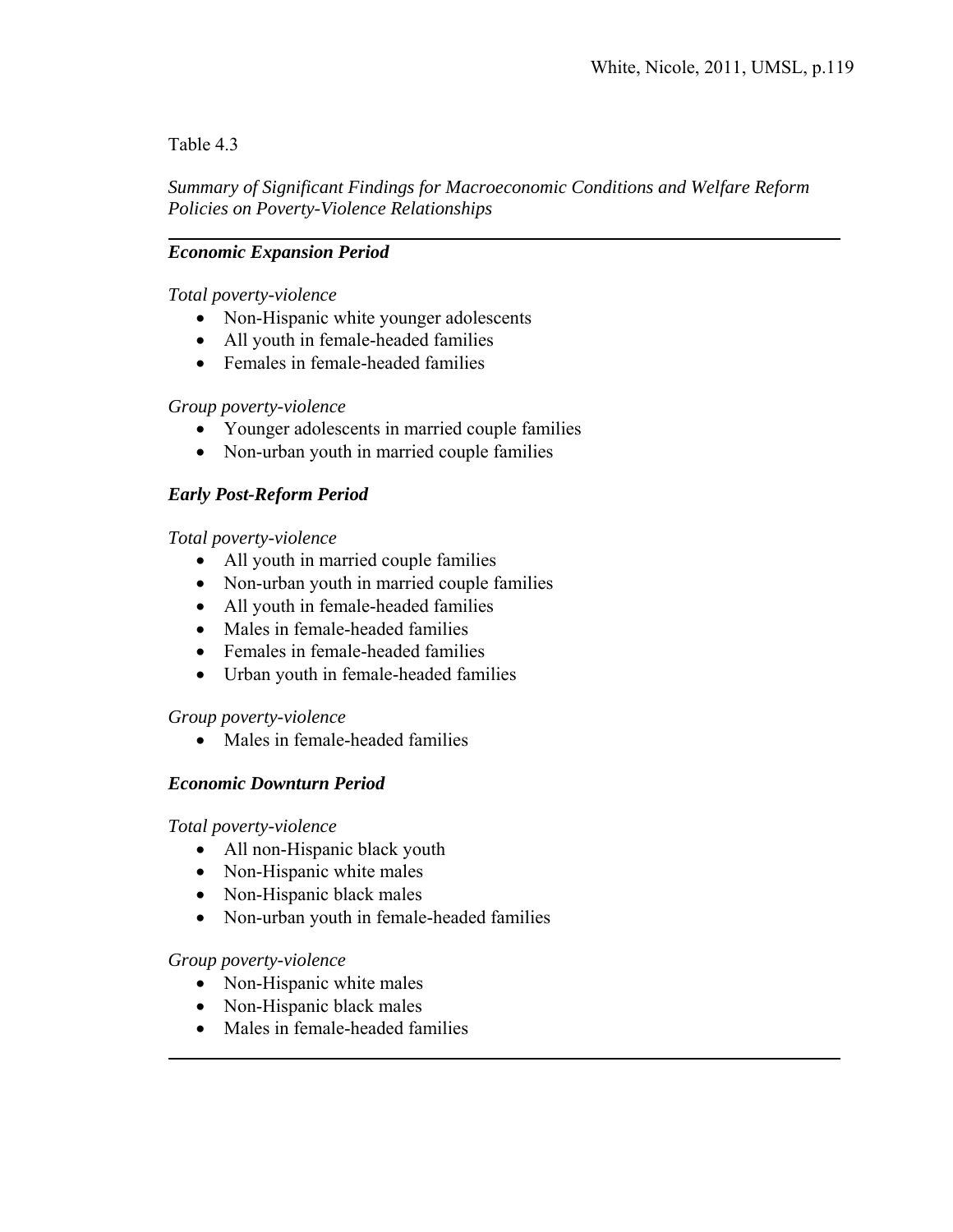Table 4.3

*Summary of Significant Findings for Macroeconomic Conditions and Welfare Reform Policies on Poverty-Violence Relationships*

***Economic Expansion Period***

*Total poverty-violence*

- Non-Hispanic white younger adolescents
- All youth in female-headed families
- Females in female-headed families

*Group poverty-violence*

- Younger adolescents in married couple families
- Non-urban youth in married couple families

***Early Post-Reform Period***

*Total poverty-violence*

- All youth in married couple families
- Non-urban youth in married couple families
- All youth in female-headed families
- Males in female-headed families
- Females in female-headed families
- Urban youth in female-headed families

*Group poverty-violence*

- Males in female-headed families

***Economic Downturn Period***

*Total poverty-violence*

- All non-Hispanic black youth
- Non-Hispanic white males
- Non-Hispanic black males
- Non-urban youth in female-headed families

*Group poverty-violence*

- Non-Hispanic white males
- Non-Hispanic black males
- Males in female-headed families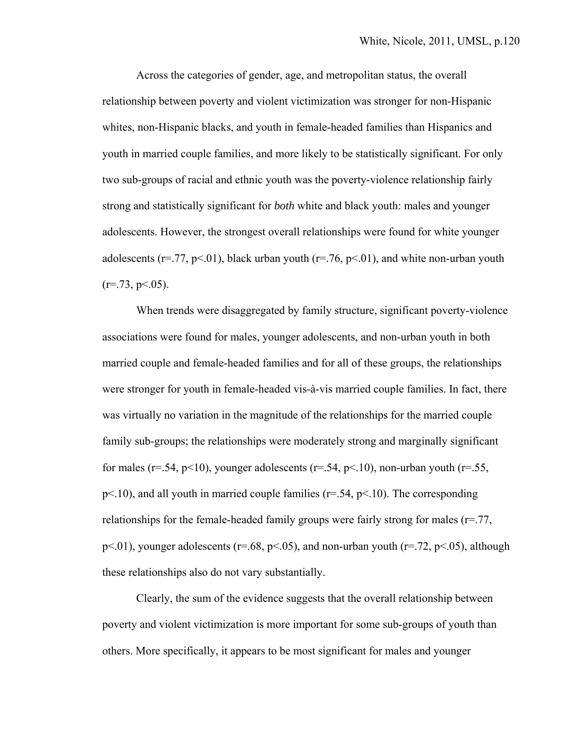Across the categories of gender, age, and metropolitan status, the overall relationship between poverty and violent victimization was stronger for non-Hispanic whites, non-Hispanic blacks, and youth in female-headed families than Hispanics and youth in married couple families, and more likely to be statistically significant. For only two sub-groups of racial and ethnic youth was the poverty-violence relationship fairly strong and statistically significant for *both* white and black youth: males and younger adolescents. However, the strongest overall relationships were found for white younger adolescents ($r=.77$, $p<.01$), black urban youth ($r=.76$, $p<.01$), and white non-urban youth ($r=.73$, $p<.05$).

When trends were disaggregated by family structure, significant poverty-violence associations were found for males, younger adolescents, and non-urban youth in both married couple and female-headed families and for all of these groups, the relationships were stronger for youth in female-headed vis-à-vis married couple families. In fact, there was virtually no variation in the magnitude of the relationships for the married couple family sub-groups; the relationships were moderately strong and marginally significant for males ($r=.54$, $p<10$), younger adolescents ($r=.54$, $p<.10$), non-urban youth ($r=.55$, $p<.10$), and all youth in married couple families ($r=.54$, $p<.10$). The corresponding relationships for the female-headed family groups were fairly strong for males ($r=.77$, $p<.01$), younger adolescents ($r=.68$, $p<.05$), and non-urban youth ($r=.72$, $p<.05$), although these relationships also do not vary substantially.

Clearly, the sum of the evidence suggests that the overall relationship between poverty and violent victimization is more important for some sub-groups of youth than others. More specifically, it appears to be most significant for males and younger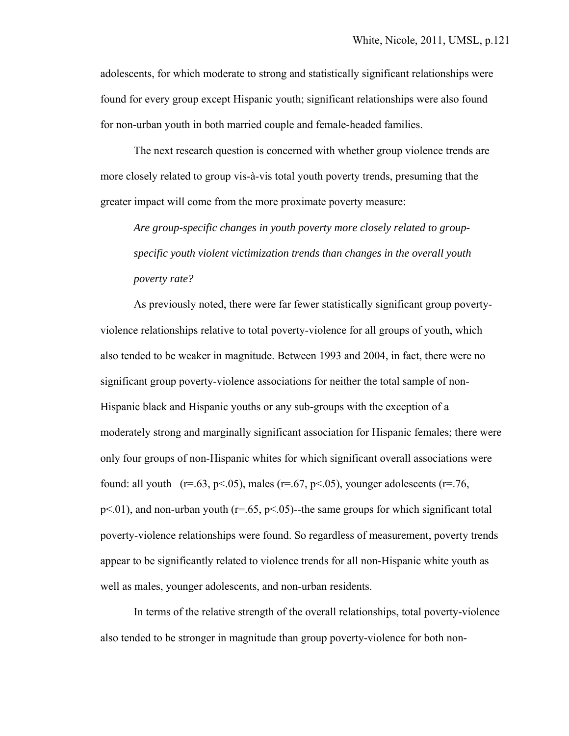adolescents, for which moderate to strong and statistically significant relationships were found for every group except Hispanic youth; significant relationships were also found for non-urban youth in both married couple and female-headed families.

The next research question is concerned with whether group violence trends are more closely related to group vis-à-vis total youth poverty trends, presuming that the greater impact will come from the more proximate poverty measure:

> *Are group-specific changes in youth poverty more closely related to group-specific youth violent victimization trends than changes in the overall youth poverty rate?*

As previously noted, there were far fewer statistically significant group poverty-violence relationships relative to total poverty-violence for all groups of youth, which also tended to be weaker in magnitude. Between 1993 and 2004, in fact, there were no significant group poverty-violence associations for neither the total sample of non-Hispanic black and Hispanic youths or any sub-groups with the exception of a moderately strong and marginally significant association for Hispanic females; there were only four groups of non-Hispanic whites for which significant overall associations were found: all youth ($r=.63$, $p<.05$), males ($r=.67$, $p<.05$), younger adolescents ($r=.76$, $p<.01$), and non-urban youth ($r=.65$, $p<.05$)--the same groups for which significant total poverty-violence relationships were found. So regardless of measurement, poverty trends appear to be significantly related to violence trends for all non-Hispanic white youth as well as males, younger adolescents, and non-urban residents.

In terms of the relative strength of the overall relationships, total poverty-violence also tended to be stronger in magnitude than group poverty-violence for both non-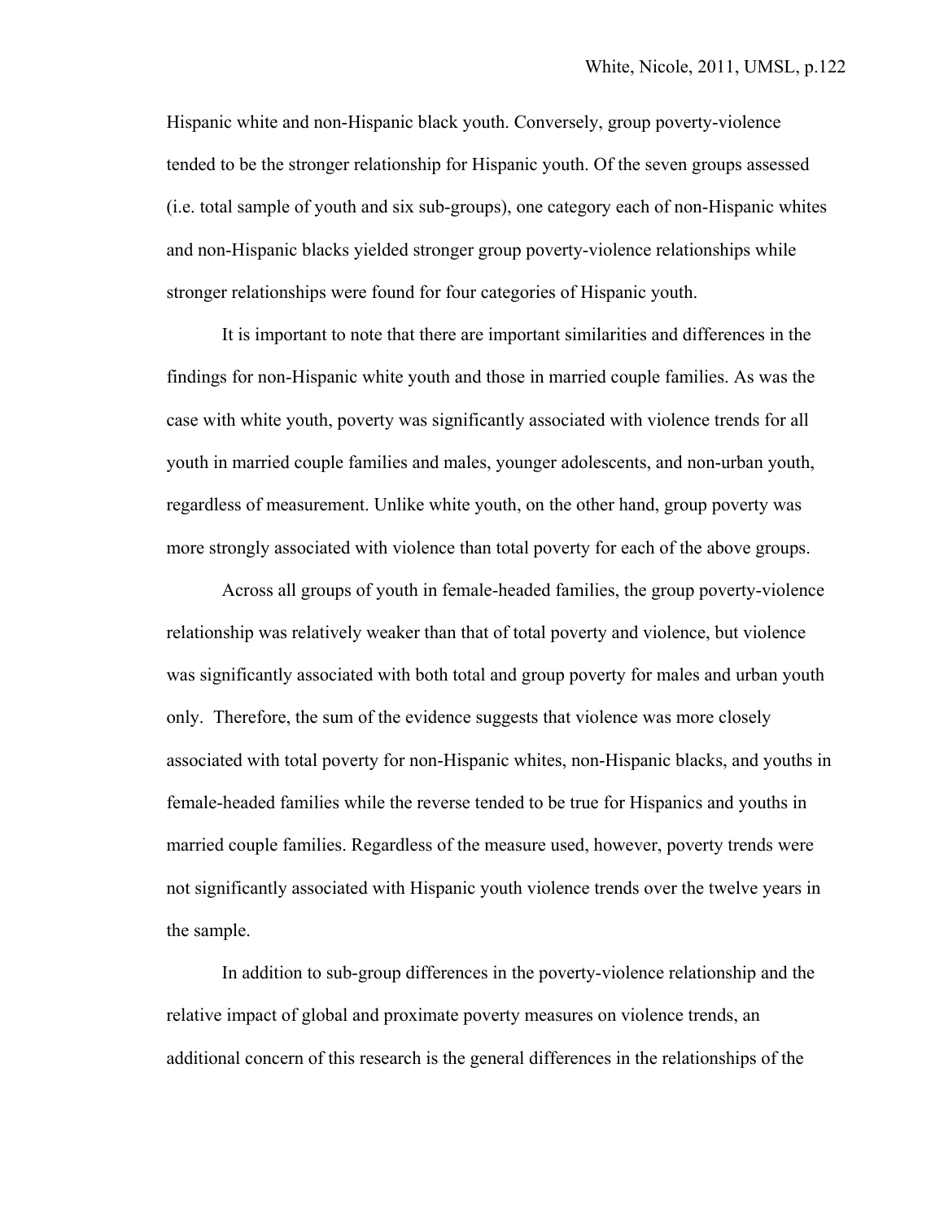Hispanic white and non-Hispanic black youth. Conversely, group poverty-violence tended to be the stronger relationship for Hispanic youth. Of the seven groups assessed (i.e. total sample of youth and six sub-groups), one category each of non-Hispanic whites and non-Hispanic blacks yielded stronger group poverty-violence relationships while stronger relationships were found for four categories of Hispanic youth.

It is important to note that there are important similarities and differences in the findings for non-Hispanic white youth and those in married couple families. As was the case with white youth, poverty was significantly associated with violence trends for all youth in married couple families and males, younger adolescents, and non-urban youth, regardless of measurement. Unlike white youth, on the other hand, group poverty was more strongly associated with violence than total poverty for each of the above groups.

Across all groups of youth in female-headed families, the group poverty-violence relationship was relatively weaker than that of total poverty and violence, but violence was significantly associated with both total and group poverty for males and urban youth only. Therefore, the sum of the evidence suggests that violence was more closely associated with total poverty for non-Hispanic whites, non-Hispanic blacks, and youths in female-headed families while the reverse tended to be true for Hispanics and youths in married couple families. Regardless of the measure used, however, poverty trends were not significantly associated with Hispanic youth violence trends over the twelve years in the sample.

In addition to sub-group differences in the poverty-violence relationship and the relative impact of global and proximate poverty measures on violence trends, an additional concern of this research is the general differences in the relationships of the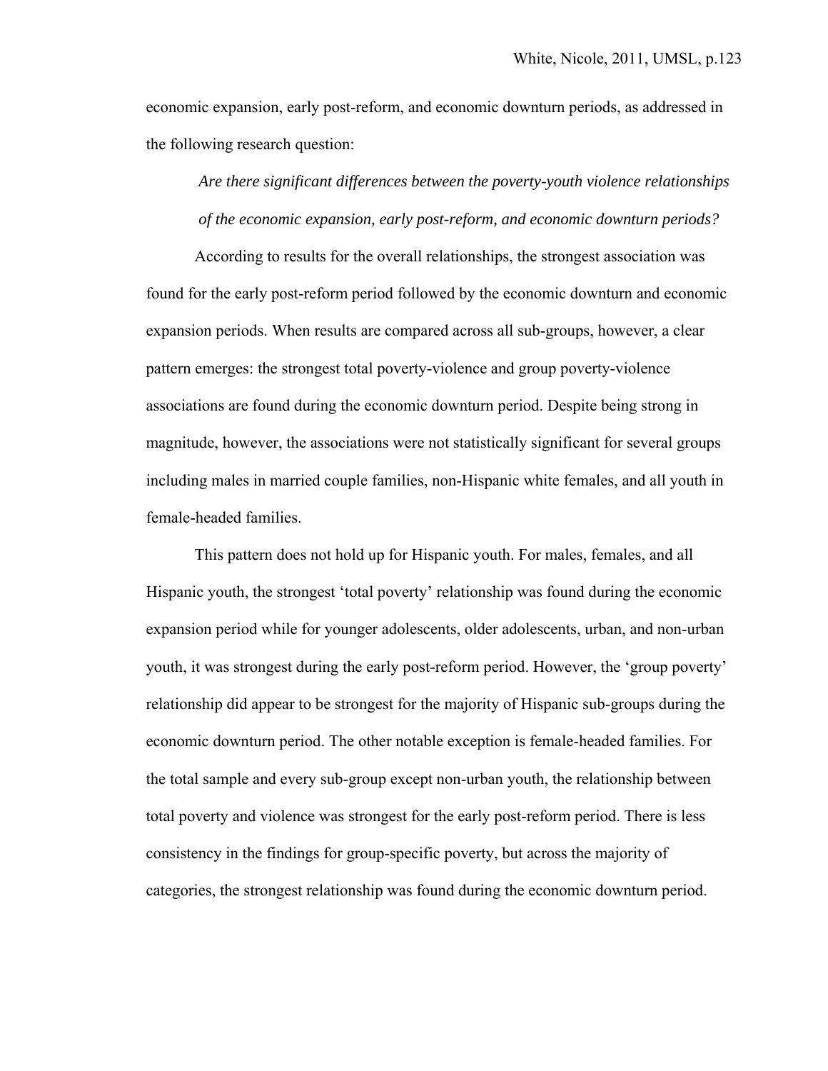economic expansion, early post-reform, and economic downturn periods, as addressed in the following research question:

> *Are there significant differences between the poverty-youth violence relationships of the economic expansion, early post-reform, and economic downturn periods?*

According to results for the overall relationships, the strongest association was found for the early post-reform period followed by the economic downturn and economic expansion periods. When results are compared across all sub-groups, however, a clear pattern emerges: the strongest total poverty-violence and group poverty-violence associations are found during the economic downturn period. Despite being strong in magnitude, however, the associations were not statistically significant for several groups including males in married couple families, non-Hispanic white females, and all youth in female-headed families.

This pattern does not hold up for Hispanic youth. For males, females, and all Hispanic youth, the strongest 'total poverty' relationship was found during the economic expansion period while for younger adolescents, older adolescents, urban, and non-urban youth, it was strongest during the early post-reform period. However, the 'group poverty' relationship did appear to be strongest for the majority of Hispanic sub-groups during the economic downturn period. The other notable exception is female-headed families. For the total sample and every sub-group except non-urban youth, the relationship between total poverty and violence was strongest for the early post-reform period. There is less consistency in the findings for group-specific poverty, but across the majority of categories, the strongest relationship was found during the economic downturn period.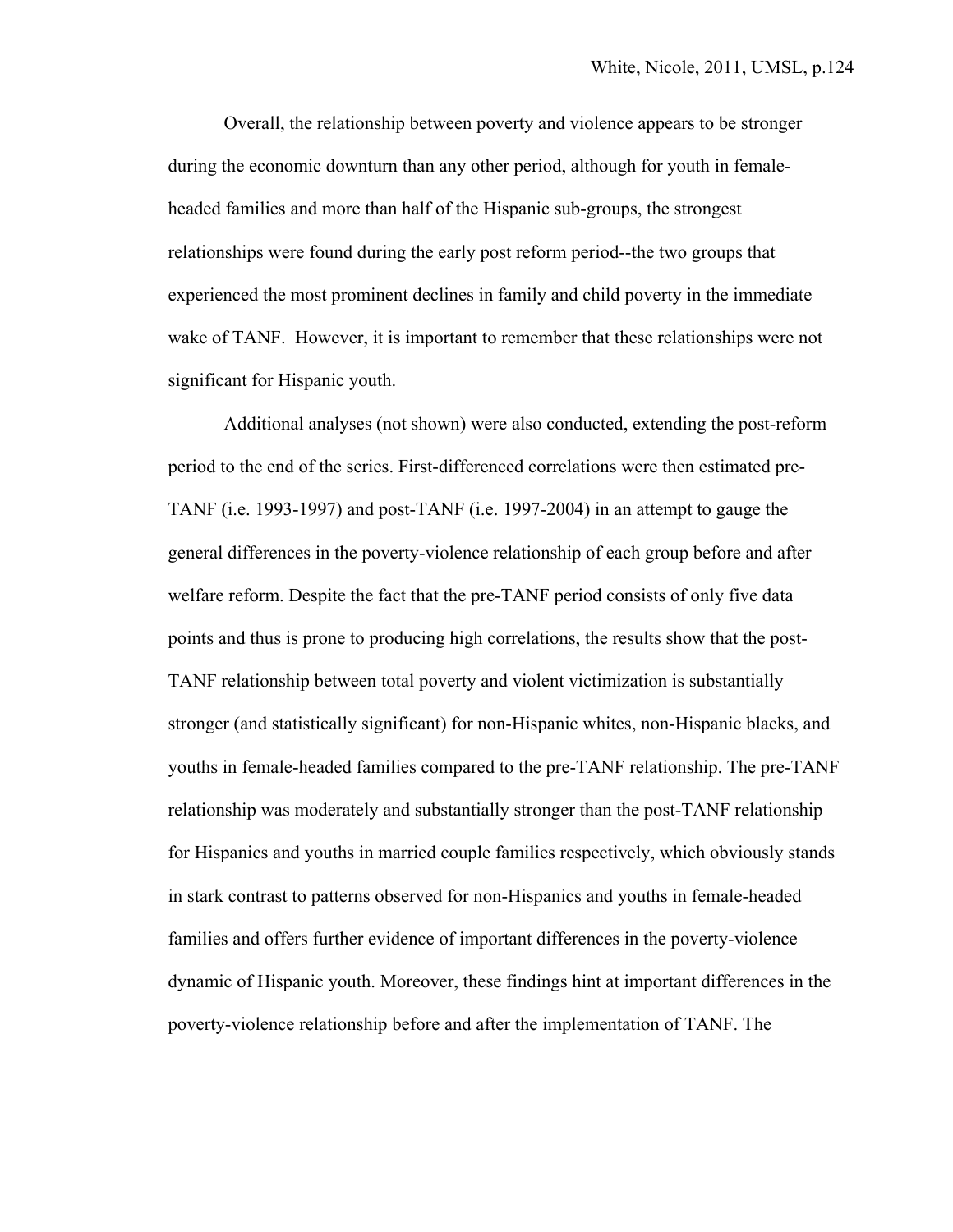Overall, the relationship between poverty and violence appears to be stronger during the economic downturn than any other period, although for youth in female-headed families and more than half of the Hispanic sub-groups, the strongest relationships were found during the early post reform period--the two groups that experienced the most prominent declines in family and child poverty in the immediate wake of TANF. However, it is important to remember that these relationships were not significant for Hispanic youth.

Additional analyses (not shown) were also conducted, extending the post-reform period to the end of the series. First-differenced correlations were then estimated pre-TANF (i.e. 1993-1997) and post-TANF (i.e. 1997-2004) in an attempt to gauge the general differences in the poverty-violence relationship of each group before and after welfare reform. Despite the fact that the pre-TANF period consists of only five data points and thus is prone to producing high correlations, the results show that the post-TANF relationship between total poverty and violent victimization is substantially stronger (and statistically significant) for non-Hispanic whites, non-Hispanic blacks, and youths in female-headed families compared to the pre-TANF relationship. The pre-TANF relationship was moderately and substantially stronger than the post-TANF relationship for Hispanics and youths in married couple families respectively, which obviously stands in stark contrast to patterns observed for non-Hispanics and youths in female-headed families and offers further evidence of important differences in the poverty-violence dynamic of Hispanic youth. Moreover, these findings hint at important differences in the poverty-violence relationship before and after the implementation of TANF. The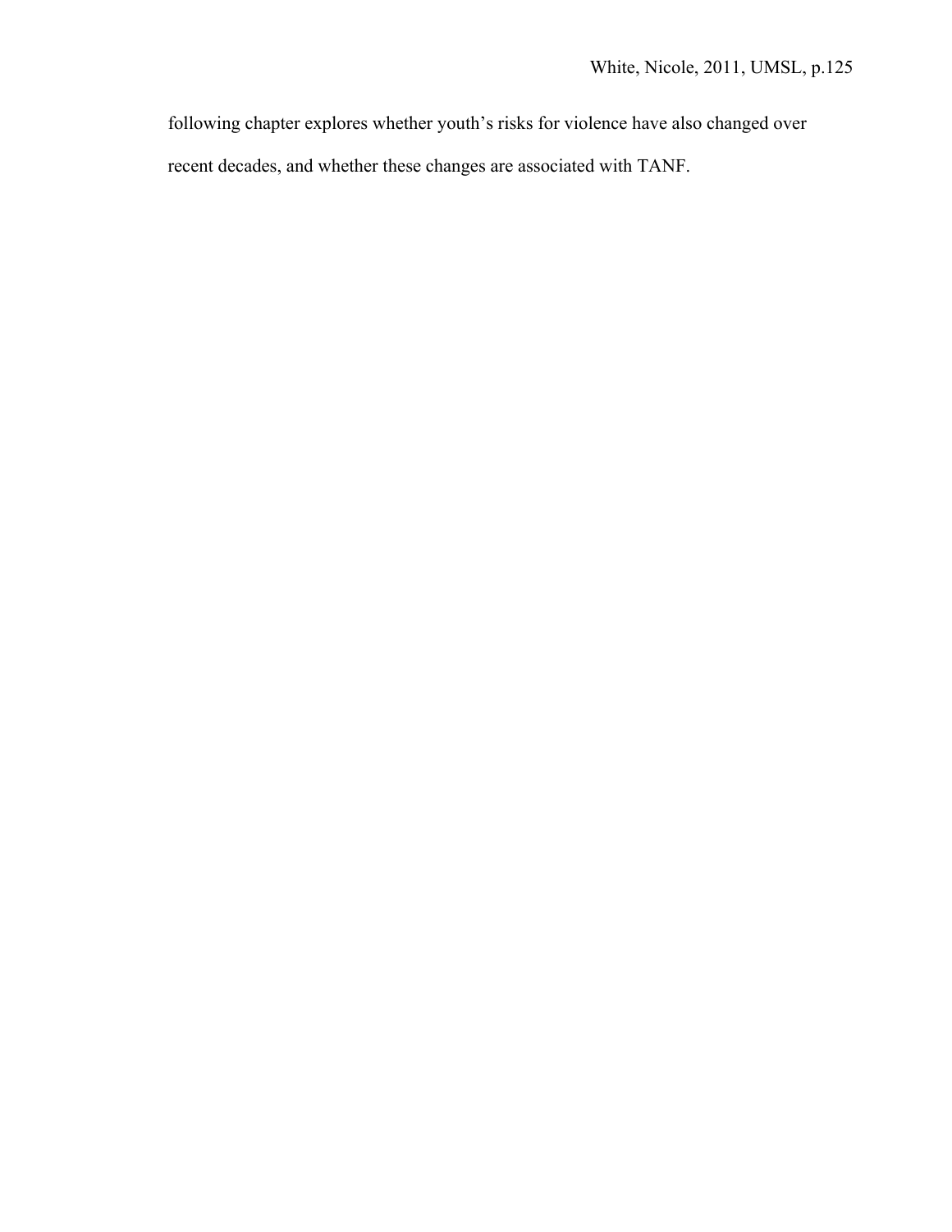following chapter explores whether youth's risks for violence have also changed over recent decades, and whether these changes are associated with TANF.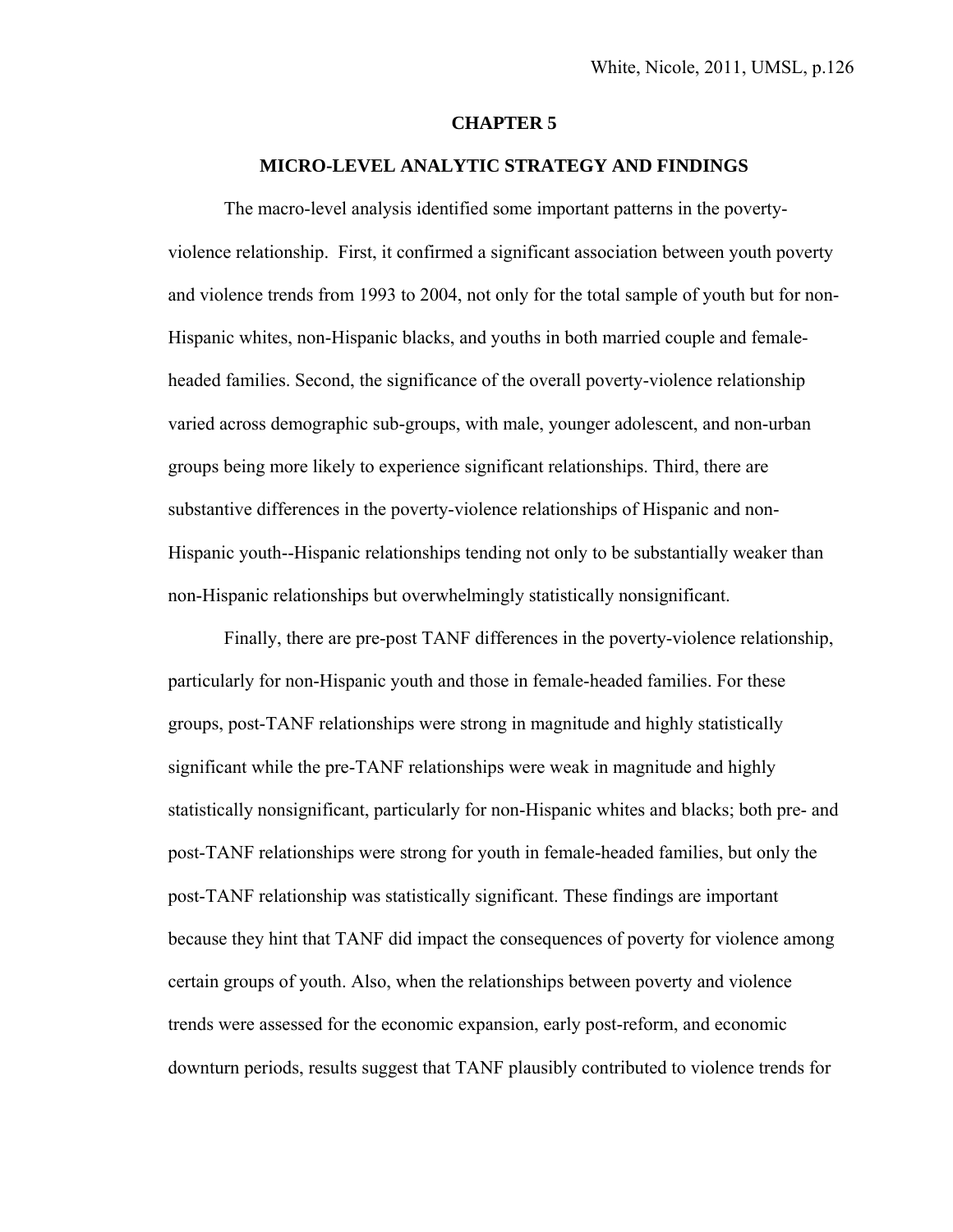# CHAPTER 5

## MICRO-LEVEL ANALYTIC STRATEGY AND FINDINGS

The macro-level analysis identified some important patterns in the poverty-violence relationship. First, it confirmed a significant association between youth poverty and violence trends from 1993 to 2004, not only for the total sample of youth but for non-Hispanic whites, non-Hispanic blacks, and youths in both married couple and female-headed families. Second, the significance of the overall poverty-violence relationship varied across demographic sub-groups, with male, younger adolescent, and non-urban groups being more likely to experience significant relationships. Third, there are substantive differences in the poverty-violence relationships of Hispanic and non-Hispanic youth--Hispanic relationships tending not only to be substantially weaker than non-Hispanic relationships but overwhelmingly statistically nonsignificant.

Finally, there are pre-post TANF differences in the poverty-violence relationship, particularly for non-Hispanic youth and those in female-headed families. For these groups, post-TANF relationships were strong in magnitude and highly statistically significant while the pre-TANF relationships were weak in magnitude and highly statistically nonsignificant, particularly for non-Hispanic whites and blacks; both pre- and post-TANF relationships were strong for youth in female-headed families, but only the post-TANF relationship was statistically significant. These findings are important because they hint that TANF did impact the consequences of poverty for violence among certain groups of youth. Also, when the relationships between poverty and violence trends were assessed for the economic expansion, early post-reform, and economic downturn periods, results suggest that TANF plausibly contributed to violence trends for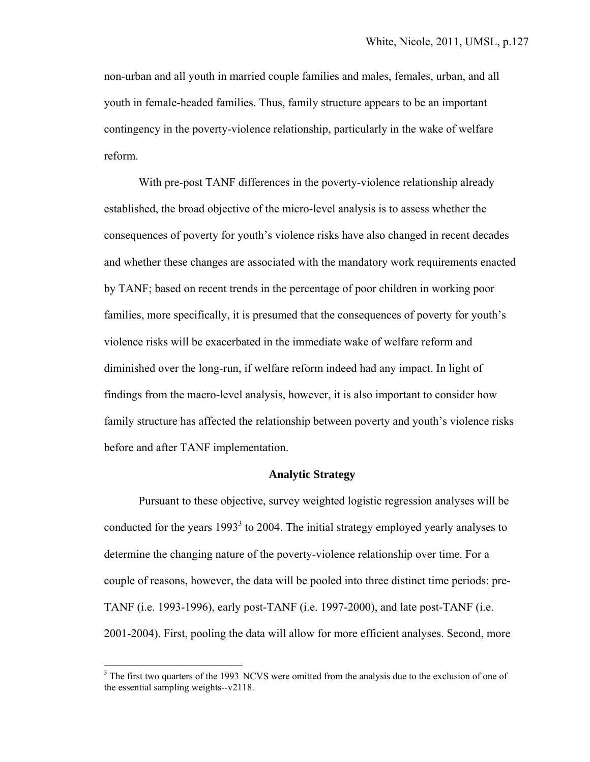non-urban and all youth in married couple families and males, females, urban, and all youth in female-headed families. Thus, family structure appears to be an important contingency in the poverty-violence relationship, particularly in the wake of welfare reform.

With pre-post TANF differences in the poverty-violence relationship already established, the broad objective of the micro-level analysis is to assess whether the consequences of poverty for youth's violence risks have also changed in recent decades and whether these changes are associated with the mandatory work requirements enacted by TANF; based on recent trends in the percentage of poor children in working poor families, more specifically, it is presumed that the consequences of poverty for youth's violence risks will be exacerbated in the immediate wake of welfare reform and diminished over the long-run, if welfare reform indeed had any impact. In light of findings from the macro-level analysis, however, it is also important to consider how family structure has affected the relationship between poverty and youth's violence risks before and after TANF implementation.

## Analytic Strategy

Pursuant to these objective, survey weighted logistic regression analyses will be conducted for the years 1993[3] to 2004. The initial strategy employed yearly analyses to determine the changing nature of the poverty-violence relationship over time. For a couple of reasons, however, the data will be pooled into three distinct time periods: pre-TANF (i.e. 1993-1996), early post-TANF (i.e. 1997-2000), and late post-TANF (i.e. 2001-2004). First, pooling the data will allow for more efficient analyses. Second, more

[3] The first two quarters of the 1993 NCVS were omitted from the analysis due to the exclusion of one of the essential sampling weights--v2118.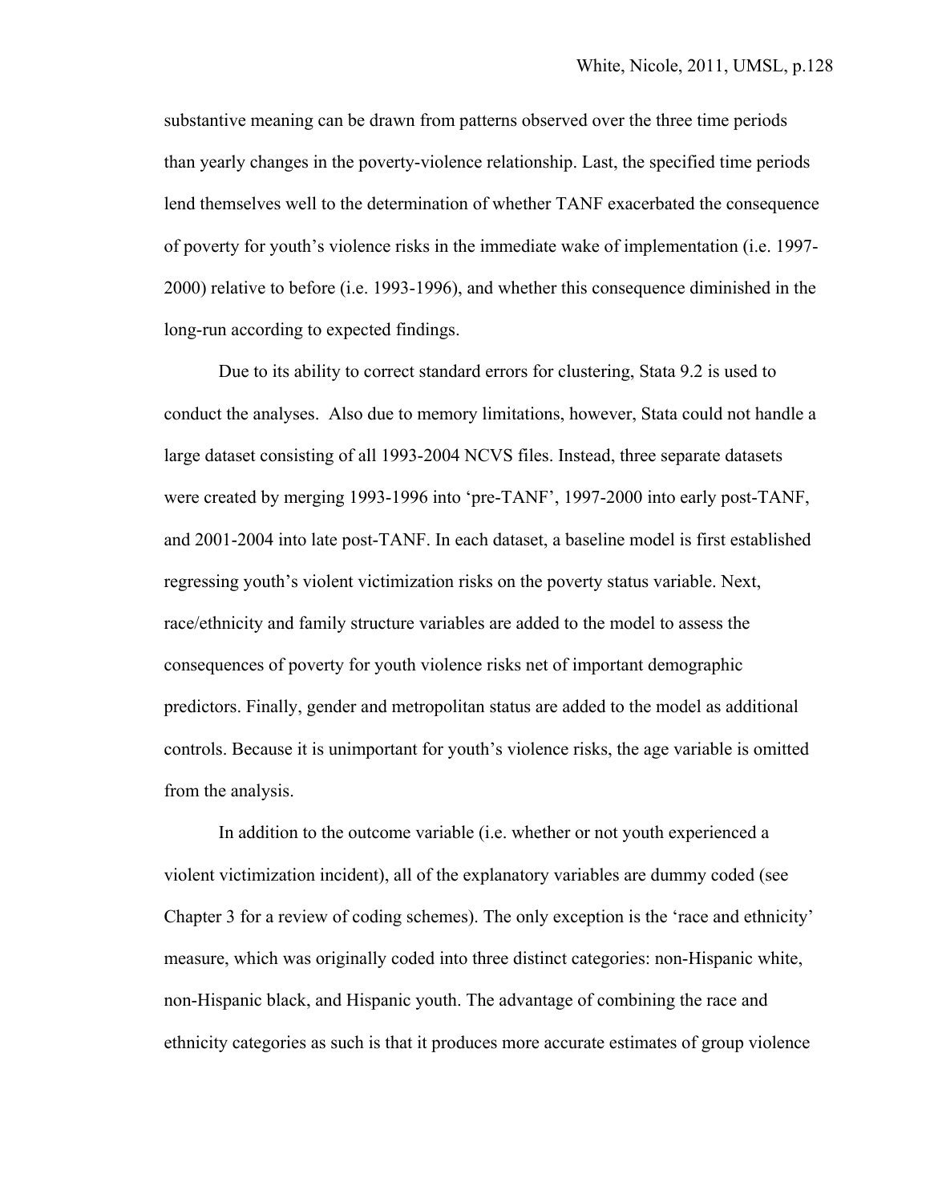substantive meaning can be drawn from patterns observed over the three time periods than yearly changes in the poverty-violence relationship. Last, the specified time periods lend themselves well to the determination of whether TANF exacerbated the consequence of poverty for youth's violence risks in the immediate wake of implementation (i.e. 1997-2000) relative to before (i.e. 1993-1996), and whether this consequence diminished in the long-run according to expected findings.

Due to its ability to correct standard errors for clustering, Stata 9.2 is used to conduct the analyses. Also due to memory limitations, however, Stata could not handle a large dataset consisting of all 1993-2004 NCVS files. Instead, three separate datasets were created by merging 1993-1996 into 'pre-TANF', 1997-2000 into early post-TANF, and 2001-2004 into late post-TANF. In each dataset, a baseline model is first established regressing youth's violent victimization risks on the poverty status variable. Next, race/ethnicity and family structure variables are added to the model to assess the consequences of poverty for youth violence risks net of important demographic predictors. Finally, gender and metropolitan status are added to the model as additional controls. Because it is unimportant for youth's violence risks, the age variable is omitted from the analysis.

In addition to the outcome variable (i.e. whether or not youth experienced a violent victimization incident), all of the explanatory variables are dummy coded (see Chapter 3 for a review of coding schemes). The only exception is the 'race and ethnicity' measure, which was originally coded into three distinct categories: non-Hispanic white, non-Hispanic black, and Hispanic youth. The advantage of combining the race and ethnicity categories as such is that it produces more accurate estimates of group violence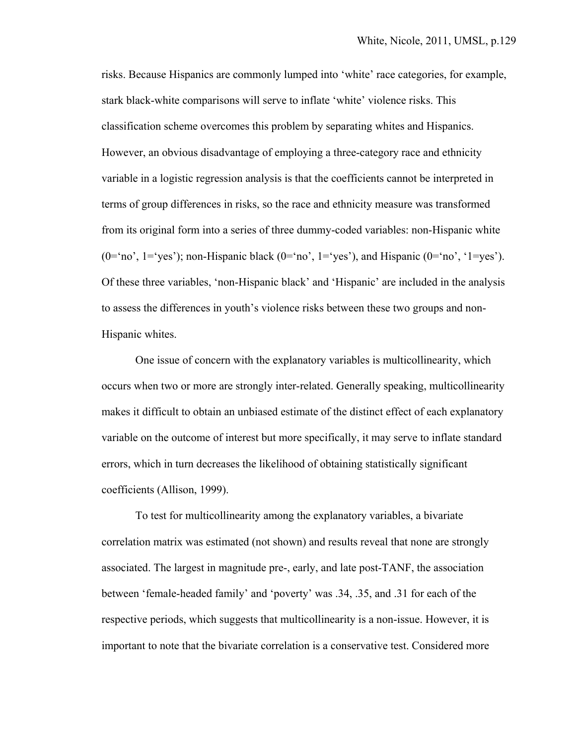risks. Because Hispanics are commonly lumped into 'white' race categories, for example, stark black-white comparisons will serve to inflate 'white' violence risks. This classification scheme overcomes this problem by separating whites and Hispanics. However, an obvious disadvantage of employing a three-category race and ethnicity variable in a logistic regression analysis is that the coefficients cannot be interpreted in terms of group differences in risks, so the race and ethnicity measure was transformed from its original form into a series of three dummy-coded variables: non-Hispanic white (0='no', 1='yes'); non-Hispanic black (0='no', 1='yes'), and Hispanic (0='no', '1=yes'). Of these three variables, 'non-Hispanic black' and 'Hispanic' are included in the analysis to assess the differences in youth's violence risks between these two groups and non-Hispanic whites.

One issue of concern with the explanatory variables is multicollinearity, which occurs when two or more are strongly inter-related. Generally speaking, multicollinearity makes it difficult to obtain an unbiased estimate of the distinct effect of each explanatory variable on the outcome of interest but more specifically, it may serve to inflate standard errors, which in turn decreases the likelihood of obtaining statistically significant coefficients (Allison, 1999).

To test for multicollinearity among the explanatory variables, a bivariate correlation matrix was estimated (not shown) and results reveal that none are strongly associated. The largest in magnitude pre-, early, and late post-TANF, the association between 'female-headed family' and 'poverty' was .34, .35, and .31 for each of the respective periods, which suggests that multicollinearity is a non-issue. However, it is important to note that the bivariate correlation is a conservative test. Considered more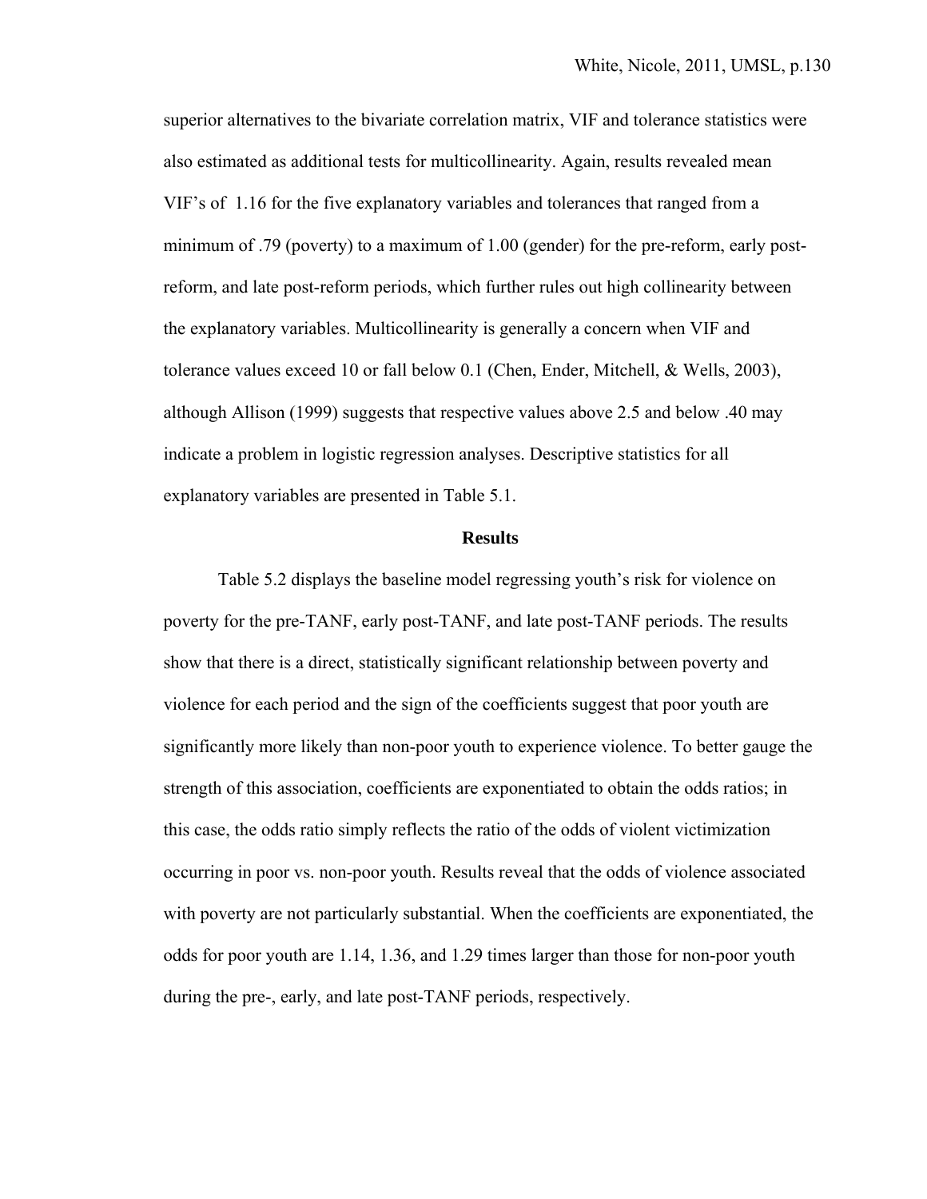superior alternatives to the bivariate correlation matrix, VIF and tolerance statistics were also estimated as additional tests for multicollinearity. Again, results revealed mean VIF's of 1.16 for the five explanatory variables and tolerances that ranged from a minimum of .79 (poverty) to a maximum of 1.00 (gender) for the pre-reform, early post-reform, and late post-reform periods, which further rules out high collinearity between the explanatory variables. Multicollinearity is generally a concern when VIF and tolerance values exceed 10 or fall below 0.1 (Chen, Ender, Mitchell, & Wells, 2003), although Allison (1999) suggests that respective values above 2.5 and below .40 may indicate a problem in logistic regression analyses. Descriptive statistics for all explanatory variables are presented in Table 5.1.

**Results**

Table 5.2 displays the baseline model regressing youth's risk for violence on poverty for the pre-TANF, early post-TANF, and late post-TANF periods. The results show that there is a direct, statistically significant relationship between poverty and violence for each period and the sign of the coefficients suggest that poor youth are significantly more likely than non-poor youth to experience violence. To better gauge the strength of this association, coefficients are exponentiated to obtain the odds ratios; in this case, the odds ratio simply reflects the ratio of the odds of violent victimization occurring in poor vs. non-poor youth. Results reveal that the odds of violence associated with poverty are not particularly substantial. When the coefficients are exponentiated, the odds for poor youth are 1.14, 1.36, and 1.29 times larger than those for non-poor youth during the pre-, early, and late post-TANF periods, respectively.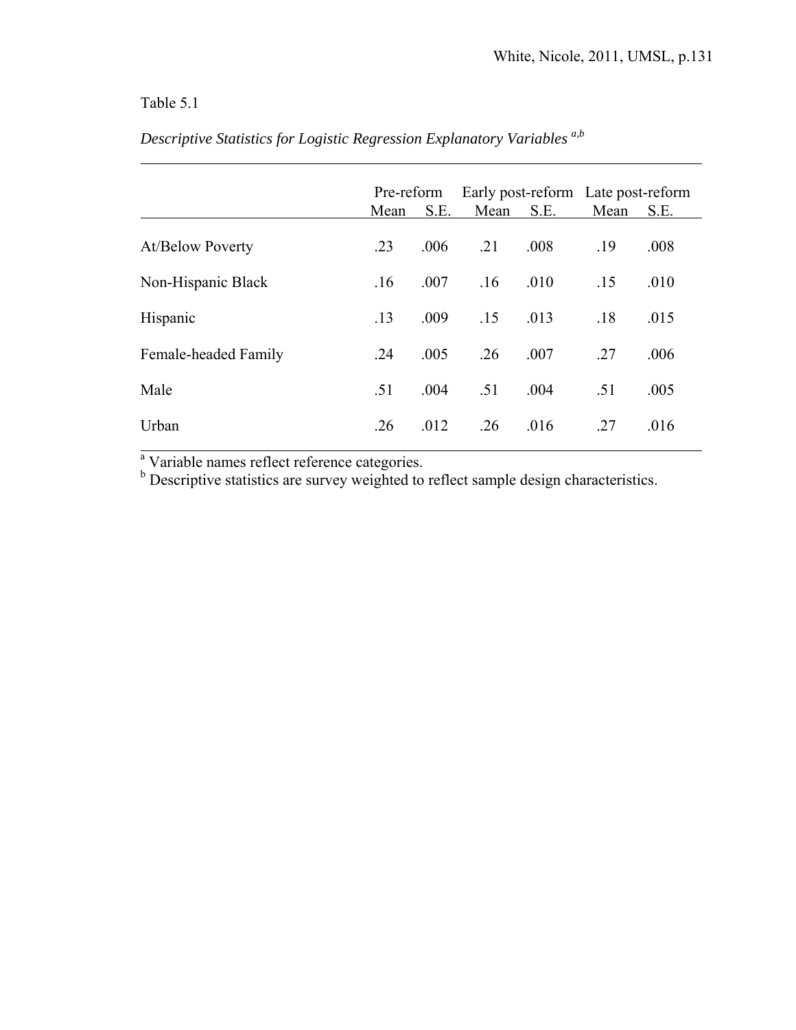Table 5.1

*Descriptive Statistics for Logistic Regression Explanatory Variables* [a,b]

| | Pre-reform | | Early post-reform | | Late post-reform | |
|---|---|---|---|---|---|---|
| | Mean | S.E. | Mean | S.E. | Mean | S.E. |
| At/Below Poverty | .23 | .006 | .21 | .008 | .19 | .008 |
| Non-Hispanic Black | .16 | .007 | .16 | .010 | .15 | .010 |
| Hispanic | .13 | .009 | .15 | .013 | .18 | .015 |
| Female-headed Family | .24 | .005 | .26 | .007 | .27 | .006 |
| Male | .51 | .004 | .51 | .004 | .51 | .005 |
| Urban | .26 | .012 | .26 | .016 | .27 | .016 |

[a] Variable names reflect reference categories.
[b] Descriptive statistics are survey weighted to reflect sample design characteristics.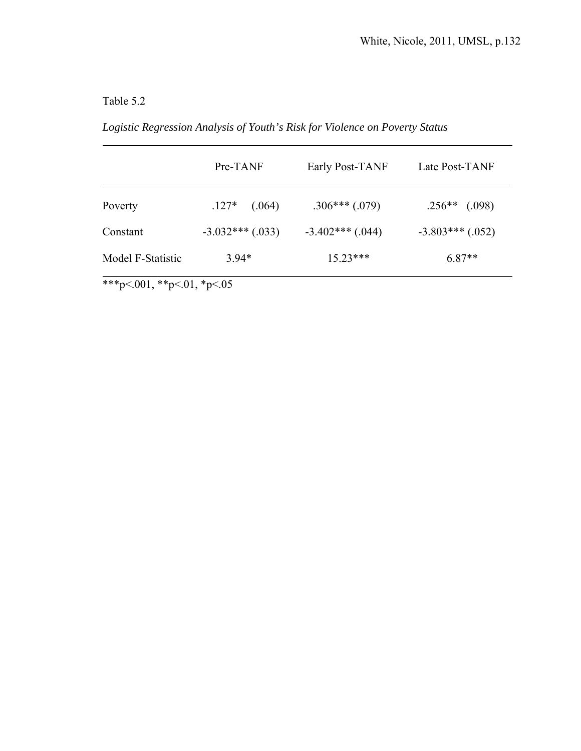Table 5.2

*Logistic Regression Analysis of Youth's Risk for Violence on Poverty Status*

| | Pre-TANF | Early Post-TANF | Late Post-TANF |
|---|---|---|---|
| Poverty | .127* (.064) | .306*** (.079) | .256** (.098) |
| Constant | -3.032*** (.033) | -3.402*** (.044) | -3.803*** (.052) |
| Model F-Statistic | 3.94* | 15.23*** | 6.87** |

***p<.001, **p<.01, *p<.05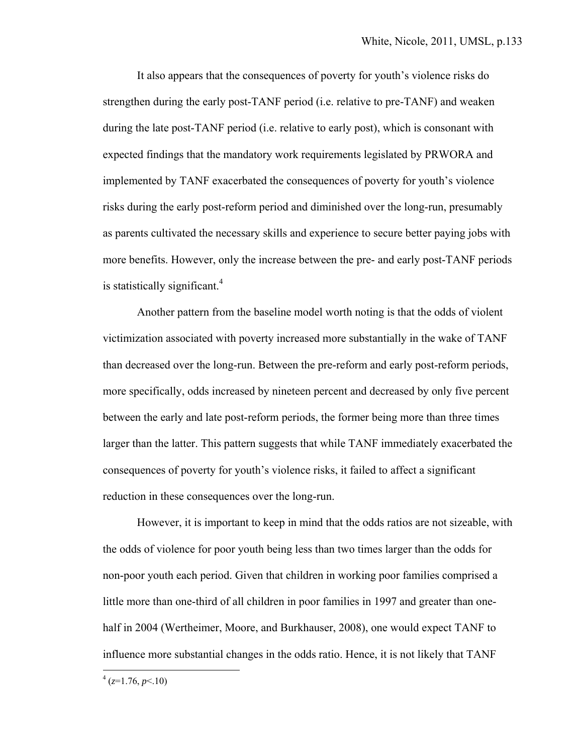It also appears that the consequences of poverty for youth's violence risks do strengthen during the early post-TANF period (i.e. relative to pre-TANF) and weaken during the late post-TANF period (i.e. relative to early post), which is consonant with expected findings that the mandatory work requirements legislated by PRWORA and implemented by TANF exacerbated the consequences of poverty for youth's violence risks during the early post-reform period and diminished over the long-run, presumably as parents cultivated the necessary skills and experience to secure better paying jobs with more benefits. However, only the increase between the pre- and early post-TANF periods is statistically significant.[4]

Another pattern from the baseline model worth noting is that the odds of violent victimization associated with poverty increased more substantially in the wake of TANF than decreased over the long-run. Between the pre-reform and early post-reform periods, more specifically, odds increased by nineteen percent and decreased by only five percent between the early and late post-reform periods, the former being more than three times larger than the latter. This pattern suggests that while TANF immediately exacerbated the consequences of poverty for youth's violence risks, it failed to affect a significant reduction in these consequences over the long-run.

However, it is important to keep in mind that the odds ratios are not sizeable, with the odds of violence for poor youth being less than two times larger than the odds for non-poor youth each period. Given that children in working poor families comprised a little more than one-third of all children in poor families in 1997 and greater than one-half in 2004 (Wertheimer, Moore, and Burkhauser, 2008), one would expect TANF to influence more substantial changes in the odds ratio. Hence, it is not likely that TANF

---

[4] ($z$=1.76, $p$<.10)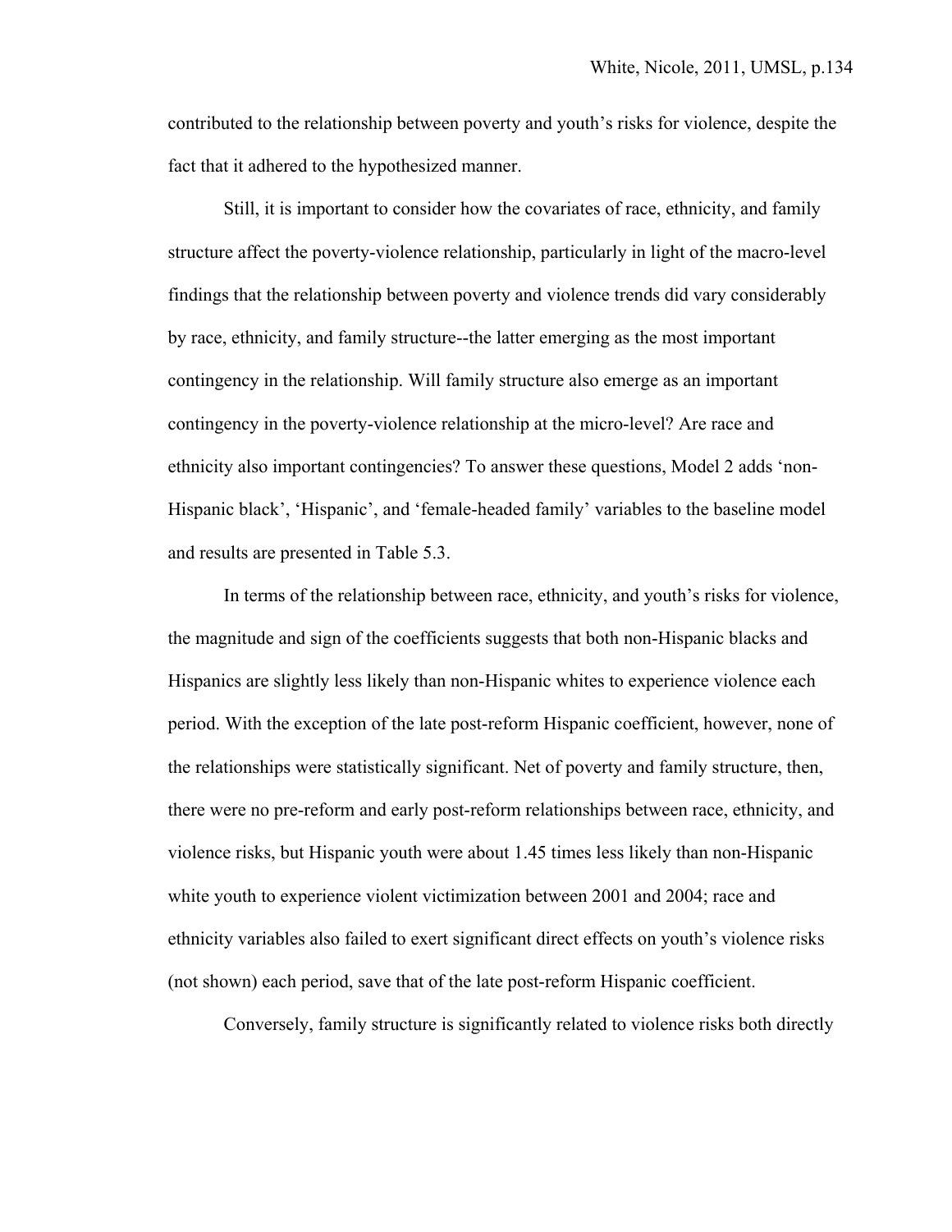contributed to the relationship between poverty and youth's risks for violence, despite the fact that it adhered to the hypothesized manner.

Still, it is important to consider how the covariates of race, ethnicity, and family structure affect the poverty-violence relationship, particularly in light of the macro-level findings that the relationship between poverty and violence trends did vary considerably by race, ethnicity, and family structure--the latter emerging as the most important contingency in the relationship. Will family structure also emerge as an important contingency in the poverty-violence relationship at the micro-level? Are race and ethnicity also important contingencies? To answer these questions, Model 2 adds 'non-Hispanic black', 'Hispanic', and 'female-headed family' variables to the baseline model and results are presented in Table 5.3.

In terms of the relationship between race, ethnicity, and youth's risks for violence, the magnitude and sign of the coefficients suggests that both non-Hispanic blacks and Hispanics are slightly less likely than non-Hispanic whites to experience violence each period. With the exception of the late post-reform Hispanic coefficient, however, none of the relationships were statistically significant. Net of poverty and family structure, then, there were no pre-reform and early post-reform relationships between race, ethnicity, and violence risks, but Hispanic youth were about 1.45 times less likely than non-Hispanic white youth to experience violent victimization between 2001 and 2004; race and ethnicity variables also failed to exert significant direct effects on youth's violence risks (not shown) each period, save that of the late post-reform Hispanic coefficient.

Conversely, family structure is significantly related to violence risks both directly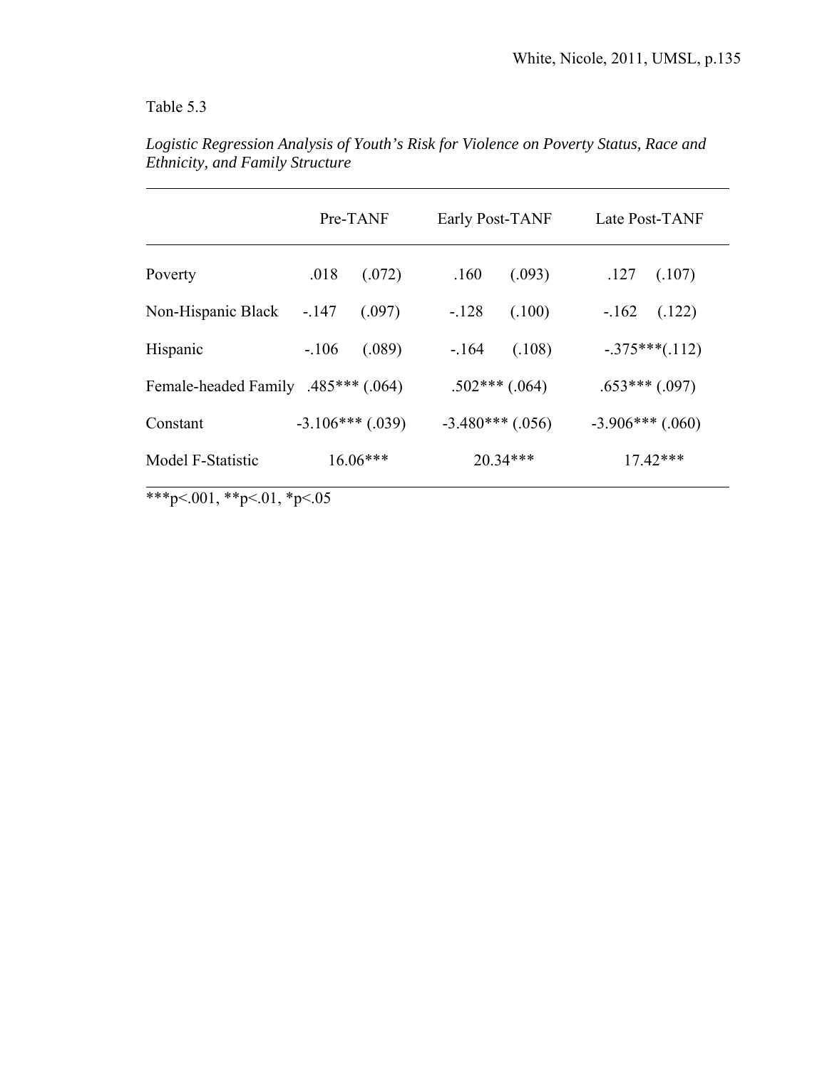Table 5.3

*Logistic Regression Analysis of Youth's Risk for Violence on Poverty Status, Race and Ethnicity, and Family Structure*

| | Pre-TANF | Early Post-TANF | Late Post-TANF |
|---|---|---|---|
| Poverty | .018 (.072) | .160 (.093) | .127 (.107) |
| Non-Hispanic Black | -.147 (.097) | -.128 (.100) | -.162 (.122) |
| Hispanic | -.106 (.089) | -.164 (.108) | -.375***(.112) |
| Female-headed Family | .485*** (.064) | .502*** (.064) | .653*** (.097) |
| Constant | -3.106*** (.039) | -3.480*** (.056) | -3.906*** (.060) |
| Model F-Statistic | 16.06*** | 20.34*** | 17.42*** |

***p<.001, **p<.01, *p<.05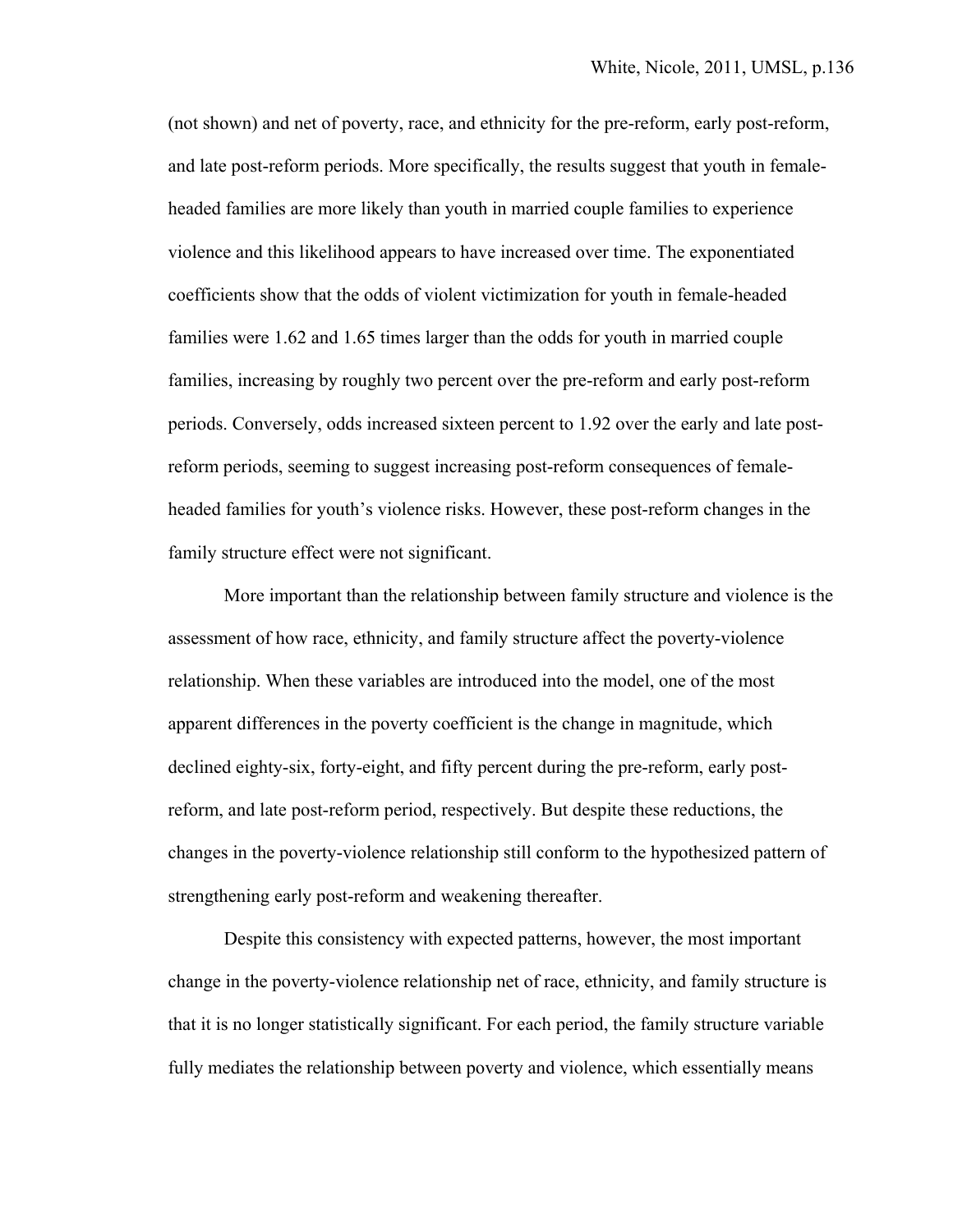(not shown) and net of poverty, race, and ethnicity for the pre-reform, early post-reform, and late post-reform periods. More specifically, the results suggest that youth in female-headed families are more likely than youth in married couple families to experience violence and this likelihood appears to have increased over time. The exponentiated coefficients show that the odds of violent victimization for youth in female-headed families were 1.62 and 1.65 times larger than the odds for youth in married couple families, increasing by roughly two percent over the pre-reform and early post-reform periods. Conversely, odds increased sixteen percent to 1.92 over the early and late post-reform periods, seeming to suggest increasing post-reform consequences of female-headed families for youth's violence risks. However, these post-reform changes in the family structure effect were not significant.

More important than the relationship between family structure and violence is the assessment of how race, ethnicity, and family structure affect the poverty-violence relationship. When these variables are introduced into the model, one of the most apparent differences in the poverty coefficient is the change in magnitude, which declined eighty-six, forty-eight, and fifty percent during the pre-reform, early post-reform, and late post-reform period, respectively. But despite these reductions, the changes in the poverty-violence relationship still conform to the hypothesized pattern of strengthening early post-reform and weakening thereafter.

Despite this consistency with expected patterns, however, the most important change in the poverty-violence relationship net of race, ethnicity, and family structure is that it is no longer statistically significant. For each period, the family structure variable fully mediates the relationship between poverty and violence, which essentially means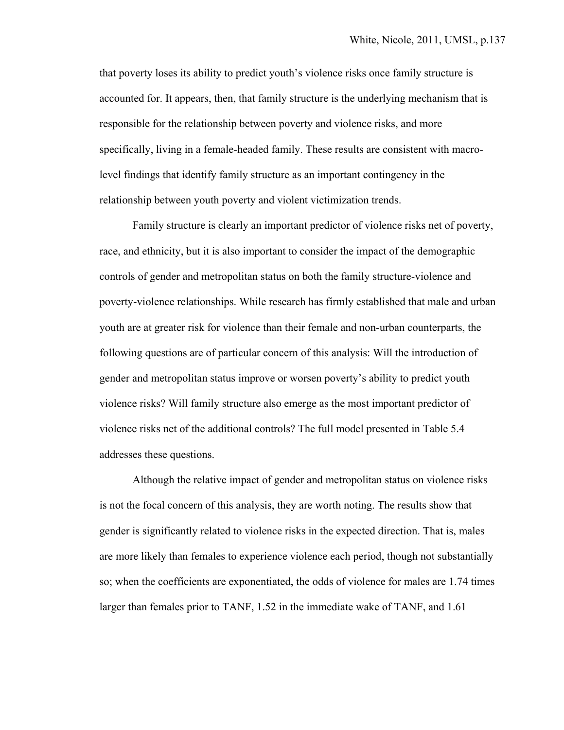that poverty loses its ability to predict youth's violence risks once family structure is accounted for. It appears, then, that family structure is the underlying mechanism that is responsible for the relationship between poverty and violence risks, and more specifically, living in a female-headed family. These results are consistent with macro-level findings that identify family structure as an important contingency in the relationship between youth poverty and violent victimization trends.

Family structure is clearly an important predictor of violence risks net of poverty, race, and ethnicity, but it is also important to consider the impact of the demographic controls of gender and metropolitan status on both the family structure-violence and poverty-violence relationships. While research has firmly established that male and urban youth are at greater risk for violence than their female and non-urban counterparts, the following questions are of particular concern of this analysis: Will the introduction of gender and metropolitan status improve or worsen poverty's ability to predict youth violence risks? Will family structure also emerge as the most important predictor of violence risks net of the additional controls? The full model presented in Table 5.4 addresses these questions.

Although the relative impact of gender and metropolitan status on violence risks is not the focal concern of this analysis, they are worth noting. The results show that gender is significantly related to violence risks in the expected direction. That is, males are more likely than females to experience violence each period, though not substantially so; when the coefficients are exponentiated, the odds of violence for males are 1.74 times larger than females prior to TANF, 1.52 in the immediate wake of TANF, and 1.61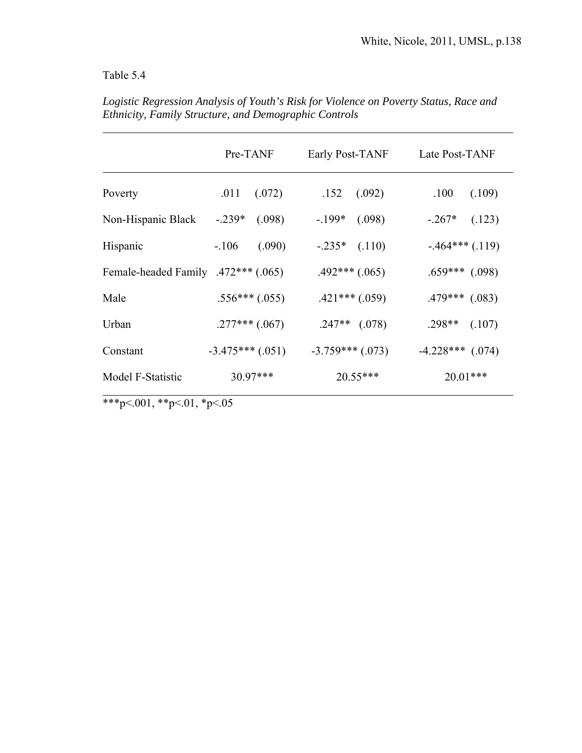Table 5.4

*Logistic Regression Analysis of Youth's Risk for Violence on Poverty Status, Race and Ethnicity, Family Structure, and Demographic Controls*

| | Pre-TANF | Early Post-TANF | Late Post-TANF |
|---|---|---|---|
| Poverty | .011 (.072) | .152 (.092) | .100 (.109) |
| Non-Hispanic Black | -.239* (.098) | -.199* (.098) | -.267* (.123) |
| Hispanic | -.106 (.090) | -.235* (.110) | -.464*** (.119) |
| Female-headed Family | .472*** (.065) | .492*** (.065) | .659*** (.098) |
| Male | .556*** (.055) | .421*** (.059) | .479*** (.083) |
| Urban | .277*** (.067) | .247** (.078) | .298** (.107) |
| Constant | -3.475*** (.051) | -3.759*** (.073) | -4.228*** (.074) |
| Model F-Statistic | 30.97*** | 20.55*** | 20.01*** |

***p<.001, **p<.01, *p<.05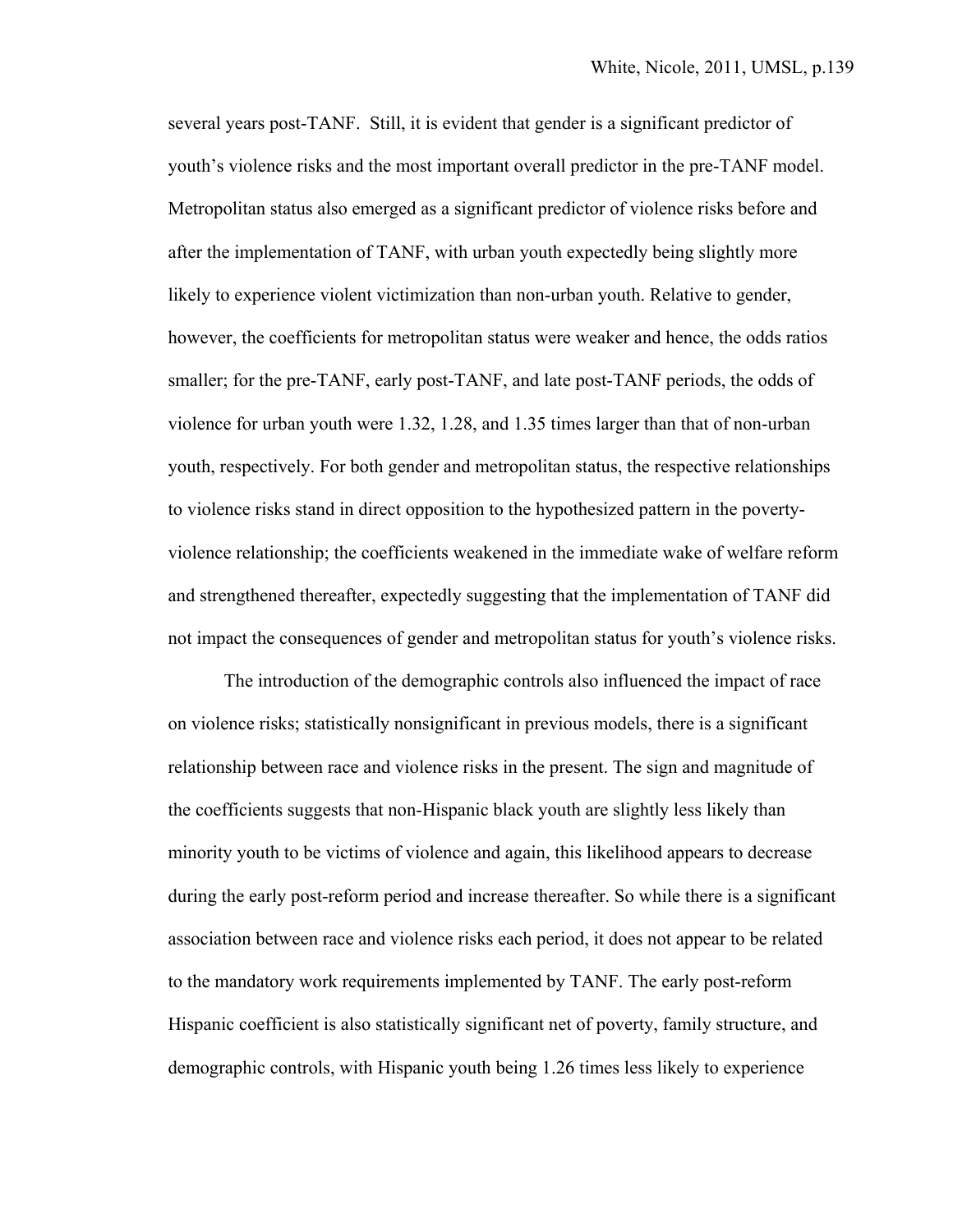several years post-TANF. Still, it is evident that gender is a significant predictor of youth's violence risks and the most important overall predictor in the pre-TANF model. Metropolitan status also emerged as a significant predictor of violence risks before and after the implementation of TANF, with urban youth expectedly being slightly more likely to experience violent victimization than non-urban youth. Relative to gender, however, the coefficients for metropolitan status were weaker and hence, the odds ratios smaller; for the pre-TANF, early post-TANF, and late post-TANF periods, the odds of violence for urban youth were 1.32, 1.28, and 1.35 times larger than that of non-urban youth, respectively. For both gender and metropolitan status, the respective relationships to violence risks stand in direct opposition to the hypothesized pattern in the poverty-violence relationship; the coefficients weakened in the immediate wake of welfare reform and strengthened thereafter, expectedly suggesting that the implementation of TANF did not impact the consequences of gender and metropolitan status for youth's violence risks.

The introduction of the demographic controls also influenced the impact of race on violence risks; statistically nonsignificant in previous models, there is a significant relationship between race and violence risks in the present. The sign and magnitude of the coefficients suggests that non-Hispanic black youth are slightly less likely than minority youth to be victims of violence and again, this likelihood appears to decrease during the early post-reform period and increase thereafter. So while there is a significant association between race and violence risks each period, it does not appear to be related to the mandatory work requirements implemented by TANF. The early post-reform Hispanic coefficient is also statistically significant net of poverty, family structure, and demographic controls, with Hispanic youth being 1.26 times less likely to experience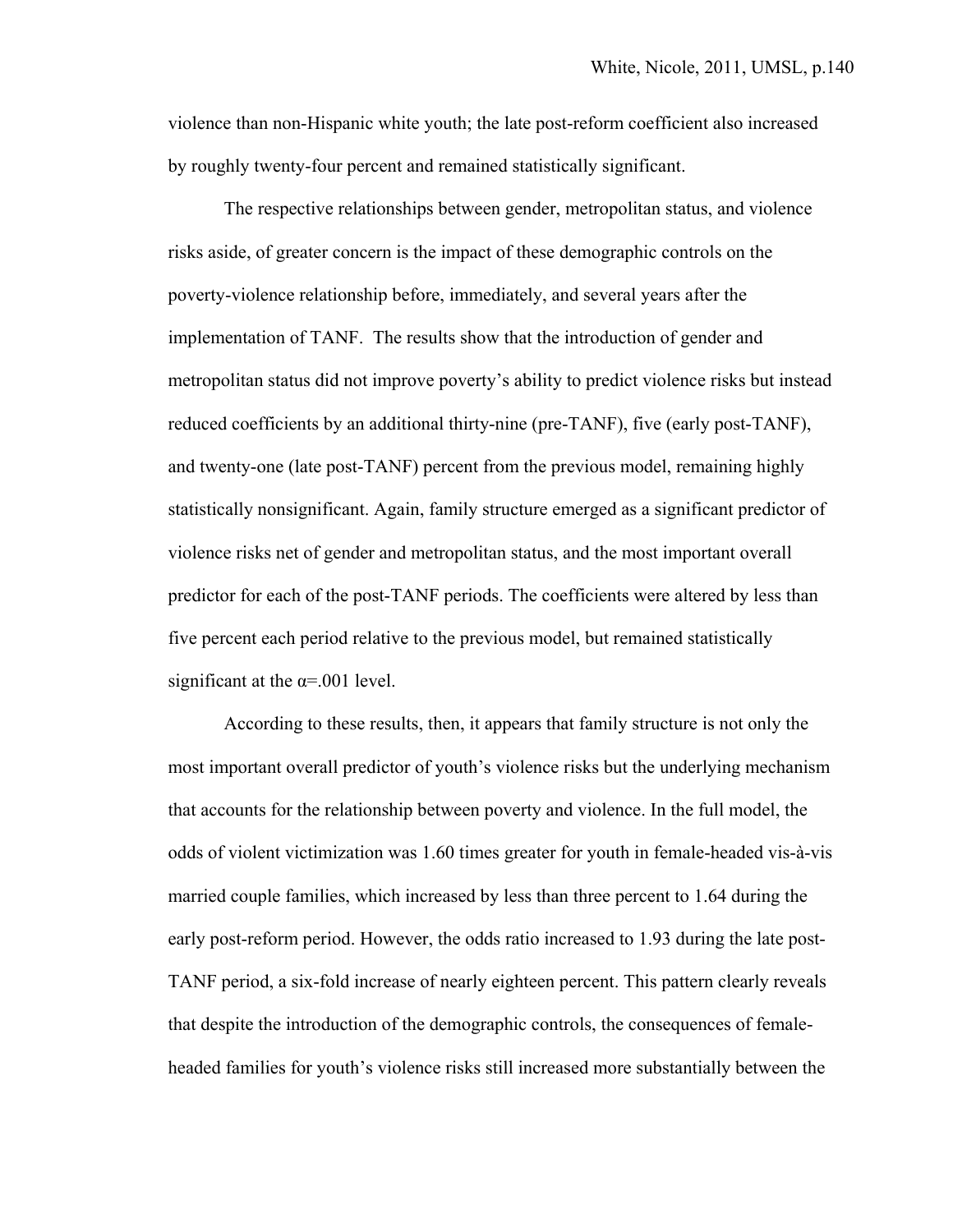violence than non-Hispanic white youth; the late post-reform coefficient also increased by roughly twenty-four percent and remained statistically significant.

The respective relationships between gender, metropolitan status, and violence risks aside, of greater concern is the impact of these demographic controls on the poverty-violence relationship before, immediately, and several years after the implementation of TANF. The results show that the introduction of gender and metropolitan status did not improve poverty's ability to predict violence risks but instead reduced coefficients by an additional thirty-nine (pre-TANF), five (early post-TANF), and twenty-one (late post-TANF) percent from the previous model, remaining highly statistically nonsignificant. Again, family structure emerged as a significant predictor of violence risks net of gender and metropolitan status, and the most important overall predictor for each of the post-TANF periods. The coefficients were altered by less than five percent each period relative to the previous model, but remained statistically significant at the $\alpha$=.001 level.

According to these results, then, it appears that family structure is not only the most important overall predictor of youth's violence risks but the underlying mechanism that accounts for the relationship between poverty and violence. In the full model, the odds of violent victimization was 1.60 times greater for youth in female-headed vis-à-vis married couple families, which increased by less than three percent to 1.64 during the early post-reform period. However, the odds ratio increased to 1.93 during the late post-TANF period, a six-fold increase of nearly eighteen percent. This pattern clearly reveals that despite the introduction of the demographic controls, the consequences of female-headed families for youth's violence risks still increased more substantially between the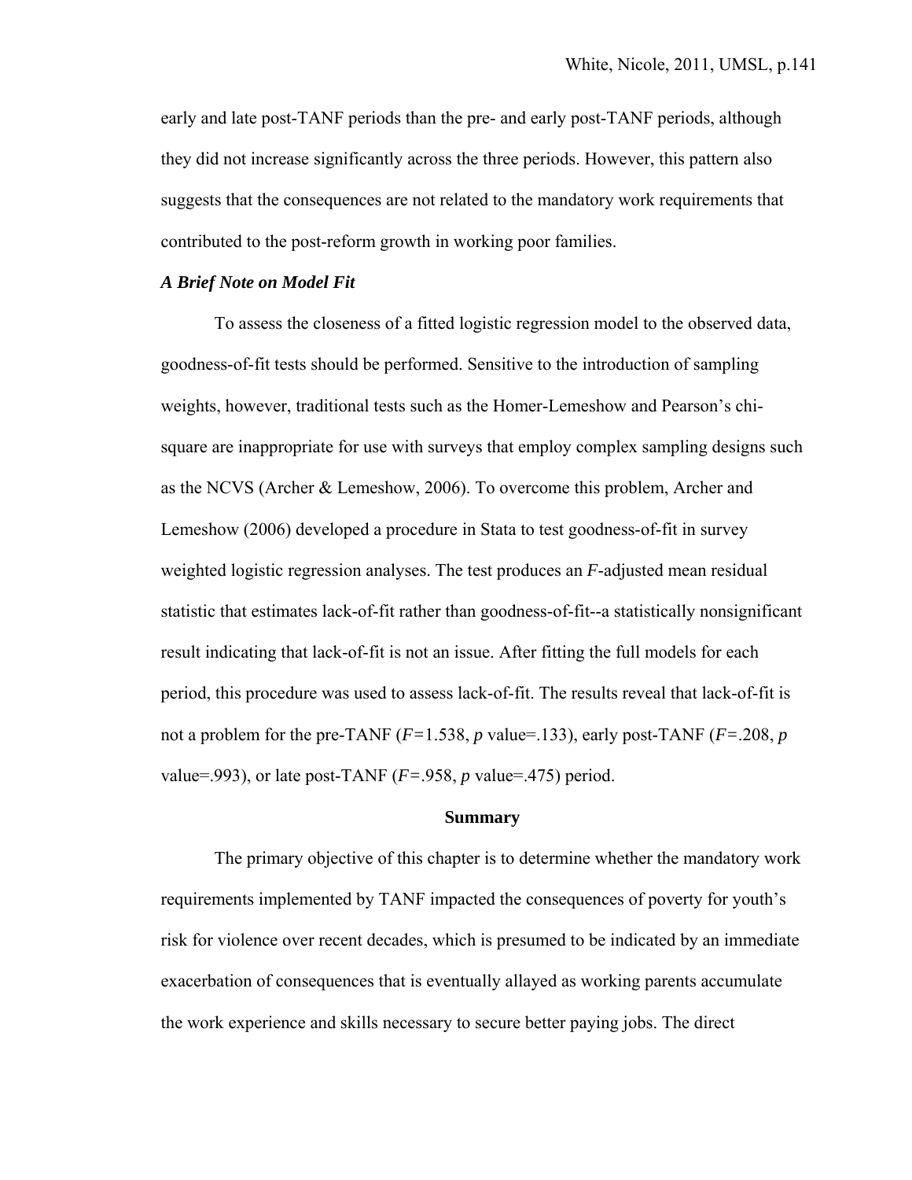early and late post-TANF periods than the pre- and early post-TANF periods, although they did not increase significantly across the three periods. However, this pattern also suggests that the consequences are not related to the mandatory work requirements that contributed to the post-reform growth in working poor families.

***A Brief Note on Model Fit***

To assess the closeness of a fitted logistic regression model to the observed data, goodness-of-fit tests should be performed. Sensitive to the introduction of sampling weights, however, traditional tests such as the Homer-Lemeshow and Pearson's chi-square are inappropriate for use with surveys that employ complex sampling designs such as the NCVS (Archer & Lemeshow, 2006). To overcome this problem, Archer and Lemeshow (2006) developed a procedure in Stata to test goodness-of-fit in survey weighted logistic regression analyses. The test produces an *F*-adjusted mean residual statistic that estimates lack-of-fit rather than goodness-of-fit--a statistically nonsignificant result indicating that lack-of-fit is not an issue. After fitting the full models for each period, this procedure was used to assess lack-of-fit. The results reveal that lack-of-fit is not a problem for the pre-TANF ($F$=1.538, $p$ value=.133), early post-TANF ($F$=.208, $p$ value=.993), or late post-TANF ($F$=.958, $p$ value=.475) period.

## Summary

The primary objective of this chapter is to determine whether the mandatory work requirements implemented by TANF impacted the consequences of poverty for youth's risk for violence over recent decades, which is presumed to be indicated by an immediate exacerbation of consequences that is eventually allayed as working parents accumulate the work experience and skills necessary to secure better paying jobs. The direct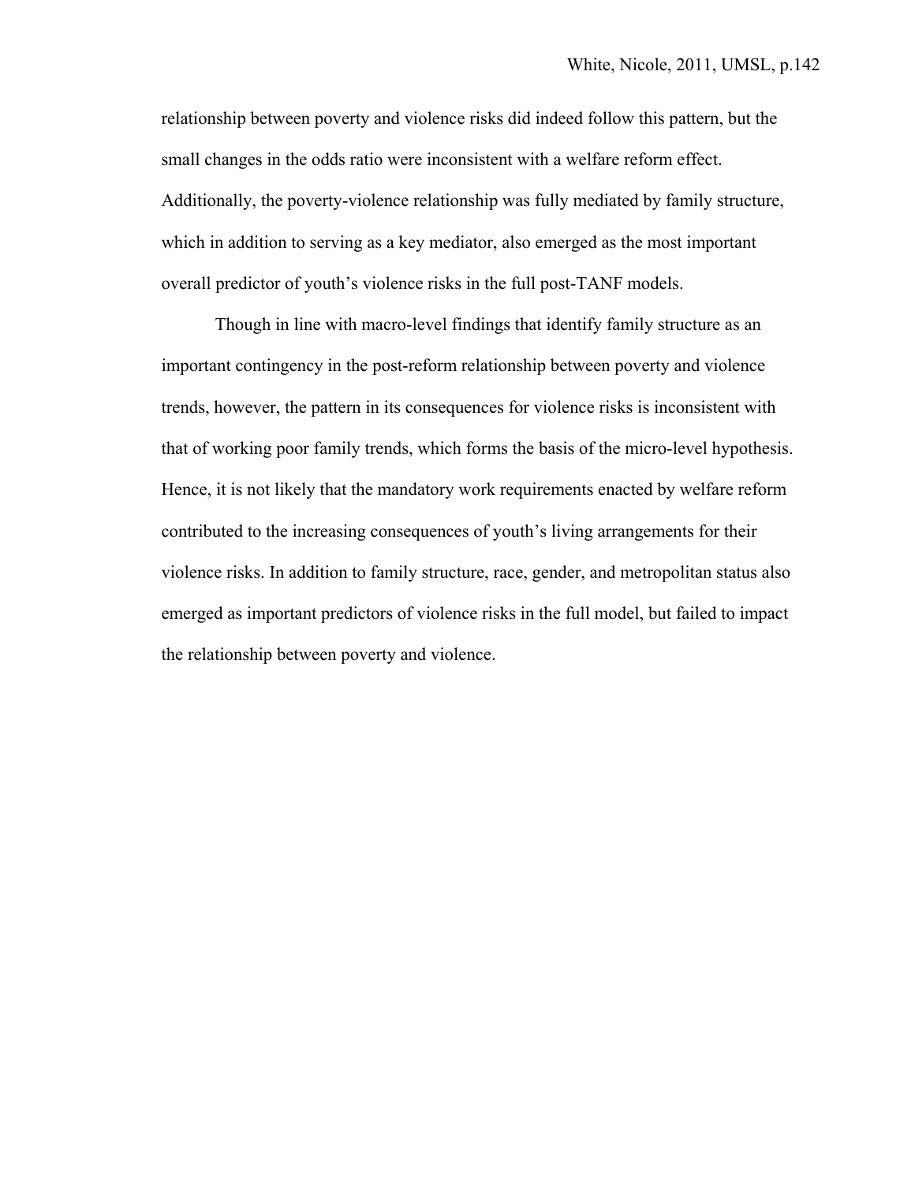relationship between poverty and violence risks did indeed follow this pattern, but the small changes in the odds ratio were inconsistent with a welfare reform effect. Additionally, the poverty-violence relationship was fully mediated by family structure, which in addition to serving as a key mediator, also emerged as the most important overall predictor of youth's violence risks in the full post-TANF models.

Though in line with macro-level findings that identify family structure as an important contingency in the post-reform relationship between poverty and violence trends, however, the pattern in its consequences for violence risks is inconsistent with that of working poor family trends, which forms the basis of the micro-level hypothesis. Hence, it is not likely that the mandatory work requirements enacted by welfare reform contributed to the increasing consequences of youth's living arrangements for their violence risks. In addition to family structure, race, gender, and metropolitan status also emerged as important predictors of violence risks in the full model, but failed to impact the relationship between poverty and violence.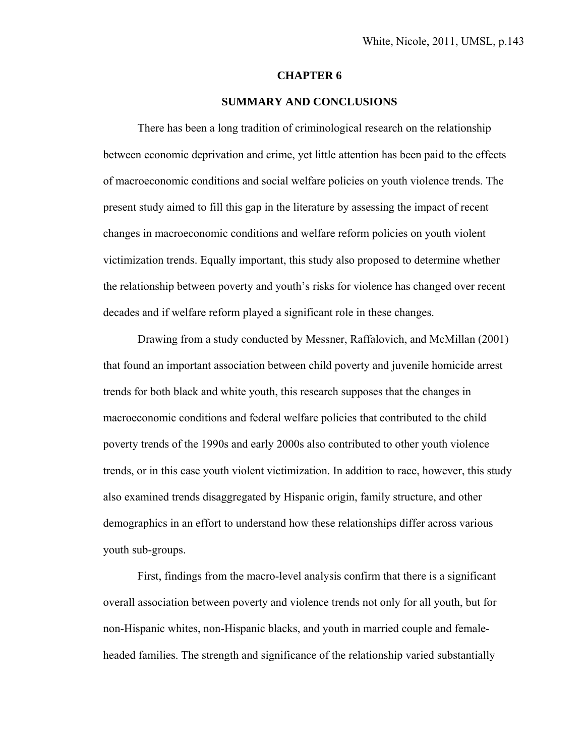# CHAPTER 6

## SUMMARY AND CONCLUSIONS

There has been a long tradition of criminological research on the relationship between economic deprivation and crime, yet little attention has been paid to the effects of macroeconomic conditions and social welfare policies on youth violence trends. The present study aimed to fill this gap in the literature by assessing the impact of recent changes in macroeconomic conditions and welfare reform policies on youth violent victimization trends. Equally important, this study also proposed to determine whether the relationship between poverty and youth's risks for violence has changed over recent decades and if welfare reform played a significant role in these changes.

Drawing from a study conducted by Messner, Raffalovich, and McMillan (2001) that found an important association between child poverty and juvenile homicide arrest trends for both black and white youth, this research supposes that the changes in macroeconomic conditions and federal welfare policies that contributed to the child poverty trends of the 1990s and early 2000s also contributed to other youth violence trends, or in this case youth violent victimization. In addition to race, however, this study also examined trends disaggregated by Hispanic origin, family structure, and other demographics in an effort to understand how these relationships differ across various youth sub-groups.

First, findings from the macro-level analysis confirm that there is a significant overall association between poverty and violence trends not only for all youth, but for non-Hispanic whites, non-Hispanic blacks, and youth in married couple and female-headed families. The strength and significance of the relationship varied substantially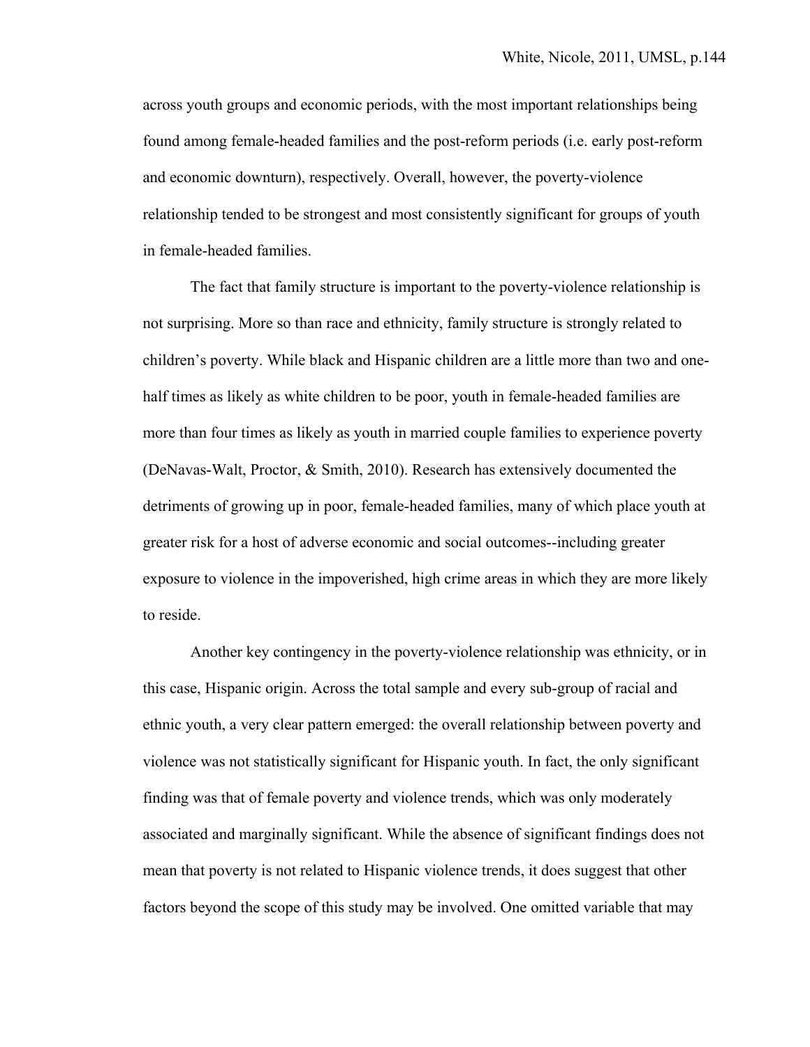across youth groups and economic periods, with the most important relationships being found among female-headed families and the post-reform periods (i.e. early post-reform and economic downturn), respectively. Overall, however, the poverty-violence relationship tended to be strongest and most consistently significant for groups of youth in female-headed families.

The fact that family structure is important to the poverty-violence relationship is not surprising. More so than race and ethnicity, family structure is strongly related to children's poverty. While black and Hispanic children are a little more than two and one-half times as likely as white children to be poor, youth in female-headed families are more than four times as likely as youth in married couple families to experience poverty (DeNavas-Walt, Proctor, & Smith, 2010). Research has extensively documented the detriments of growing up in poor, female-headed families, many of which place youth at greater risk for a host of adverse economic and social outcomes--including greater exposure to violence in the impoverished, high crime areas in which they are more likely to reside.

Another key contingency in the poverty-violence relationship was ethnicity, or in this case, Hispanic origin. Across the total sample and every sub-group of racial and ethnic youth, a very clear pattern emerged: the overall relationship between poverty and violence was not statistically significant for Hispanic youth. In fact, the only significant finding was that of female poverty and violence trends, which was only moderately associated and marginally significant. While the absence of significant findings does not mean that poverty is not related to Hispanic violence trends, it does suggest that other factors beyond the scope of this study may be involved. One omitted variable that may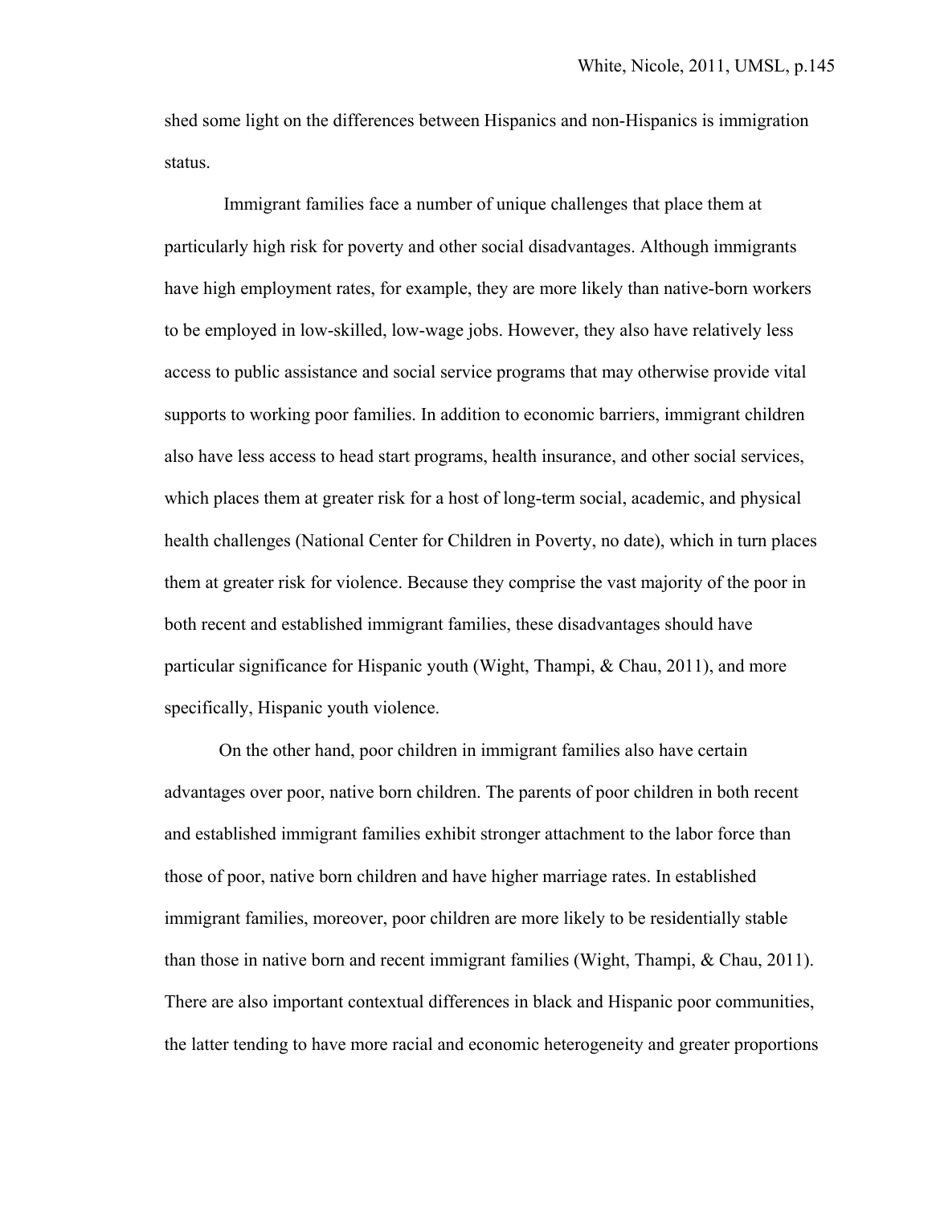shed some light on the differences between Hispanics and non-Hispanics is immigration status.

Immigrant families face a number of unique challenges that place them at particularly high risk for poverty and other social disadvantages. Although immigrants have high employment rates, for example, they are more likely than native-born workers to be employed in low-skilled, low-wage jobs. However, they also have relatively less access to public assistance and social service programs that may otherwise provide vital supports to working poor families. In addition to economic barriers, immigrant children also have less access to head start programs, health insurance, and other social services, which places them at greater risk for a host of long-term social, academic, and physical health challenges (National Center for Children in Poverty, no date), which in turn places them at greater risk for violence. Because they comprise the vast majority of the poor in both recent and established immigrant families, these disadvantages should have particular significance for Hispanic youth (Wight, Thampi, & Chau, 2011), and more specifically, Hispanic youth violence.

On the other hand, poor children in immigrant families also have certain advantages over poor, native born children. The parents of poor children in both recent and established immigrant families exhibit stronger attachment to the labor force than those of poor, native born children and have higher marriage rates. In established immigrant families, moreover, poor children are more likely to be residentially stable than those in native born and recent immigrant families (Wight, Thampi, & Chau, 2011). There are also important contextual differences in black and Hispanic poor communities, the latter tending to have more racial and economic heterogeneity and greater proportions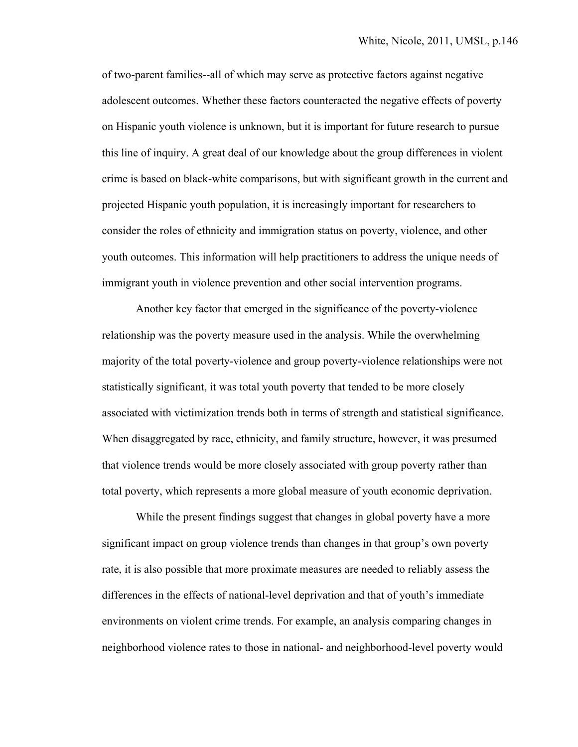of two-parent families--all of which may serve as protective factors against negative adolescent outcomes. Whether these factors counteracted the negative effects of poverty on Hispanic youth violence is unknown, but it is important for future research to pursue this line of inquiry. A great deal of our knowledge about the group differences in violent crime is based on black-white comparisons, but with significant growth in the current and projected Hispanic youth population, it is increasingly important for researchers to consider the roles of ethnicity and immigration status on poverty, violence, and other youth outcomes. This information will help practitioners to address the unique needs of immigrant youth in violence prevention and other social intervention programs.

Another key factor that emerged in the significance of the poverty-violence relationship was the poverty measure used in the analysis. While the overwhelming majority of the total poverty-violence and group poverty-violence relationships were not statistically significant, it was total youth poverty that tended to be more closely associated with victimization trends both in terms of strength and statistical significance. When disaggregated by race, ethnicity, and family structure, however, it was presumed that violence trends would be more closely associated with group poverty rather than total poverty, which represents a more global measure of youth economic deprivation.

While the present findings suggest that changes in global poverty have a more significant impact on group violence trends than changes in that group's own poverty rate, it is also possible that more proximate measures are needed to reliably assess the differences in the effects of national-level deprivation and that of youth's immediate environments on violent crime trends. For example, an analysis comparing changes in neighborhood violence rates to those in national- and neighborhood-level poverty would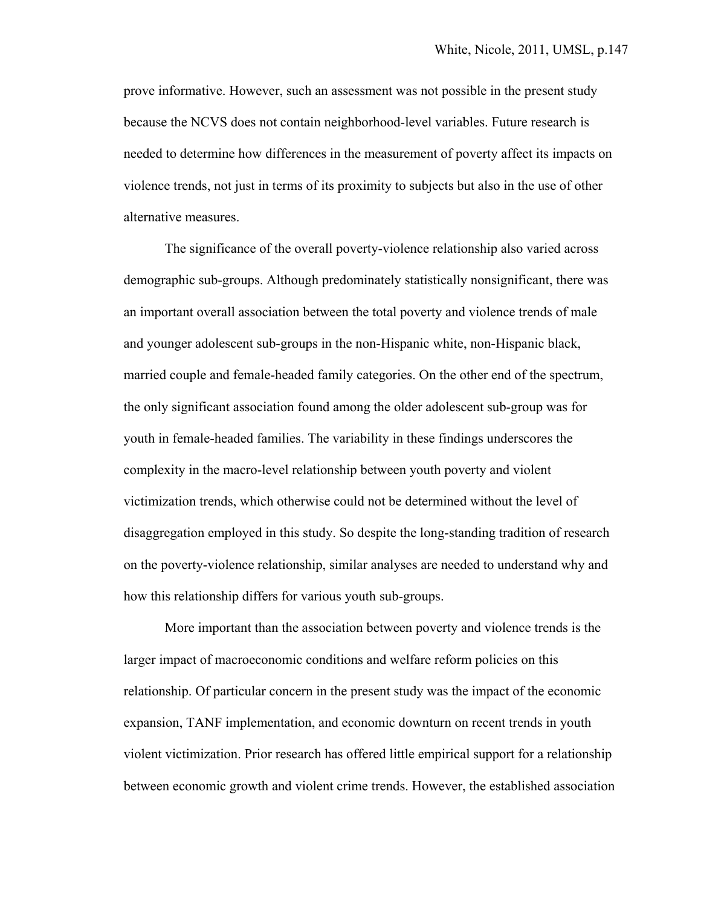prove informative. However, such an assessment was not possible in the present study because the NCVS does not contain neighborhood-level variables. Future research is needed to determine how differences in the measurement of poverty affect its impacts on violence trends, not just in terms of its proximity to subjects but also in the use of other alternative measures.

The significance of the overall poverty-violence relationship also varied across demographic sub-groups. Although predominately statistically nonsignificant, there was an important overall association between the total poverty and violence trends of male and younger adolescent sub-groups in the non-Hispanic white, non-Hispanic black, married couple and female-headed family categories. On the other end of the spectrum, the only significant association found among the older adolescent sub-group was for youth in female-headed families. The variability in these findings underscores the complexity in the macro-level relationship between youth poverty and violent victimization trends, which otherwise could not be determined without the level of disaggregation employed in this study. So despite the long-standing tradition of research on the poverty-violence relationship, similar analyses are needed to understand why and how this relationship differs for various youth sub-groups.

More important than the association between poverty and violence trends is the larger impact of macroeconomic conditions and welfare reform policies on this relationship. Of particular concern in the present study was the impact of the economic expansion, TANF implementation, and economic downturn on recent trends in youth violent victimization. Prior research has offered little empirical support for a relationship between economic growth and violent crime trends. However, the established association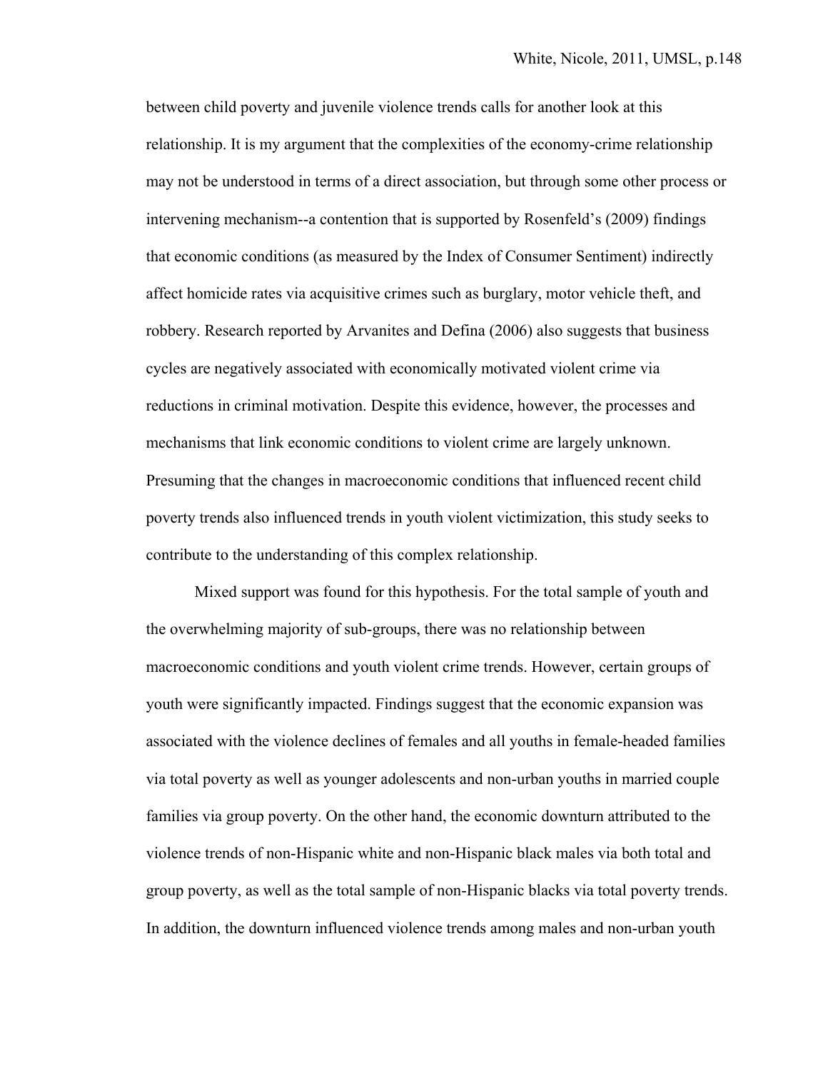between child poverty and juvenile violence trends calls for another look at this relationship. It is my argument that the complexities of the economy-crime relationship may not be understood in terms of a direct association, but through some other process or intervening mechanism--a contention that is supported by Rosenfeld's (2009) findings that economic conditions (as measured by the Index of Consumer Sentiment) indirectly affect homicide rates via acquisitive crimes such as burglary, motor vehicle theft, and robbery. Research reported by Arvanites and Defina (2006) also suggests that business cycles are negatively associated with economically motivated violent crime via reductions in criminal motivation. Despite this evidence, however, the processes and mechanisms that link economic conditions to violent crime are largely unknown. Presuming that the changes in macroeconomic conditions that influenced recent child poverty trends also influenced trends in youth violent victimization, this study seeks to contribute to the understanding of this complex relationship.

Mixed support was found for this hypothesis. For the total sample of youth and the overwhelming majority of sub-groups, there was no relationship between macroeconomic conditions and youth violent crime trends. However, certain groups of youth were significantly impacted. Findings suggest that the economic expansion was associated with the violence declines of females and all youths in female-headed families via total poverty as well as younger adolescents and non-urban youths in married couple families via group poverty. On the other hand, the economic downturn attributed to the violence trends of non-Hispanic white and non-Hispanic black males via both total and group poverty, as well as the total sample of non-Hispanic blacks via total poverty trends. In addition, the downturn influenced violence trends among males and non-urban youth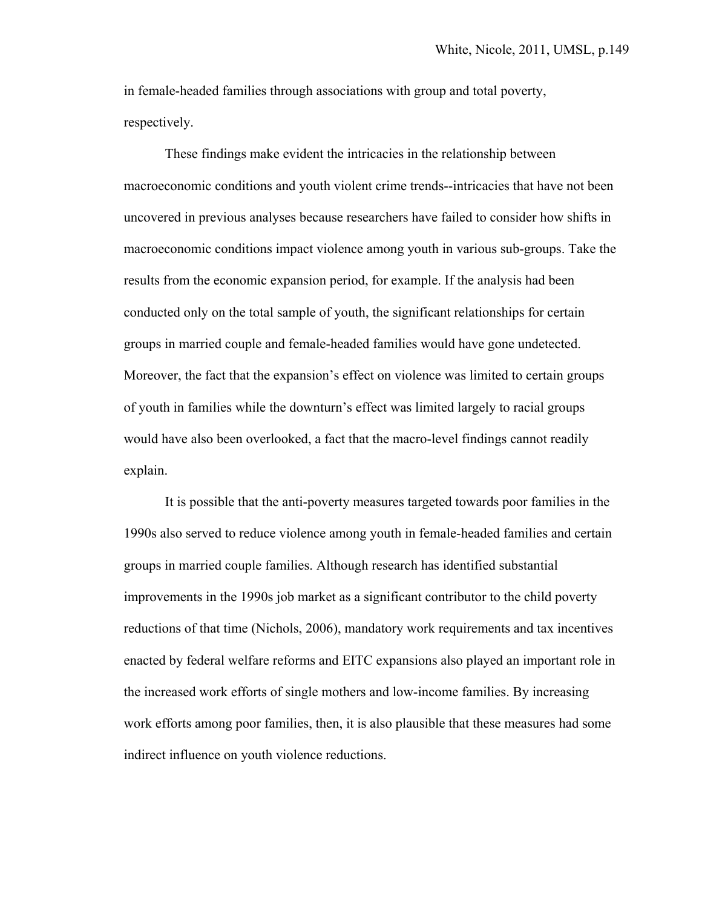in female-headed families through associations with group and total poverty, respectively.

These findings make evident the intricacies in the relationship between macroeconomic conditions and youth violent crime trends--intricacies that have not been uncovered in previous analyses because researchers have failed to consider how shifts in macroeconomic conditions impact violence among youth in various sub-groups. Take the results from the economic expansion period, for example. If the analysis had been conducted only on the total sample of youth, the significant relationships for certain groups in married couple and female-headed families would have gone undetected. Moreover, the fact that the expansion's effect on violence was limited to certain groups of youth in families while the downturn's effect was limited largely to racial groups would have also been overlooked, a fact that the macro-level findings cannot readily explain.

It is possible that the anti-poverty measures targeted towards poor families in the 1990s also served to reduce violence among youth in female-headed families and certain groups in married couple families. Although research has identified substantial improvements in the 1990s job market as a significant contributor to the child poverty reductions of that time (Nichols, 2006), mandatory work requirements and tax incentives enacted by federal welfare reforms and EITC expansions also played an important role in the increased work efforts of single mothers and low-income families. By increasing work efforts among poor families, then, it is also plausible that these measures had some indirect influence on youth violence reductions.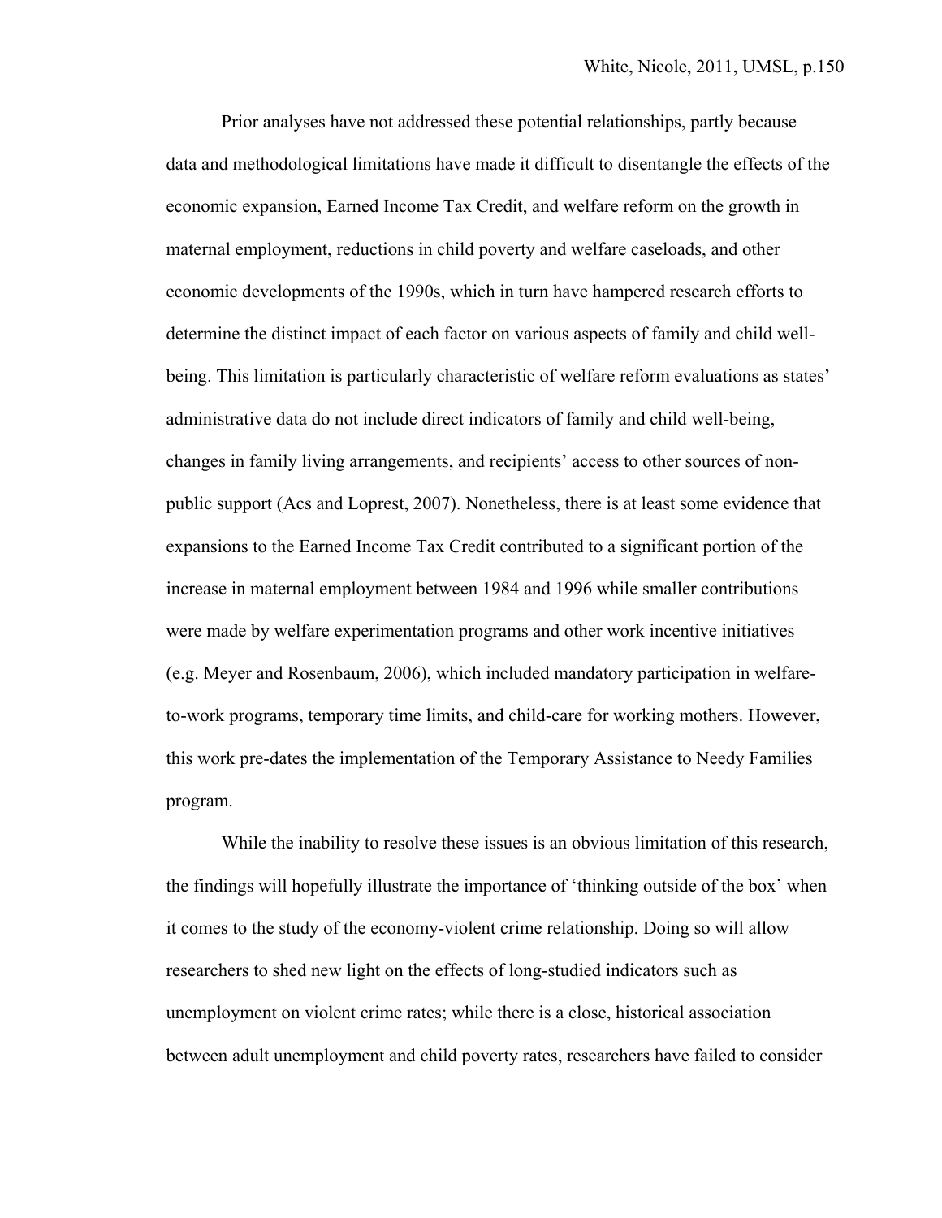Prior analyses have not addressed these potential relationships, partly because data and methodological limitations have made it difficult to disentangle the effects of the economic expansion, Earned Income Tax Credit, and welfare reform on the growth in maternal employment, reductions in child poverty and welfare caseloads, and other economic developments of the 1990s, which in turn have hampered research efforts to determine the distinct impact of each factor on various aspects of family and child well-being. This limitation is particularly characteristic of welfare reform evaluations as states' administrative data do not include direct indicators of family and child well-being, changes in family living arrangements, and recipients' access to other sources of non-public support (Acs and Loprest, 2007). Nonetheless, there is at least some evidence that expansions to the Earned Income Tax Credit contributed to a significant portion of the increase in maternal employment between 1984 and 1996 while smaller contributions were made by welfare experimentation programs and other work incentive initiatives (e.g. Meyer and Rosenbaum, 2006), which included mandatory participation in welfare-to-work programs, temporary time limits, and child-care for working mothers. However, this work pre-dates the implementation of the Temporary Assistance to Needy Families program.

While the inability to resolve these issues is an obvious limitation of this research, the findings will hopefully illustrate the importance of 'thinking outside of the box' when it comes to the study of the economy-violent crime relationship. Doing so will allow researchers to shed new light on the effects of long-studied indicators such as unemployment on violent crime rates; while there is a close, historical association between adult unemployment and child poverty rates, researchers have failed to consider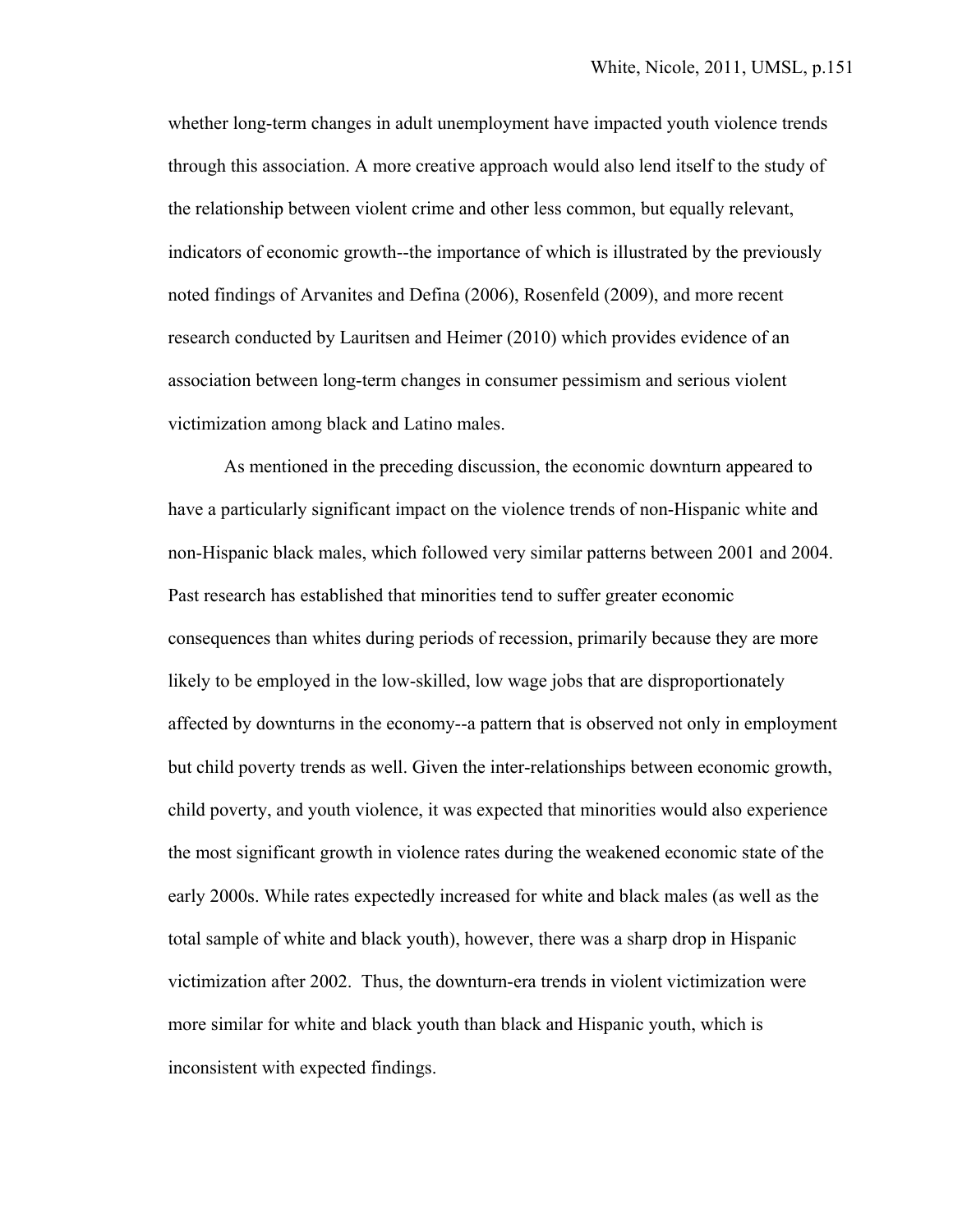whether long-term changes in adult unemployment have impacted youth violence trends through this association. A more creative approach would also lend itself to the study of the relationship between violent crime and other less common, but equally relevant, indicators of economic growth--the importance of which is illustrated by the previously noted findings of Arvanites and Defina (2006), Rosenfeld (2009), and more recent research conducted by Lauritsen and Heimer (2010) which provides evidence of an association between long-term changes in consumer pessimism and serious violent victimization among black and Latino males.

As mentioned in the preceding discussion, the economic downturn appeared to have a particularly significant impact on the violence trends of non-Hispanic white and non-Hispanic black males, which followed very similar patterns between 2001 and 2004. Past research has established that minorities tend to suffer greater economic consequences than whites during periods of recession, primarily because they are more likely to be employed in the low-skilled, low wage jobs that are disproportionately affected by downturns in the economy--a pattern that is observed not only in employment but child poverty trends as well. Given the inter-relationships between economic growth, child poverty, and youth violence, it was expected that minorities would also experience the most significant growth in violence rates during the weakened economic state of the early 2000s. While rates expectedly increased for white and black males (as well as the total sample of white and black youth), however, there was a sharp drop in Hispanic victimization after 2002. Thus, the downturn-era trends in violent victimization were more similar for white and black youth than black and Hispanic youth, which is inconsistent with expected findings.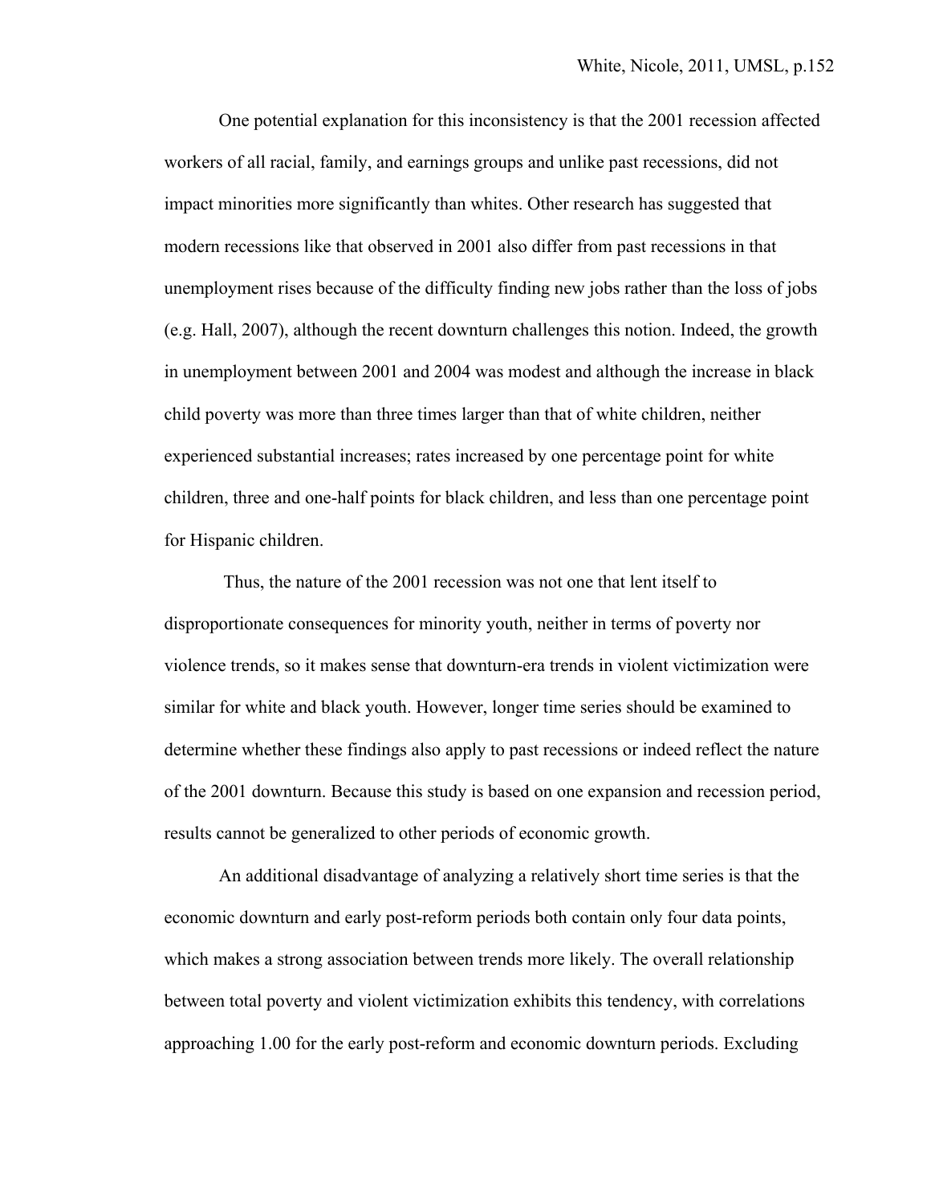One potential explanation for this inconsistency is that the 2001 recession affected workers of all racial, family, and earnings groups and unlike past recessions, did not impact minorities more significantly than whites. Other research has suggested that modern recessions like that observed in 2001 also differ from past recessions in that unemployment rises because of the difficulty finding new jobs rather than the loss of jobs (e.g. Hall, 2007), although the recent downturn challenges this notion. Indeed, the growth in unemployment between 2001 and 2004 was modest and although the increase in black child poverty was more than three times larger than that of white children, neither experienced substantial increases; rates increased by one percentage point for white children, three and one-half points for black children, and less than one percentage point for Hispanic children.

Thus, the nature of the 2001 recession was not one that lent itself to disproportionate consequences for minority youth, neither in terms of poverty nor violence trends, so it makes sense that downturn-era trends in violent victimization were similar for white and black youth. However, longer time series should be examined to determine whether these findings also apply to past recessions or indeed reflect the nature of the 2001 downturn. Because this study is based on one expansion and recession period, results cannot be generalized to other periods of economic growth.

An additional disadvantage of analyzing a relatively short time series is that the economic downturn and early post-reform periods both contain only four data points, which makes a strong association between trends more likely. The overall relationship between total poverty and violent victimization exhibits this tendency, with correlations approaching 1.00 for the early post-reform and economic downturn periods. Excluding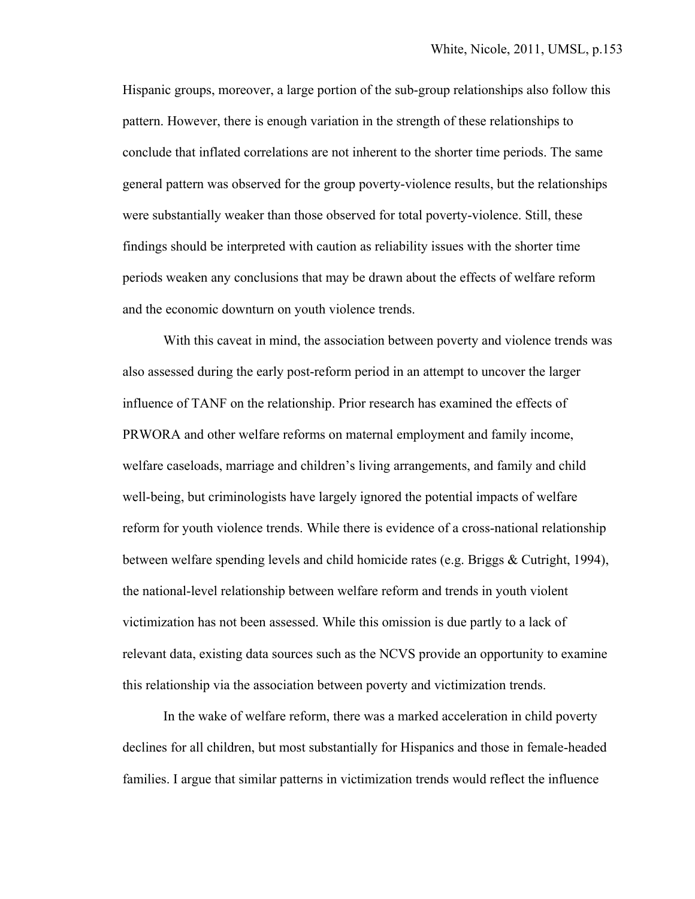Hispanic groups, moreover, a large portion of the sub-group relationships also follow this pattern. However, there is enough variation in the strength of these relationships to conclude that inflated correlations are not inherent to the shorter time periods. The same general pattern was observed for the group poverty-violence results, but the relationships were substantially weaker than those observed for total poverty-violence. Still, these findings should be interpreted with caution as reliability issues with the shorter time periods weaken any conclusions that may be drawn about the effects of welfare reform and the economic downturn on youth violence trends.

With this caveat in mind, the association between poverty and violence trends was also assessed during the early post-reform period in an attempt to uncover the larger influence of TANF on the relationship. Prior research has examined the effects of PRWORA and other welfare reforms on maternal employment and family income, welfare caseloads, marriage and children's living arrangements, and family and child well-being, but criminologists have largely ignored the potential impacts of welfare reform for youth violence trends. While there is evidence of a cross-national relationship between welfare spending levels and child homicide rates (e.g. Briggs & Cutright, 1994), the national-level relationship between welfare reform and trends in youth violent victimization has not been assessed. While this omission is due partly to a lack of relevant data, existing data sources such as the NCVS provide an opportunity to examine this relationship via the association between poverty and victimization trends.

In the wake of welfare reform, there was a marked acceleration in child poverty declines for all children, but most substantially for Hispanics and those in female-headed families. I argue that similar patterns in victimization trends would reflect the influence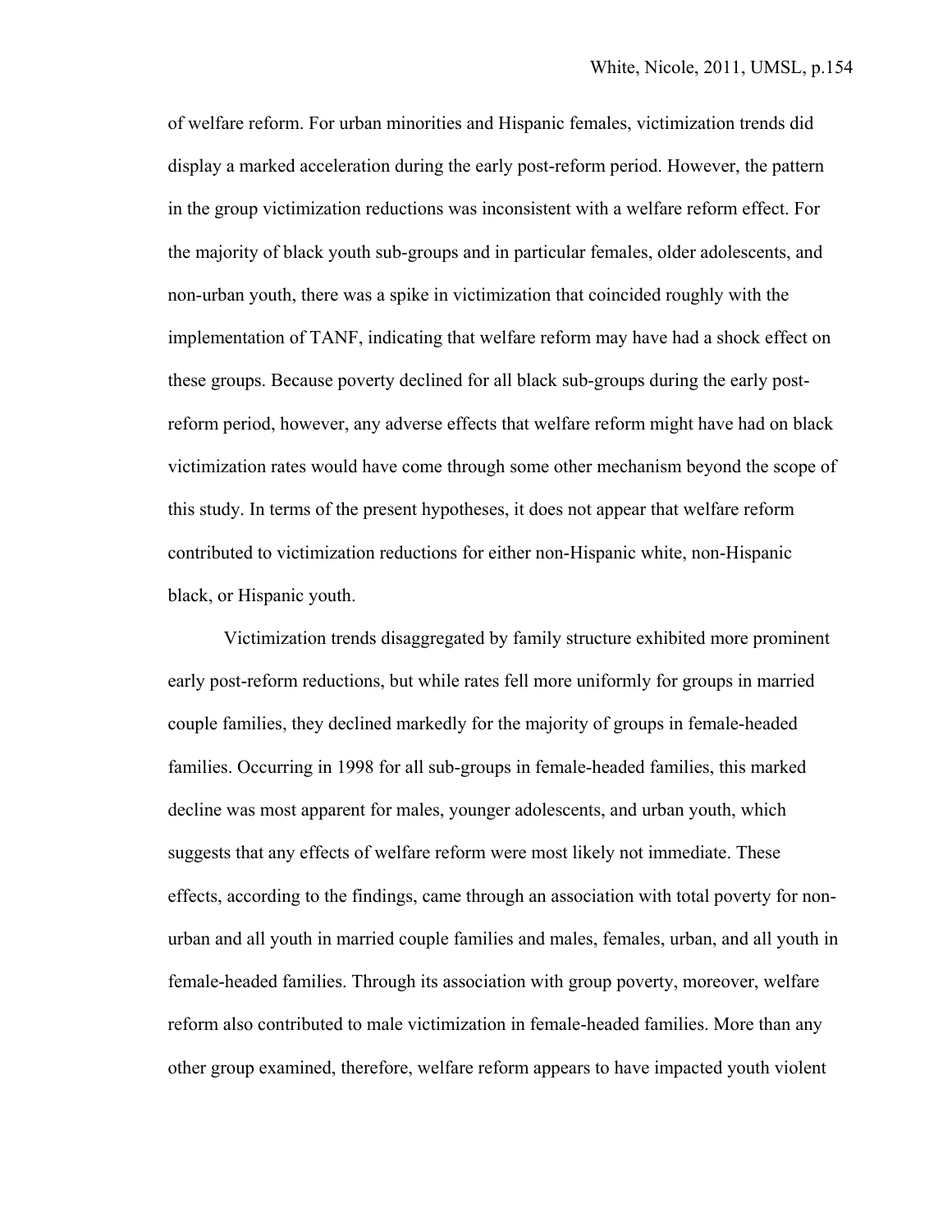of welfare reform. For urban minorities and Hispanic females, victimization trends did display a marked acceleration during the early post-reform period. However, the pattern in the group victimization reductions was inconsistent with a welfare reform effect. For the majority of black youth sub-groups and in particular females, older adolescents, and non-urban youth, there was a spike in victimization that coincided roughly with the implementation of TANF, indicating that welfare reform may have had a shock effect on these groups. Because poverty declined for all black sub-groups during the early post-reform period, however, any adverse effects that welfare reform might have had on black victimization rates would have come through some other mechanism beyond the scope of this study. In terms of the present hypotheses, it does not appear that welfare reform contributed to victimization reductions for either non-Hispanic white, non-Hispanic black, or Hispanic youth.

Victimization trends disaggregated by family structure exhibited more prominent early post-reform reductions, but while rates fell more uniformly for groups in married couple families, they declined markedly for the majority of groups in female-headed families. Occurring in 1998 for all sub-groups in female-headed families, this marked decline was most apparent for males, younger adolescents, and urban youth, which suggests that any effects of welfare reform were most likely not immediate. These effects, according to the findings, came through an association with total poverty for non-urban and all youth in married couple families and males, females, urban, and all youth in female-headed families. Through its association with group poverty, moreover, welfare reform also contributed to male victimization in female-headed families. More than any other group examined, therefore, welfare reform appears to have impacted youth violent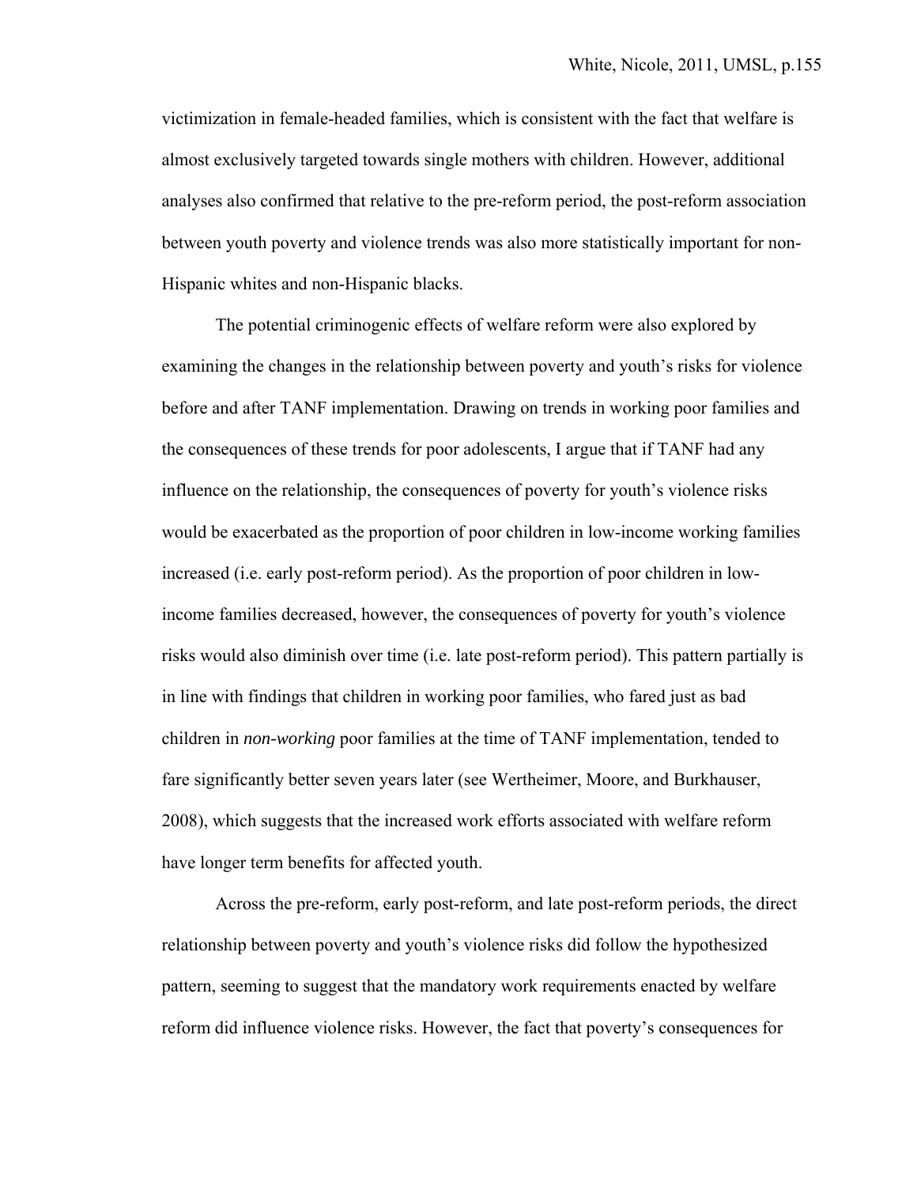victimization in female-headed families, which is consistent with the fact that welfare is almost exclusively targeted towards single mothers with children. However, additional analyses also confirmed that relative to the pre-reform period, the post-reform association between youth poverty and violence trends was also more statistically important for non-Hispanic whites and non-Hispanic blacks.

The potential criminogenic effects of welfare reform were also explored by examining the changes in the relationship between poverty and youth's risks for violence before and after TANF implementation. Drawing on trends in working poor families and the consequences of these trends for poor adolescents, I argue that if TANF had any influence on the relationship, the consequences of poverty for youth's violence risks would be exacerbated as the proportion of poor children in low-income working families increased (i.e. early post-reform period). As the proportion of poor children in low-income families decreased, however, the consequences of poverty for youth's violence risks would also diminish over time (i.e. late post-reform period). This pattern partially is in line with findings that children in working poor families, who fared just as bad children in *non-working* poor families at the time of TANF implementation, tended to fare significantly better seven years later (see Wertheimer, Moore, and Burkhauser, 2008), which suggests that the increased work efforts associated with welfare reform have longer term benefits for affected youth.

Across the pre-reform, early post-reform, and late post-reform periods, the direct relationship between poverty and youth's violence risks did follow the hypothesized pattern, seeming to suggest that the mandatory work requirements enacted by welfare reform did influence violence risks. However, the fact that poverty's consequences for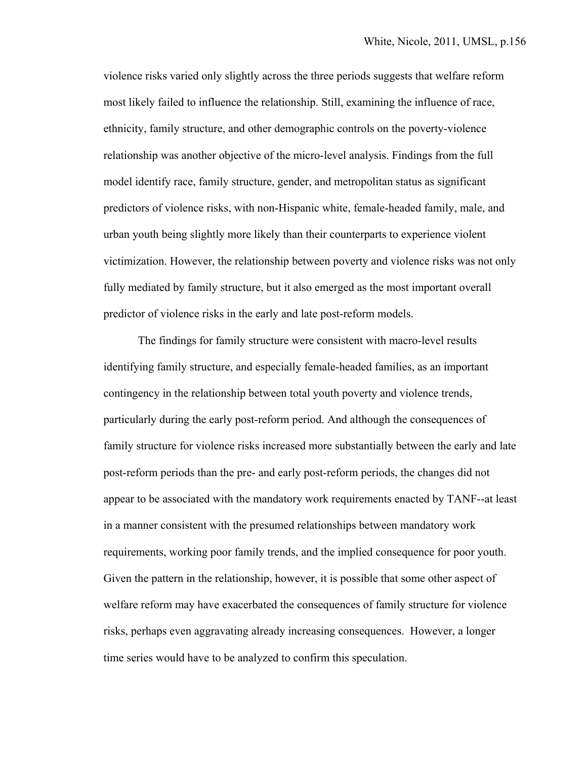violence risks varied only slightly across the three periods suggests that welfare reform most likely failed to influence the relationship. Still, examining the influence of race, ethnicity, family structure, and other demographic controls on the poverty-violence relationship was another objective of the micro-level analysis. Findings from the full model identify race, family structure, gender, and metropolitan status as significant predictors of violence risks, with non-Hispanic white, female-headed family, male, and urban youth being slightly more likely than their counterparts to experience violent victimization. However, the relationship between poverty and violence risks was not only fully mediated by family structure, but it also emerged as the most important overall predictor of violence risks in the early and late post-reform models.

The findings for family structure were consistent with macro-level results identifying family structure, and especially female-headed families, as an important contingency in the relationship between total youth poverty and violence trends, particularly during the early post-reform period. And although the consequences of family structure for violence risks increased more substantially between the early and late post-reform periods than the pre- and early post-reform periods, the changes did not appear to be associated with the mandatory work requirements enacted by TANF--at least in a manner consistent with the presumed relationships between mandatory work requirements, working poor family trends, and the implied consequence for poor youth. Given the pattern in the relationship, however, it is possible that some other aspect of welfare reform may have exacerbated the consequences of family structure for violence risks, perhaps even aggravating already increasing consequences. However, a longer time series would have to be analyzed to confirm this speculation.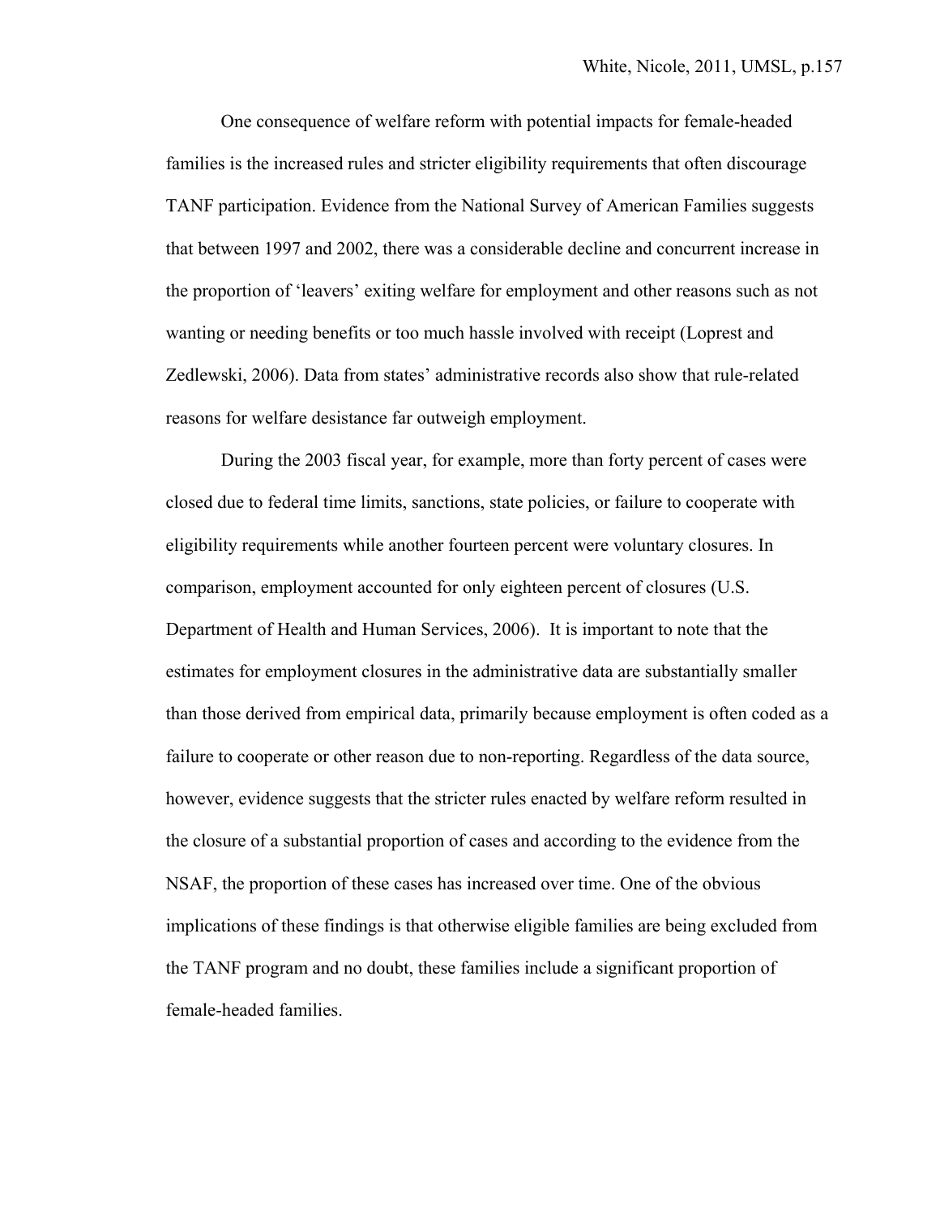One consequence of welfare reform with potential impacts for female-headed families is the increased rules and stricter eligibility requirements that often discourage TANF participation. Evidence from the National Survey of American Families suggests that between 1997 and 2002, there was a considerable decline and concurrent increase in the proportion of 'leavers' exiting welfare for employment and other reasons such as not wanting or needing benefits or too much hassle involved with receipt (Loprest and Zedlewski, 2006). Data from states' administrative records also show that rule-related reasons for welfare desistance far outweigh employment.

During the 2003 fiscal year, for example, more than forty percent of cases were closed due to federal time limits, sanctions, state policies, or failure to cooperate with eligibility requirements while another fourteen percent were voluntary closures. In comparison, employment accounted for only eighteen percent of closures (U.S. Department of Health and Human Services, 2006). It is important to note that the estimates for employment closures in the administrative data are substantially smaller than those derived from empirical data, primarily because employment is often coded as a failure to cooperate or other reason due to non-reporting. Regardless of the data source, however, evidence suggests that the stricter rules enacted by welfare reform resulted in the closure of a substantial proportion of cases and according to the evidence from the NSAF, the proportion of these cases has increased over time. One of the obvious implications of these findings is that otherwise eligible families are being excluded from the TANF program and no doubt, these families include a significant proportion of female-headed families.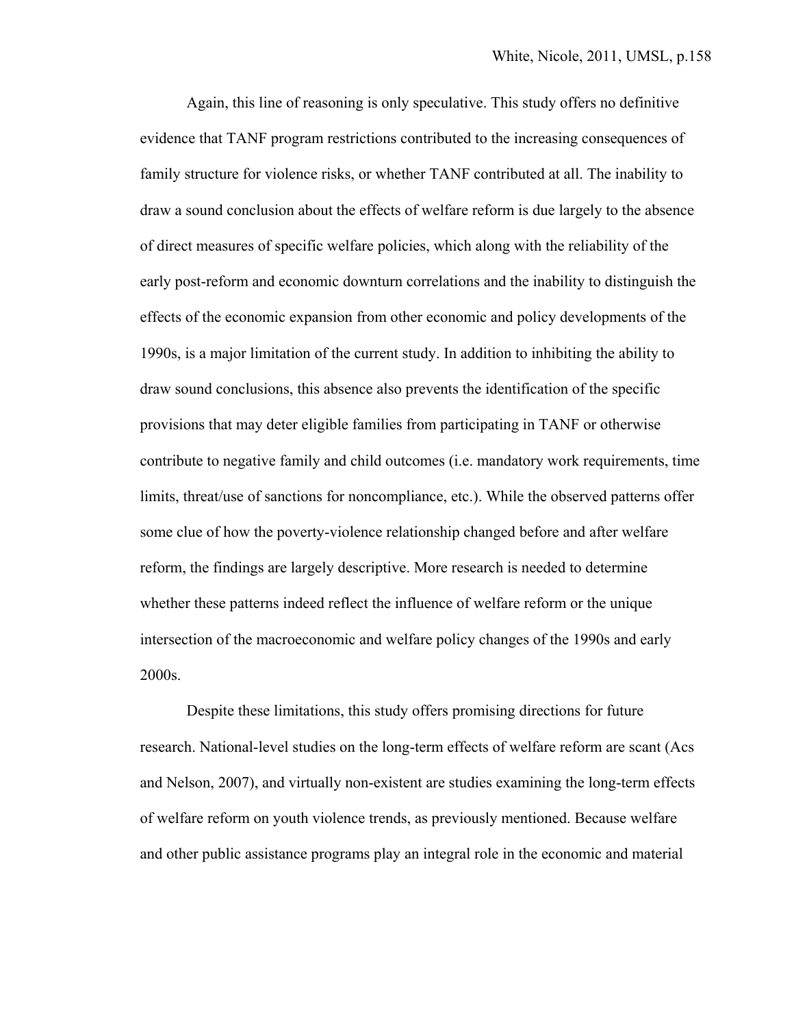Again, this line of reasoning is only speculative. This study offers no definitive evidence that TANF program restrictions contributed to the increasing consequences of family structure for violence risks, or whether TANF contributed at all. The inability to draw a sound conclusion about the effects of welfare reform is due largely to the absence of direct measures of specific welfare policies, which along with the reliability of the early post-reform and economic downturn correlations and the inability to distinguish the effects of the economic expansion from other economic and policy developments of the 1990s, is a major limitation of the current study. In addition to inhibiting the ability to draw sound conclusions, this absence also prevents the identification of the specific provisions that may deter eligible families from participating in TANF or otherwise contribute to negative family and child outcomes (i.e. mandatory work requirements, time limits, threat/use of sanctions for noncompliance, etc.). While the observed patterns offer some clue of how the poverty-violence relationship changed before and after welfare reform, the findings are largely descriptive. More research is needed to determine whether these patterns indeed reflect the influence of welfare reform or the unique intersection of the macroeconomic and welfare policy changes of the 1990s and early 2000s.

Despite these limitations, this study offers promising directions for future research. National-level studies on the long-term effects of welfare reform are scant (Acs and Nelson, 2007), and virtually non-existent are studies examining the long-term effects of welfare reform on youth violence trends, as previously mentioned. Because welfare and other public assistance programs play an integral role in the economic and material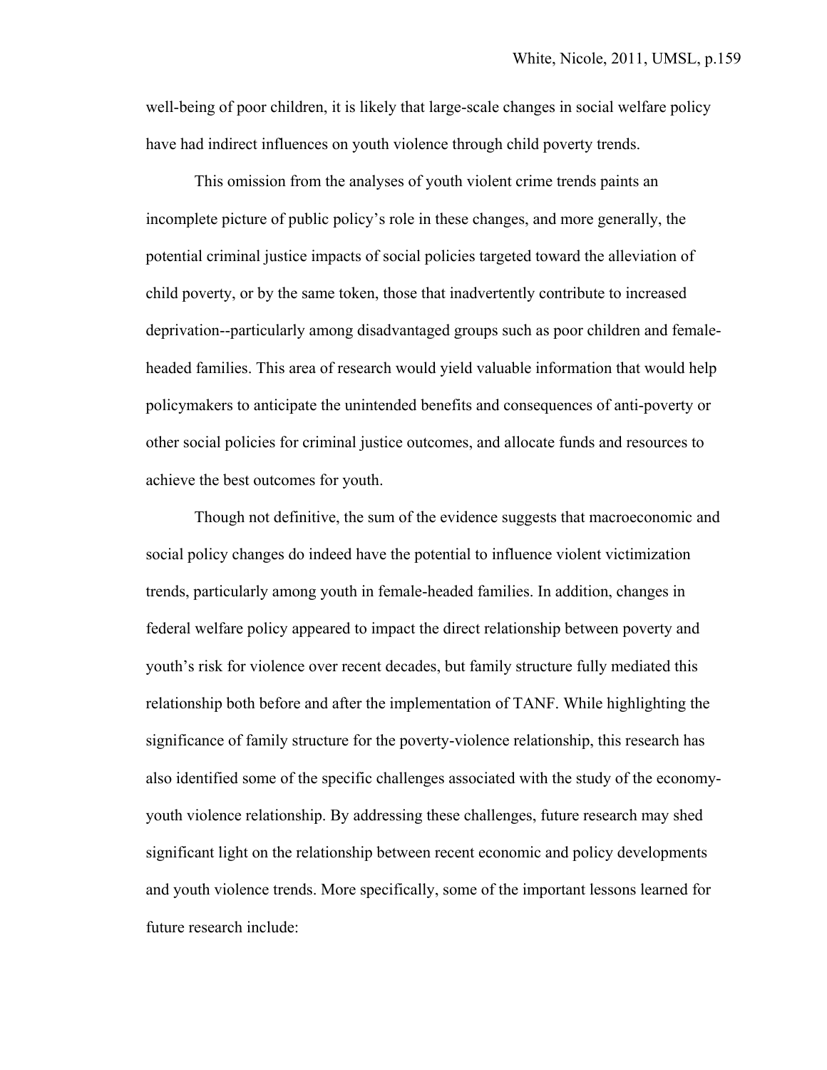well-being of poor children, it is likely that large-scale changes in social welfare policy have had indirect influences on youth violence through child poverty trends.

This omission from the analyses of youth violent crime trends paints an incomplete picture of public policy's role in these changes, and more generally, the potential criminal justice impacts of social policies targeted toward the alleviation of child poverty, or by the same token, those that inadvertently contribute to increased deprivation--particularly among disadvantaged groups such as poor children and female-headed families. This area of research would yield valuable information that would help policymakers to anticipate the unintended benefits and consequences of anti-poverty or other social policies for criminal justice outcomes, and allocate funds and resources to achieve the best outcomes for youth.

Though not definitive, the sum of the evidence suggests that macroeconomic and social policy changes do indeed have the potential to influence violent victimization trends, particularly among youth in female-headed families. In addition, changes in federal welfare policy appeared to impact the direct relationship between poverty and youth's risk for violence over recent decades, but family structure fully mediated this relationship both before and after the implementation of TANF. While highlighting the significance of family structure for the poverty-violence relationship, this research has also identified some of the specific challenges associated with the study of the economy-youth violence relationship. By addressing these challenges, future research may shed significant light on the relationship between recent economic and policy developments and youth violence trends. More specifically, some of the important lessons learned for future research include: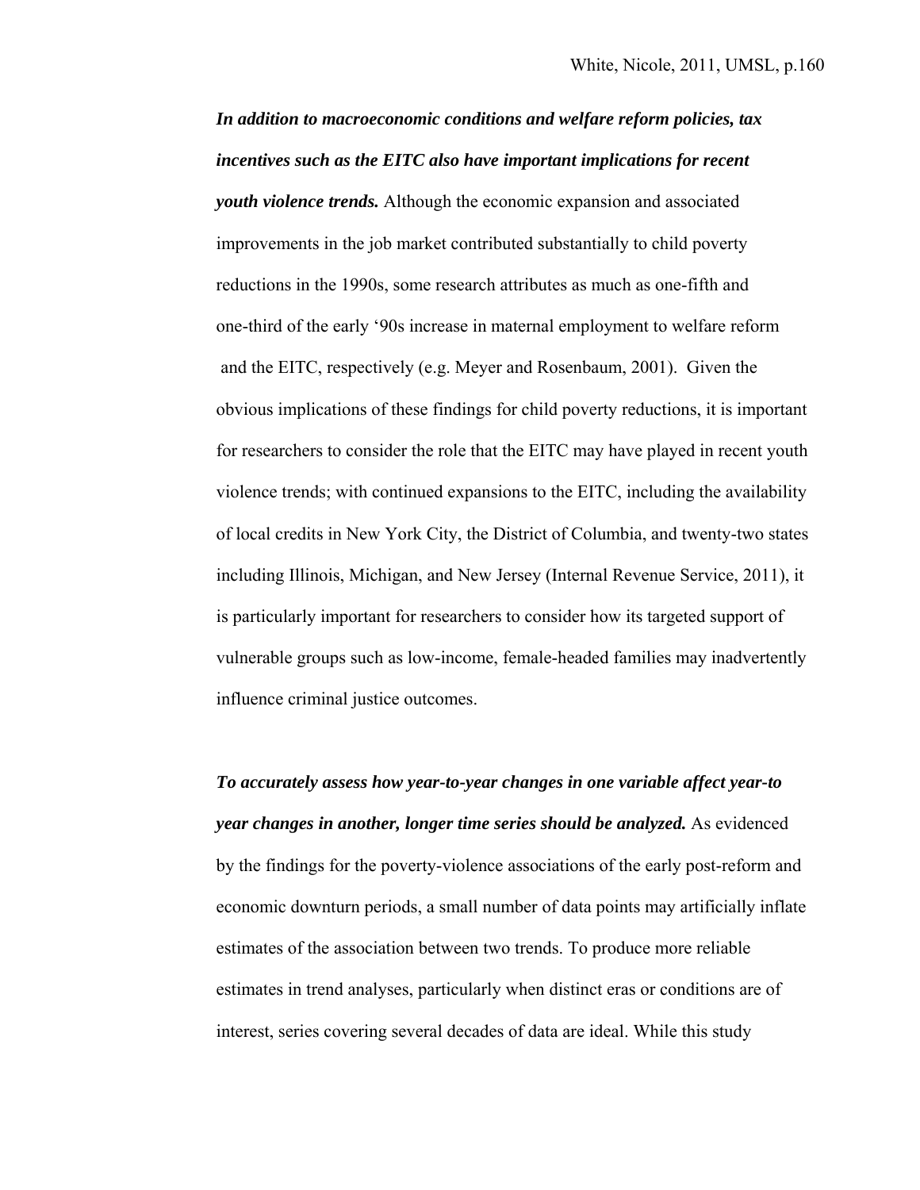***In addition to macroeconomic conditions and welfare reform policies, tax incentives such as the EITC also have important implications for recent youth violence trends.*** Although the economic expansion and associated improvements in the job market contributed substantially to child poverty reductions in the 1990s, some research attributes as much as one-fifth and one-third of the early '90s increase in maternal employment to welfare reform and the EITC, respectively (e.g. Meyer and Rosenbaum, 2001). Given the obvious implications of these findings for child poverty reductions, it is important for researchers to consider the role that the EITC may have played in recent youth violence trends; with continued expansions to the EITC, including the availability of local credits in New York City, the District of Columbia, and twenty-two states including Illinois, Michigan, and New Jersey (Internal Revenue Service, 2011), it is particularly important for researchers to consider how its targeted support of vulnerable groups such as low-income, female-headed families may inadvertently influence criminal justice outcomes.

***To accurately assess how year-to-year changes in one variable affect year-to year changes in another, longer time series should be analyzed.*** As evidenced by the findings for the poverty-violence associations of the early post-reform and economic downturn periods, a small number of data points may artificially inflate estimates of the association between two trends. To produce more reliable estimates in trend analyses, particularly when distinct eras or conditions are of interest, series covering several decades of data are ideal. While this study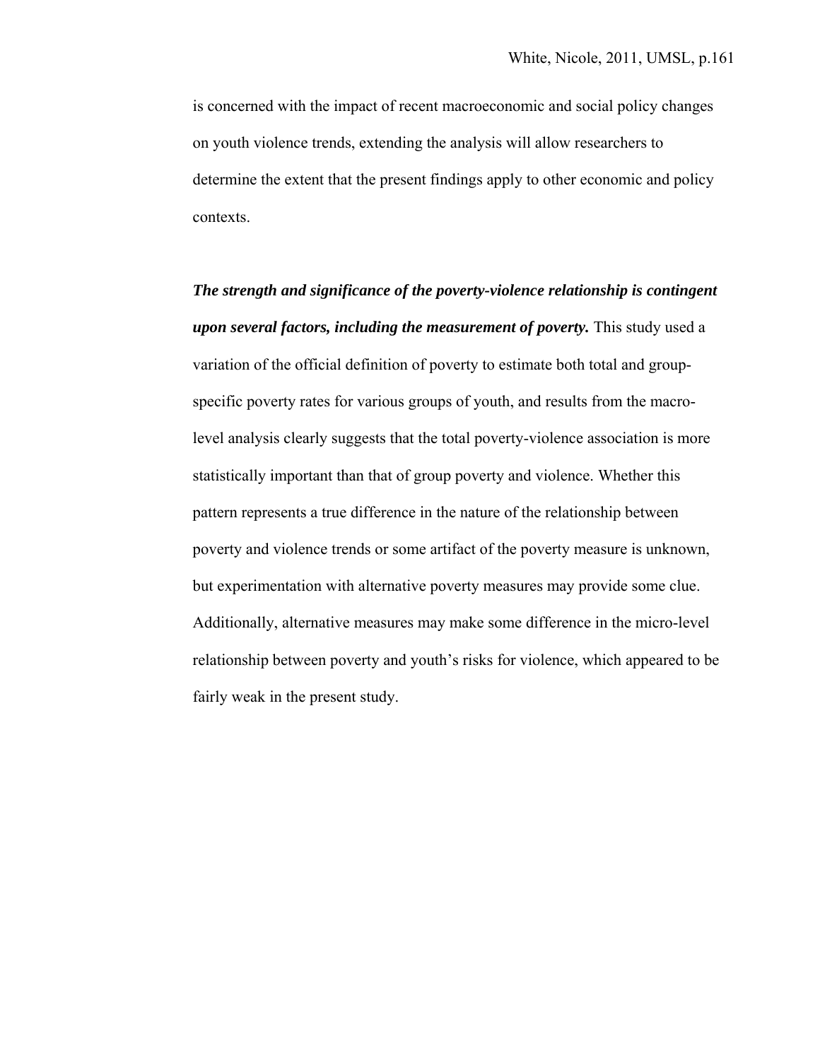is concerned with the impact of recent macroeconomic and social policy changes on youth violence trends, extending the analysis will allow researchers to determine the extent that the present findings apply to other economic and policy contexts.

***The strength and significance of the poverty-violence relationship is contingent upon several factors, including the measurement of poverty.*** This study used a variation of the official definition of poverty to estimate both total and group-specific poverty rates for various groups of youth, and results from the macro-level analysis clearly suggests that the total poverty-violence association is more statistically important than that of group poverty and violence. Whether this pattern represents a true difference in the nature of the relationship between poverty and violence trends or some artifact of the poverty measure is unknown, but experimentation with alternative poverty measures may provide some clue. Additionally, alternative measures may make some difference in the micro-level relationship between poverty and youth's risks for violence, which appeared to be fairly weak in the present study.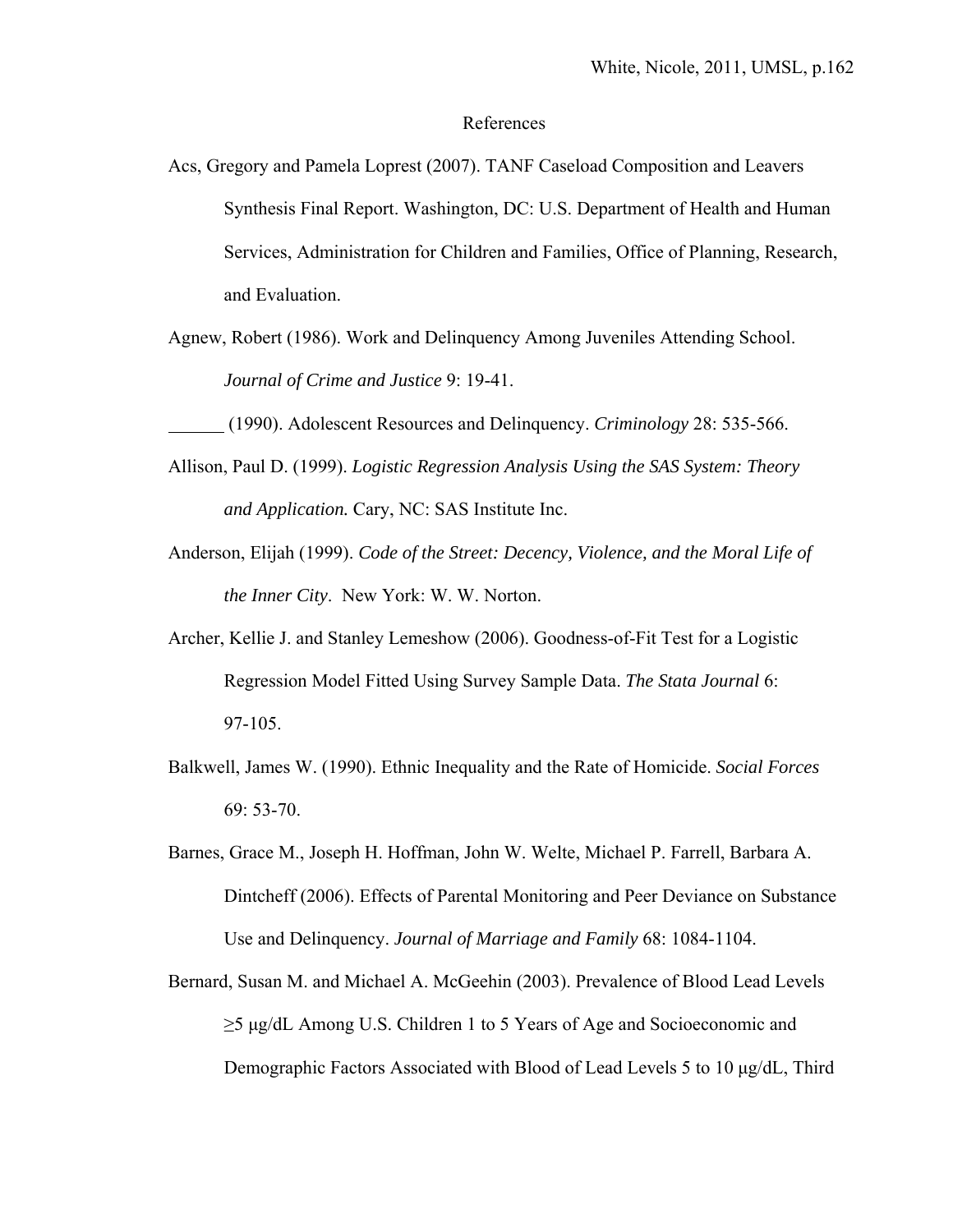# References

Acs, Gregory and Pamela Loprest (2007). TANF Caseload Composition and Leavers Synthesis Final Report. Washington, DC: U.S. Department of Health and Human Services, Administration for Children and Families, Office of Planning, Research, and Evaluation.

Agnew, Robert (1986). Work and Delinquency Among Juveniles Attending School. *Journal of Crime and Justice* 9: 19-41.

______ (1990). Adolescent Resources and Delinquency. *Criminology* 28: 535-566.

Allison, Paul D. (1999). *Logistic Regression Analysis Using the SAS System: Theory and Application.* Cary, NC: SAS Institute Inc.

Anderson, Elijah (1999). *Code of the Street: Decency, Violence, and the Moral Life of the Inner City*. New York: W. W. Norton.

Archer, Kellie J. and Stanley Lemeshow (2006). Goodness-of-Fit Test for a Logistic Regression Model Fitted Using Survey Sample Data. *The Stata Journal* 6: 97-105.

Balkwell, James W. (1990). Ethnic Inequality and the Rate of Homicide. *Social Forces* 69: 53-70.

Barnes, Grace M., Joseph H. Hoffman, John W. Welte, Michael P. Farrell, Barbara A. Dintcheff (2006). Effects of Parental Monitoring and Peer Deviance on Substance Use and Delinquency. *Journal of Marriage and Family* 68: 1084-1104.

Bernard, Susan M. and Michael A. McGeehin (2003). Prevalence of Blood Lead Levels ≥5 μg/dL Among U.S. Children 1 to 5 Years of Age and Socioeconomic and Demographic Factors Associated with Blood of Lead Levels 5 to 10 μg/dL, Third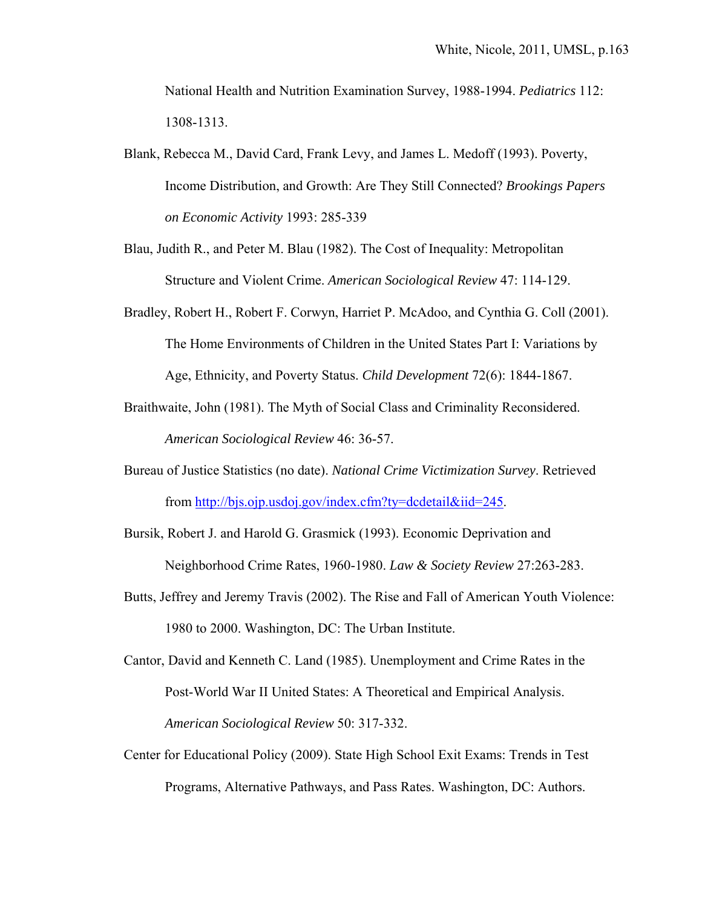National Health and Nutrition Examination Survey, 1988-1994. *Pediatrics* 112: 1308-1313.

Blank, Rebecca M., David Card, Frank Levy, and James L. Medoff (1993). Poverty, Income Distribution, and Growth: Are They Still Connected? *Brookings Papers on Economic Activity* 1993: 285-339

Blau, Judith R., and Peter M. Blau (1982). The Cost of Inequality: Metropolitan Structure and Violent Crime. *American Sociological Review* 47: 114-129.

Bradley, Robert H., Robert F. Corwyn, Harriet P. McAdoo, and Cynthia G. Coll (2001). The Home Environments of Children in the United States Part I: Variations by Age, Ethnicity, and Poverty Status. *Child Development* 72(6): 1844-1867.

Braithwaite, John (1981). The Myth of Social Class and Criminality Reconsidered. *American Sociological Review* 46: 36-57.

Bureau of Justice Statistics (no date). *National Crime Victimization Survey*. Retrieved from http://bjs.ojp.usdoj.gov/index.cfm?ty=dcdetail&iid=245.

Bursik, Robert J. and Harold G. Grasmick (1993). Economic Deprivation and Neighborhood Crime Rates, 1960-1980. *Law & Society Review* 27:263-283.

Butts, Jeffrey and Jeremy Travis (2002). The Rise and Fall of American Youth Violence: 1980 to 2000. Washington, DC: The Urban Institute.

Cantor, David and Kenneth C. Land (1985). Unemployment and Crime Rates in the Post-World War II United States: A Theoretical and Empirical Analysis. *American Sociological Review* 50: 317-332.

Center for Educational Policy (2009). State High School Exit Exams: Trends in Test Programs, Alternative Pathways, and Pass Rates. Washington, DC: Authors.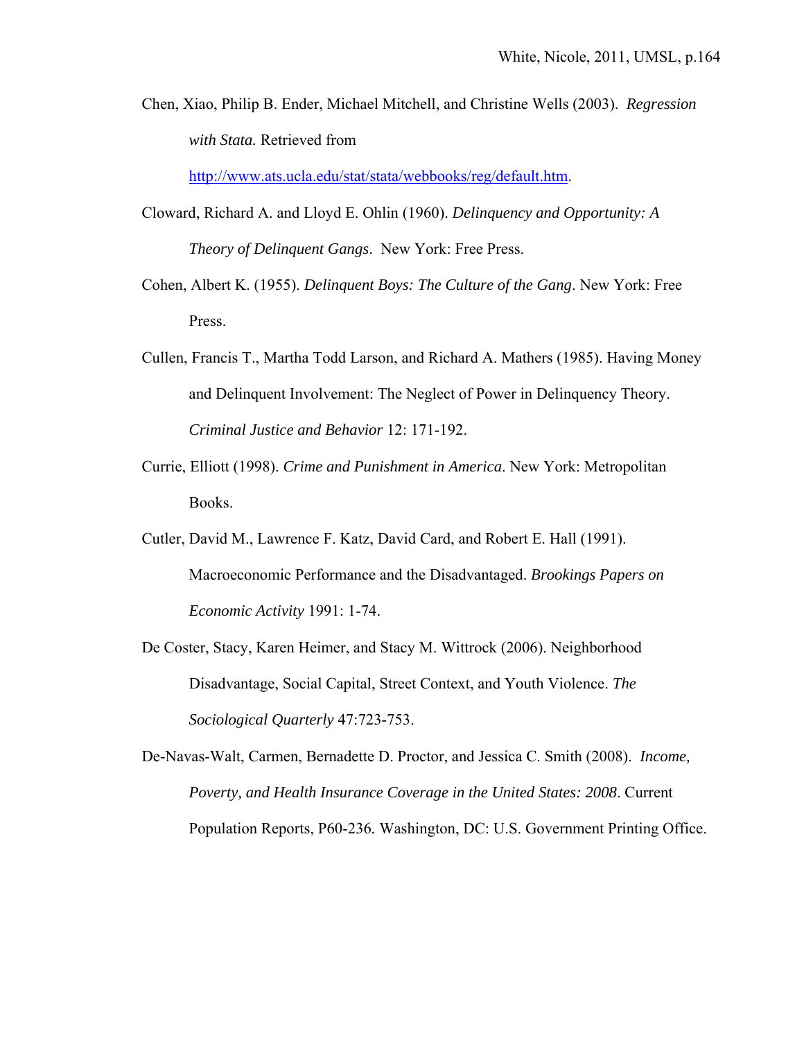Chen, Xiao, Philip B. Ender, Michael Mitchell, and Christine Wells (2003). *Regression with Stata.* Retrieved from http://www.ats.ucla.edu/stat/stata/webbooks/reg/default.htm.

Cloward, Richard A. and Lloyd E. Ohlin (1960). *Delinquency and Opportunity: A Theory of Delinquent Gangs*. New York: Free Press.

Cohen, Albert K. (1955). *Delinquent Boys: The Culture of the Gang*. New York: Free Press.

Cullen, Francis T., Martha Todd Larson, and Richard A. Mathers (1985). Having Money and Delinquent Involvement: The Neglect of Power in Delinquency Theory. *Criminal Justice and Behavior* 12: 171-192.

Currie, Elliott (1998). *Crime and Punishment in America*. New York: Metropolitan Books.

Cutler, David M., Lawrence F. Katz, David Card, and Robert E. Hall (1991). Macroeconomic Performance and the Disadvantaged. *Brookings Papers on Economic Activity* 1991: 1-74.

De Coster, Stacy, Karen Heimer, and Stacy M. Wittrock (2006). Neighborhood Disadvantage, Social Capital, Street Context, and Youth Violence. *The Sociological Quarterly* 47:723-753.

De-Navas-Walt, Carmen, Bernadette D. Proctor, and Jessica C. Smith (2008). *Income, Poverty, and Health Insurance Coverage in the United States: 2008*. Current Population Reports, P60-236. Washington, DC: U.S. Government Printing Office.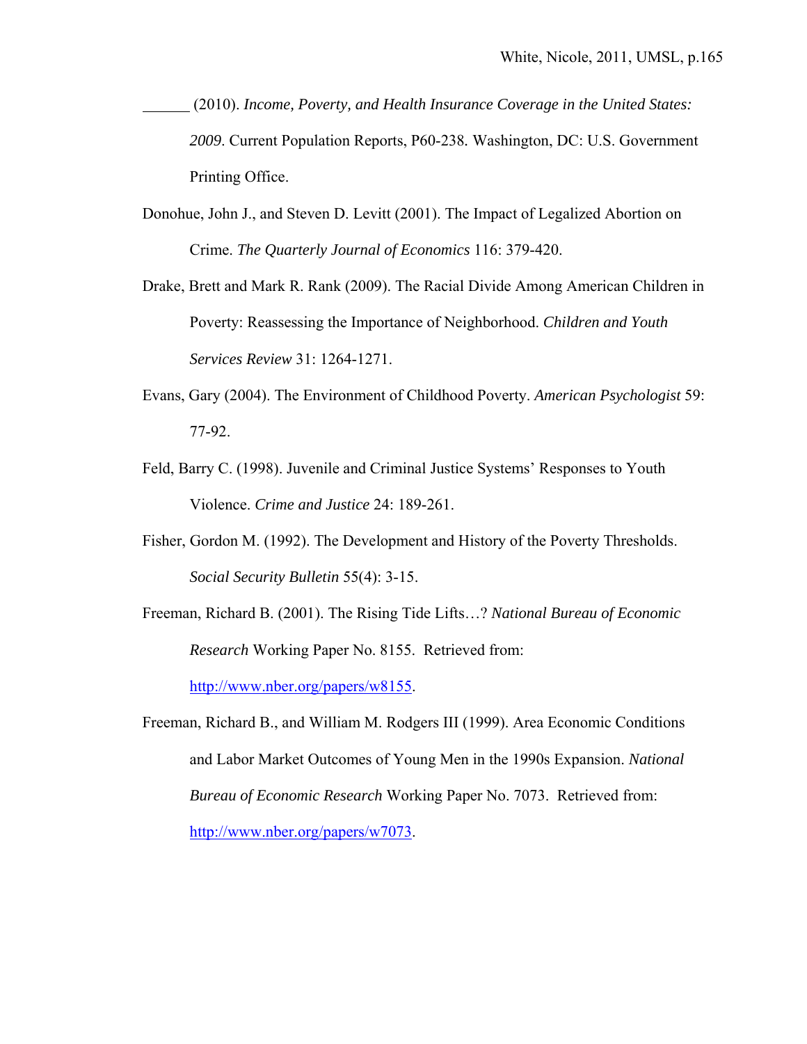______ (2010). *Income, Poverty, and Health Insurance Coverage in the United States: 2009*. Current Population Reports, P60-238. Washington, DC: U.S. Government Printing Office.

Donohue, John J., and Steven D. Levitt (2001). The Impact of Legalized Abortion on Crime. *The Quarterly Journal of Economics* 116: 379-420.

Drake, Brett and Mark R. Rank (2009). The Racial Divide Among American Children in Poverty: Reassessing the Importance of Neighborhood. *Children and Youth Services Review* 31: 1264-1271.

Evans, Gary (2004). The Environment of Childhood Poverty. *American Psychologist* 59: 77-92.

Feld, Barry C. (1998). Juvenile and Criminal Justice Systems' Responses to Youth Violence. *Crime and Justice* 24: 189-261.

Fisher, Gordon M. (1992). The Development and History of the Poverty Thresholds. *Social Security Bulletin* 55(4): 3-15.

Freeman, Richard B. (2001). The Rising Tide Lifts…? *National Bureau of Economic Research* Working Paper No. 8155. Retrieved from: http://www.nber.org/papers/w8155.

Freeman, Richard B., and William M. Rodgers III (1999). Area Economic Conditions and Labor Market Outcomes of Young Men in the 1990s Expansion. *National Bureau of Economic Research* Working Paper No. 7073. Retrieved from: http://www.nber.org/papers/w7073.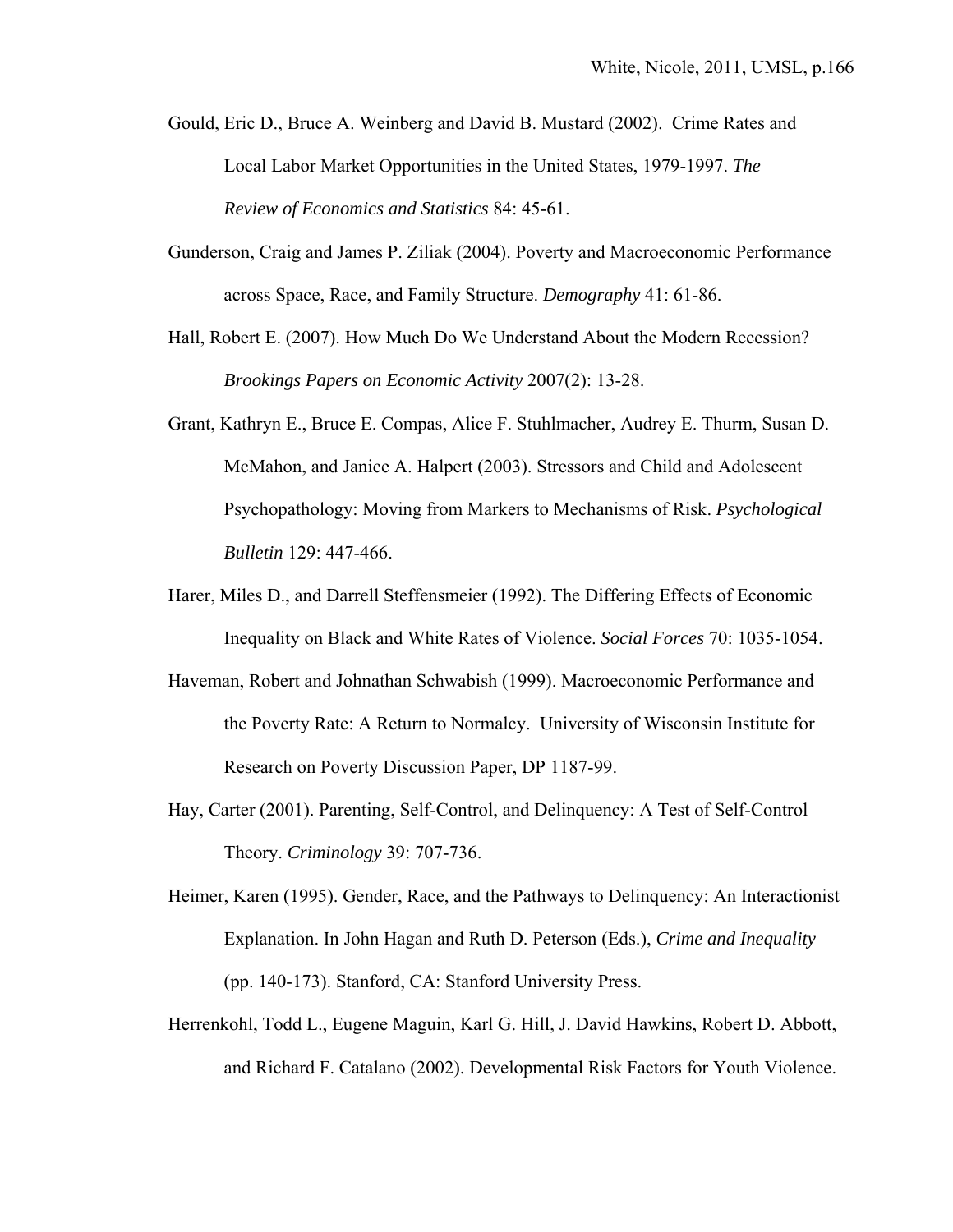Gould, Eric D., Bruce A. Weinberg and David B. Mustard (2002). Crime Rates and Local Labor Market Opportunities in the United States, 1979-1997. *The Review of Economics and Statistics* 84: 45-61.

Gunderson, Craig and James P. Ziliak (2004). Poverty and Macroeconomic Performance across Space, Race, and Family Structure. *Demography* 41: 61-86.

Hall, Robert E. (2007). How Much Do We Understand About the Modern Recession? *Brookings Papers on Economic Activity* 2007(2): 13-28.

Grant, Kathryn E., Bruce E. Compas, Alice F. Stuhlmacher, Audrey E. Thurm, Susan D. McMahon, and Janice A. Halpert (2003). Stressors and Child and Adolescent Psychopathology: Moving from Markers to Mechanisms of Risk. *Psychological Bulletin* 129: 447-466.

Harer, Miles D., and Darrell Steffensmeier (1992). The Differing Effects of Economic Inequality on Black and White Rates of Violence. *Social Forces* 70: 1035-1054.

Haveman, Robert and Johnathan Schwabish (1999). Macroeconomic Performance and the Poverty Rate: A Return to Normalcy. University of Wisconsin Institute for Research on Poverty Discussion Paper, DP 1187-99.

Hay, Carter (2001). Parenting, Self-Control, and Delinquency: A Test of Self-Control Theory. *Criminology* 39: 707-736.

Heimer, Karen (1995). Gender, Race, and the Pathways to Delinquency: An Interactionist Explanation. In John Hagan and Ruth D. Peterson (Eds.), *Crime and Inequality* (pp. 140-173). Stanford, CA: Stanford University Press.

Herrenkohl, Todd L., Eugene Maguin, Karl G. Hill, J. David Hawkins, Robert D. Abbott, and Richard F. Catalano (2002). Developmental Risk Factors for Youth Violence.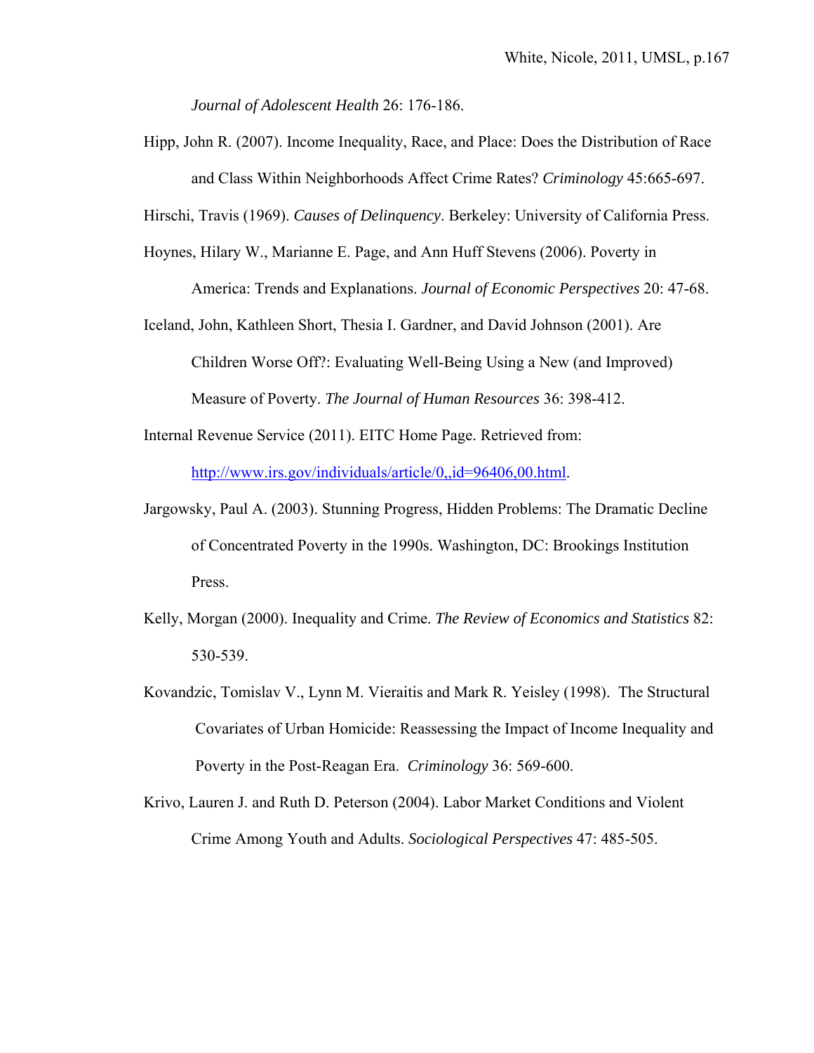*Journal of Adolescent Health* 26: 176-186.

Hipp, John R. (2007). Income Inequality, Race, and Place: Does the Distribution of Race and Class Within Neighborhoods Affect Crime Rates? *Criminology* 45:665-697.

Hirschi, Travis (1969). *Causes of Delinquency*. Berkeley: University of California Press.

Hoynes, Hilary W., Marianne E. Page, and Ann Huff Stevens (2006). Poverty in America: Trends and Explanations. *Journal of Economic Perspectives* 20: 47-68.

Iceland, John, Kathleen Short, Thesia I. Gardner, and David Johnson (2001). Are Children Worse Off?: Evaluating Well-Being Using a New (and Improved) Measure of Poverty. *The Journal of Human Resources* 36: 398-412.

Internal Revenue Service (2011). EITC Home Page. Retrieved from: http://www.irs.gov/individuals/article/0,,id=96406,00.html.

Jargowsky, Paul A. (2003). Stunning Progress, Hidden Problems: The Dramatic Decline of Concentrated Poverty in the 1990s. Washington, DC: Brookings Institution Press.

Kelly, Morgan (2000). Inequality and Crime. *The Review of Economics and Statistics* 82: 530-539.

Kovandzic, Tomislav V., Lynn M. Vieraitis and Mark R. Yeisley (1998). The Structural Covariates of Urban Homicide: Reassessing the Impact of Income Inequality and Poverty in the Post-Reagan Era. *Criminology* 36: 569-600.

Krivo, Lauren J. and Ruth D. Peterson (2004). Labor Market Conditions and Violent Crime Among Youth and Adults. *Sociological Perspectives* 47: 485-505.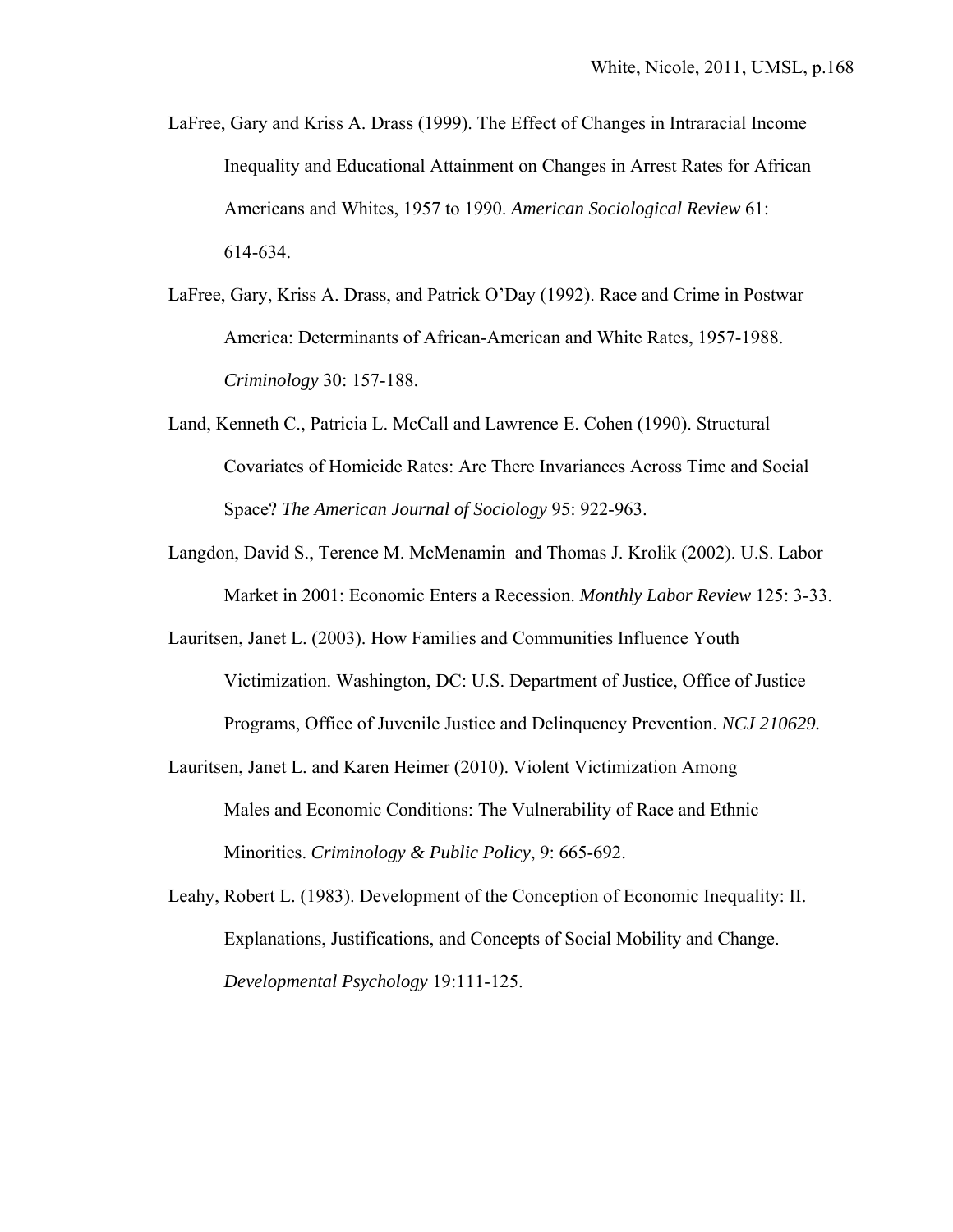LaFree, Gary and Kriss A. Drass (1999). The Effect of Changes in Intraracial Income Inequality and Educational Attainment on Changes in Arrest Rates for African Americans and Whites, 1957 to 1990. *American Sociological Review* 61: 614-634.

LaFree, Gary, Kriss A. Drass, and Patrick O'Day (1992). Race and Crime in Postwar America: Determinants of African-American and White Rates, 1957-1988. *Criminology* 30: 157-188.

Land, Kenneth C., Patricia L. McCall and Lawrence E. Cohen (1990). Structural Covariates of Homicide Rates: Are There Invariances Across Time and Social Space? *The American Journal of Sociology* 95: 922-963.

Langdon, David S., Terence M. McMenamin and Thomas J. Krolik (2002). U.S. Labor Market in 2001: Economic Enters a Recession. *Monthly Labor Review* 125: 3-33.

Lauritsen, Janet L. (2003). How Families and Communities Influence Youth Victimization. Washington, DC: U.S. Department of Justice, Office of Justice Programs, Office of Juvenile Justice and Delinquency Prevention. *NCJ 210629.*

Lauritsen, Janet L. and Karen Heimer (2010). Violent Victimization Among Males and Economic Conditions: The Vulnerability of Race and Ethnic Minorities. *Criminology & Public Policy*, 9: 665-692.

Leahy, Robert L. (1983). Development of the Conception of Economic Inequality: II. Explanations, Justifications, and Concepts of Social Mobility and Change. *Developmental Psychology* 19:111-125.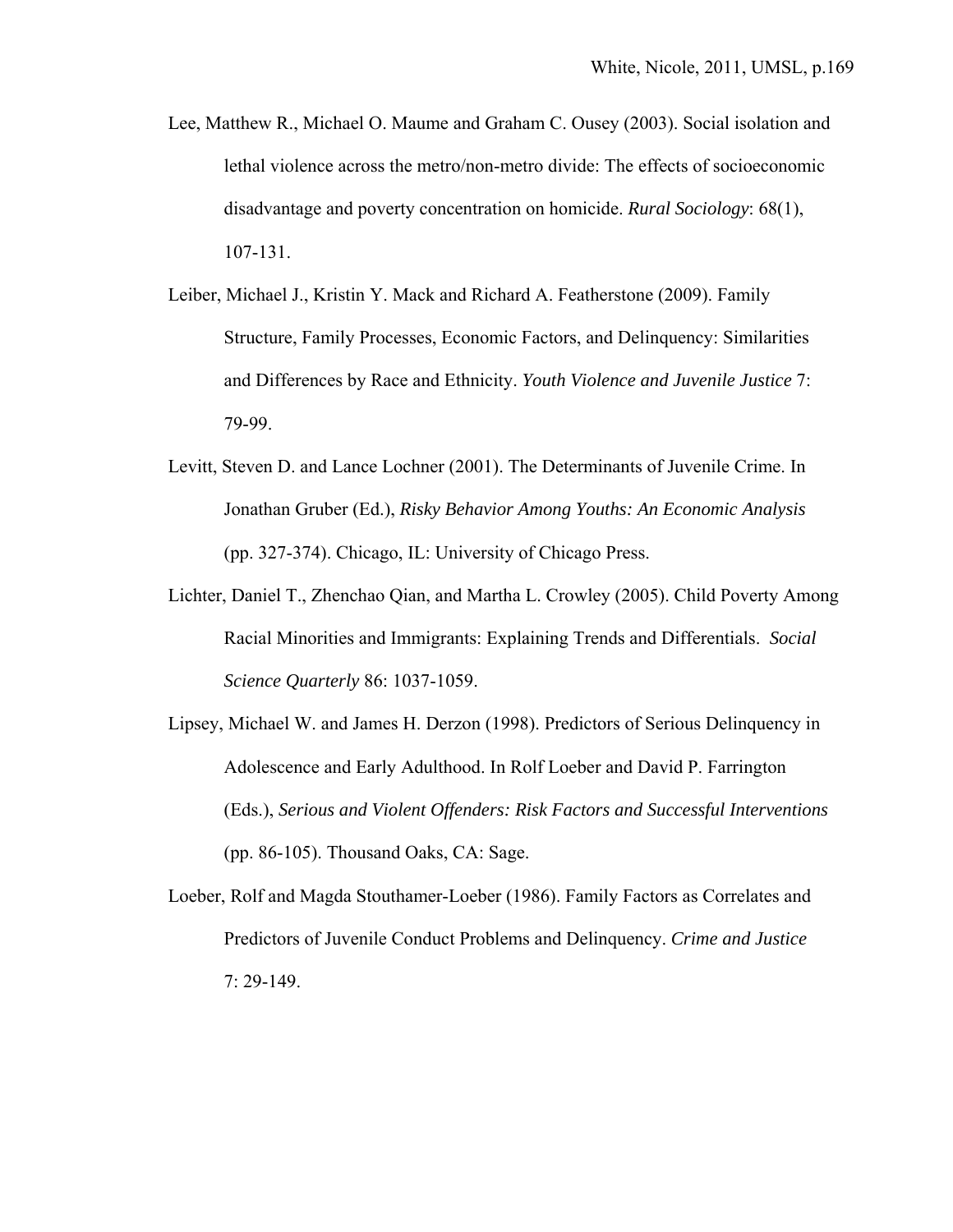Lee, Matthew R., Michael O. Maume and Graham C. Ousey (2003). Social isolation and lethal violence across the metro/non-metro divide: The effects of socioeconomic disadvantage and poverty concentration on homicide. *Rural Sociology*: 68(1), 107-131.

Leiber, Michael J., Kristin Y. Mack and Richard A. Featherstone (2009). Family Structure, Family Processes, Economic Factors, and Delinquency: Similarities and Differences by Race and Ethnicity. *Youth Violence and Juvenile Justice* 7: 79-99.

Levitt, Steven D. and Lance Lochner (2001). The Determinants of Juvenile Crime. In Jonathan Gruber (Ed.), *Risky Behavior Among Youths: An Economic Analysis* (pp. 327-374). Chicago, IL: University of Chicago Press.

Lichter, Daniel T., Zhenchao Qian, and Martha L. Crowley (2005). Child Poverty Among Racial Minorities and Immigrants: Explaining Trends and Differentials. *Social Science Quarterly* 86: 1037-1059.

Lipsey, Michael W. and James H. Derzon (1998). Predictors of Serious Delinquency in Adolescence and Early Adulthood. In Rolf Loeber and David P. Farrington (Eds.), *Serious and Violent Offenders: Risk Factors and Successful Interventions* (pp. 86-105). Thousand Oaks, CA: Sage.

Loeber, Rolf and Magda Stouthamer-Loeber (1986). Family Factors as Correlates and Predictors of Juvenile Conduct Problems and Delinquency. *Crime and Justice* 7: 29-149.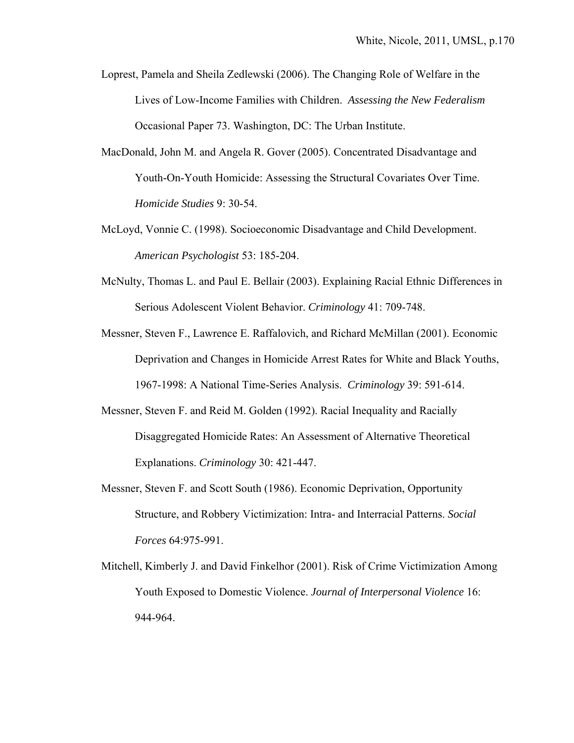Loprest, Pamela and Sheila Zedlewski (2006). The Changing Role of Welfare in the Lives of Low-Income Families with Children. *Assessing the New Federalism* Occasional Paper 73. Washington, DC: The Urban Institute.

MacDonald, John M. and Angela R. Gover (2005). Concentrated Disadvantage and Youth-On-Youth Homicide: Assessing the Structural Covariates Over Time. *Homicide Studies* 9: 30-54.

McLoyd, Vonnie C. (1998). Socioeconomic Disadvantage and Child Development. *American Psychologist* 53: 185-204.

McNulty, Thomas L. and Paul E. Bellair (2003). Explaining Racial Ethnic Differences in Serious Adolescent Violent Behavior. *Criminology* 41: 709-748.

Messner, Steven F., Lawrence E. Raffalovich, and Richard McMillan (2001). Economic Deprivation and Changes in Homicide Arrest Rates for White and Black Youths, 1967-1998: A National Time-Series Analysis. *Criminology* 39: 591-614.

Messner, Steven F. and Reid M. Golden (1992). Racial Inequality and Racially Disaggregated Homicide Rates: An Assessment of Alternative Theoretical Explanations. *Criminology* 30: 421-447.

Messner, Steven F. and Scott South (1986). Economic Deprivation, Opportunity Structure, and Robbery Victimization: Intra- and Interracial Patterns. *Social Forces* 64:975-991.

Mitchell, Kimberly J. and David Finkelhor (2001). Risk of Crime Victimization Among Youth Exposed to Domestic Violence. *Journal of Interpersonal Violence* 16: 944-964.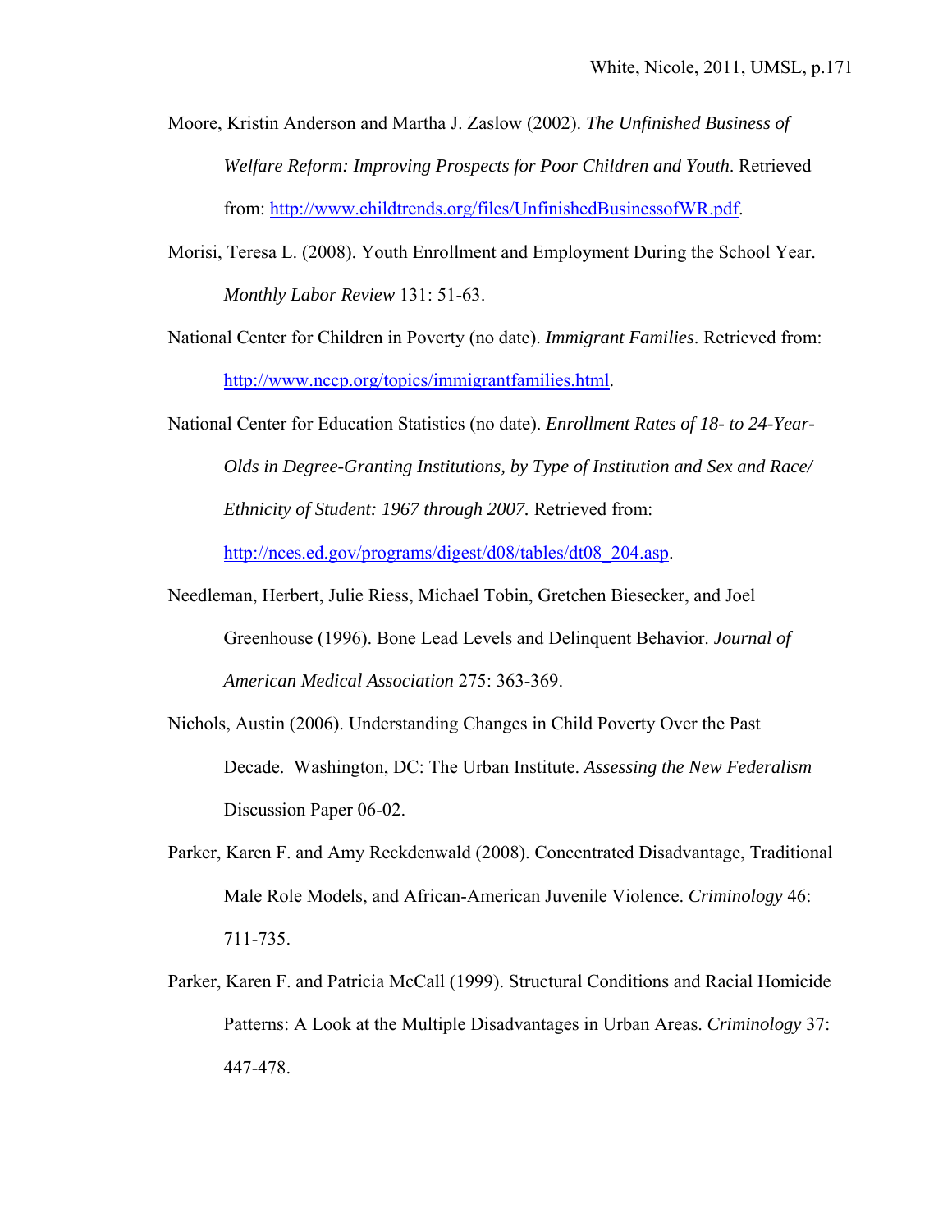Moore, Kristin Anderson and Martha J. Zaslow (2002). *The Unfinished Business of Welfare Reform: Improving Prospects for Poor Children and Youth*. Retrieved from: http://www.childtrends.org/files/UnfinishedBusinessofWR.pdf.

Morisi, Teresa L. (2008). Youth Enrollment and Employment During the School Year. *Monthly Labor Review* 131: 51-63.

National Center for Children in Poverty (no date). *Immigrant Families*. Retrieved from: http://www.nccp.org/topics/immigrantfamilies.html.

National Center for Education Statistics (no date). *Enrollment Rates of 18- to 24-Year-Olds in Degree-Granting Institutions, by Type of Institution and Sex and Race/ Ethnicity of Student: 1967 through 2007.* Retrieved from: http://nces.ed.gov/programs/digest/d08/tables/dt08_204.asp.

Needleman, Herbert, Julie Riess, Michael Tobin, Gretchen Biesecker, and Joel Greenhouse (1996). Bone Lead Levels and Delinquent Behavior. *Journal of American Medical Association* 275: 363-369.

Nichols, Austin (2006). Understanding Changes in Child Poverty Over the Past Decade. Washington, DC: The Urban Institute. *Assessing the New Federalism* Discussion Paper 06-02.

Parker, Karen F. and Amy Reckdenwald (2008). Concentrated Disadvantage, Traditional Male Role Models, and African-American Juvenile Violence. *Criminology* 46: 711-735.

Parker, Karen F. and Patricia McCall (1999). Structural Conditions and Racial Homicide Patterns: A Look at the Multiple Disadvantages in Urban Areas. *Criminology* 37: 447-478.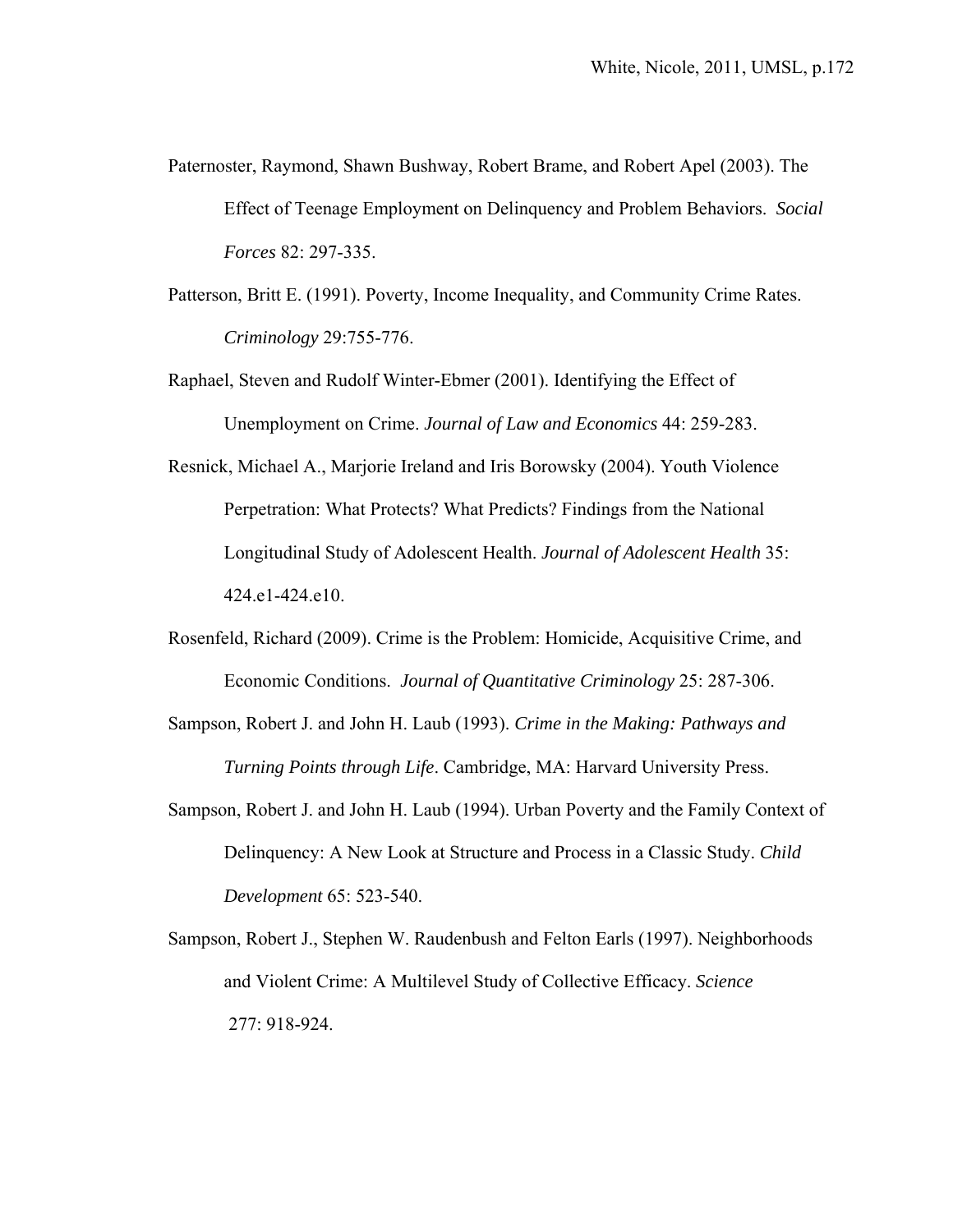Paternoster, Raymond, Shawn Bushway, Robert Brame, and Robert Apel (2003). The Effect of Teenage Employment on Delinquency and Problem Behaviors. *Social Forces* 82: 297-335.

Patterson, Britt E. (1991). Poverty, Income Inequality, and Community Crime Rates. *Criminology* 29:755-776.

Raphael, Steven and Rudolf Winter-Ebmer (2001). Identifying the Effect of Unemployment on Crime. *Journal of Law and Economics* 44: 259-283.

Resnick, Michael A., Marjorie Ireland and Iris Borowsky (2004). Youth Violence Perpetration: What Protects? What Predicts? Findings from the National Longitudinal Study of Adolescent Health. *Journal of Adolescent Health* 35: 424.e1-424.e10.

Rosenfeld, Richard (2009). Crime is the Problem: Homicide, Acquisitive Crime, and Economic Conditions. *Journal of Quantitative Criminology* 25: 287-306.

Sampson, Robert J. and John H. Laub (1993). *Crime in the Making: Pathways and Turning Points through Life*. Cambridge, MA: Harvard University Press.

Sampson, Robert J. and John H. Laub (1994). Urban Poverty and the Family Context of Delinquency: A New Look at Structure and Process in a Classic Study. *Child Development* 65: 523-540.

Sampson, Robert J., Stephen W. Raudenbush and Felton Earls (1997). Neighborhoods and Violent Crime: A Multilevel Study of Collective Efficacy. *Science* 277: 918-924.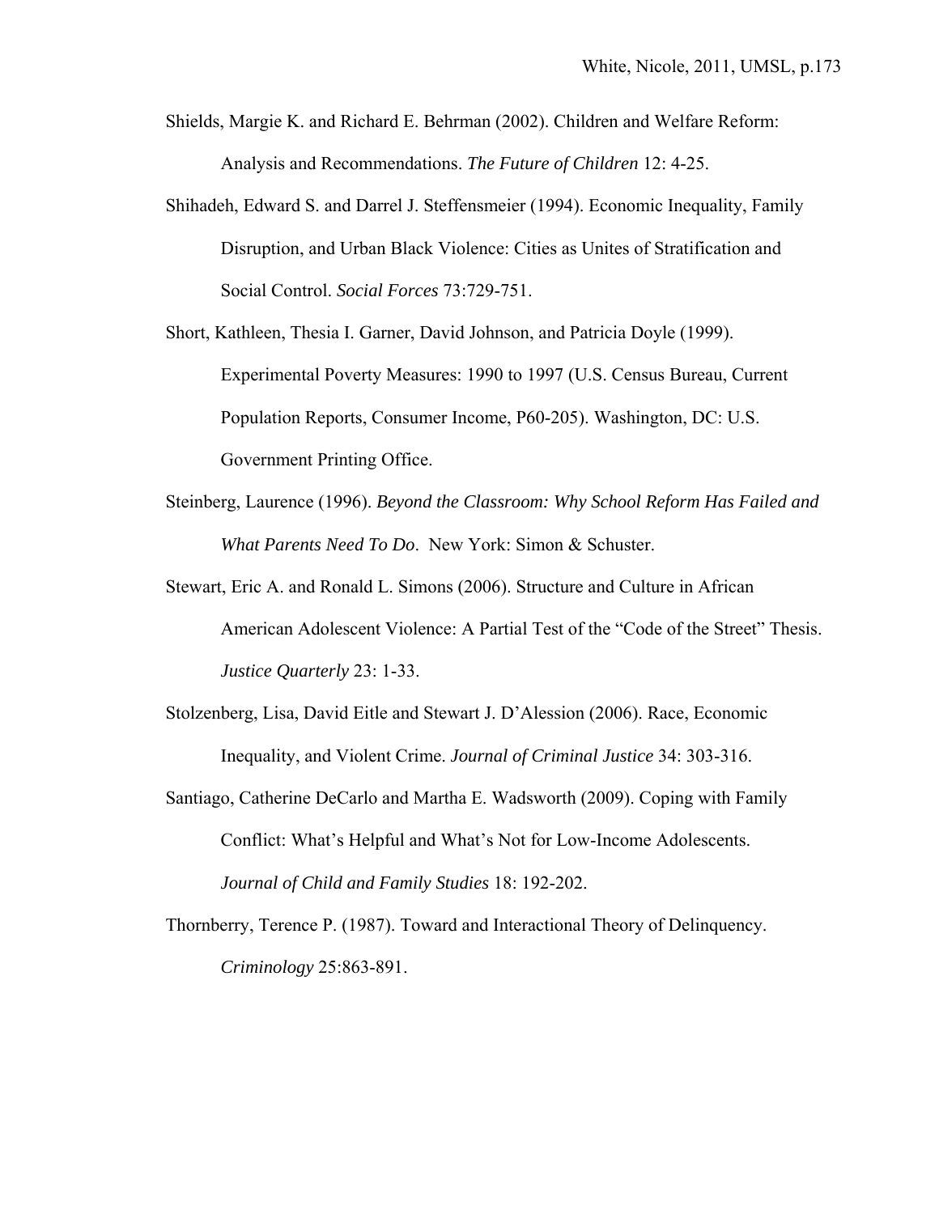Shields, Margie K. and Richard E. Behrman (2002). Children and Welfare Reform: Analysis and Recommendations. *The Future of Children* 12: 4-25.

Shihadeh, Edward S. and Darrel J. Steffensmeier (1994). Economic Inequality, Family Disruption, and Urban Black Violence: Cities as Unites of Stratification and Social Control. *Social Forces* 73:729-751.

Short, Kathleen, Thesia I. Garner, David Johnson, and Patricia Doyle (1999). Experimental Poverty Measures: 1990 to 1997 (U.S. Census Bureau, Current Population Reports, Consumer Income, P60-205). Washington, DC: U.S. Government Printing Office.

Steinberg, Laurence (1996). *Beyond the Classroom: Why School Reform Has Failed and What Parents Need To Do*. New York: Simon & Schuster.

Stewart, Eric A. and Ronald L. Simons (2006). Structure and Culture in African American Adolescent Violence: A Partial Test of the "Code of the Street" Thesis. *Justice Quarterly* 23: 1-33.

Stolzenberg, Lisa, David Eitle and Stewart J. D'Alession (2006). Race, Economic Inequality, and Violent Crime. *Journal of Criminal Justice* 34: 303-316.

Santiago, Catherine DeCarlo and Martha E. Wadsworth (2009). Coping with Family Conflict: What's Helpful and What's Not for Low-Income Adolescents. *Journal of Child and Family Studies* 18: 192-202.

Thornberry, Terence P. (1987). Toward and Interactional Theory of Delinquency. *Criminology* 25:863-891.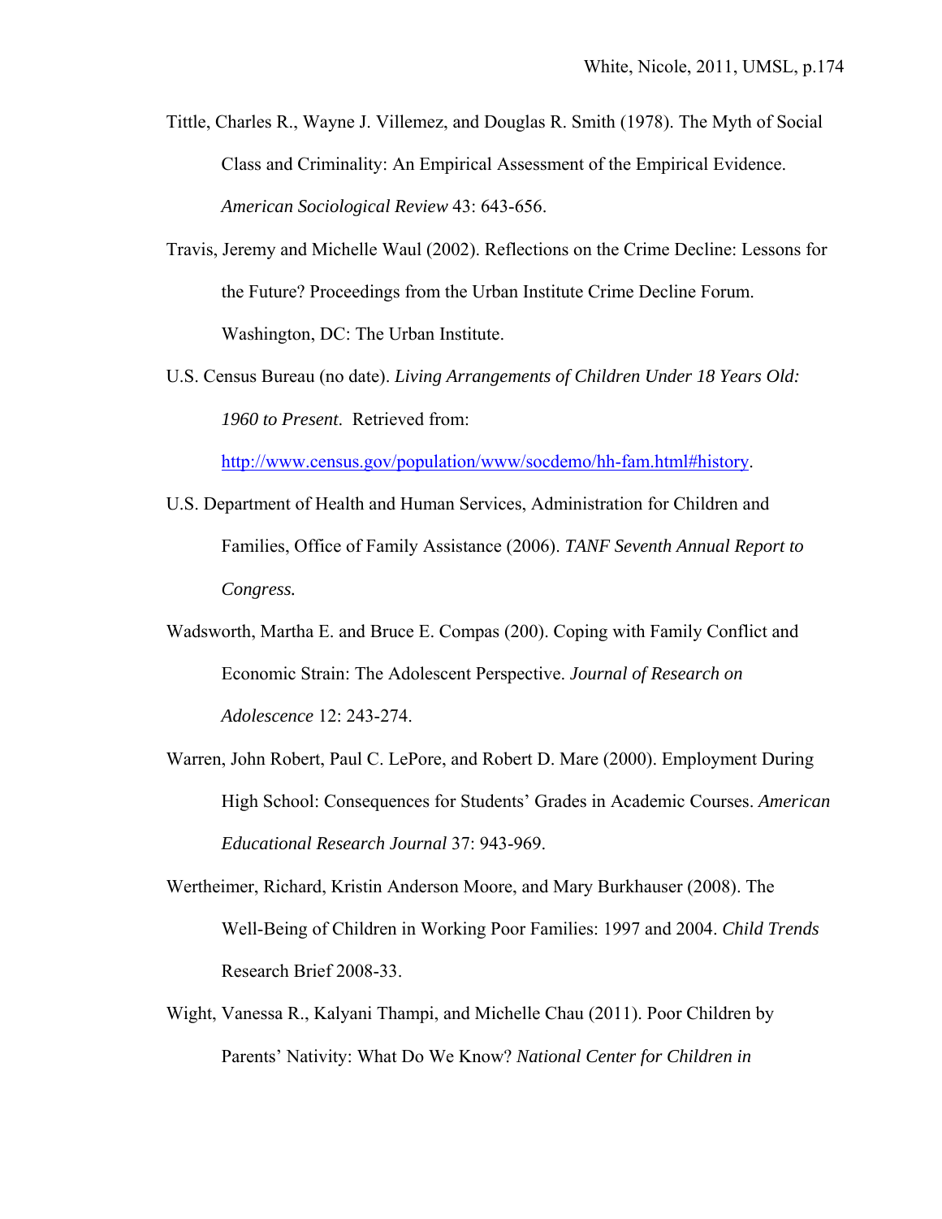Tittle, Charles R., Wayne J. Villemez, and Douglas R. Smith (1978). The Myth of Social Class and Criminality: An Empirical Assessment of the Empirical Evidence. *American Sociological Review* 43: 643-656.

Travis, Jeremy and Michelle Waul (2002). Reflections on the Crime Decline: Lessons for the Future? Proceedings from the Urban Institute Crime Decline Forum. Washington, DC: The Urban Institute.

U.S. Census Bureau (no date). *Living Arrangements of Children Under 18 Years Old: 1960 to Present*. Retrieved from: http://www.census.gov/population/www/socdemo/hh-fam.html#history.

U.S. Department of Health and Human Services, Administration for Children and Families, Office of Family Assistance (2006). *TANF Seventh Annual Report to Congress.*

Wadsworth, Martha E. and Bruce E. Compas (200). Coping with Family Conflict and Economic Strain: The Adolescent Perspective. *Journal of Research on Adolescence* 12: 243-274.

Warren, John Robert, Paul C. LePore, and Robert D. Mare (2000). Employment During High School: Consequences for Students' Grades in Academic Courses. *American Educational Research Journal* 37: 943-969.

Wertheimer, Richard, Kristin Anderson Moore, and Mary Burkhauser (2008). The Well-Being of Children in Working Poor Families: 1997 and 2004. *Child Trends* Research Brief 2008-33.

Wight, Vanessa R., Kalyani Thampi, and Michelle Chau (2011). Poor Children by Parents' Nativity: What Do We Know? *National Center for Children in*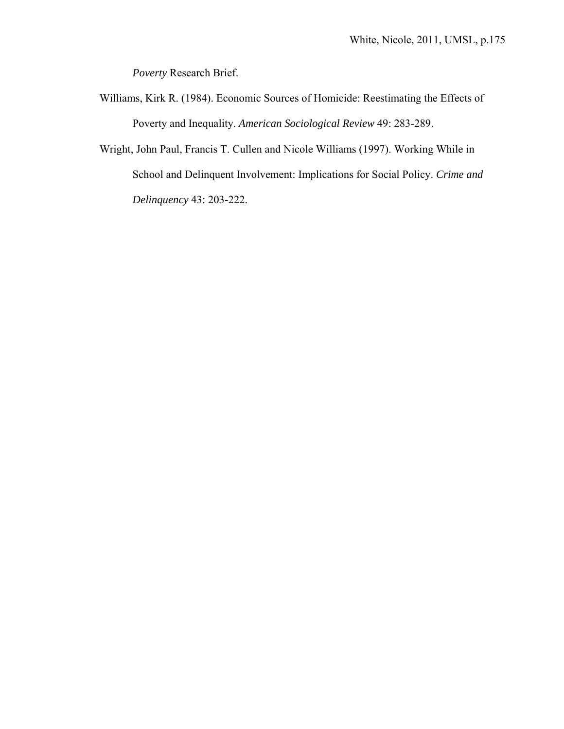*Poverty* Research Brief.

Williams, Kirk R. (1984). Economic Sources of Homicide: Reestimating the Effects of Poverty and Inequality. *American Sociological Review* 49: 283-289.

Wright, John Paul, Francis T. Cullen and Nicole Williams (1997). Working While in School and Delinquent Involvement: Implications for Social Policy. *Crime and Delinquency* 43: 203-222.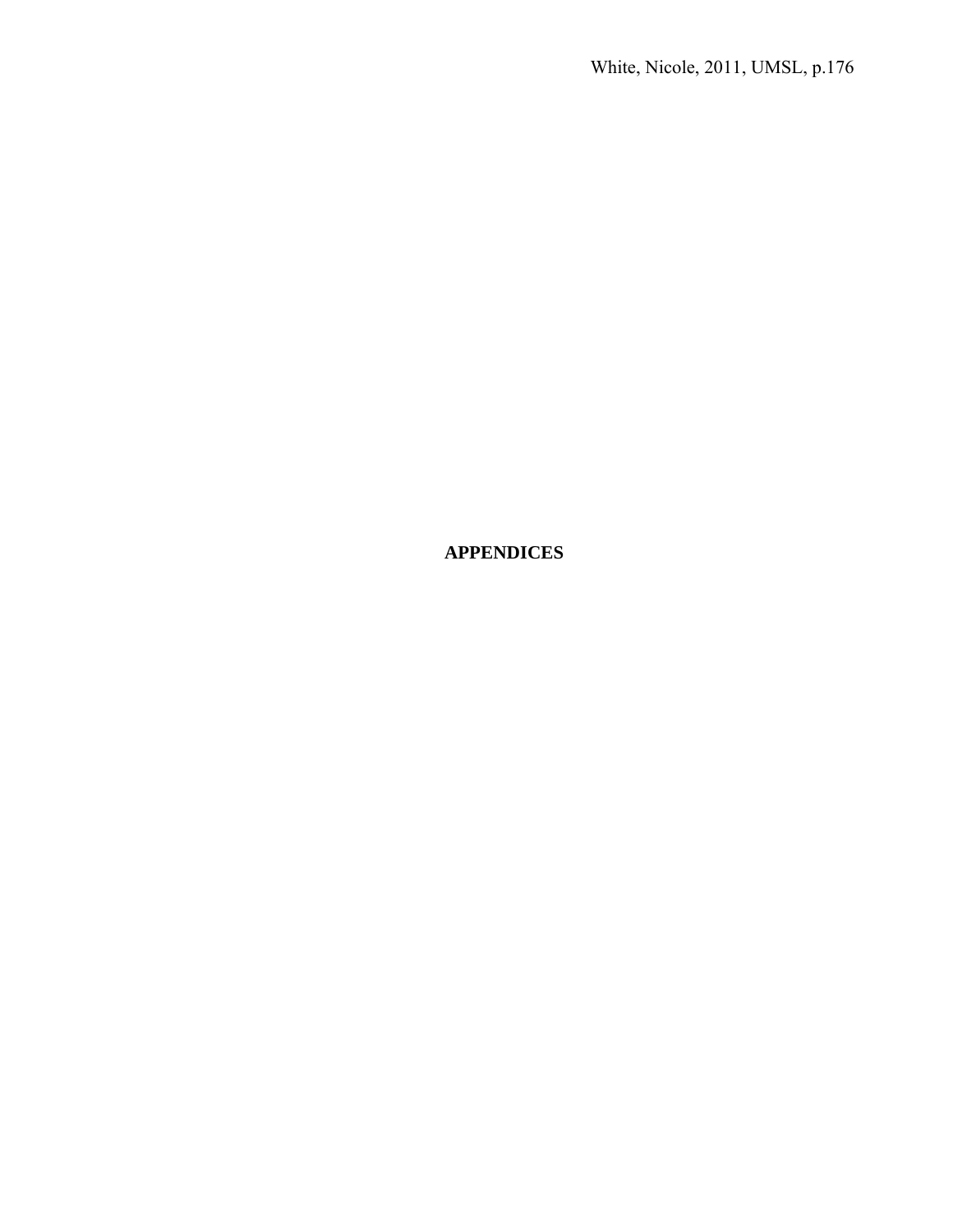# APPENDICES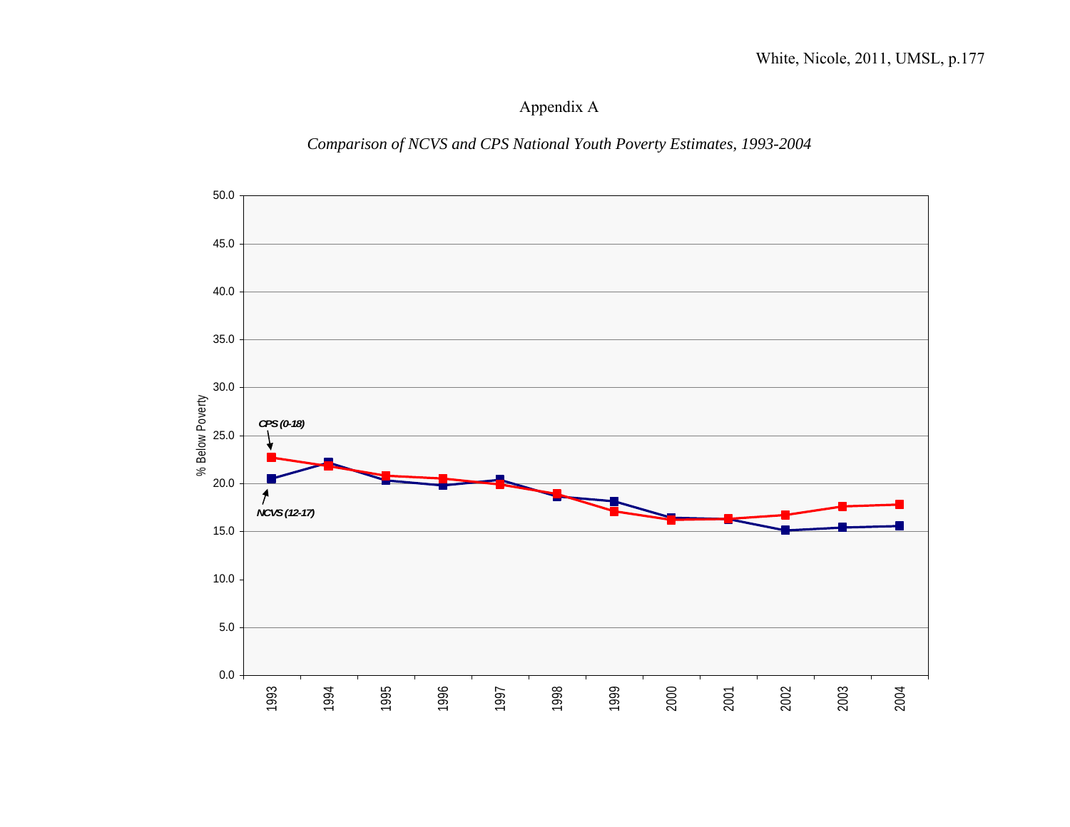## Appendix A

*Comparison of NCVS and CPS National Youth Poverty Estimates, 1993-2004*

% Below Poverty

CPS (0-18)

NCVS (12-17)

50.0
45.0
40.0
35.0
30.0
25.0
20.0
15.0
10.0
5.0
0.0

1993 1994 1995 1996 1997 1998 1999 2000 2001 2002 2003 2004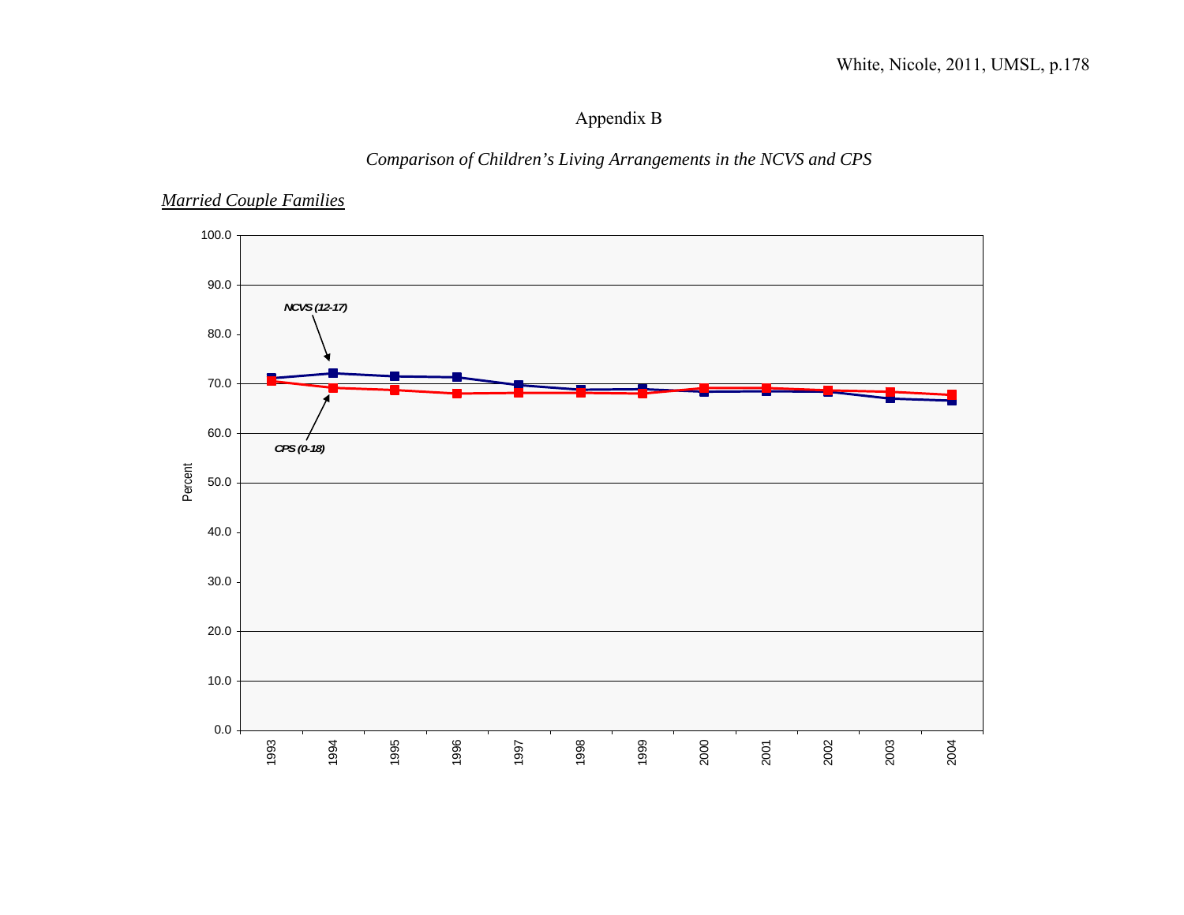# Appendix B

*Comparison of Children's Living Arrangements in the NCVS and CPS*

<u>*Married Couple Families*</u>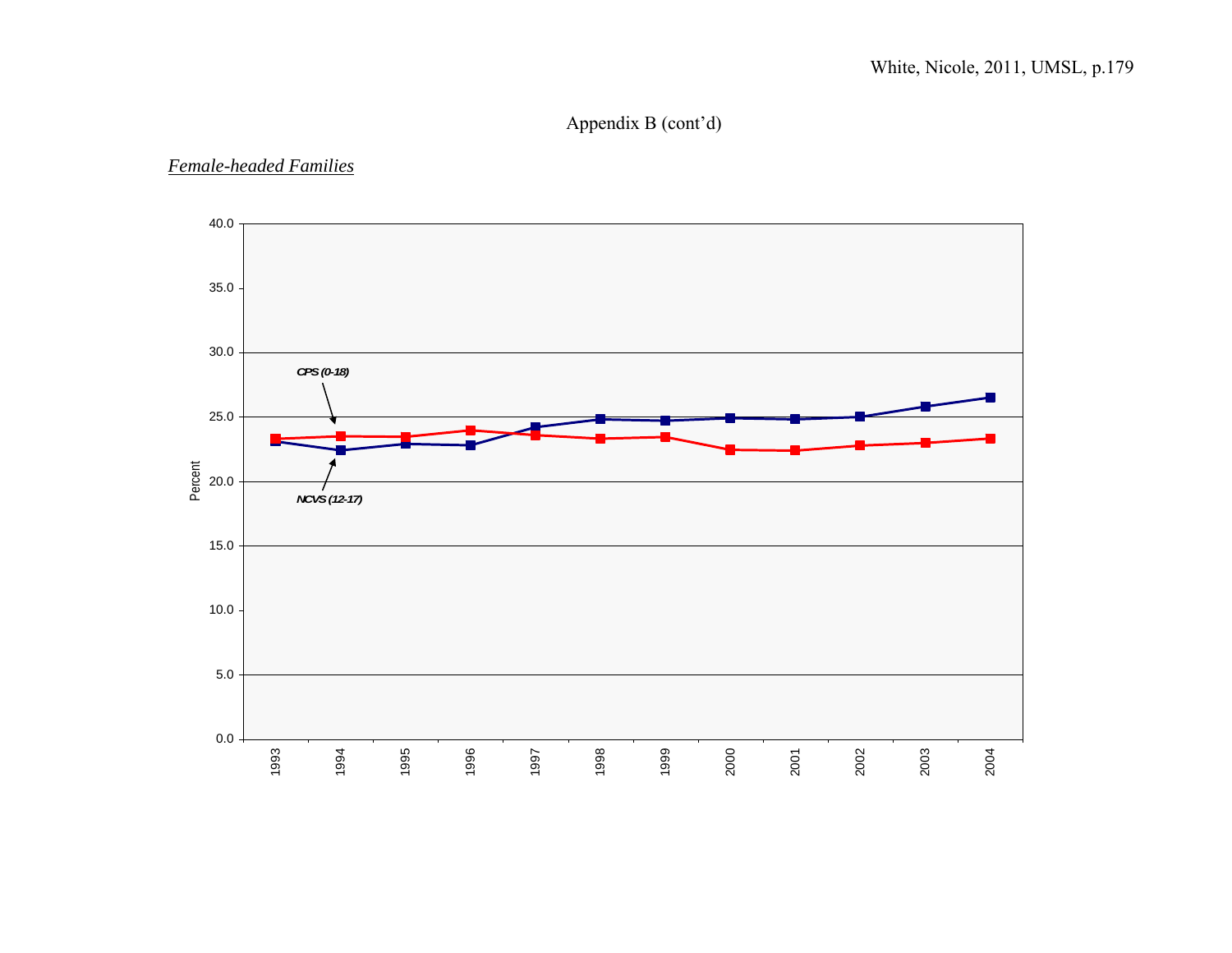Appendix B (cont'd)

*Female-headed Families*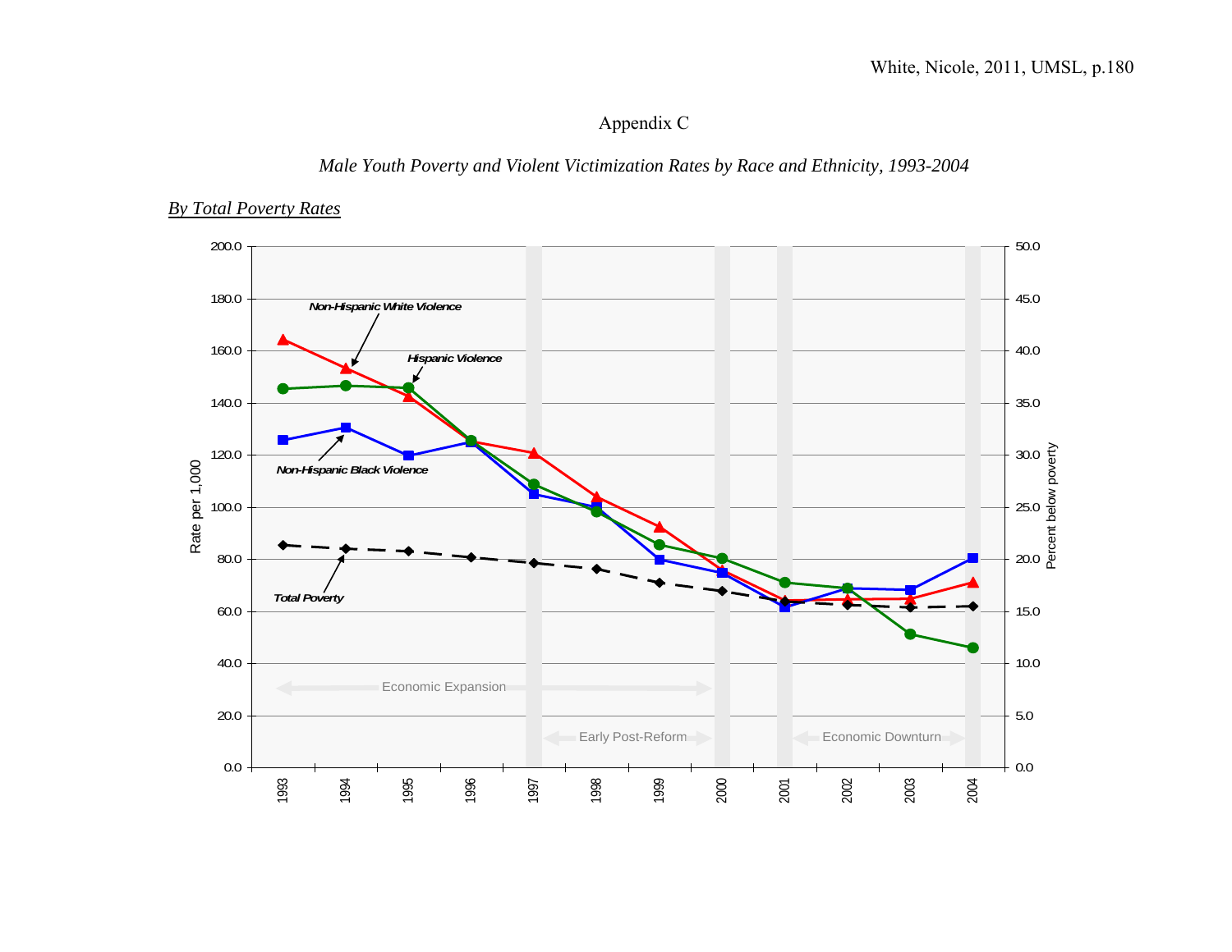# Appendix C

*Male Youth Poverty and Violent Victimization Rates by Race and Ethnicity, 1993-2004*

<u>*By Total Poverty Rates*</u>

Rate per 1,000

Percent below poverty

Non-Hispanic White Violence

Hispanic Violence

Non-Hispanic Black Violence

Total Poverty

Economic Expansion

Early Post-Reform

Economic Downturn

1993 1994 1995 1996 1997 1998 1999 2000 2001 2002 2003 2004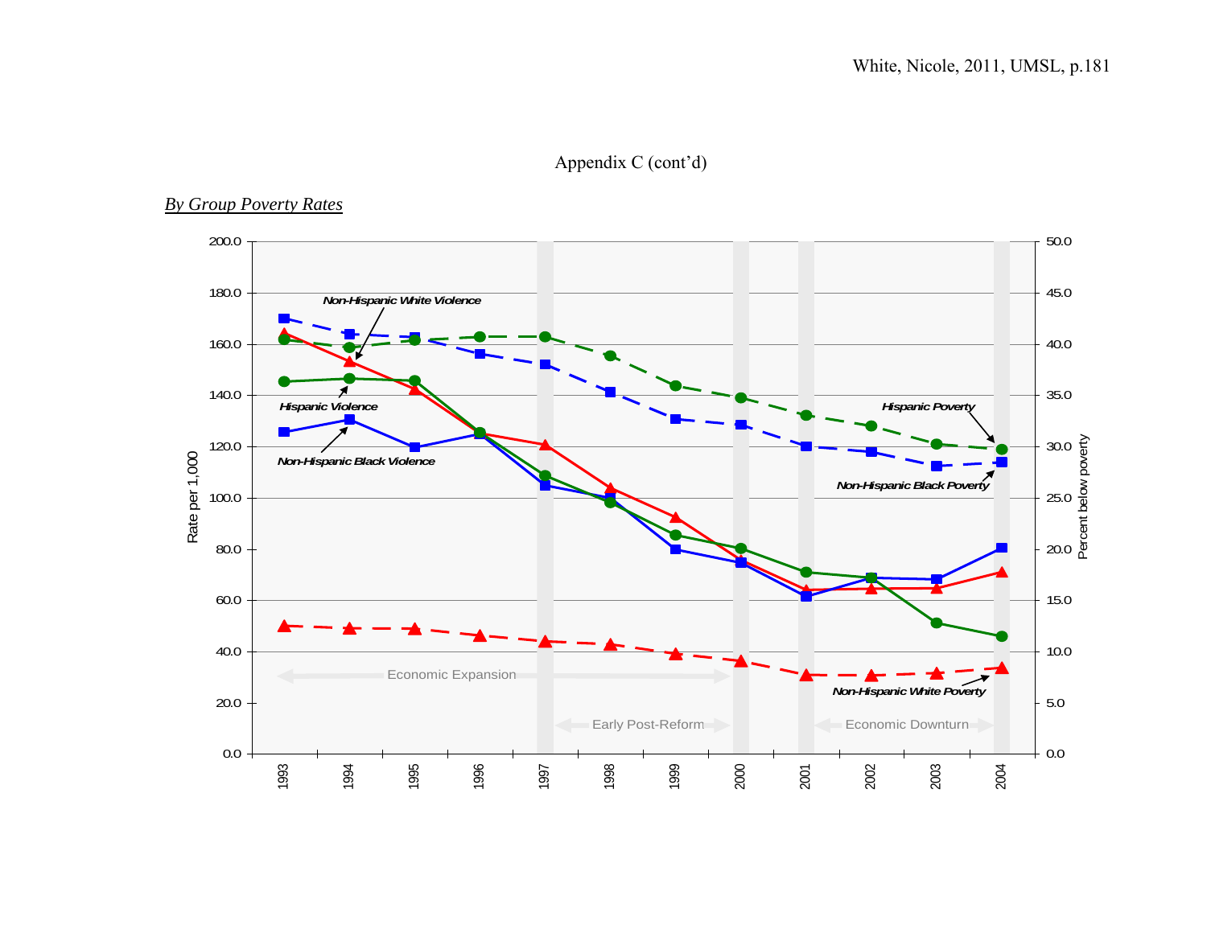Appendix C (cont'd)

*By Group Poverty Rates*

Rate per 1,000

Percent below poverty

Non-Hispanic White Violence

Hispanic Violence

Non-Hispanic Black Violence

Hispanic Poverty

Non-Hispanic Black Poverty

Non-Hispanic White Poverty

Economic Expansion

Early Post-Reform

Economic Downturn

1993 1994 1995 1996 1997 1998 1999 2000 2001 2002 2003 2004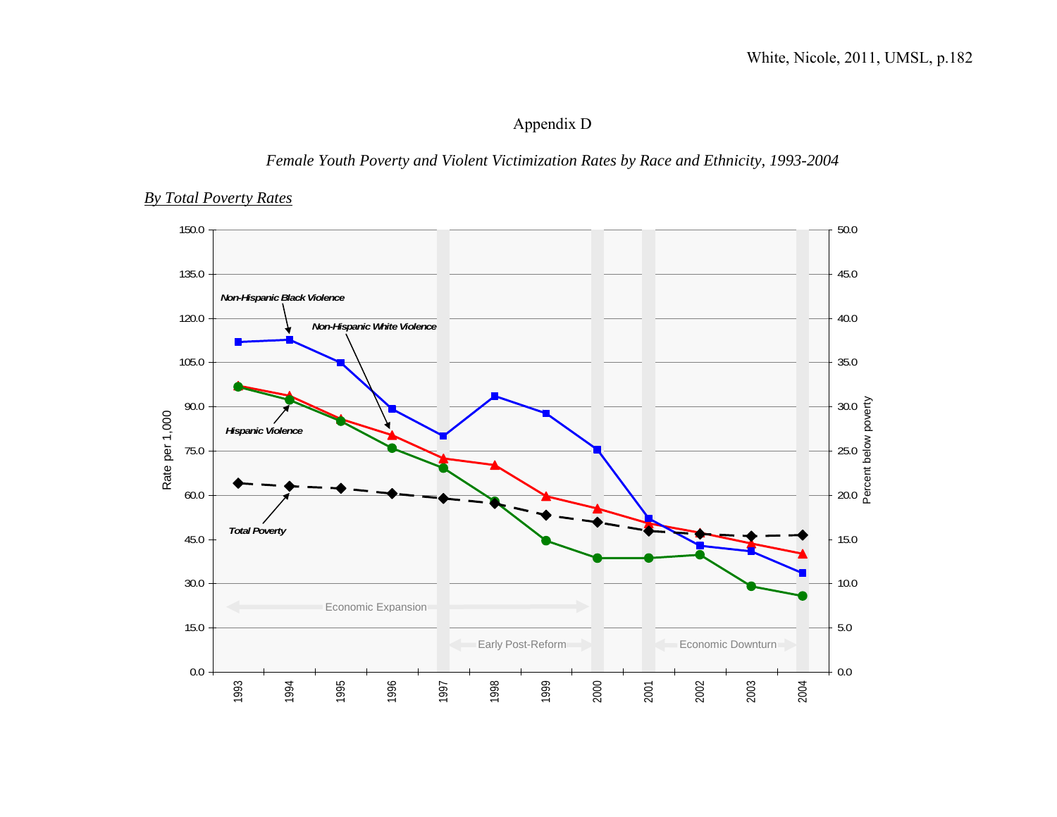White, Nicole, 2011, UMSL, p.182

Appendix D

*Female Youth Poverty and Violent Victimization Rates by Race and Ethnicity, 1993-2004*

*By Total Poverty Rates*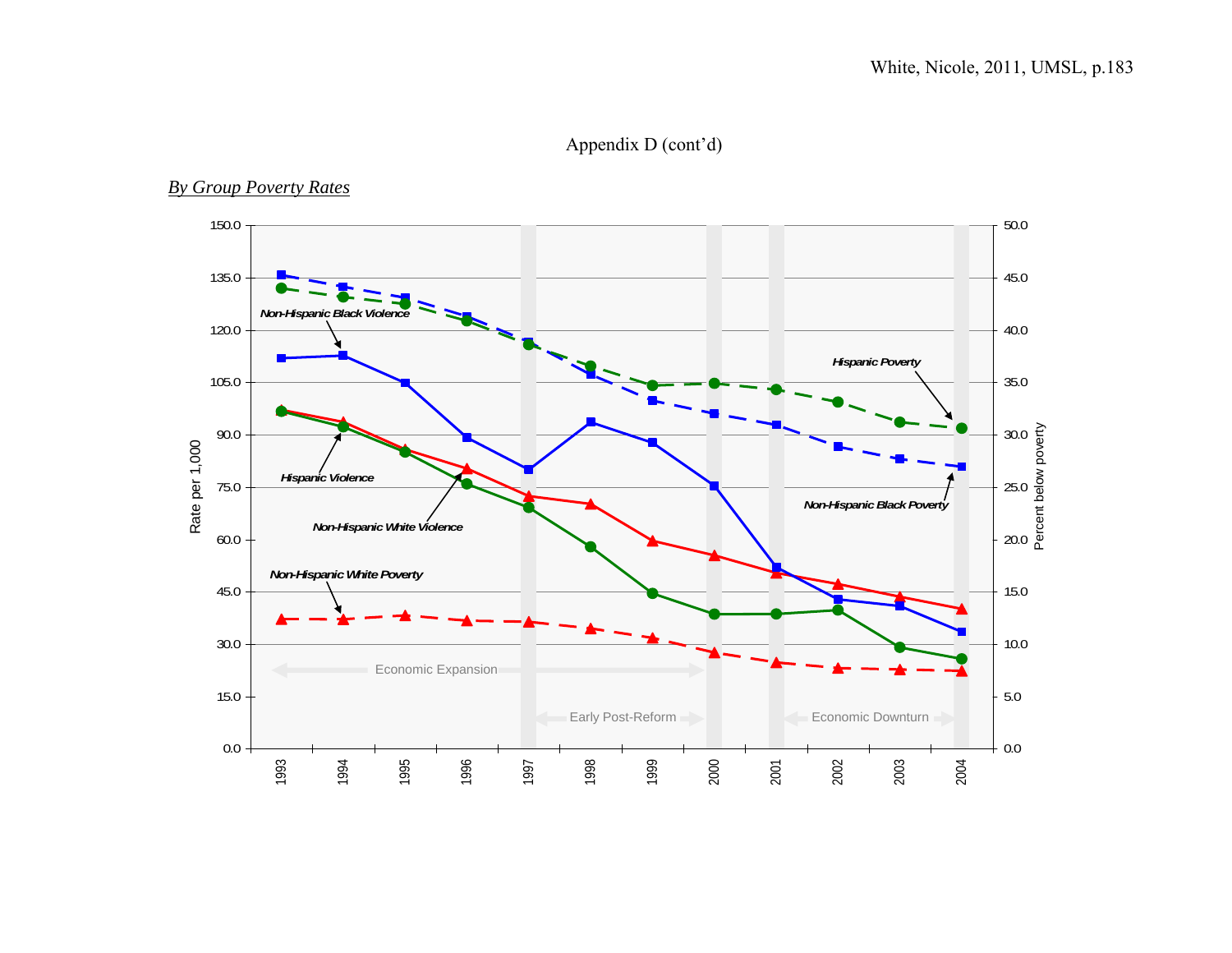Appendix D (cont'd)

*By Group Poverty Rates*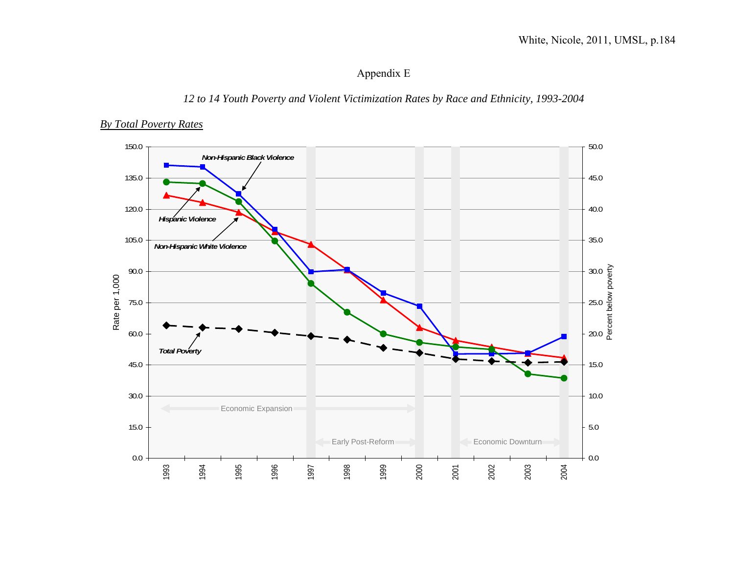Appendix E

*12 to 14 Youth Poverty and Violent Victimization Rates by Race and Ethnicity, 1993-2004*

*By Total Poverty Rates*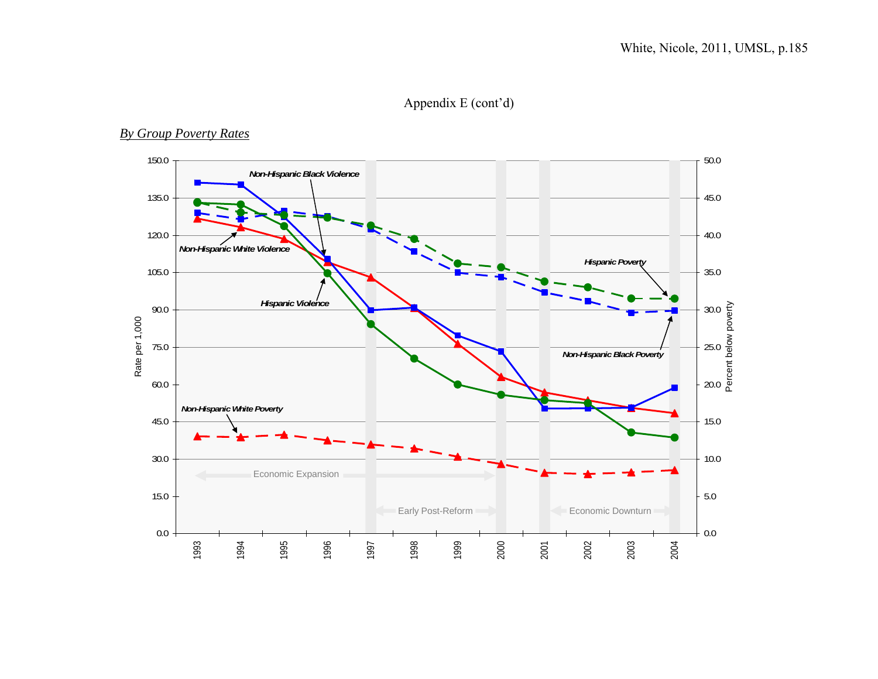Appendix E (cont'd)

*By Group Poverty Rates*

Rate per 1,000

Percent below poverty

Non-Hispanic Black Violence

Non-Hispanic White Violence

Hispanic Violence

Hispanic Poverty

Non-Hispanic Black Poverty

Non-Hispanic White Poverty

Economic Expansion

Early Post-Reform

Economic Downturn

1993 1994 1995 1996 1997 1998 1999 2000 2001 2002 2003 2004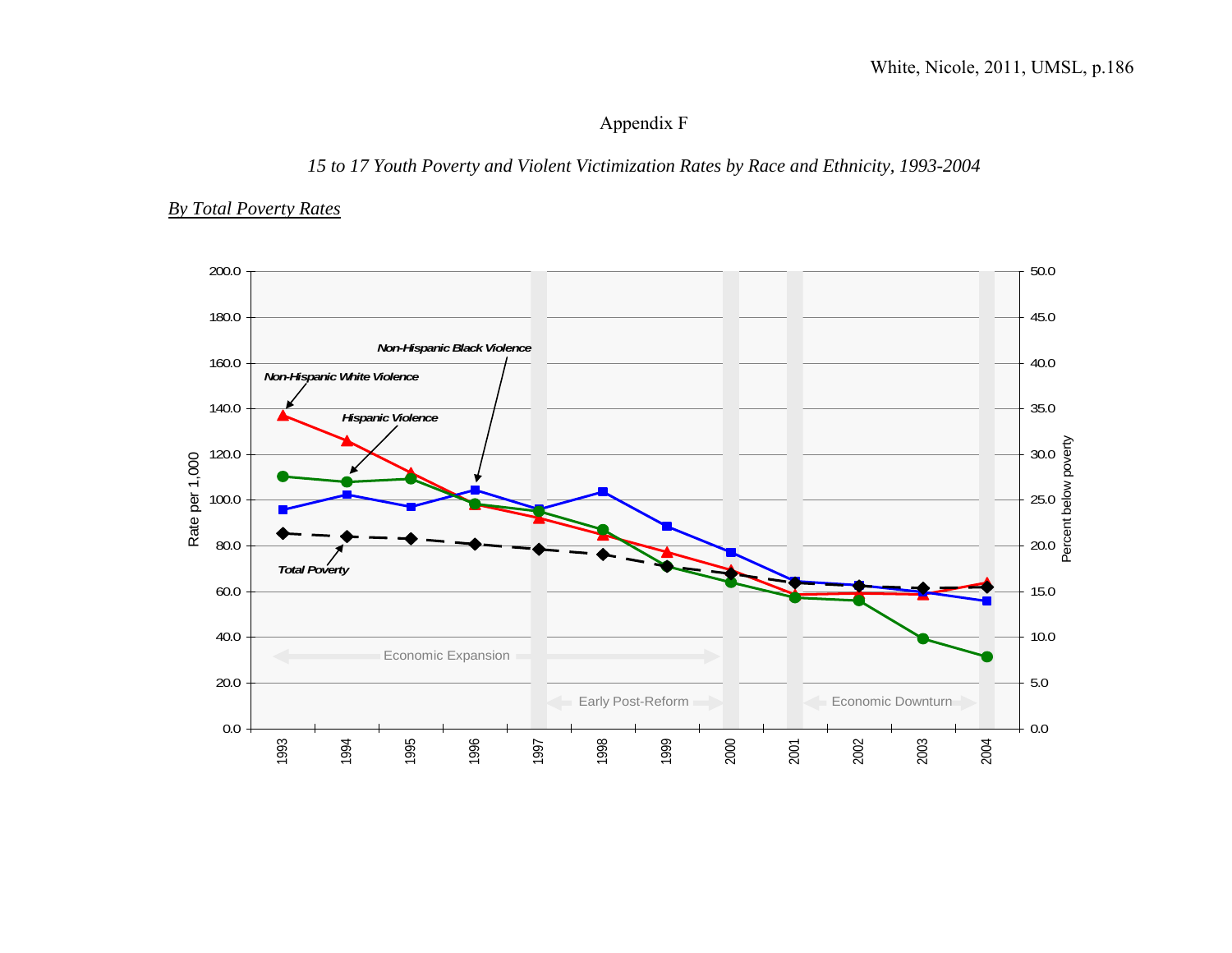Appendix F

*15 to 17 Youth Poverty and Violent Victimization Rates by Race and Ethnicity, 1993-2004*

*By Total Poverty Rates*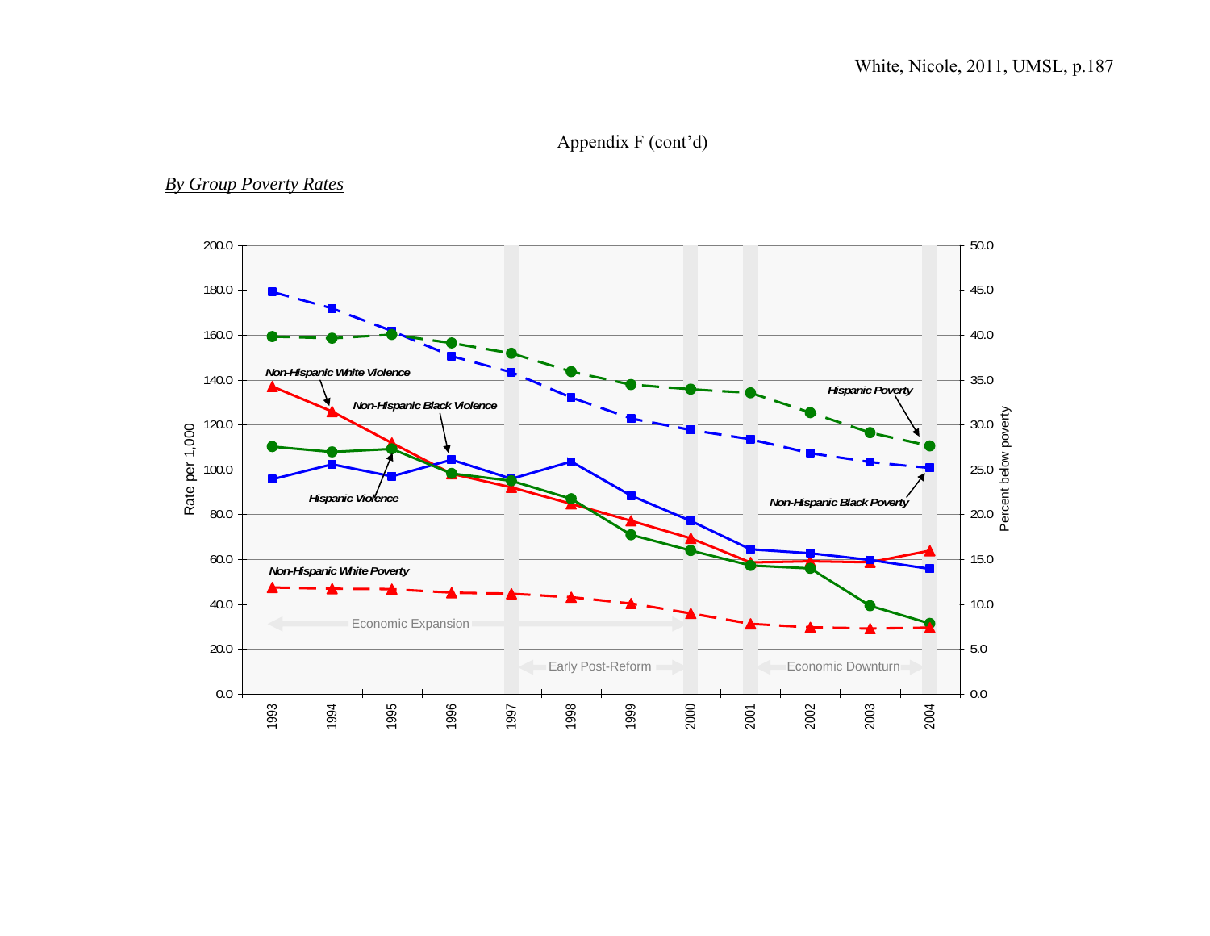Appendix F (cont'd)

*By Group Poverty Rates*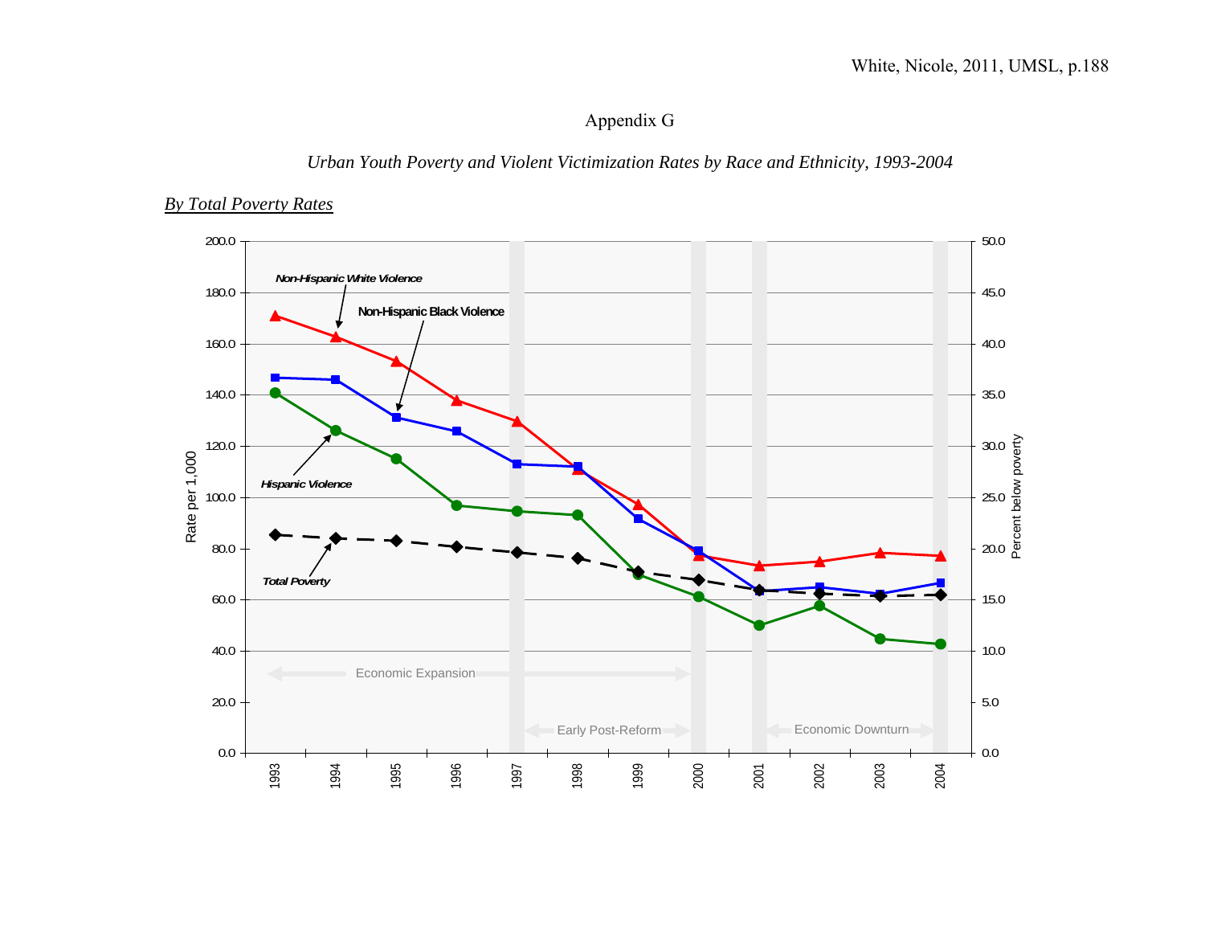# Appendix G

*Urban Youth Poverty and Violent Victimization Rates by Race and Ethnicity, 1993-2004*

## *By Total Poverty Rates*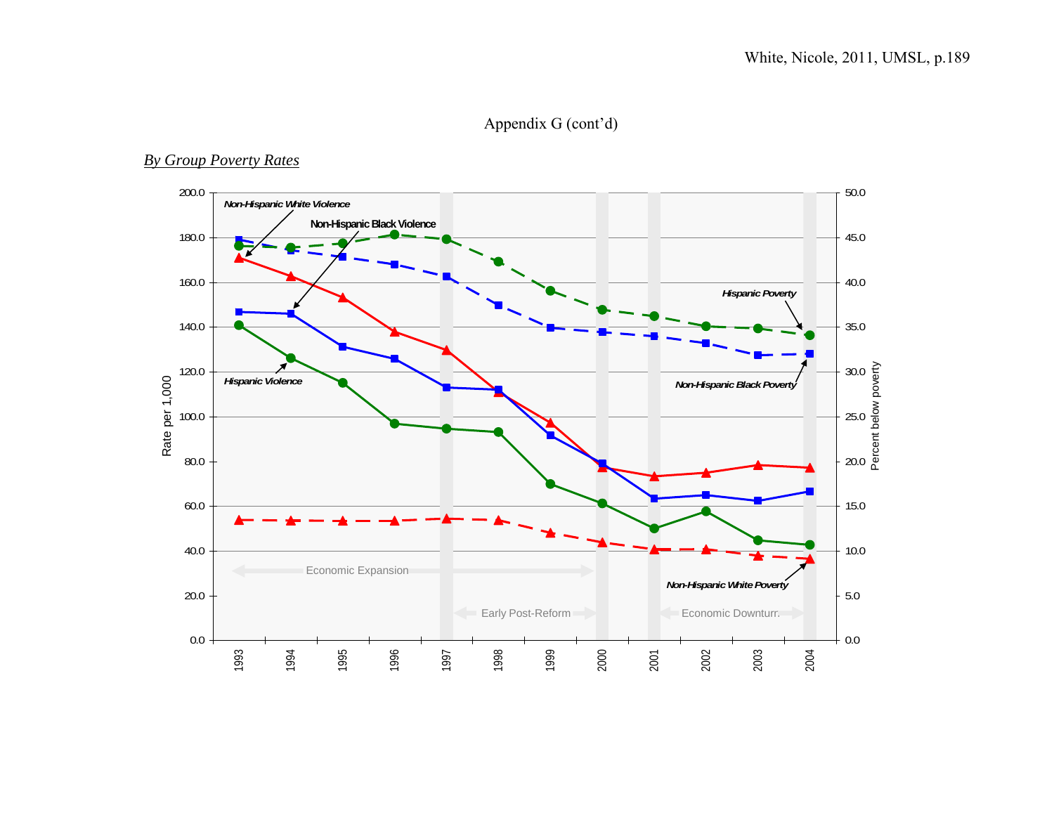Appendix G (cont'd)

*By Group Poverty Rates*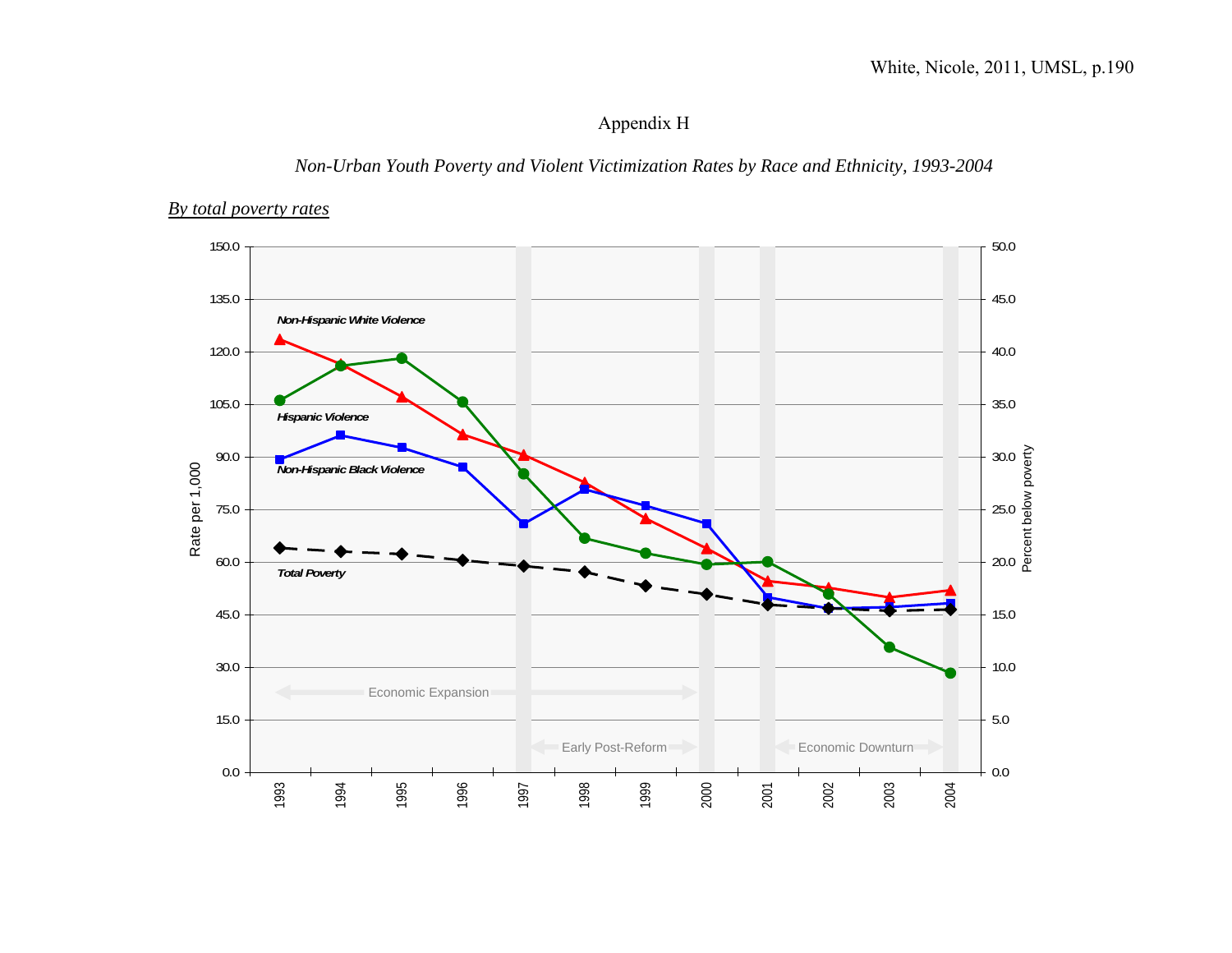# Appendix H

*Non-Urban Youth Poverty and Violent Victimization Rates by Race and Ethnicity, 1993-2004*

By total poverty rates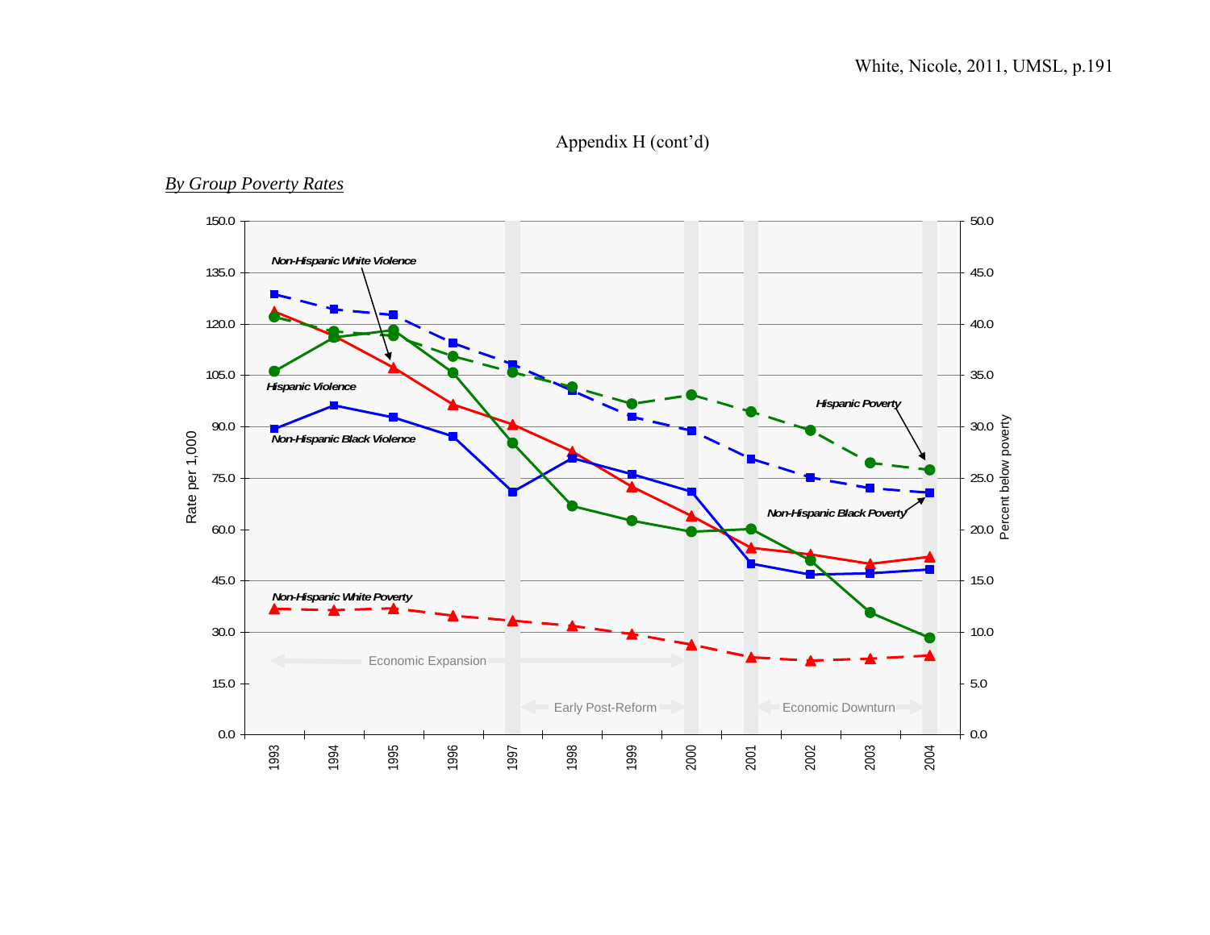Appendix H (cont'd)

*By Group Poverty Rates*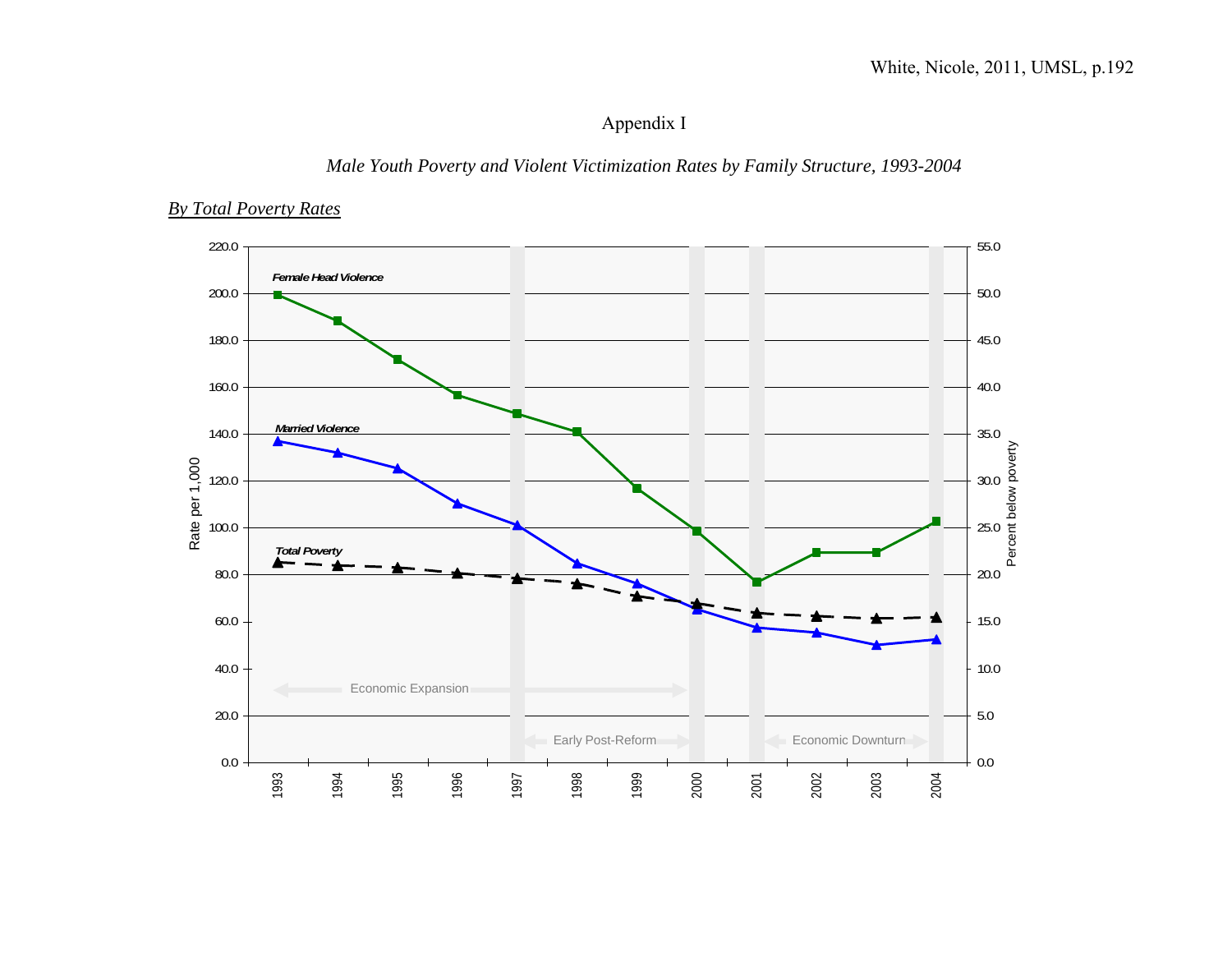# Appendix I

*Male Youth Poverty and Violent Victimization Rates by Family Structure, 1993-2004*

## *By Total Poverty Rates*

Female Head Violence

Married Violence

Total Poverty

Economic Expansion

Early Post-Reform

Economic Downturn

Rate per 1,000

Percent below poverty

1993 1994 1995 1996 1997 1998 1999 2000 2001 2002 2003 2004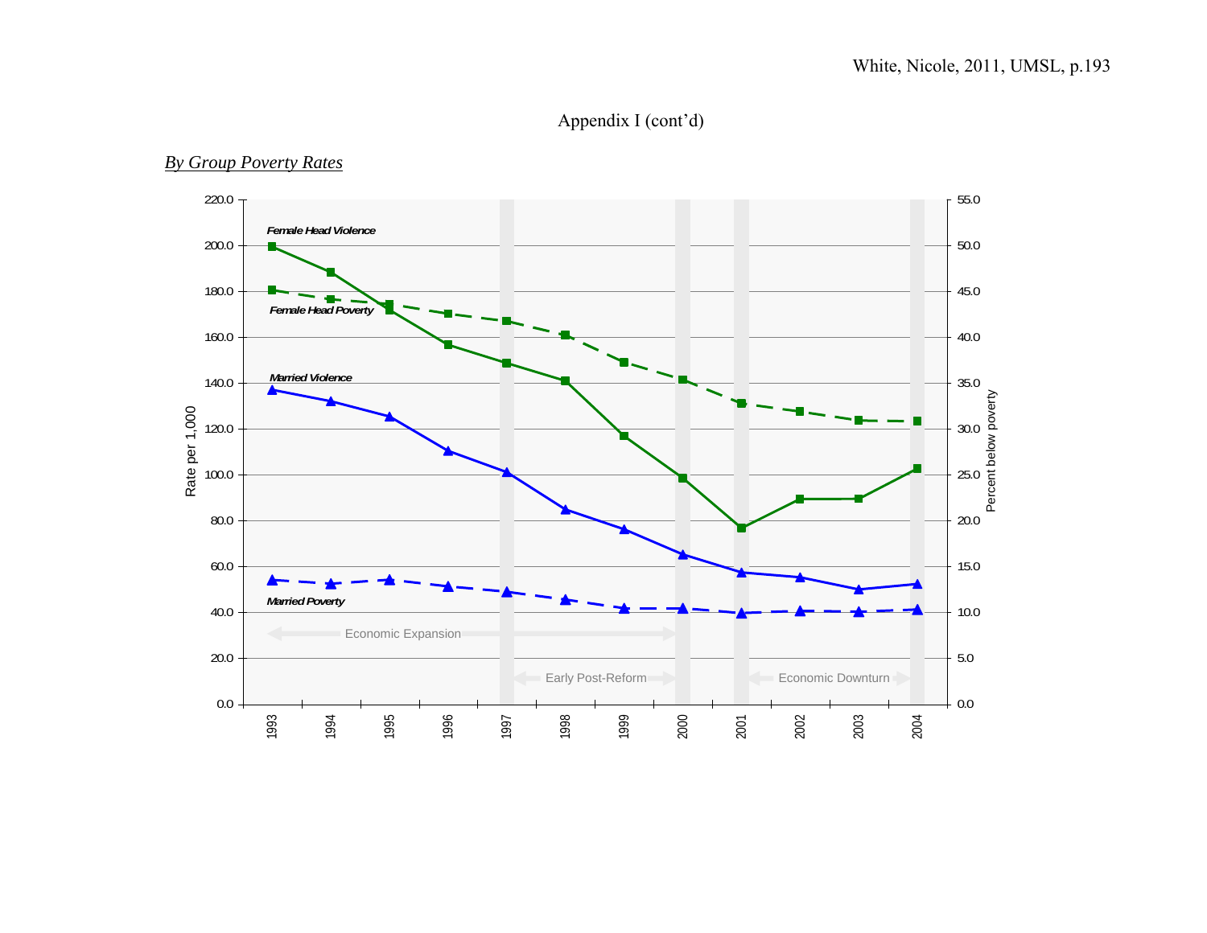Appendix I (cont'd)

*By Group Poverty Rates*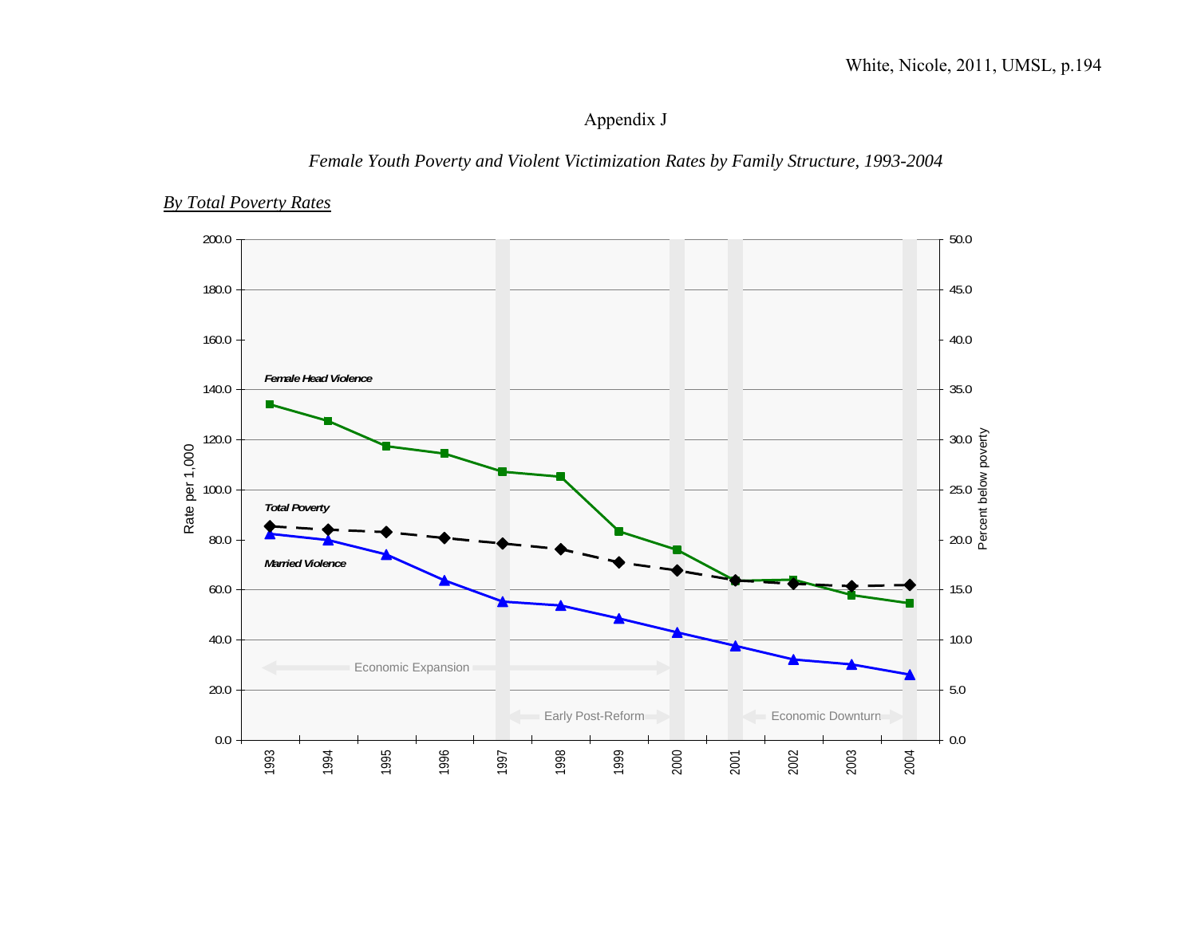Appendix J

*Female Youth Poverty and Violent Victimization Rates by Family Structure, 1993-2004*

*By Total Poverty Rates*

Female Head Violence

Total Poverty

Married Violence

Rate per 1,000

Percent below poverty

Economic Expansion

Early Post-Reform

Economic Downturn

1993 1994 1995 1996 1997 1998 1999 2000 2001 2002 2003 2004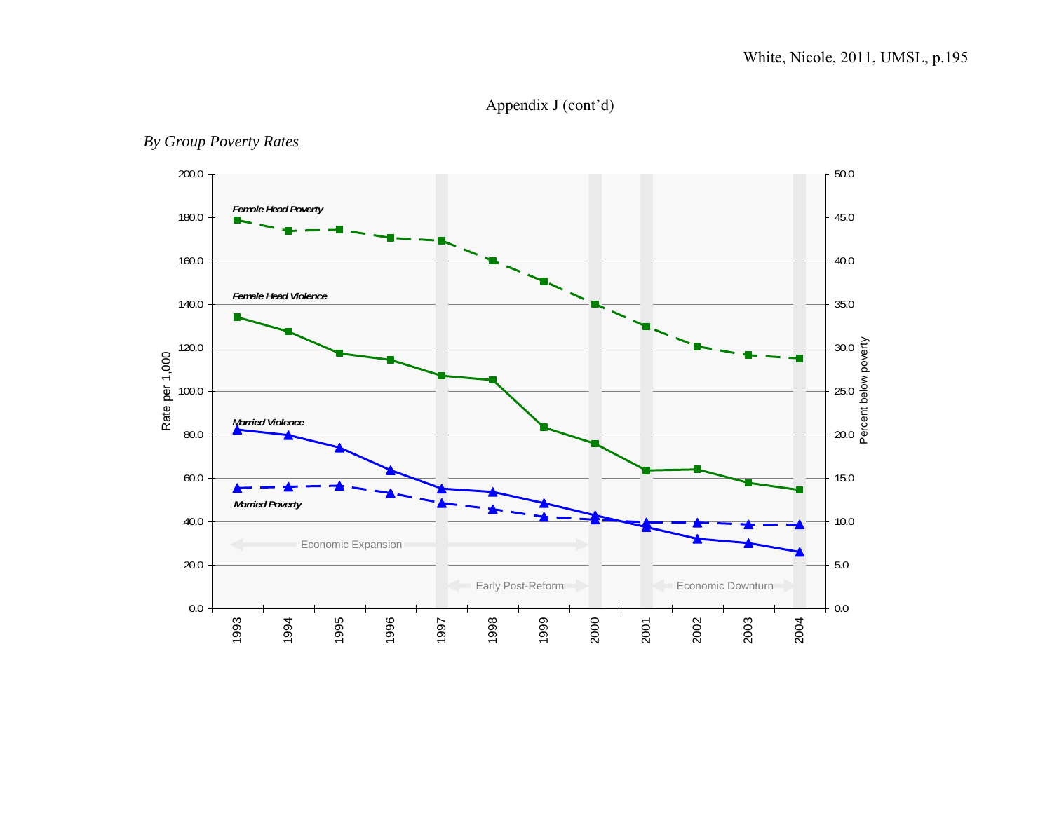Appendix J (cont'd)

*By Group Poverty Rates*

Rate per 1,000

Percent below poverty

Female Head Poverty

Female Head Violence

Married Violence

Married Poverty

Economic Expansion

Early Post-Reform

Economic Downturn

1993 1994 1995 1996 1997 1998 1999 2000 2001 2002 2003 2004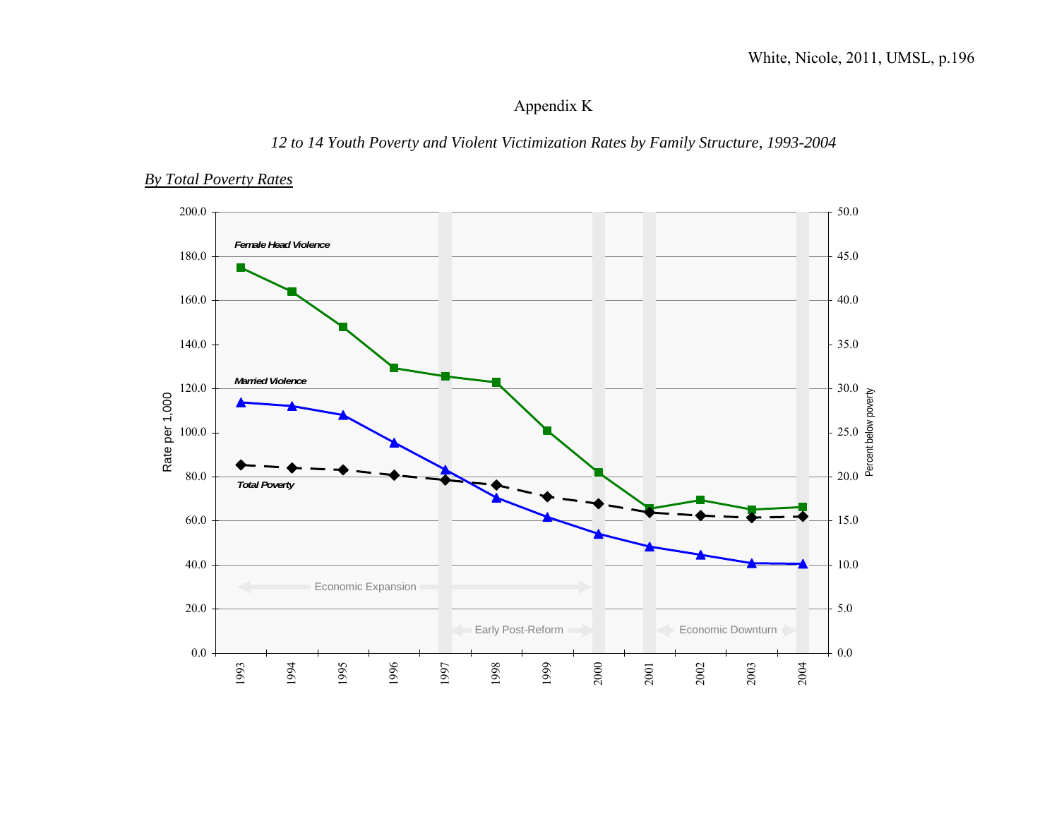# Appendix K

*12 to 14 Youth Poverty and Violent Victimization Rates by Family Structure, 1993-2004*

*By Total Poverty Rates*

Rate per 1,000

Percent below poverty

Female Head Violence

Married Violence

Total Poverty

Economic Expansion

Early Post-Reform

Economic Downturn

1993 1994 1995 1996 1997 1998 1999 2000 2001 2002 2003 2004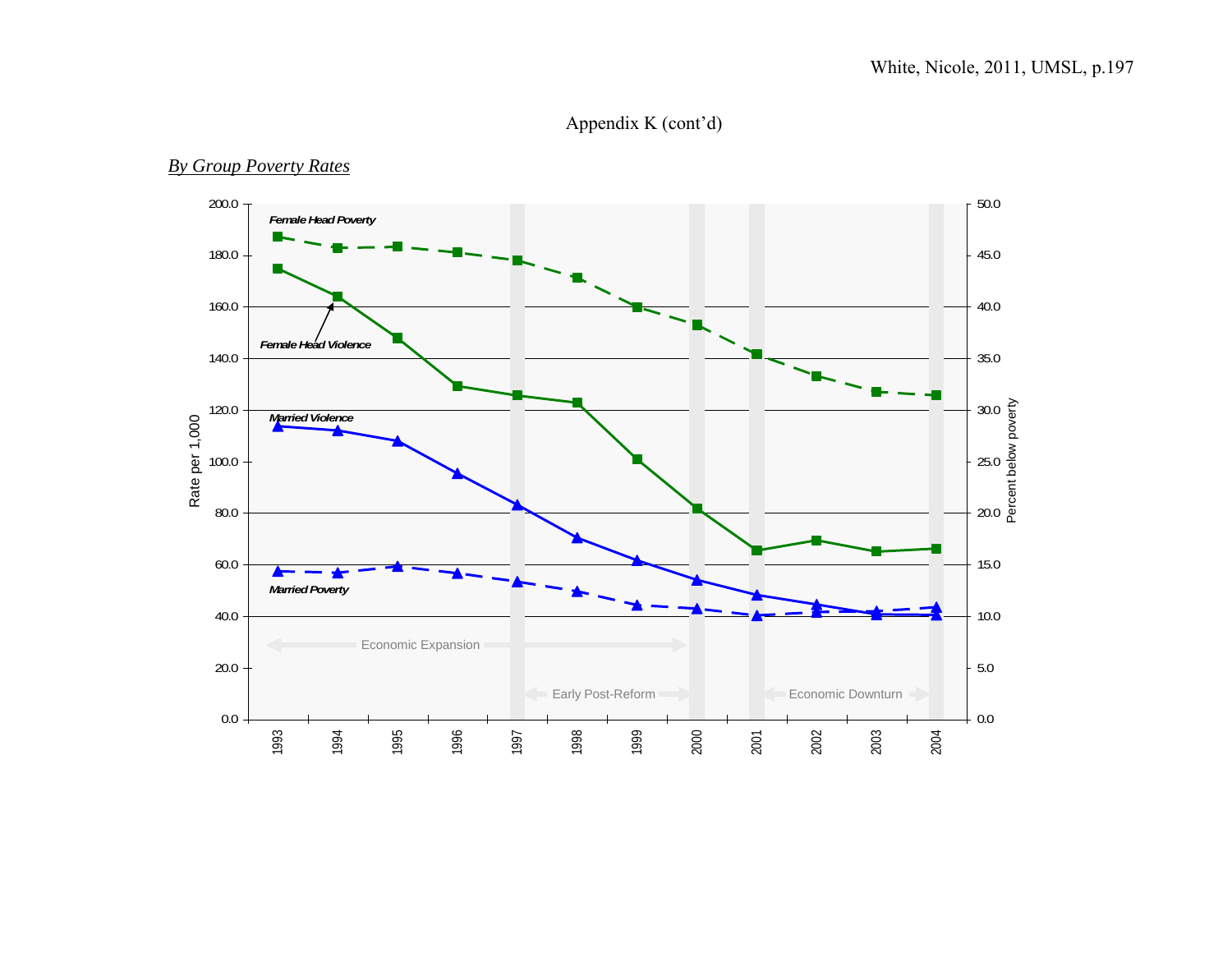White, Nicole, 2011, UMSL, p.197

Appendix K (cont'd)

*By Group Poverty Rates*

Female Head Poverty

Female Head Violence

Married Violence

Married Poverty

Economic Expansion

Early Post-Reform

Economic Downturn

Rate per 1,000

Percent below poverty

1993 1994 1995 1996 1997 1998 1999 2000 2001 2002 2003 2004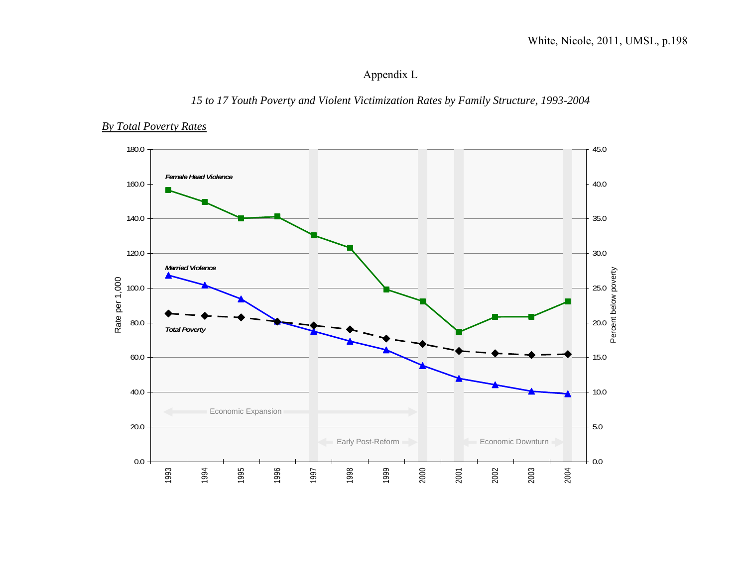# Appendix L

*15 to 17 Youth Poverty and Violent Victimization Rates by Family Structure, 1993-2004*

<u>*By Total Poverty Rates*</u>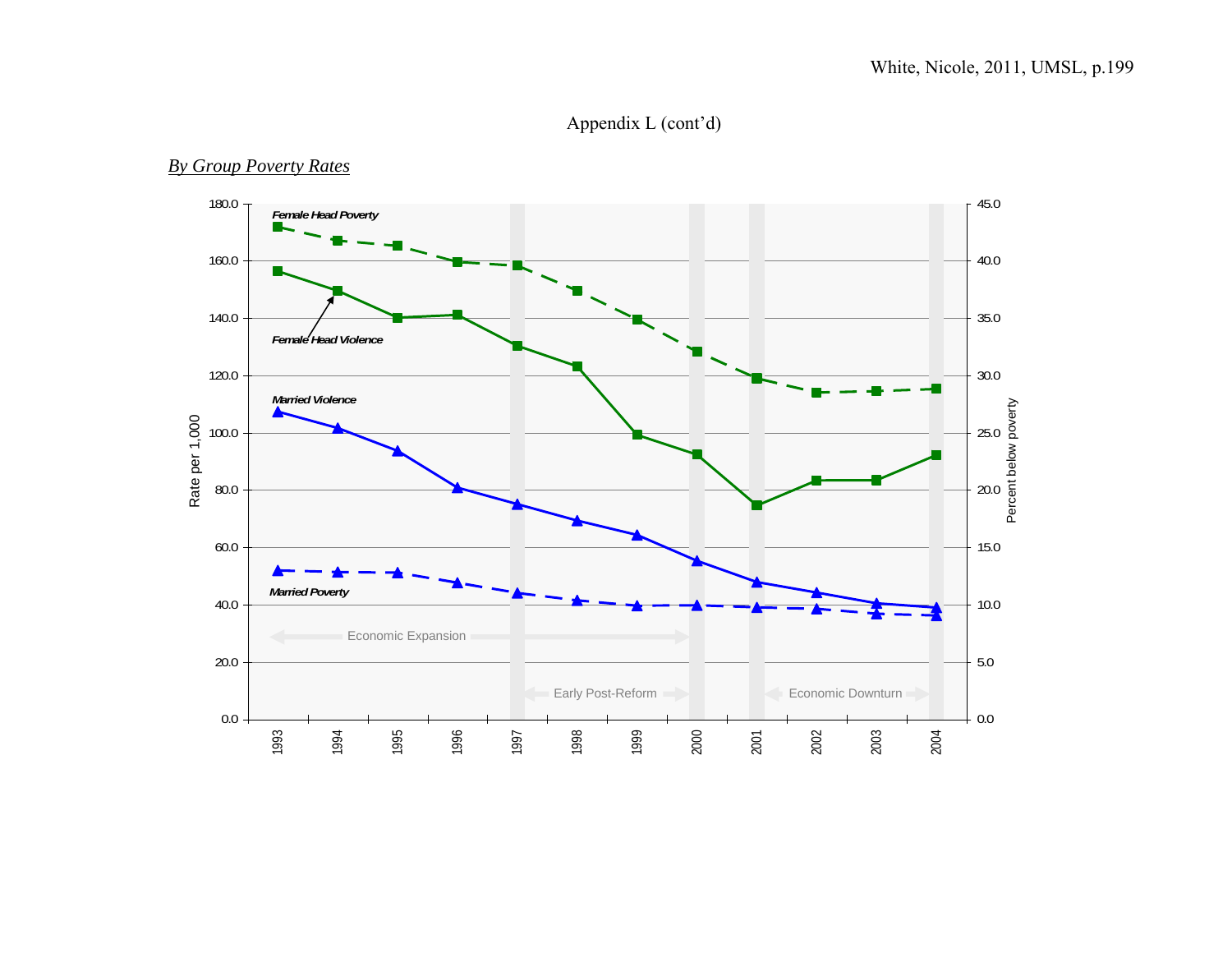Appendix L (cont'd)

*By Group Poverty Rates*

Female Head Poverty

Female Head Violence

Married Violence

Married Poverty

Rate per 1,000

Percent below poverty

Economic Expansion

Early Post-Reform

Economic Downturn

1993 1994 1995 1996 1997 1998 1999 2000 2001 2002 2003 2004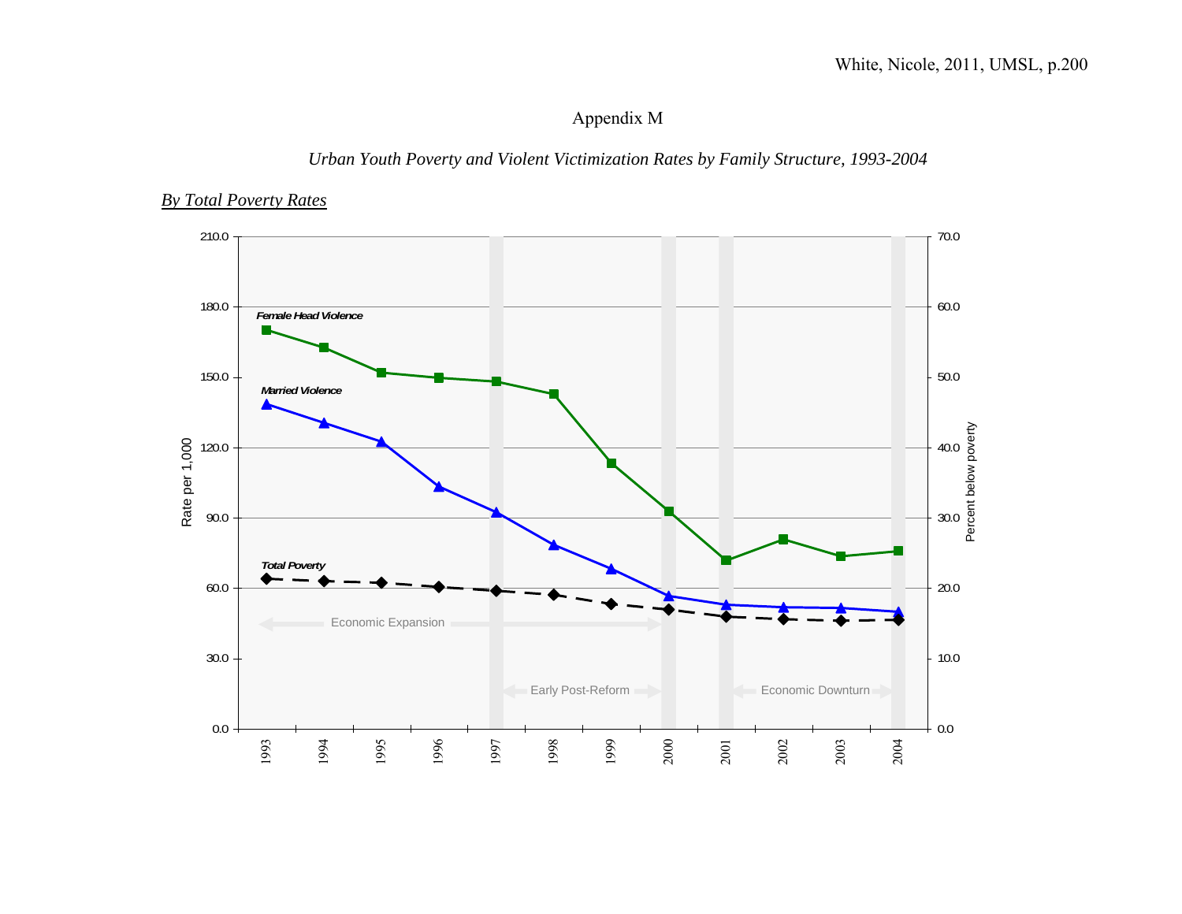Appendix M

*Urban Youth Poverty and Violent Victimization Rates by Family Structure, 1993-2004*

<u>*By Total Poverty Rates*</u>

Female Head Violence

Married Violence

Total Poverty

Economic Expansion

Early Post-Reform

Economic Downturn

Rate per 1,000

Percent below poverty

210.0
180.0
150.0
120.0
90.0
60.0
30.0
0.0

70.0
60.0
50.0
40.0
30.0
20.0
10.0
0.0

1993 1994 1995 1996 1997 1998 1999 2000 2001 2002 2003 2004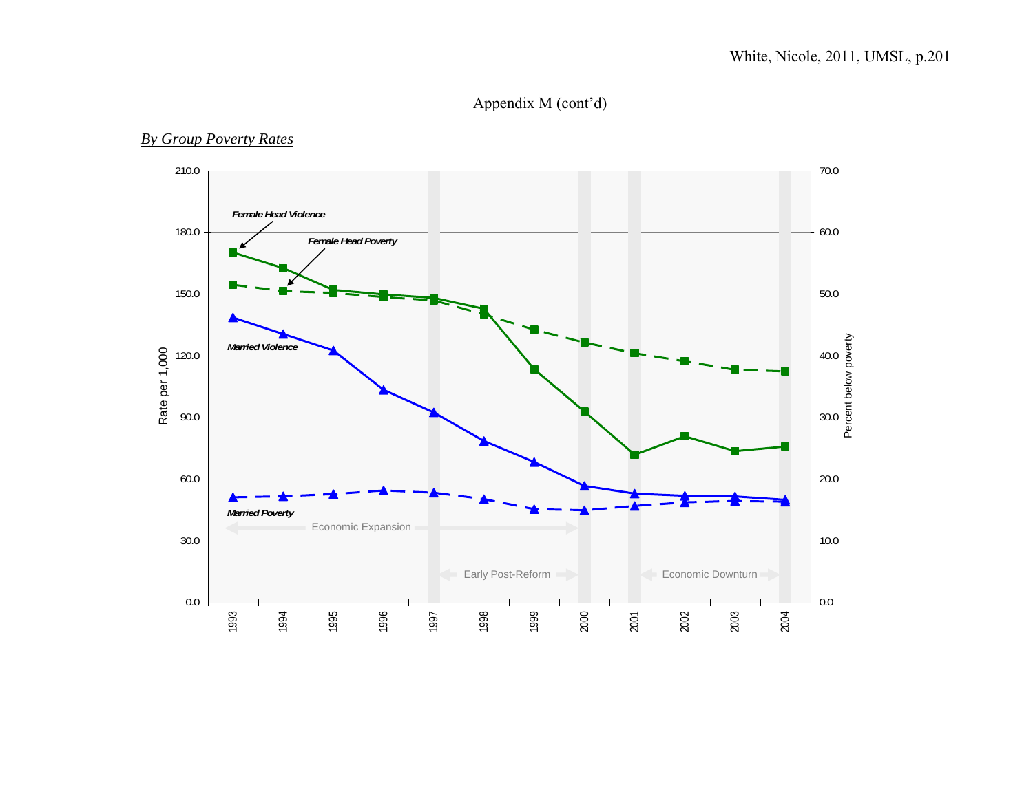Appendix M (cont'd)

*By Group Poverty Rates*

Female Head Violence

Female Head Poverty

Married Violence

Married Poverty

Economic Expansion

Early Post-Reform

Economic Downturn

Rate per 1,000

Percent below poverty

210.0 180.0 150.0 120.0 90.0 60.0 30.0 0.0

70.0 60.0 50.0 40.0 30.0 20.0 10.0 0.0

1993 1994 1995 1996 1997 1998 1999 2000 2001 2002 2003 2004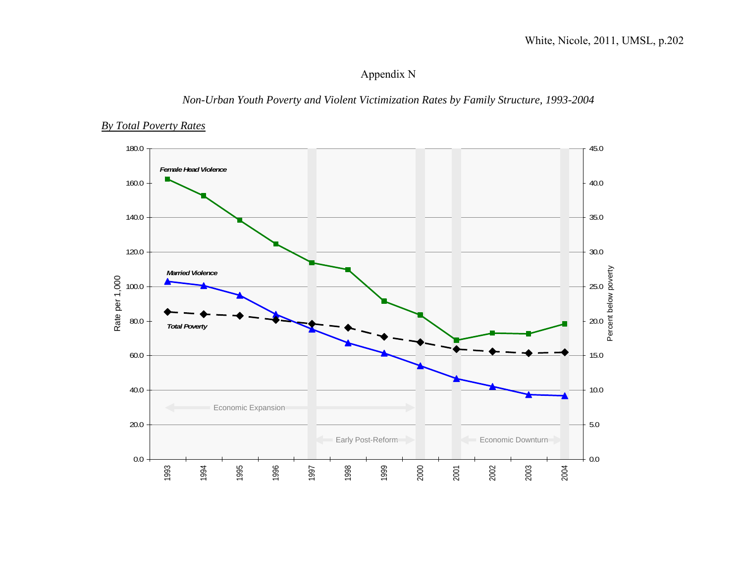# Appendix N

*Non-Urban Youth Poverty and Violent Victimization Rates by Family Structure, 1993-2004*

*By Total Poverty Rates*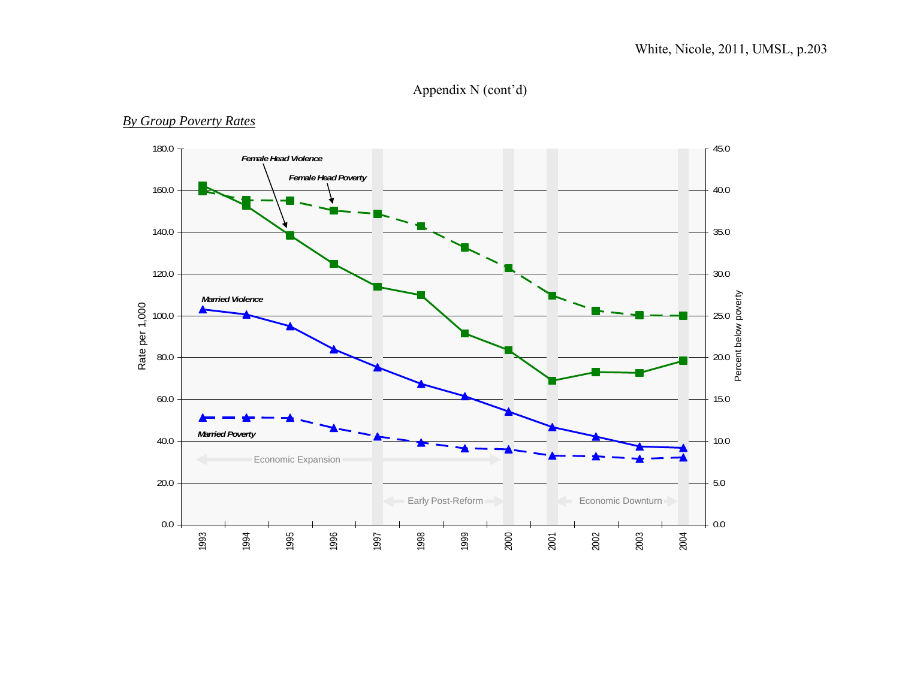Appendix N (cont'd)

*By Group Poverty Rates*

Female Head Violence

Female Head Poverty

Married Violence

Married Poverty

Economic Expansion

Early Post-Reform

Economic Downturn

Rate per 1,000

Percent below poverty

180.0
160.0
140.0
120.0
100.0
80.0
60.0
40.0
20.0
0.0

45.0
40.0
35.0
30.0
25.0
20.0
15.0
10.0
5.0
0.0

1993
1994
1995
1996
1997
1998
1999
2000
2001
2002
2003
2004